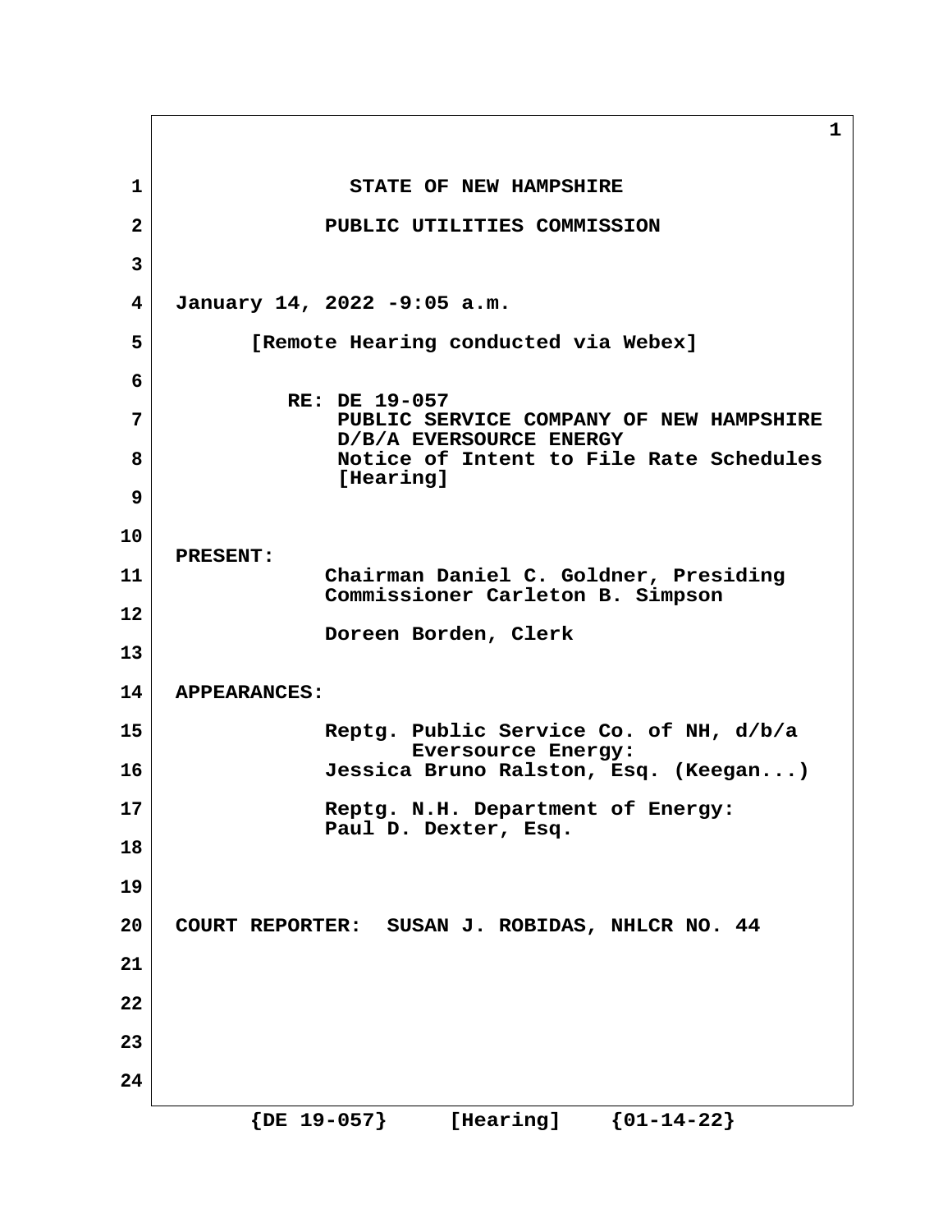STATE OF NEW HAMPSHIRE

PUBLIC UTILITIES COMMISSION

January 14, 2022 -9:05 a.m.

[Remote Hearing conducted via Webex]

RE: DE 19-057
PUBLIC SERVICE COMPANY OF NEW HAMPSHIRE
D/B/A EVERSOURCE ENERGY
Notice of Intent to File Rate Schedules
[Hearing]

**PRESENT:**

Chairman Daniel C. Goldner, Presiding
Commissioner Carleton B. Simpson

Doreen Borden, Clerk

**APPEARANCES:**

Reptg. Public Service Co. of NH, d/b/a Eversource Energy:
Jessica Bruno Ralston, Esq. (Keegan...)

Reptg. N.H. Department of Energy:
Paul D. Dexter, Esq.

COURT REPORTER: SUSAN J. ROBIDAS, NHLCR NO. 44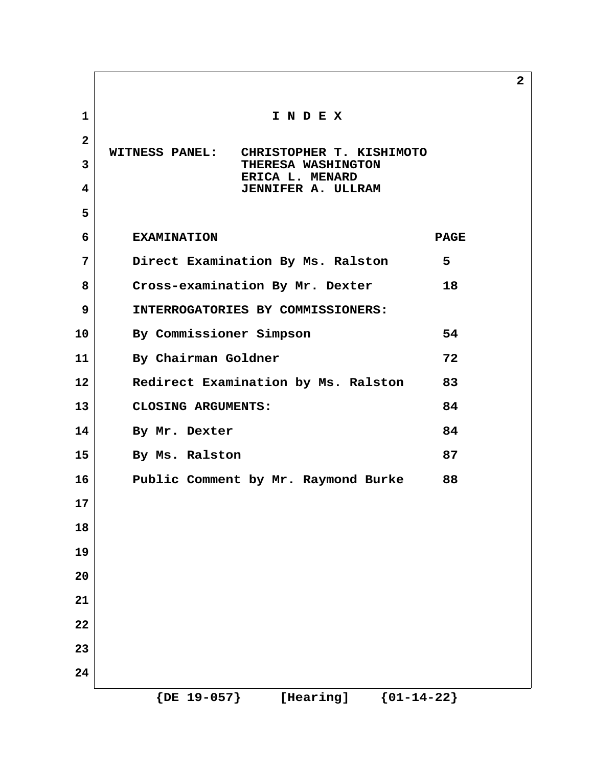# I N D E X

**WITNESS PANEL:** CHRISTOPHER T. KISHIMOTO
THERESA WASHINGTON
ERICA L. MENARD
JENNIFER A. ULLRAM

| EXAMINATION | PAGE |
|---|---|
| Direct Examination By Ms. Ralston | 5 |
| Cross-examination By Mr. Dexter | 18 |
| INTERROGATORIES BY COMMISSIONERS: | |
| By Commissioner Simpson | 54 |
| By Chairman Goldner | 72 |
| Redirect Examination by Ms. Ralston | 83 |
| CLOSING ARGUMENTS: | 84 |
| By Mr. Dexter | 84 |
| By Ms. Ralston | 87 |
| Public Comment by Mr. Raymond Burke | 88 |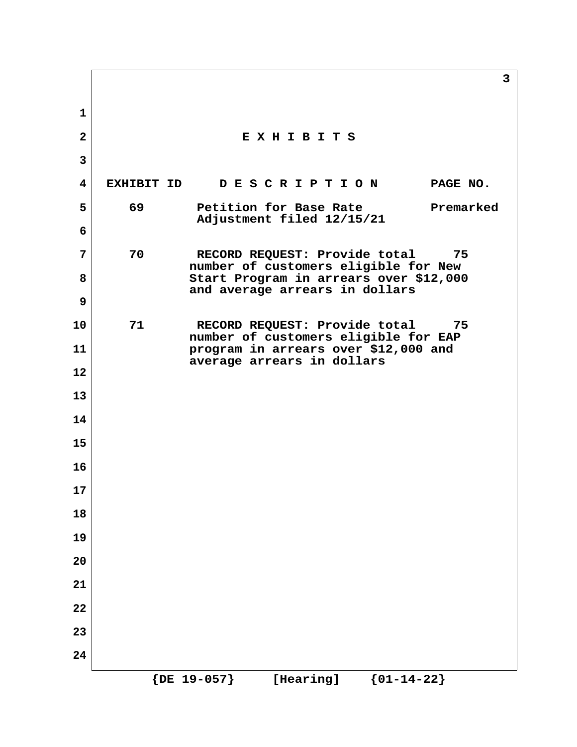# E X H I B I T S

| EXHIBIT ID | D E S C R I P T I O N | PAGE NO. |
|---|---|---|
| 69 | Petition for Base Rate Adjustment filed 12/15/21 | Premarked |
| 70 | RECORD REQUEST: Provide total number of customers eligible for New Start Program in arrears over $12,000 and average arrears in dollars | 75 |
| 71 | RECORD REQUEST: Provide total number of customers eligible for EAP program in arrears over $12,000 and average arrears in dollars | 75 |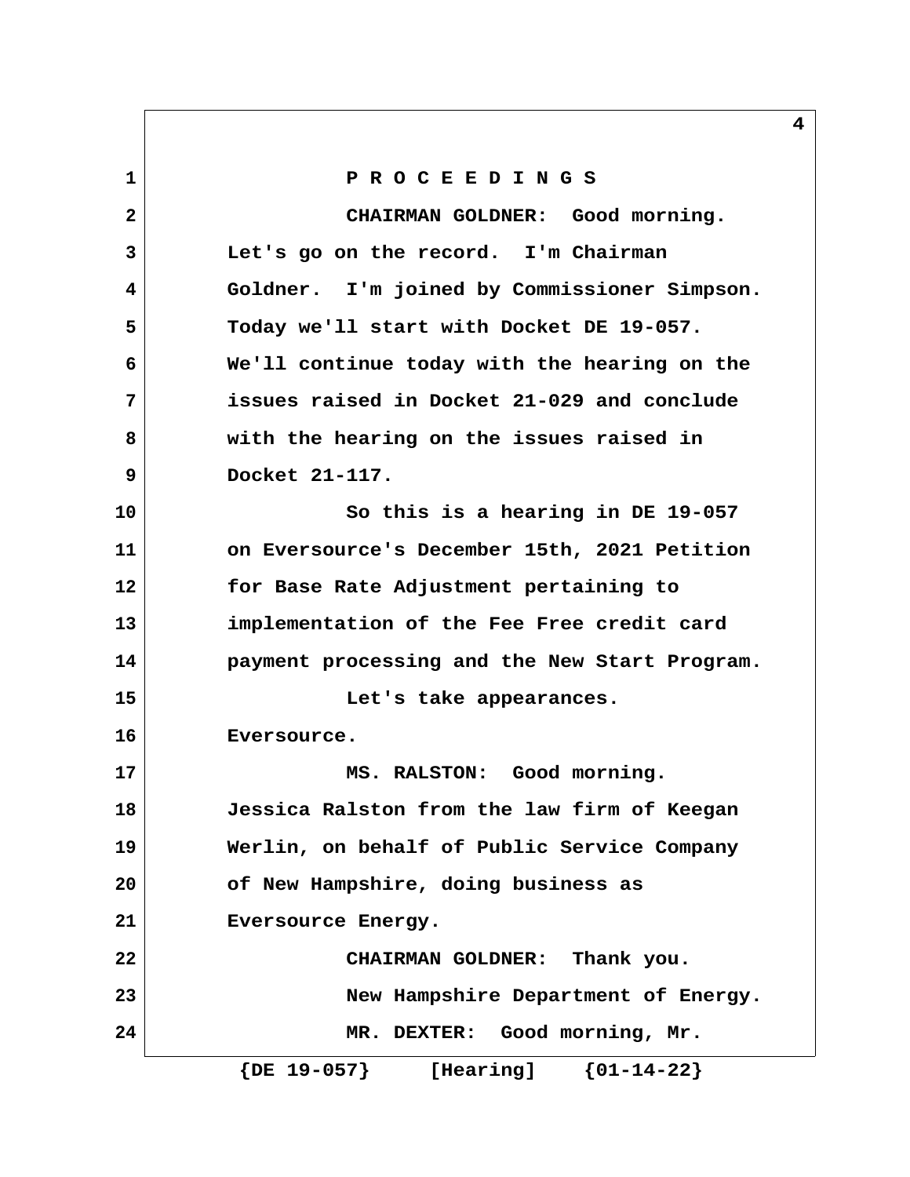P R O C E E D I N G S

CHAIRMAN GOLDNER: Good morning. Let's go on the record. I'm Chairman Goldner. I'm joined by Commissioner Simpson. Today we'll start with Docket DE 19-057. We'll continue today with the hearing on the issues raised in Docket 21-029 and conclude with the hearing on the issues raised in Docket 21-117.

So this is a hearing in DE 19-057 on Eversource's December 15th, 2021 Petition for Base Rate Adjustment pertaining to implementation of the Fee Free credit card payment processing and the New Start Program.

Let's take appearances. Eversource.

MS. RALSTON: Good morning. Jessica Ralston from the law firm of Keegan Werlin, on behalf of Public Service Company of New Hampshire, doing business as Eversource Energy.

CHAIRMAN GOLDNER: Thank you.

New Hampshire Department of Energy.

MR. DEXTER: Good morning, Mr.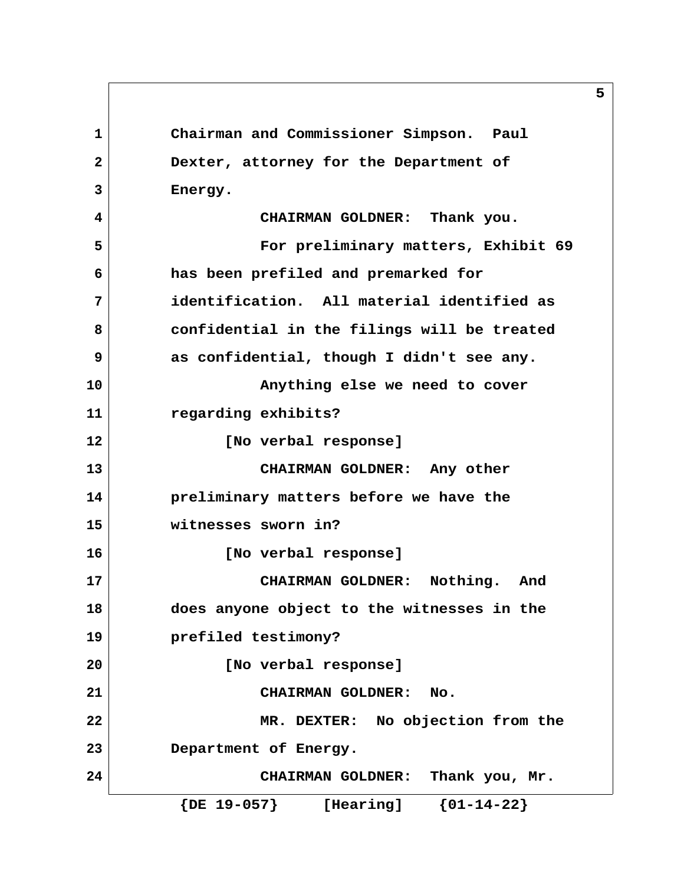Chairman and Commissioner Simpson. Paul Dexter, attorney for the Department of Energy.

CHAIRMAN GOLDNER: Thank you.

For preliminary matters, Exhibit 69 has been prefiled and premarked for identification. All material identified as confidential in the filings will be treated as confidential, though I didn't see any.

Anything else we need to cover regarding exhibits?

[No verbal response]

CHAIRMAN GOLDNER: Any other preliminary matters before we have the witnesses sworn in?

[No verbal response]

CHAIRMAN GOLDNER: Nothing. And does anyone object to the witnesses in the prefiled testimony?

[No verbal response]

CHAIRMAN GOLDNER: No.

MR. DEXTER: No objection from the Department of Energy.

CHAIRMAN GOLDNER: Thank you, Mr.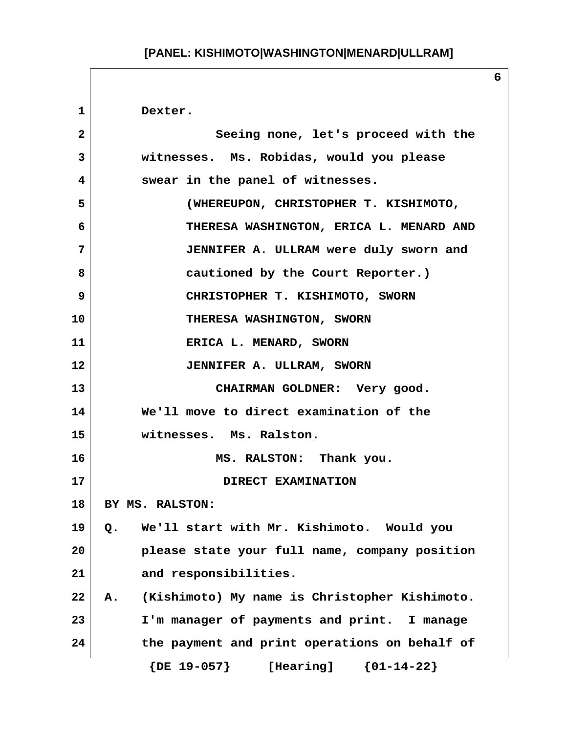Dexter.

Seeing none, let's proceed with the witnesses. Ms. Robidas, would you please swear in the panel of witnesses.

(WHEREUPON, CHRISTOPHER T. KISHIMOTO, THERESA WASHINGTON, ERICA L. MENARD AND JENNIFER A. ULLRAM were duly sworn and cautioned by the Court Reporter.)

CHRISTOPHER T. KISHIMOTO, SWORN

THERESA WASHINGTON, SWORN

ERICA L. MENARD, SWORN

JENNIFER A. ULLRAM, SWORN

CHAIRMAN GOLDNER: Very good. We'll move to direct examination of the witnesses. Ms. Ralston.

MS. RALSTON: Thank you.

DIRECT EXAMINATION

BY MS. RALSTON:

Q. We'll start with Mr. Kishimoto. Would you please state your full name, company position and responsibilities.

A. (Kishimoto) My name is Christopher Kishimoto. I'm manager of payments and print. I manage the payment and print operations on behalf of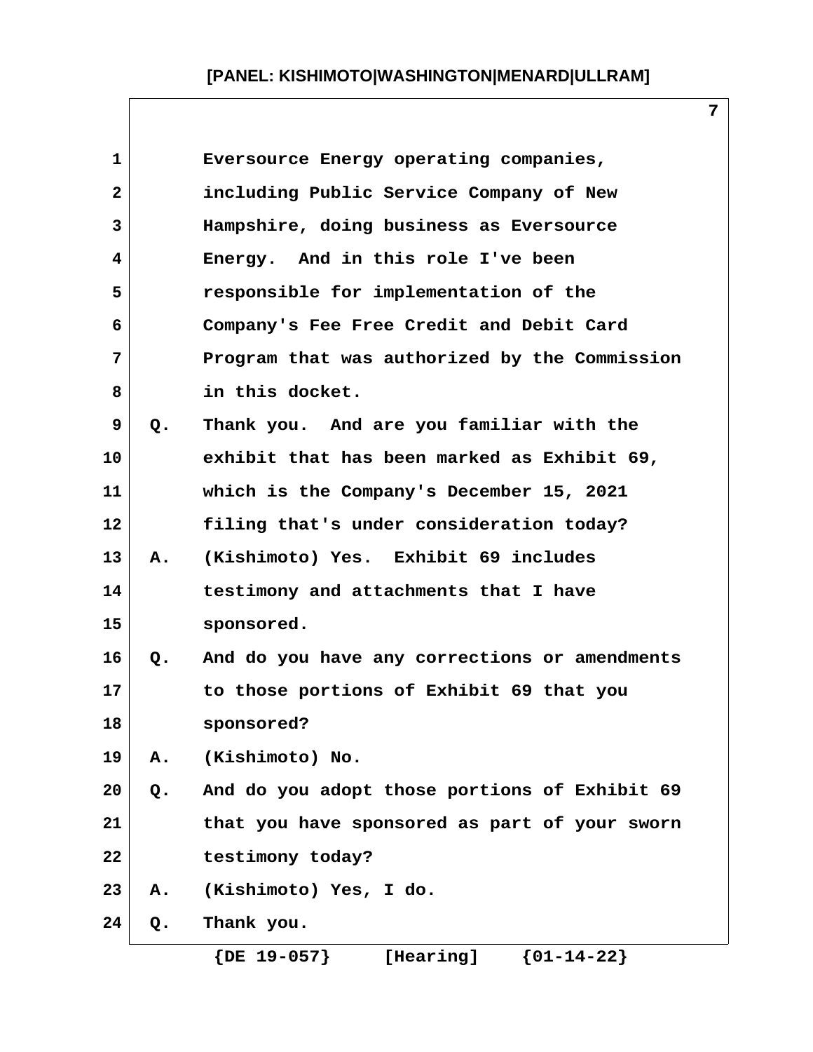Eversource Energy operating companies, including Public Service Company of New Hampshire, doing business as Eversource Energy. And in this role I've been responsible for implementation of the Company's Fee Free Credit and Debit Card Program that was authorized by the Commission in this docket.

Q. Thank you. And are you familiar with the exhibit that has been marked as Exhibit 69, which is the Company's December 15, 2021 filing that's under consideration today?

A. (Kishimoto) Yes. Exhibit 69 includes testimony and attachments that I have sponsored.

Q. And do you have any corrections or amendments to those portions of Exhibit 69 that you sponsored?

A. (Kishimoto) No.

Q. And do you adopt those portions of Exhibit 69 that you have sponsored as part of your sworn testimony today?

A. (Kishimoto) Yes, I do.

Q. Thank you.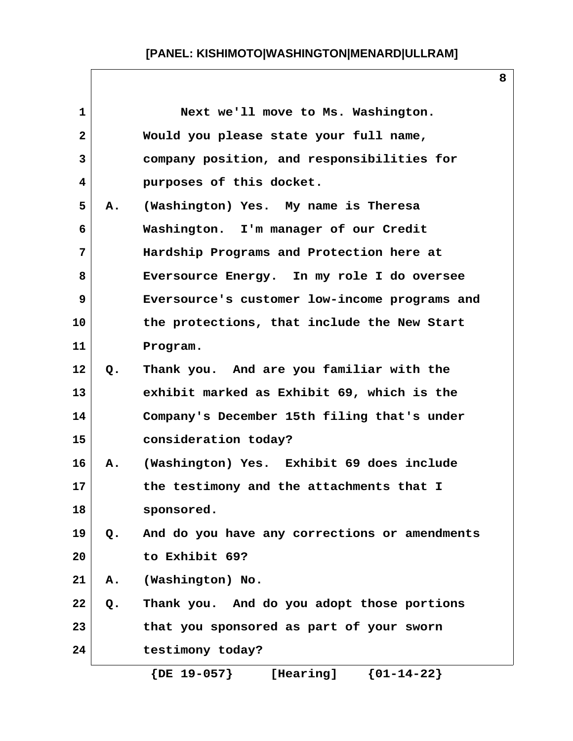Next we'll move to Ms. Washington. Would you please state your full name, company position, and responsibilities for purposes of this docket.

A. (Washington) Yes. My name is Theresa Washington. I'm manager of our Credit Hardship Programs and Protection here at Eversource Energy. In my role I do oversee Eversource's customer low-income programs and the protections, that include the New Start Program.

Q. Thank you. And are you familiar with the exhibit marked as Exhibit 69, which is the Company's December 15th filing that's under consideration today?

A. (Washington) Yes. Exhibit 69 does include the testimony and the attachments that I sponsored.

Q. And do you have any corrections or amendments to Exhibit 69?

A. (Washington) No.

Q. Thank you. And do you adopt those portions that you sponsored as part of your sworn testimony today?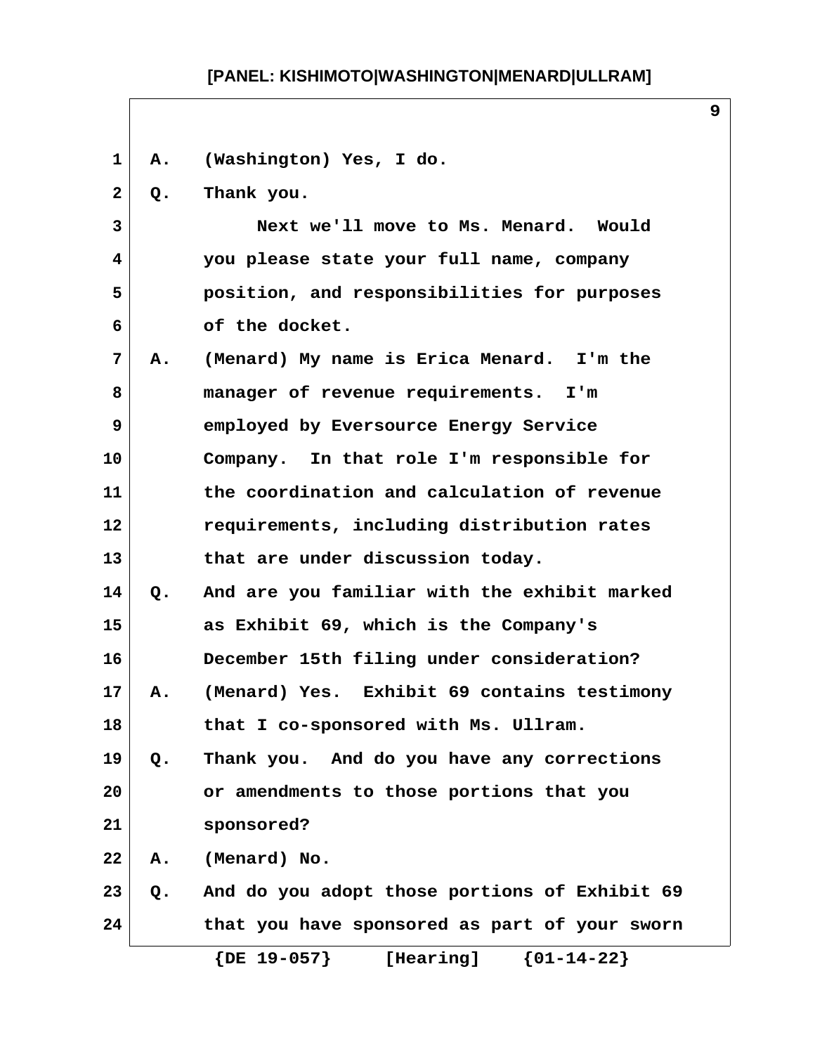A. (Washington) Yes, I do.

Q. Thank you.

Next we'll move to Ms. Menard. Would you please state your full name, company position, and responsibilities for purposes of the docket.

A. (Menard) My name is Erica Menard. I'm the manager of revenue requirements. I'm employed by Eversource Energy Service Company. In that role I'm responsible for the coordination and calculation of revenue requirements, including distribution rates that are under discussion today.

Q. And are you familiar with the exhibit marked as Exhibit 69, which is the Company's December 15th filing under consideration?

A. (Menard) Yes. Exhibit 69 contains testimony that I co-sponsored with Ms. Ullram.

Q. Thank you. And do you have any corrections or amendments to those portions that you sponsored?

A. (Menard) No.

Q. And do you adopt those portions of Exhibit 69 that you have sponsored as part of your sworn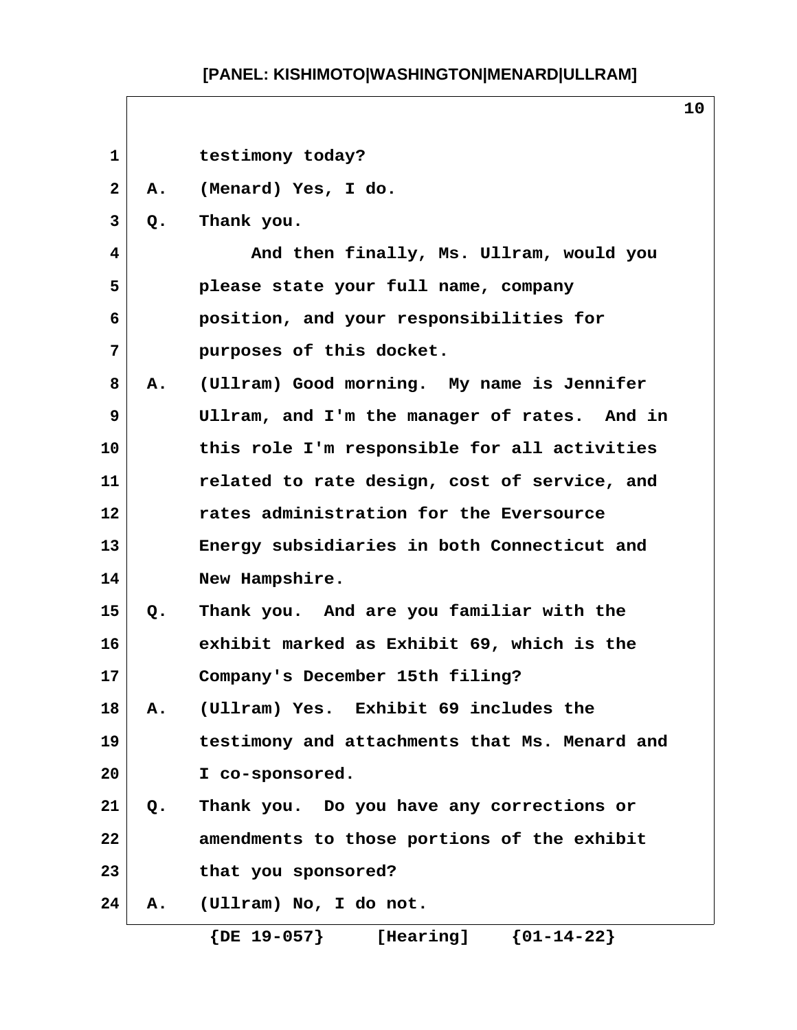testimony today?

A. (Menard) Yes, I do.

Q. Thank you.

And then finally, Ms. Ullram, would you please state your full name, company position, and your responsibilities for purposes of this docket.

A. (Ullram) Good morning. My name is Jennifer Ullram, and I'm the manager of rates. And in this role I'm responsible for all activities related to rate design, cost of service, and rates administration for the Eversource Energy subsidiaries in both Connecticut and New Hampshire.

Q. Thank you. And are you familiar with the exhibit marked as Exhibit 69, which is the Company's December 15th filing?

A. (Ullram) Yes. Exhibit 69 includes the testimony and attachments that Ms. Menard and I co-sponsored.

Q. Thank you. Do you have any corrections or amendments to those portions of the exhibit that you sponsored?

A. (Ullram) No, I do not.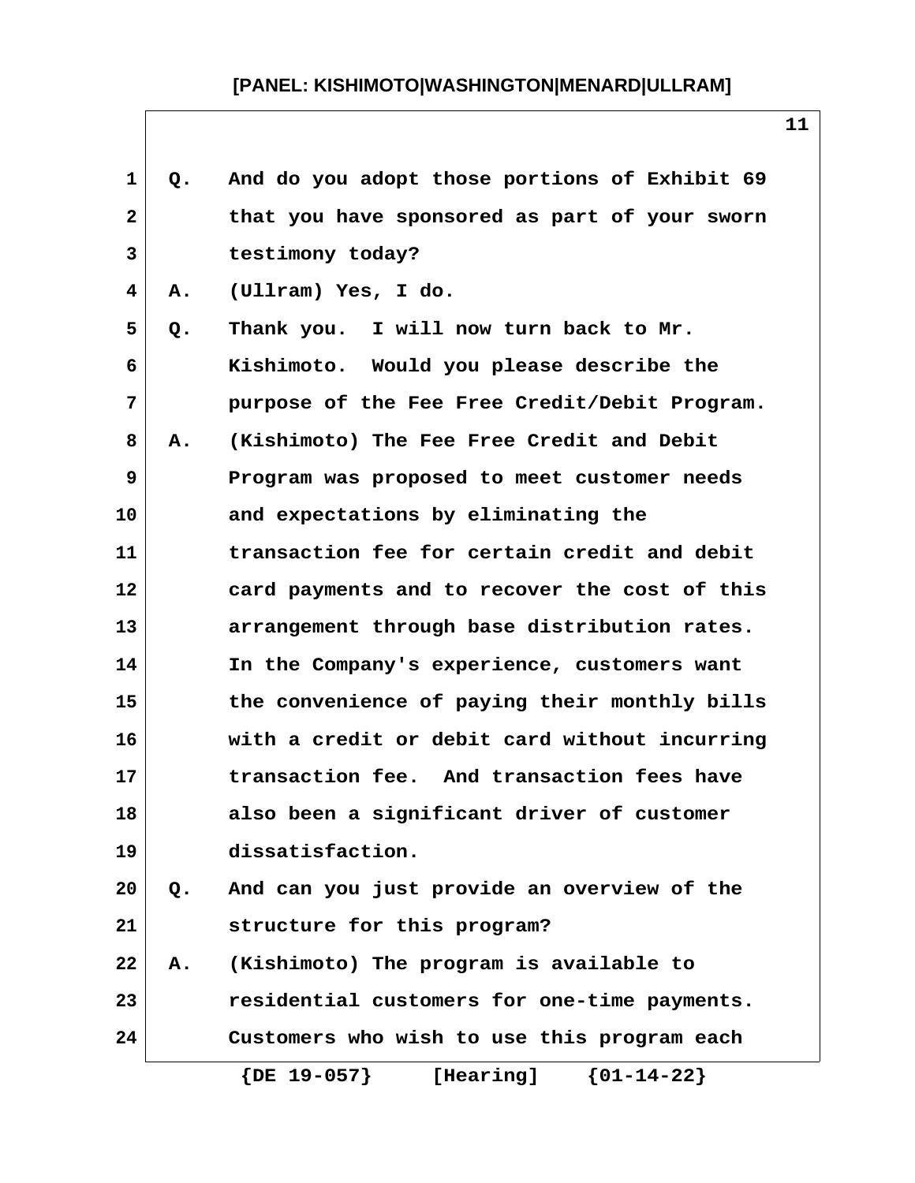Q. And do you adopt those portions of Exhibit 69 that you have sponsored as part of your sworn testimony today?

A. (Ullram) Yes, I do.

Q. Thank you. I will now turn back to Mr. Kishimoto. Would you please describe the purpose of the Fee Free Credit/Debit Program.

A. (Kishimoto) The Fee Free Credit and Debit Program was proposed to meet customer needs and expectations by eliminating the transaction fee for certain credit and debit card payments and to recover the cost of this arrangement through base distribution rates. In the Company's experience, customers want the convenience of paying their monthly bills with a credit or debit card without incurring transaction fee. And transaction fees have also been a significant driver of customer dissatisfaction.

Q. And can you just provide an overview of the structure for this program?

A. (Kishimoto) The program is available to residential customers for one-time payments. Customers who wish to use this program each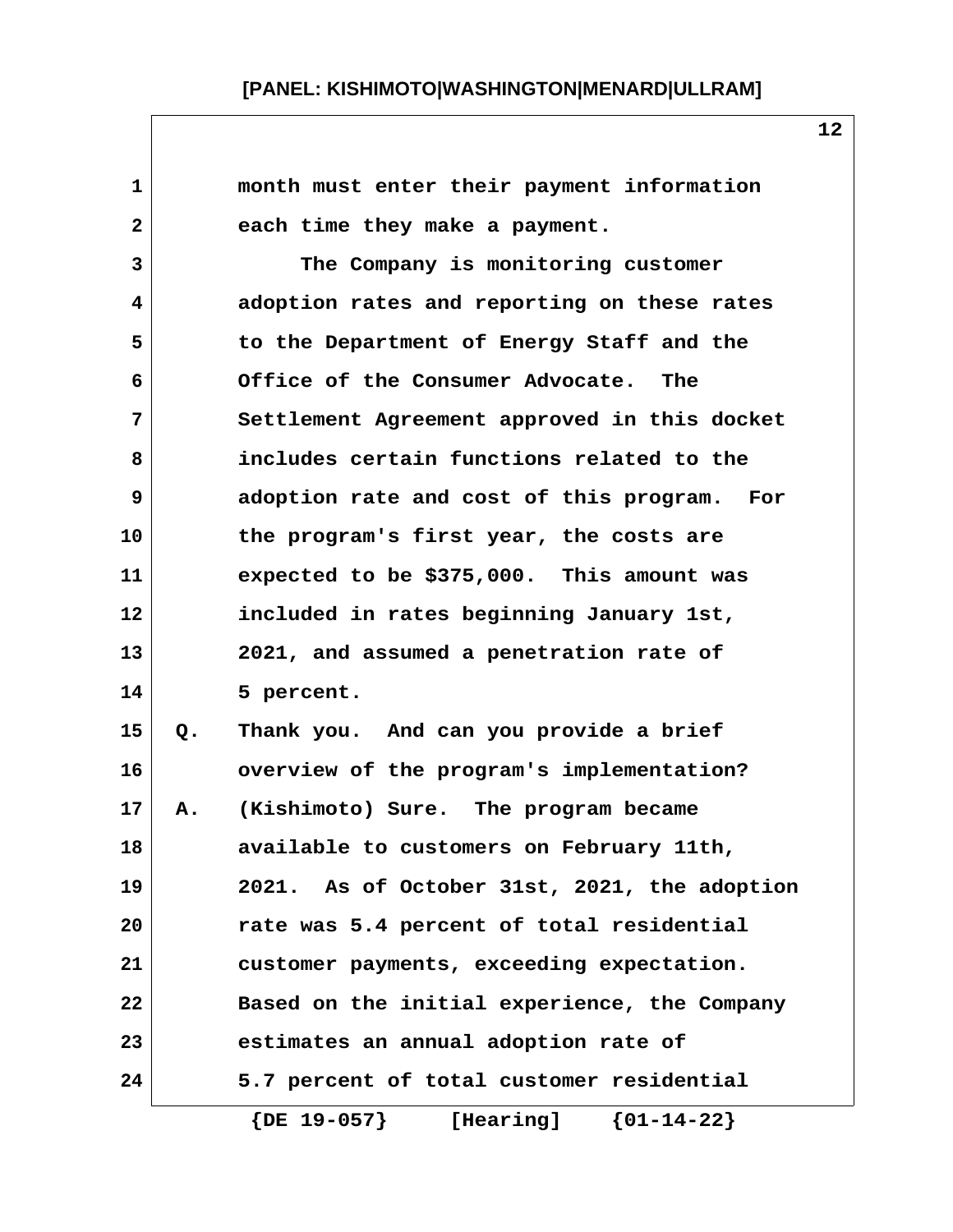month must enter their payment information each time they make a payment.

The Company is monitoring customer adoption rates and reporting on these rates to the Department of Energy Staff and the Office of the Consumer Advocate. The Settlement Agreement approved in this docket includes certain functions related to the adoption rate and cost of this program. For the program's first year, the costs are expected to be $375,000. This amount was included in rates beginning January 1st, 2021, and assumed a penetration rate of 5 percent.

Q. Thank you. And can you provide a brief overview of the program's implementation?

A. (Kishimoto) Sure. The program became available to customers on February 11th, 2021. As of October 31st, 2021, the adoption rate was 5.4 percent of total residential customer payments, exceeding expectation. Based on the initial experience, the Company estimates an annual adoption rate of 5.7 percent of total customer residential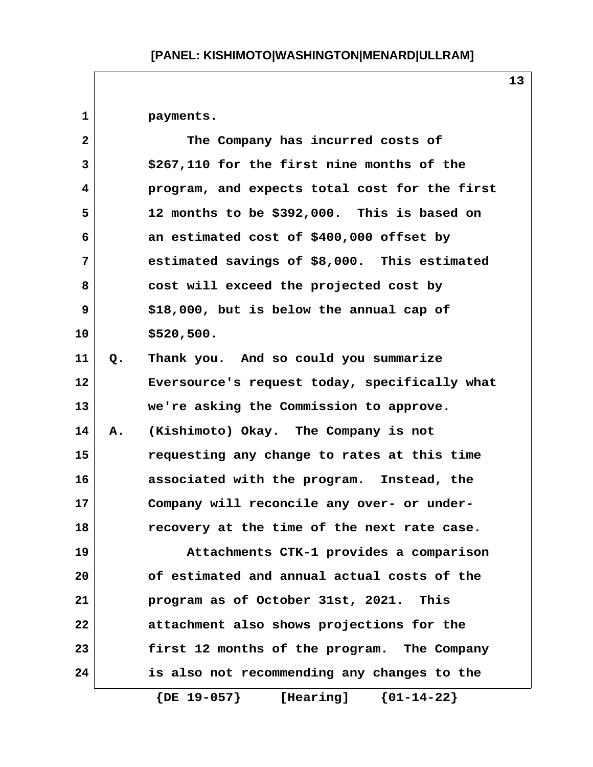payments.

The Company has incurred costs of $267,110 for the first nine months of the program, and expects total cost for the first 12 months to be $392,000. This is based on an estimated cost of $400,000 offset by estimated savings of $8,000. This estimated cost will exceed the projected cost by $18,000, but is below the annual cap of $520,500.

Q. Thank you. And so could you summarize Eversource's request today, specifically what we're asking the Commission to approve.

A. (Kishimoto) Okay. The Company is not requesting any change to rates at this time associated with the program. Instead, the Company will reconcile any over- or under-recovery at the time of the next rate case.

Attachments CTK-1 provides a comparison of estimated and annual actual costs of the program as of October 31st, 2021. This attachment also shows projections for the first 12 months of the program. The Company is also not recommending any changes to the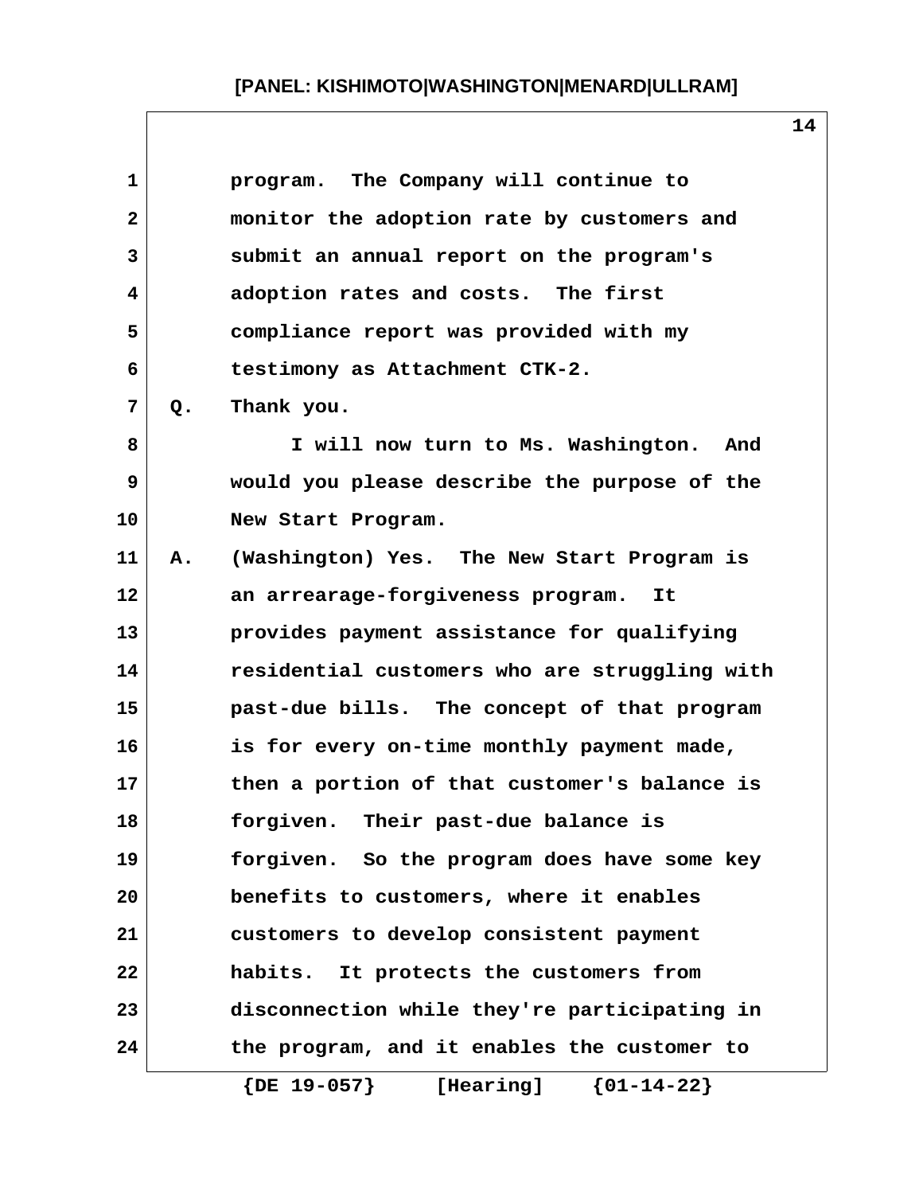program. The Company will continue to monitor the adoption rate by customers and submit an annual report on the program's adoption rates and costs. The first compliance report was provided with my testimony as Attachment CTK-2.

Q. Thank you.

I will now turn to Ms. Washington. And would you please describe the purpose of the New Start Program.

A. (Washington) Yes. The New Start Program is an arrearage-forgiveness program. It provides payment assistance for qualifying residential customers who are struggling with past-due bills. The concept of that program is for every on-time monthly payment made, then a portion of that customer's balance is forgiven. Their past-due balance is forgiven. So the program does have some key benefits to customers, where it enables customers to develop consistent payment habits. It protects the customers from disconnection while they're participating in the program, and it enables the customer to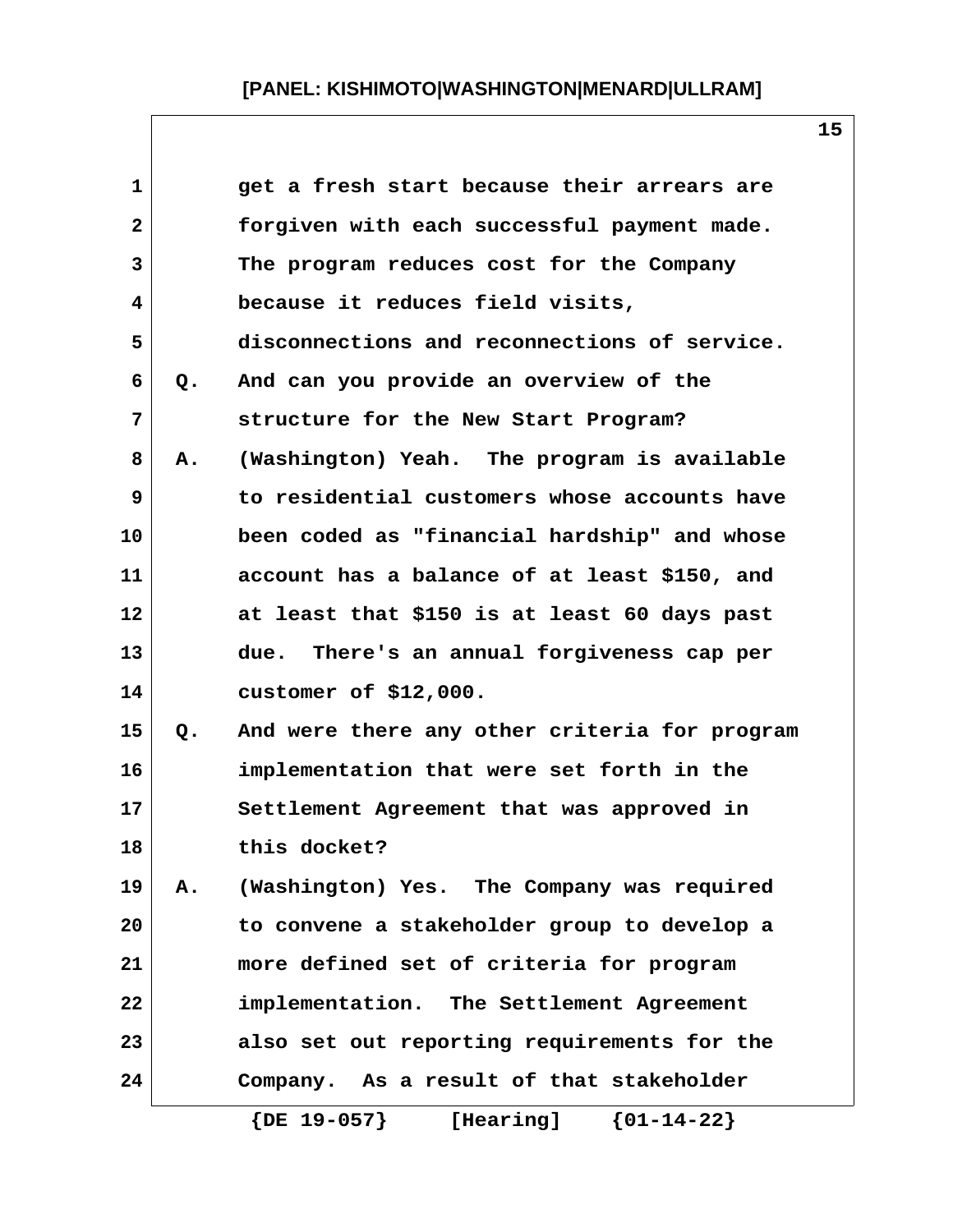get a fresh start because their arrears are forgiven with each successful payment made. The program reduces cost for the Company because it reduces field visits, disconnections and reconnections of service.

Q. And can you provide an overview of the structure for the New Start Program?

A. (Washington) Yeah. The program is available to residential customers whose accounts have been coded as "financial hardship" and whose account has a balance of at least $150, and at least that $150 is at least 60 days past due. There's an annual forgiveness cap per customer of $12,000.

Q. And were there any other criteria for program implementation that were set forth in the Settlement Agreement that was approved in this docket?

A. (Washington) Yes. The Company was required to convene a stakeholder group to develop a more defined set of criteria for program implementation. The Settlement Agreement also set out reporting requirements for the Company. As a result of that stakeholder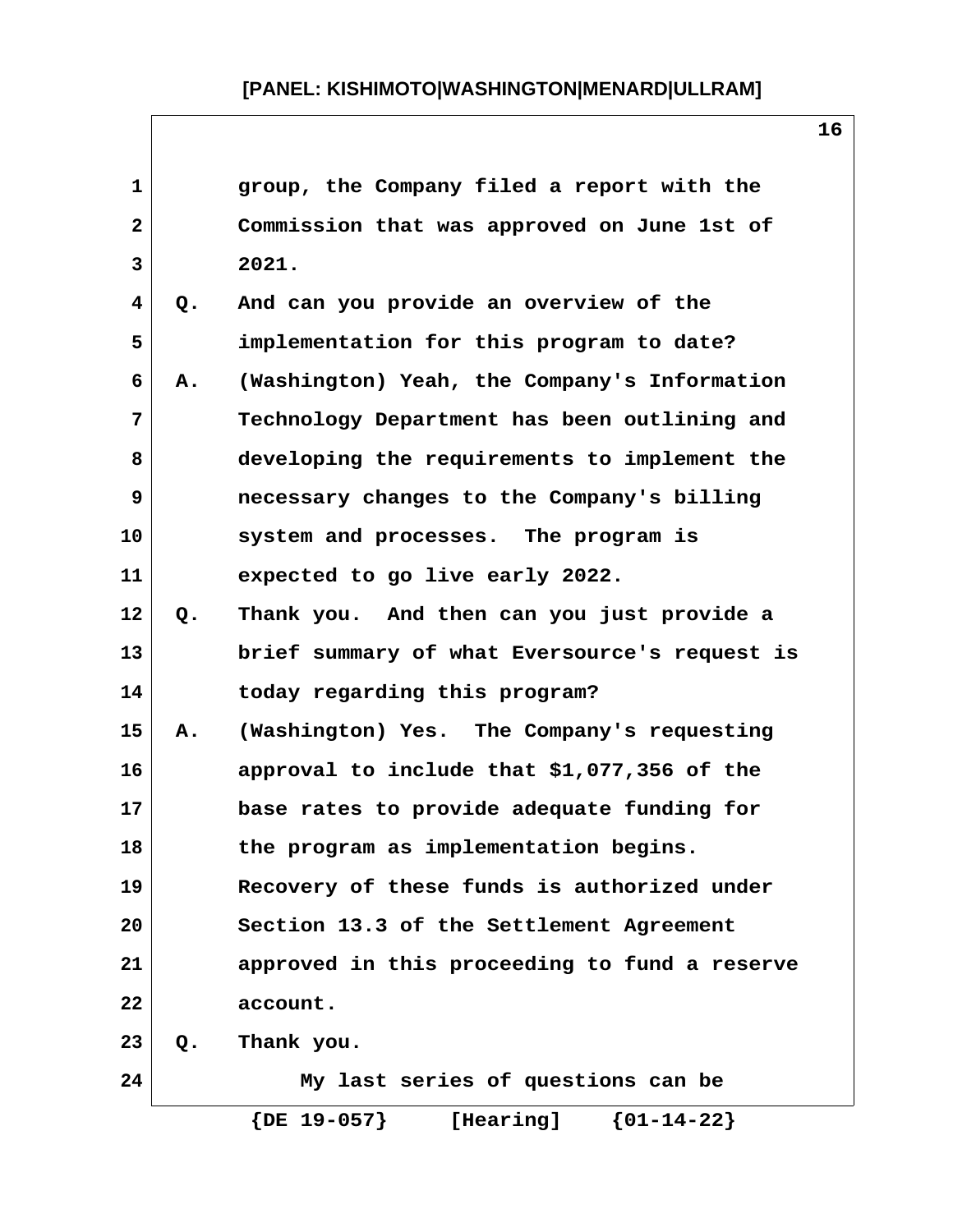group, the Company filed a report with the Commission that was approved on June 1st of 2021.

Q. And can you provide an overview of the implementation for this program to date?

A. (Washington) Yeah, the Company's Information Technology Department has been outlining and developing the requirements to implement the necessary changes to the Company's billing system and processes. The program is expected to go live early 2022.

Q. Thank you. And then can you just provide a brief summary of what Eversource's request is today regarding this program?

A. (Washington) Yes. The Company's requesting approval to include that $1,077,356 of the base rates to provide adequate funding for the program as implementation begins. Recovery of these funds is authorized under Section 13.3 of the Settlement Agreement approved in this proceeding to fund a reserve account.

Q. Thank you.

My last series of questions can be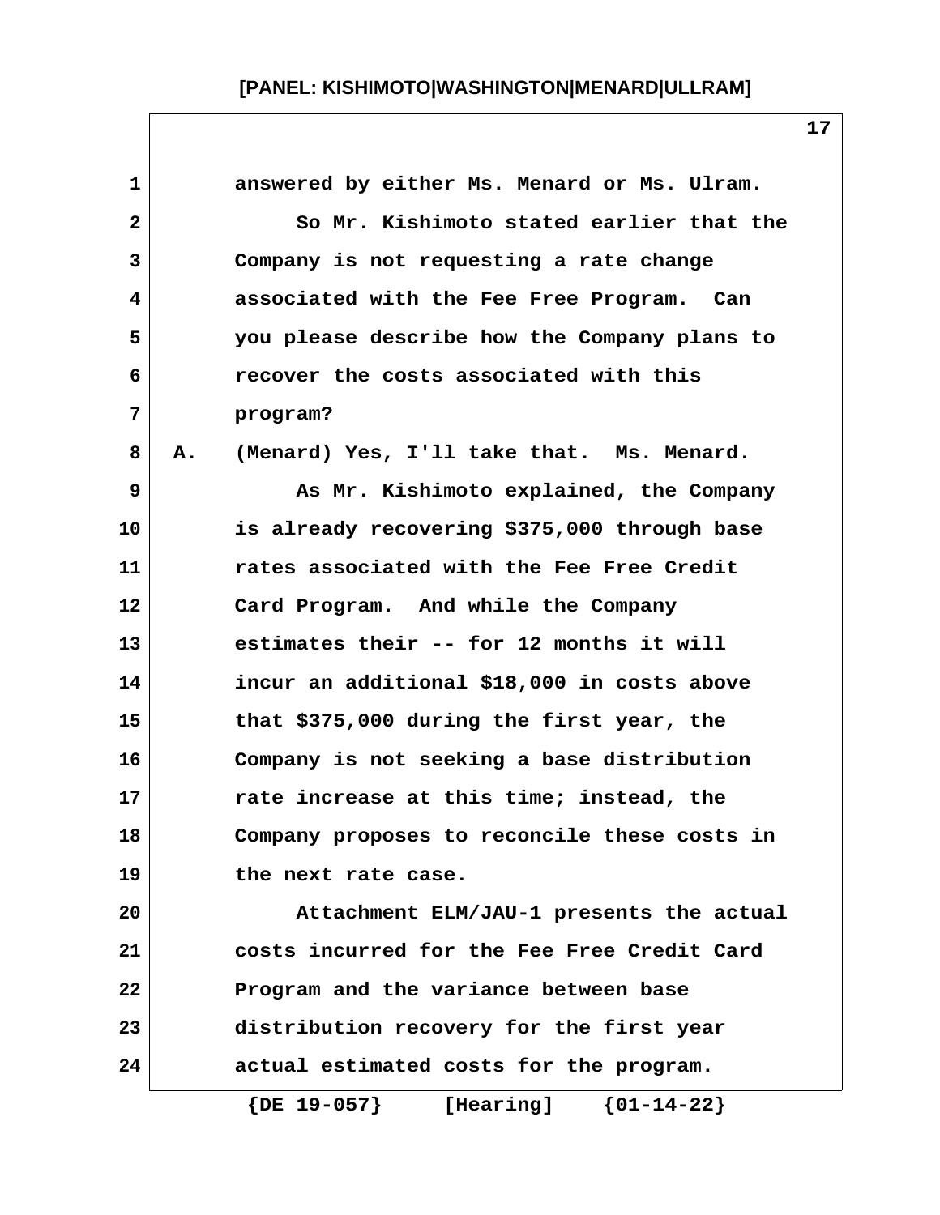answered by either Ms. Menard or Ms. Ulram.

So Mr. Kishimoto stated earlier that the Company is not requesting a rate change associated with the Fee Free Program. Can you please describe how the Company plans to recover the costs associated with this program?

A. (Menard) Yes, I'll take that. Ms. Menard.

As Mr. Kishimoto explained, the Company is already recovering $375,000 through base rates associated with the Fee Free Credit Card Program. And while the Company estimates their -- for 12 months it will incur an additional $18,000 in costs above that $375,000 during the first year, the Company is not seeking a base distribution rate increase at this time; instead, the Company proposes to reconcile these costs in the next rate case.

Attachment ELM/JAU-1 presents the actual costs incurred for the Fee Free Credit Card Program and the variance between base distribution recovery for the first year actual estimated costs for the program.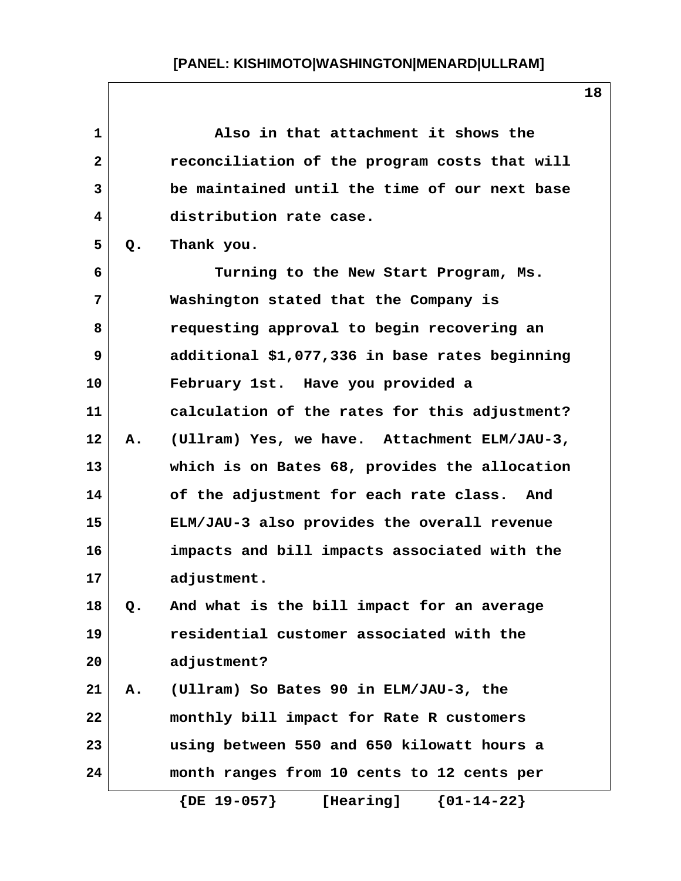Also in that attachment it shows the reconciliation of the program costs that will be maintained until the time of our next base distribution rate case.

Q. Thank you.

Turning to the New Start Program, Ms. Washington stated that the Company is requesting approval to begin recovering an additional $1,077,336 in base rates beginning February 1st. Have you provided a calculation of the rates for this adjustment?

A. (Ullram) Yes, we have. Attachment ELM/JAU-3, which is on Bates 68, provides the allocation of the adjustment for each rate class. And ELM/JAU-3 also provides the overall revenue impacts and bill impacts associated with the adjustment.

Q. And what is the bill impact for an average residential customer associated with the adjustment?

A. (Ullram) So Bates 90 in ELM/JAU-3, the monthly bill impact for Rate R customers using between 550 and 650 kilowatt hours a month ranges from 10 cents to 12 cents per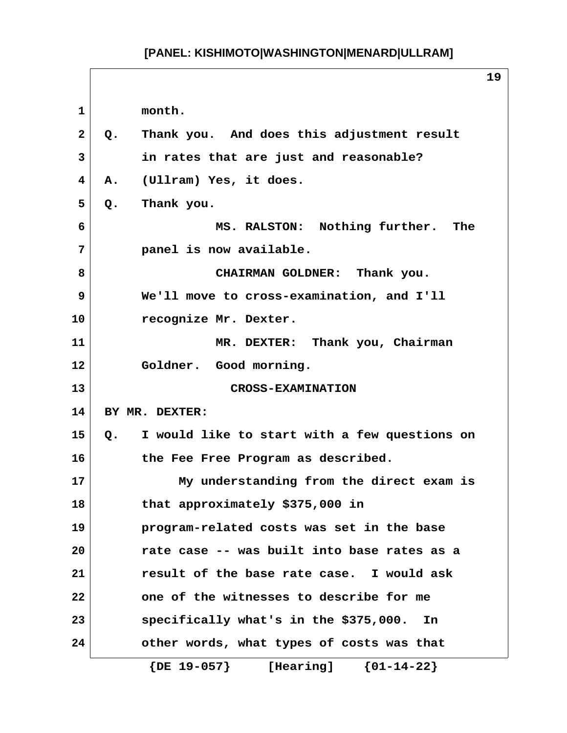month.

Q. Thank you. And does this adjustment result in rates that are just and reasonable?

A. (Ullram) Yes, it does.

Q. Thank you.

MS. RALSTON: Nothing further. The panel is now available.

CHAIRMAN GOLDNER: Thank you. We'll move to cross-examination, and I'll recognize Mr. Dexter.

MR. DEXTER: Thank you, Chairman Goldner. Good morning.

CROSS-EXAMINATION

BY MR. DEXTER:

Q. I would like to start with a few questions on the Fee Free Program as described.

My understanding from the direct exam is that approximately $375,000 in program-related costs was set in the base rate case -- was built into base rates as a result of the base rate case. I would ask one of the witnesses to describe for me specifically what's in the $375,000. In other words, what types of costs was that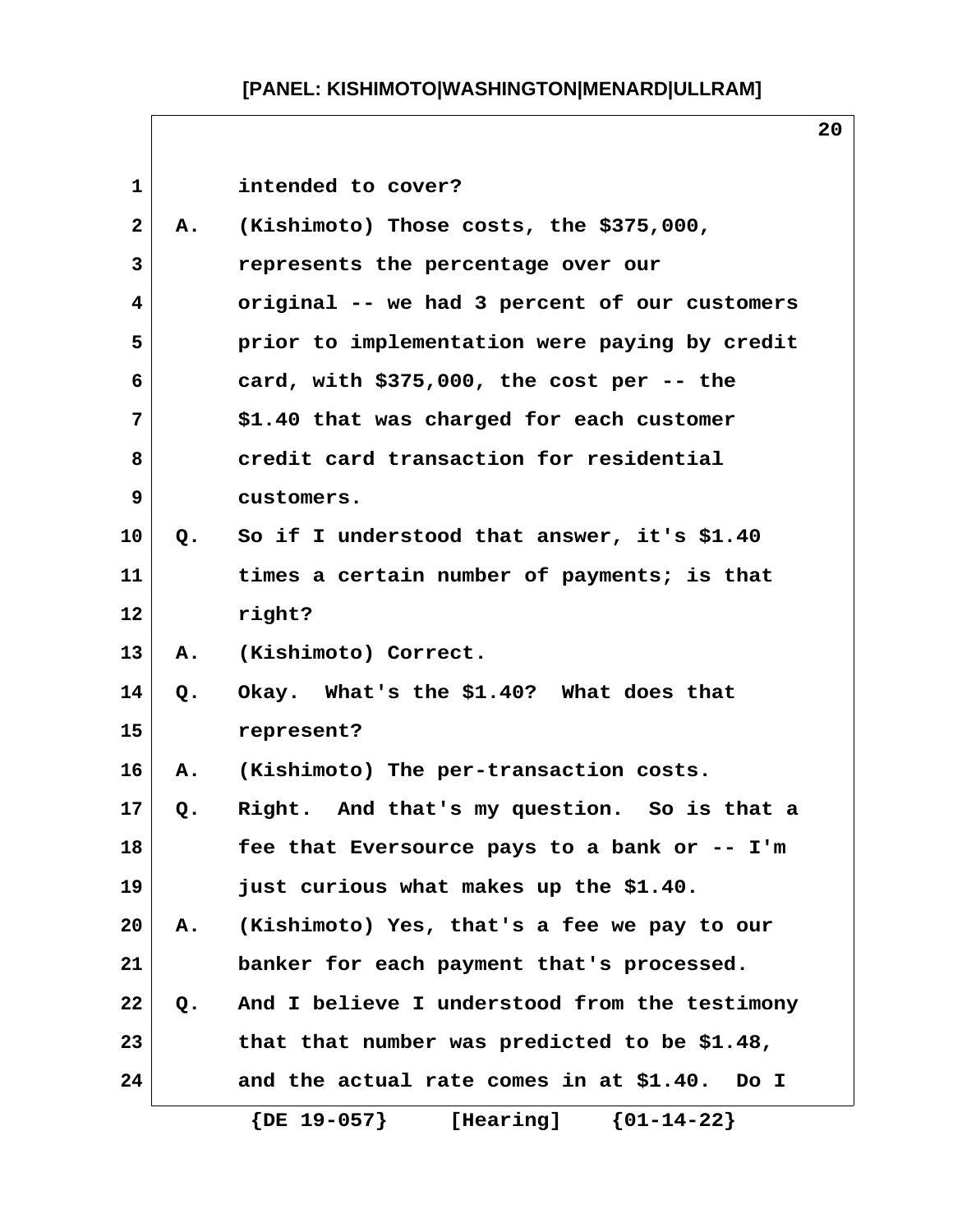intended to cover?

A. (Kishimoto) Those costs, the $375,000, represents the percentage over our original -- we had 3 percent of our customers prior to implementation were paying by credit card, with $375,000, the cost per -- the $1.40 that was charged for each customer credit card transaction for residential customers.

Q. So if I understood that answer, it's $1.40 times a certain number of payments; is that right?

A. (Kishimoto) Correct.

Q. Okay. What's the $1.40? What does that represent?

A. (Kishimoto) The per-transaction costs.

Q. Right. And that's my question. So is that a fee that Eversource pays to a bank or -- I'm just curious what makes up the $1.40.

A. (Kishimoto) Yes, that's a fee we pay to our banker for each payment that's processed.

Q. And I believe I understood from the testimony that that number was predicted to be $1.48, and the actual rate comes in at $1.40. Do I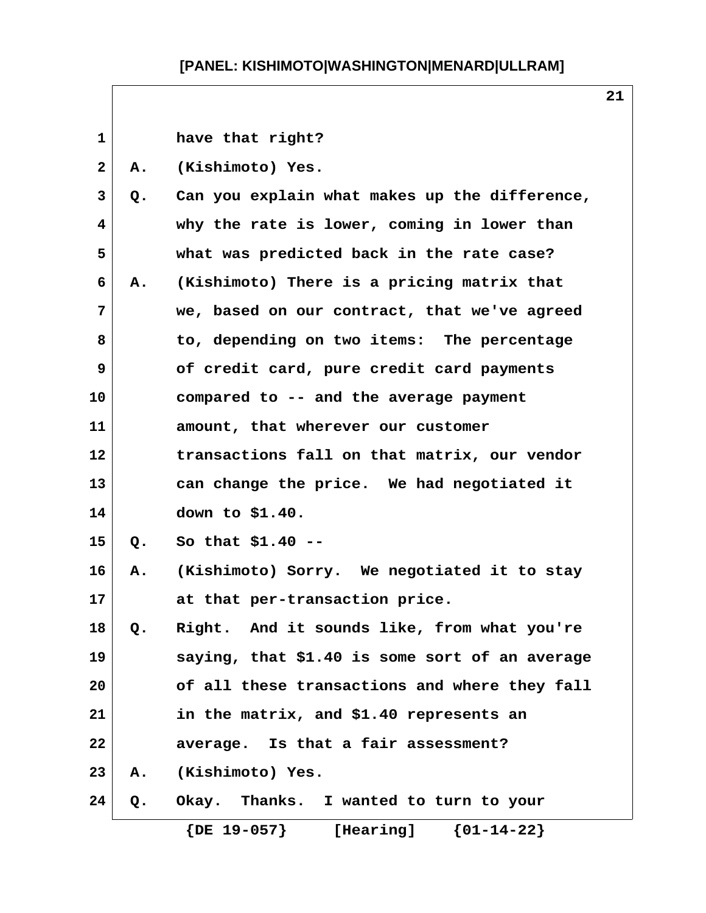have that right?

A. (Kishimoto) Yes.

Q. Can you explain what makes up the difference, why the rate is lower, coming in lower than what was predicted back in the rate case?

A. (Kishimoto) There is a pricing matrix that we, based on our contract, that we've agreed to, depending on two items: The percentage of credit card, pure credit card payments compared to -- and the average payment amount, that wherever our customer transactions fall on that matrix, our vendor can change the price. We had negotiated it down to $1.40.

Q. So that $1.40 --

A. (Kishimoto) Sorry. We negotiated it to stay at that per-transaction price.

Q. Right. And it sounds like, from what you're saying, that $1.40 is some sort of an average of all these transactions and where they fall in the matrix, and $1.40 represents an average. Is that a fair assessment?

A. (Kishimoto) Yes.

Q. Okay. Thanks. I wanted to turn to your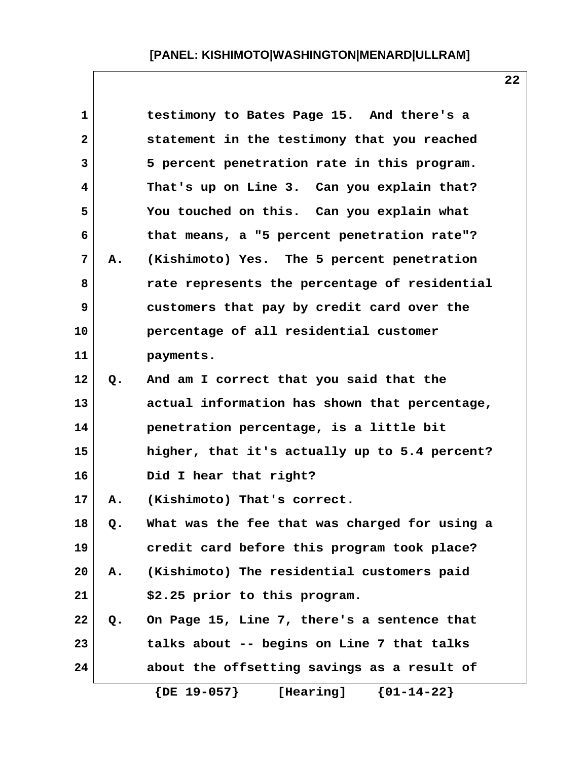testimony to Bates Page 15. And there's a statement in the testimony that you reached 5 percent penetration rate in this program. That's up on Line 3. Can you explain that? You touched on this. Can you explain what that means, a "5 percent penetration rate"?

A. (Kishimoto) Yes. The 5 percent penetration rate represents the percentage of residential customers that pay by credit card over the percentage of all residential customer payments.

Q. And am I correct that you said that the actual information has shown that percentage, penetration percentage, is a little bit higher, that it's actually up to 5.4 percent? Did I hear that right?

A. (Kishimoto) That's correct.

Q. What was the fee that was charged for using a credit card before this program took place?

A. (Kishimoto) The residential customers paid $2.25 prior to this program.

Q. On Page 15, Line 7, there's a sentence that talks about -- begins on Line 7 that talks about the offsetting savings as a result of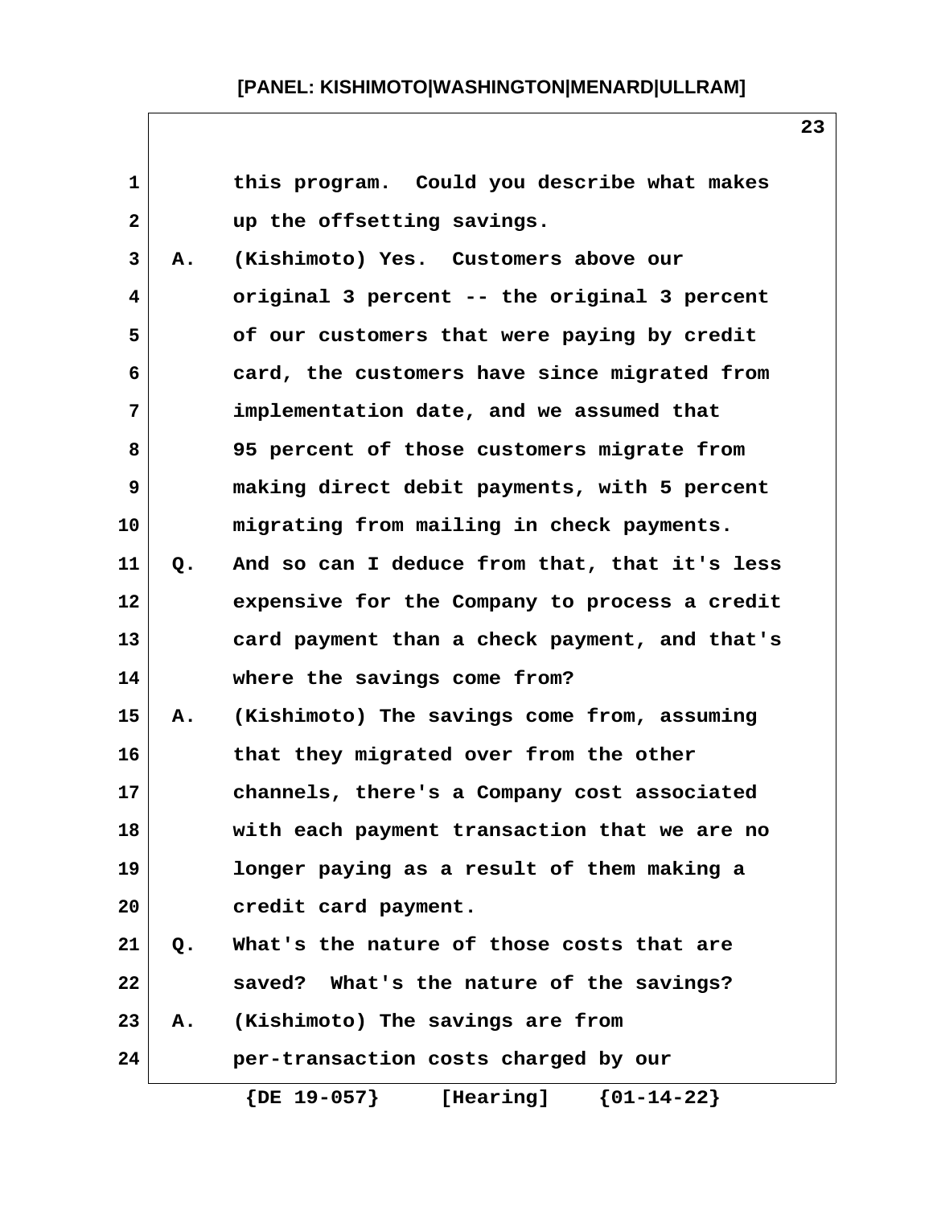this program. Could you describe what makes up the offsetting savings.

A. (Kishimoto) Yes. Customers above our original 3 percent -- the original 3 percent of our customers that were paying by credit card, the customers have since migrated from implementation date, and we assumed that 95 percent of those customers migrate from making direct debit payments, with 5 percent migrating from mailing in check payments.

Q. And so can I deduce from that, that it's less expensive for the Company to process a credit card payment than a check payment, and that's where the savings come from?

A. (Kishimoto) The savings come from, assuming that they migrated over from the other channels, there's a Company cost associated with each payment transaction that we are no longer paying as a result of them making a credit card payment.

Q. What's the nature of those costs that are saved? What's the nature of the savings?

A. (Kishimoto) The savings are from per-transaction costs charged by our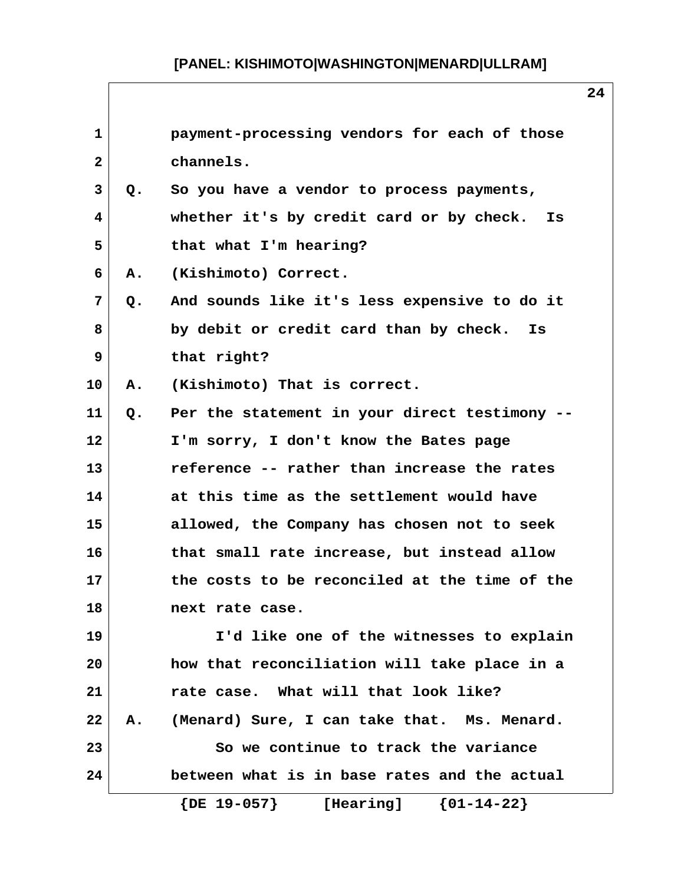payment-processing vendors for each of those channels.

Q. So you have a vendor to process payments, whether it's by credit card or by check. Is that what I'm hearing?

A. (Kishimoto) Correct.

Q. And sounds like it's less expensive to do it by debit or credit card than by check. Is that right?

A. (Kishimoto) That is correct.

Q. Per the statement in your direct testimony -- I'm sorry, I don't know the Bates page reference -- rather than increase the rates at this time as the settlement would have allowed, the Company has chosen not to seek that small rate increase, but instead allow the costs to be reconciled at the time of the next rate case.

I'd like one of the witnesses to explain how that reconciliation will take place in a rate case. What will that look like?

A. (Menard) Sure, I can take that. Ms. Menard.

So we continue to track the variance between what is in base rates and the actual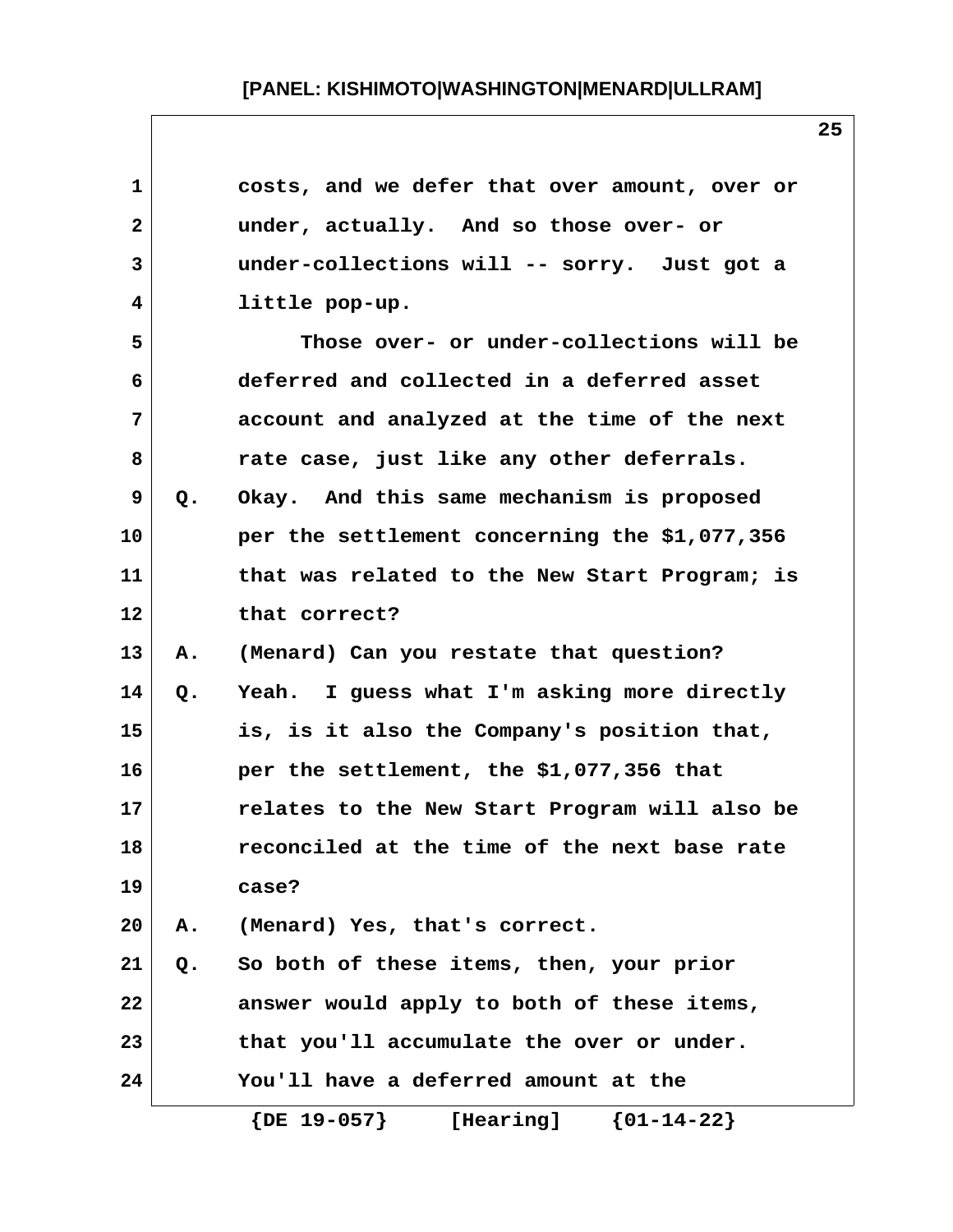costs, and we defer that over amount, over or under, actually. And so those over- or under-collections will -- sorry. Just got a little pop-up.

Those over- or under-collections will be deferred and collected in a deferred asset account and analyzed at the time of the next rate case, just like any other deferrals.

Q. Okay. And this same mechanism is proposed per the settlement concerning the $1,077,356 that was related to the New Start Program; is that correct?

A. (Menard) Can you restate that question?

Q. Yeah. I guess what I'm asking more directly is, is it also the Company's position that, per the settlement, the $1,077,356 that relates to the New Start Program will also be reconciled at the time of the next base rate case?

A. (Menard) Yes, that's correct.

Q. So both of these items, then, your prior answer would apply to both of these items, that you'll accumulate the over or under. You'll have a deferred amount at the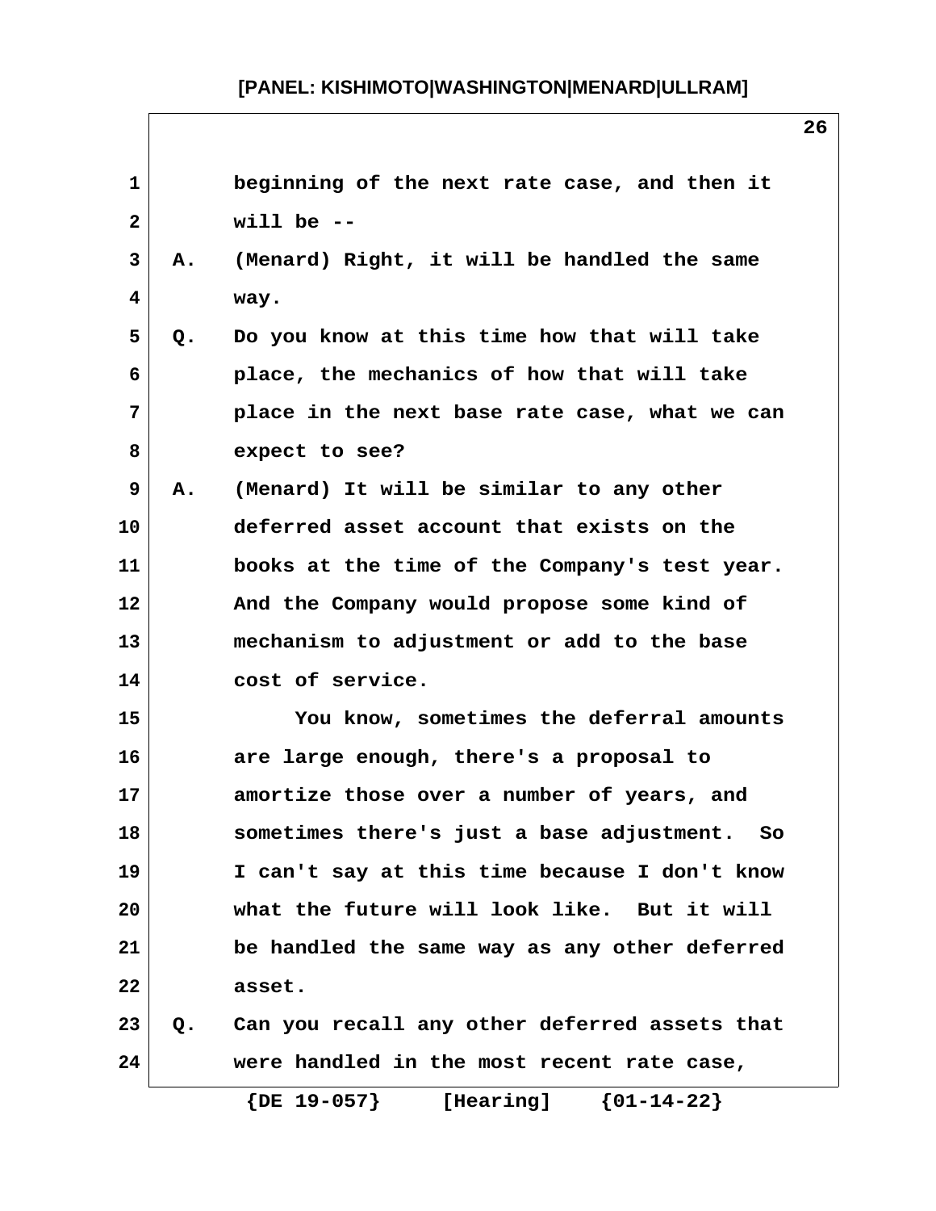beginning of the next rate case, and then it will be --

A. (Menard) Right, it will be handled the same way.

Q. Do you know at this time how that will take place, the mechanics of how that will take place in the next base rate case, what we can expect to see?

A. (Menard) It will be similar to any other deferred asset account that exists on the books at the time of the Company's test year. And the Company would propose some kind of mechanism to adjustment or add to the base cost of service.

You know, sometimes the deferral amounts are large enough, there's a proposal to amortize those over a number of years, and sometimes there's just a base adjustment. So I can't say at this time because I don't know what the future will look like. But it will be handled the same way as any other deferred asset.

Q. Can you recall any other deferred assets that were handled in the most recent rate case,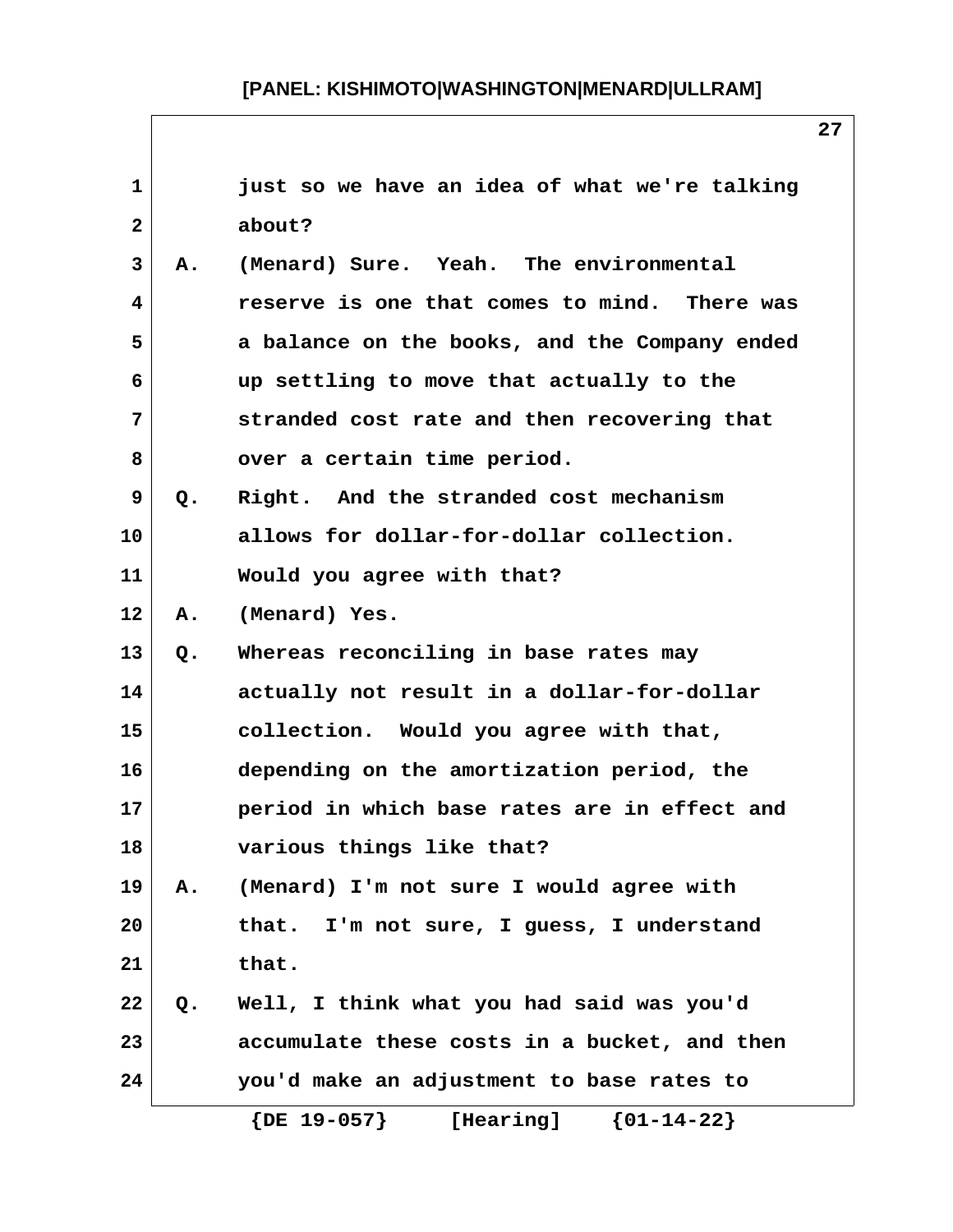just so we have an idea of what we're talking about?

A. (Menard) Sure. Yeah. The environmental reserve is one that comes to mind. There was a balance on the books, and the Company ended up settling to move that actually to the stranded cost rate and then recovering that over a certain time period.

Q. Right. And the stranded cost mechanism allows for dollar-for-dollar collection. Would you agree with that?

A. (Menard) Yes.

Q. Whereas reconciling in base rates may actually not result in a dollar-for-dollar collection. Would you agree with that, depending on the amortization period, the period in which base rates are in effect and various things like that?

A. (Menard) I'm not sure I would agree with that. I'm not sure, I guess, I understand that.

Q. Well, I think what you had said was you'd accumulate these costs in a bucket, and then you'd make an adjustment to base rates to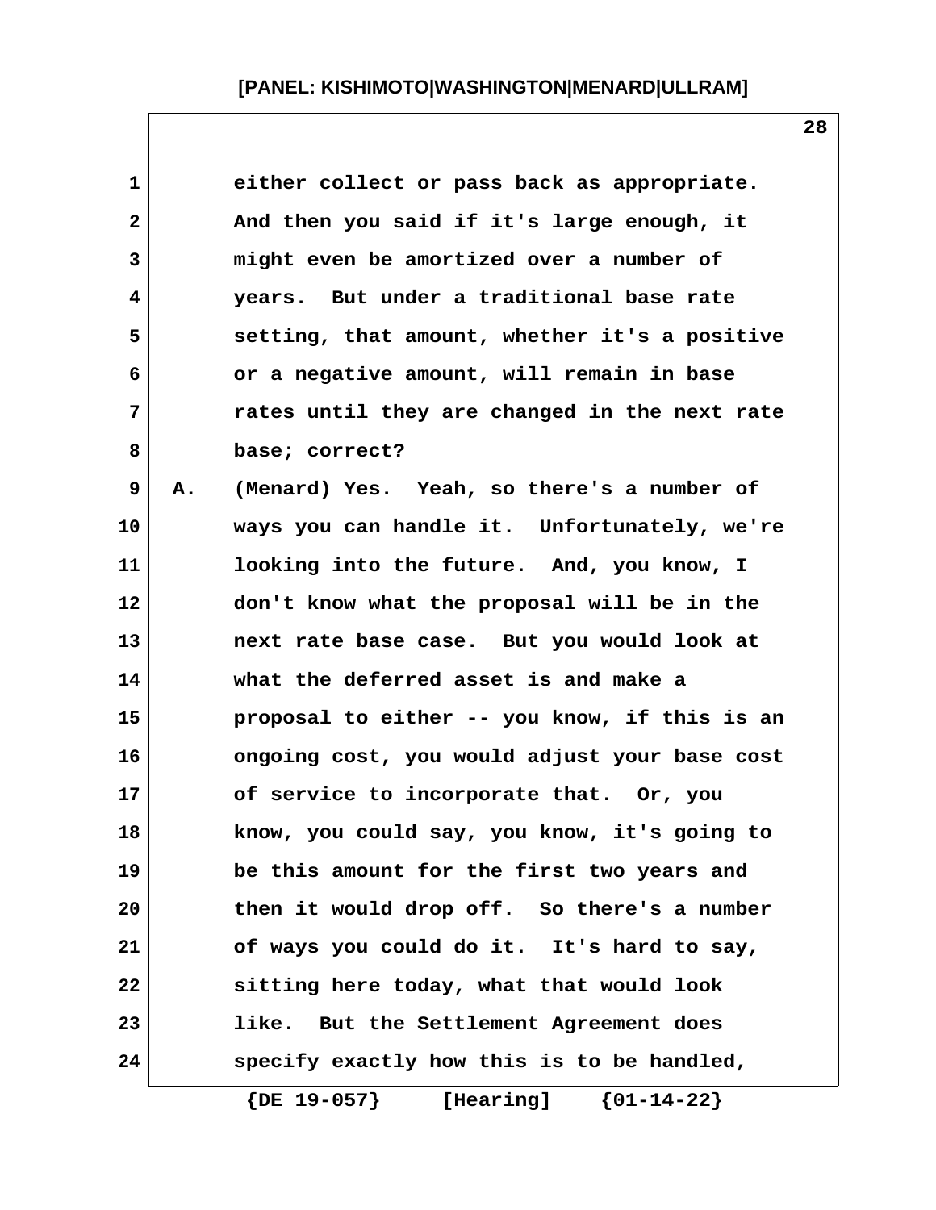either collect or pass back as appropriate. And then you said if it's large enough, it might even be amortized over a number of years. But under a traditional base rate setting, that amount, whether it's a positive or a negative amount, will remain in base rates until they are changed in the next rate base; correct?

A. (Menard) Yes. Yeah, so there's a number of ways you can handle it. Unfortunately, we're looking into the future. And, you know, I don't know what the proposal will be in the next rate base case. But you would look at what the deferred asset is and make a proposal to either -- you know, if this is an ongoing cost, you would adjust your base cost of service to incorporate that. Or, you know, you could say, you know, it's going to be this amount for the first two years and then it would drop off. So there's a number of ways you could do it. It's hard to say, sitting here today, what that would look like. But the Settlement Agreement does specify exactly how this is to be handled,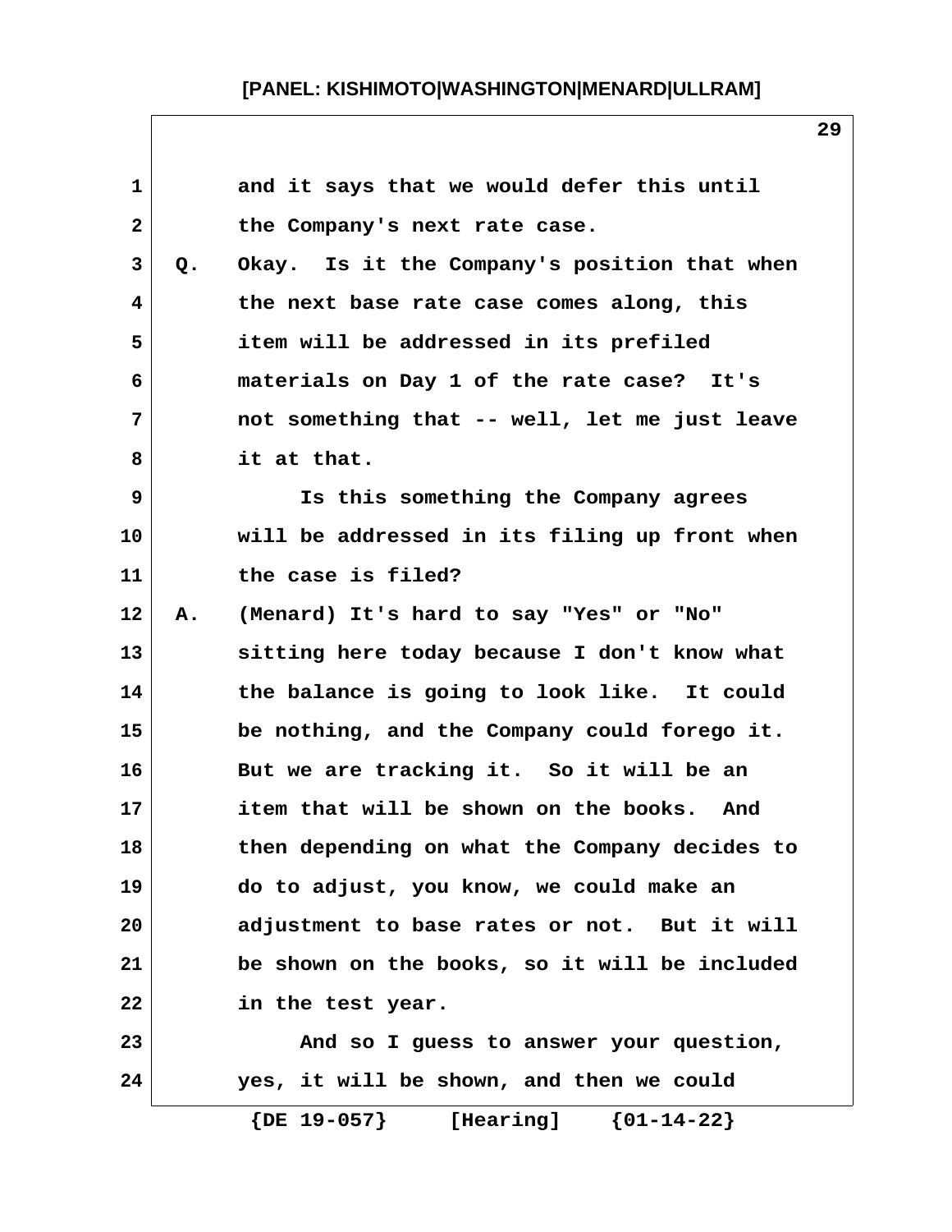and it says that we would defer this until the Company's next rate case.

Q. Okay. Is it the Company's position that when the next base rate case comes along, this item will be addressed in its prefiled materials on Day 1 of the rate case? It's not something that -- well, let me just leave it at that.

Is this something the Company agrees will be addressed in its filing up front when the case is filed?

A. (Menard) It's hard to say "Yes" or "No" sitting here today because I don't know what the balance is going to look like. It could be nothing, and the Company could forego it. But we are tracking it. So it will be an item that will be shown on the books. And then depending on what the Company decides to do to adjust, you know, we could make an adjustment to base rates or not. But it will be shown on the books, so it will be included in the test year.

And so I guess to answer your question, yes, it will be shown, and then we could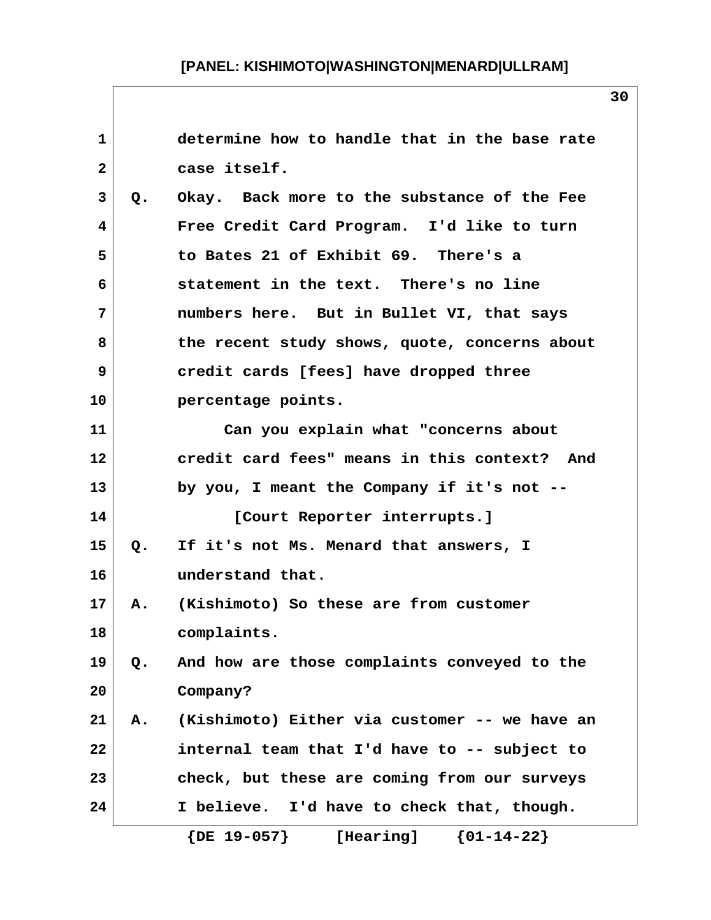determine how to handle that in the base rate case itself.

Q. Okay. Back more to the substance of the Fee Free Credit Card Program. I'd like to turn to Bates 21 of Exhibit 69. There's a statement in the text. There's no line numbers here. But in Bullet VI, that says the recent study shows, quote, concerns about credit cards [fees] have dropped three percentage points.

Can you explain what "concerns about credit card fees" means in this context? And by you, I meant the Company if it's not --

[Court Reporter interrupts.]

Q. If it's not Ms. Menard that answers, I understand that.

A. (Kishimoto) So these are from customer complaints.

Q. And how are those complaints conveyed to the Company?

A. (Kishimoto) Either via customer -- we have an internal team that I'd have to -- subject to check, but these are coming from our surveys I believe. I'd have to check that, though.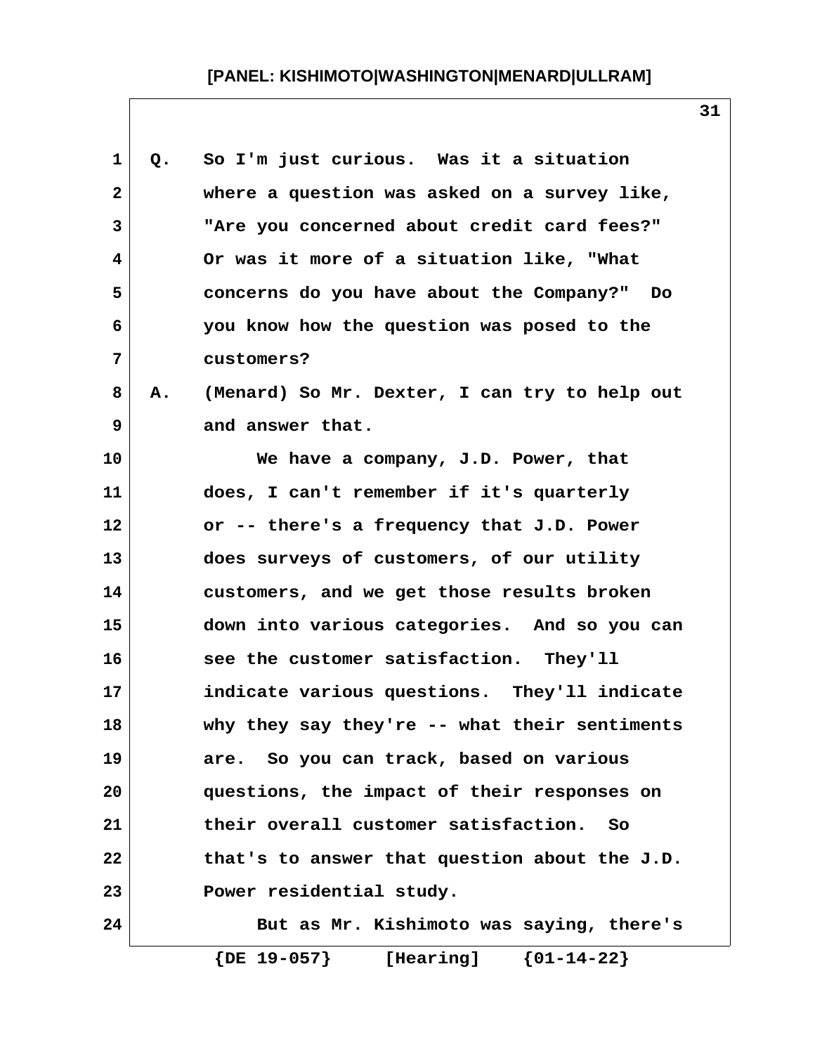Q. So I'm just curious. Was it a situation where a question was asked on a survey like, "Are you concerned about credit card fees?" Or was it more of a situation like, "What concerns do you have about the Company?" Do you know how the question was posed to the customers?

A. (Menard) So Mr. Dexter, I can try to help out and answer that.

We have a company, J.D. Power, that does, I can't remember if it's quarterly or -- there's a frequency that J.D. Power does surveys of customers, of our utility customers, and we get those results broken down into various categories. And so you can see the customer satisfaction. They'll indicate various questions. They'll indicate why they say they're -- what their sentiments are. So you can track, based on various questions, the impact of their responses on their overall customer satisfaction. So that's to answer that question about the J.D. Power residential study.

But as Mr. Kishimoto was saying, there's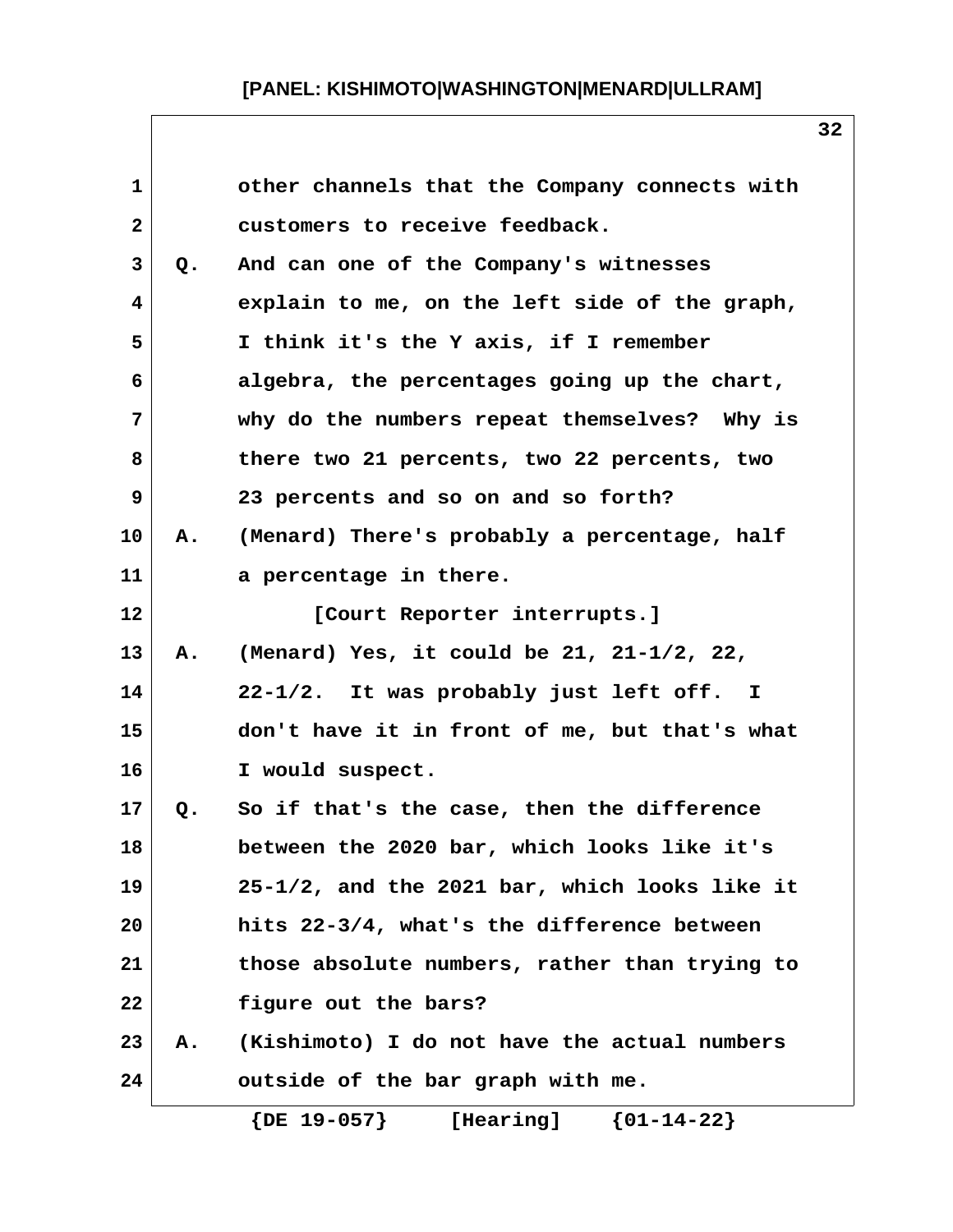other channels that the Company connects with customers to receive feedback.

Q. And can one of the Company's witnesses explain to me, on the left side of the graph, I think it's the Y axis, if I remember algebra, the percentages going up the chart, why do the numbers repeat themselves? Why is there two 21 percents, two 22 percents, two 23 percents and so on and so forth?

A. (Menard) There's probably a percentage, half a percentage in there.

[Court Reporter interrupts.]

A. (Menard) Yes, it could be 21, 21-1/2, 22, 22-1/2. It was probably just left off. I don't have it in front of me, but that's what I would suspect.

Q. So if that's the case, then the difference between the 2020 bar, which looks like it's 25-1/2, and the 2021 bar, which looks like it hits 22-3/4, what's the difference between those absolute numbers, rather than trying to figure out the bars?

A. (Kishimoto) I do not have the actual numbers outside of the bar graph with me.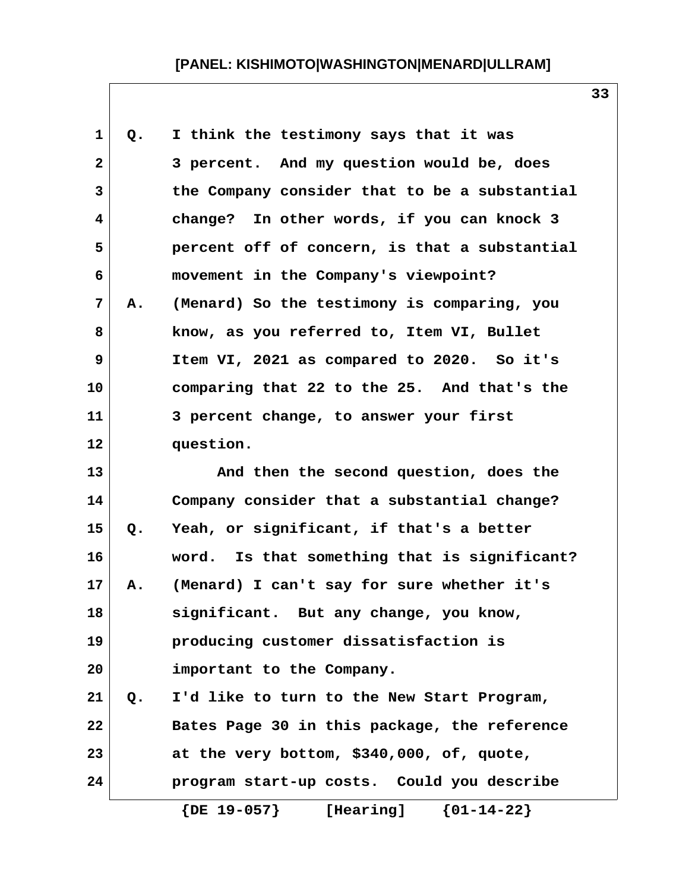Q. I think the testimony says that it was 3 percent. And my question would be, does the Company consider that to be a substantial change? In other words, if you can knock 3 percent off of concern, is that a substantial movement in the Company's viewpoint?

A. (Menard) So the testimony is comparing, you know, as you referred to, Item VI, Bullet Item VI, 2021 as compared to 2020. So it's comparing that 22 to the 25. And that's the 3 percent change, to answer your first question.

And then the second question, does the Company consider that a substantial change?

Q. Yeah, or significant, if that's a better word. Is that something that is significant?

A. (Menard) I can't say for sure whether it's significant. But any change, you know, producing customer dissatisfaction is important to the Company.

Q. I'd like to turn to the New Start Program, Bates Page 30 in this package, the reference at the very bottom, $340,000, of, quote, program start-up costs. Could you describe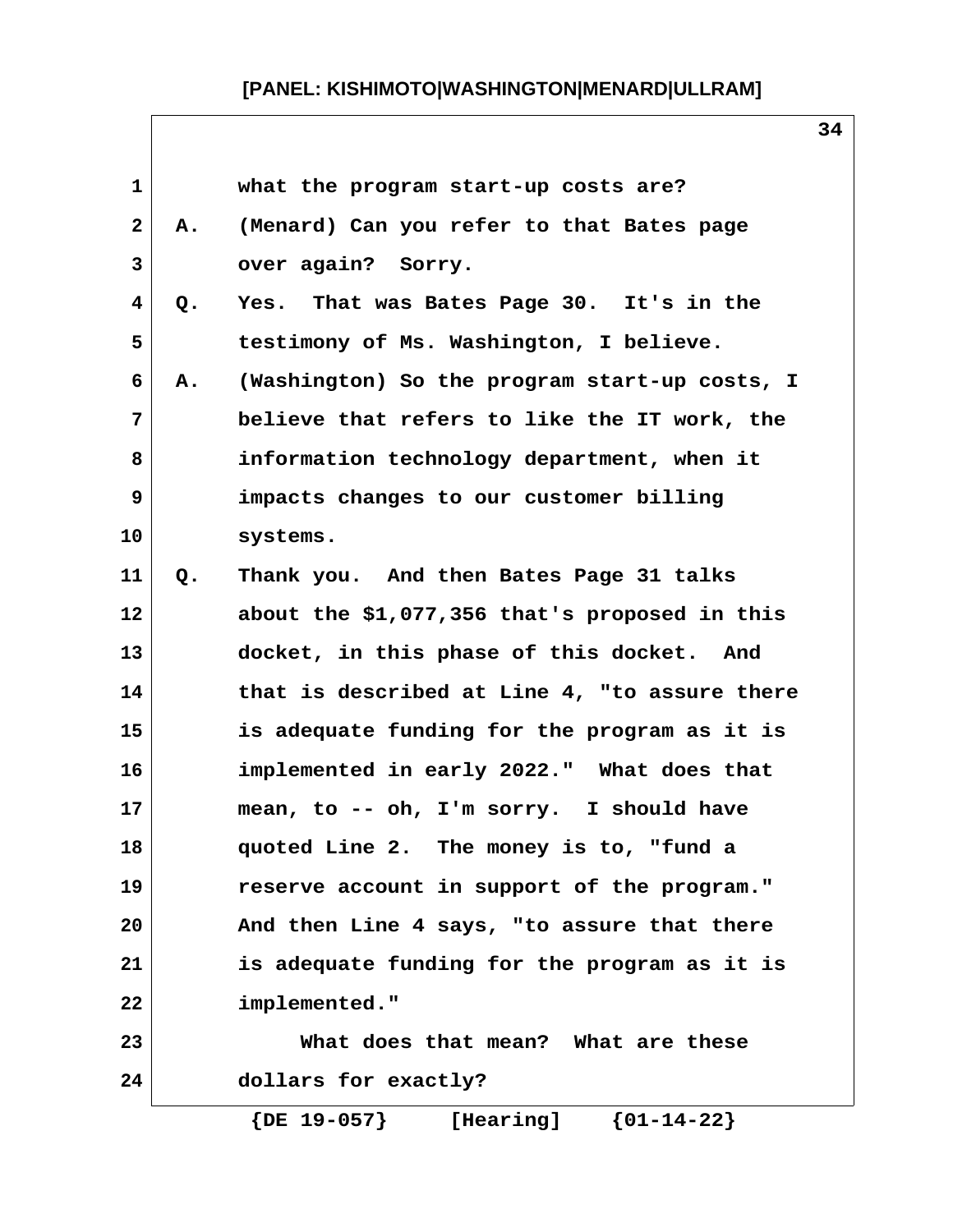what the program start-up costs are?

A. (Menard) Can you refer to that Bates page over again? Sorry.

Q. Yes. That was Bates Page 30. It's in the testimony of Ms. Washington, I believe.

A. (Washington) So the program start-up costs, I believe that refers to like the IT work, the information technology department, when it impacts changes to our customer billing systems.

Q. Thank you. And then Bates Page 31 talks about the $1,077,356 that's proposed in this docket, in this phase of this docket. And that is described at Line 4, "to assure there is adequate funding for the program as it is implemented in early 2022." What does that mean, to -- oh, I'm sorry. I should have quoted Line 2. The money is to, "fund a reserve account in support of the program." And then Line 4 says, "to assure that there is adequate funding for the program as it is implemented."

What does that mean? What are these dollars for exactly?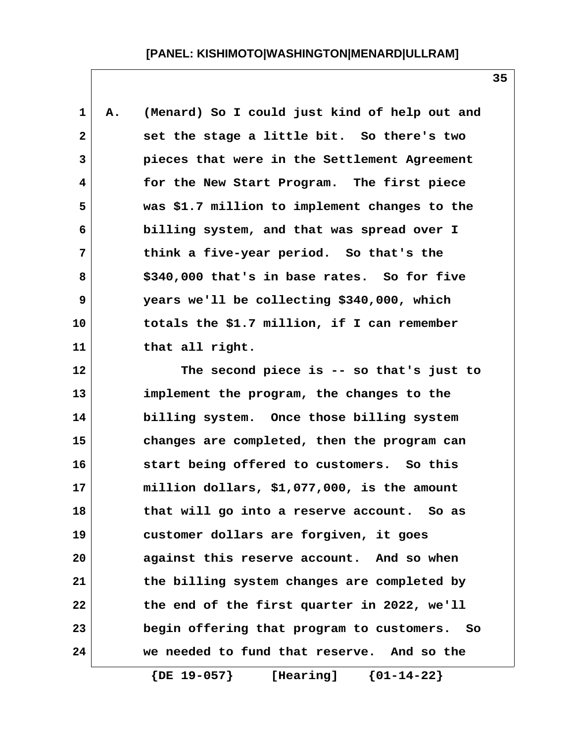A. (Menard) So I could just kind of help out and set the stage a little bit. So there's two pieces that were in the Settlement Agreement for the New Start Program. The first piece was $1.7 million to implement changes to the billing system, and that was spread over I think a five-year period. So that's the $340,000 that's in base rates. So for five years we'll be collecting $340,000, which totals the $1.7 million, if I can remember that all right.

The second piece is -- so that's just to implement the program, the changes to the billing system. Once those billing system changes are completed, then the program can start being offered to customers. So this million dollars, $1,077,000, is the amount that will go into a reserve account. So as customer dollars are forgiven, it goes against this reserve account. And so when the billing system changes are completed by the end of the first quarter in 2022, we'll begin offering that program to customers. So we needed to fund that reserve. And so the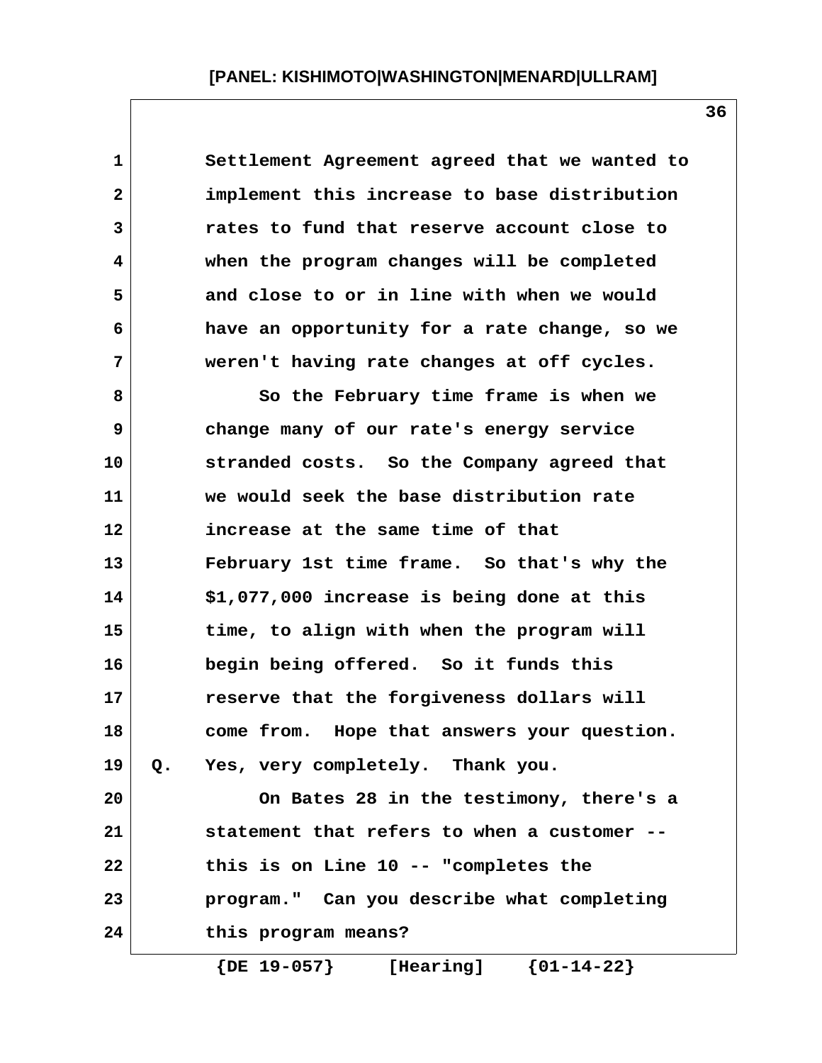Settlement Agreement agreed that we wanted to implement this increase to base distribution rates to fund that reserve account close to when the program changes will be completed and close to or in line with when we would have an opportunity for a rate change, so we weren't having rate changes at off cycles.

So the February time frame is when we change many of our rate's energy service stranded costs. So the Company agreed that we would seek the base distribution rate increase at the same time of that February 1st time frame. So that's why the $1,077,000 increase is being done at this time, to align with when the program will begin being offered. So it funds this reserve that the forgiveness dollars will come from. Hope that answers your question.

Q. Yes, very completely. Thank you.

On Bates 28 in the testimony, there's a statement that refers to when a customer -- this is on Line 10 -- "completes the program." Can you describe what completing this program means?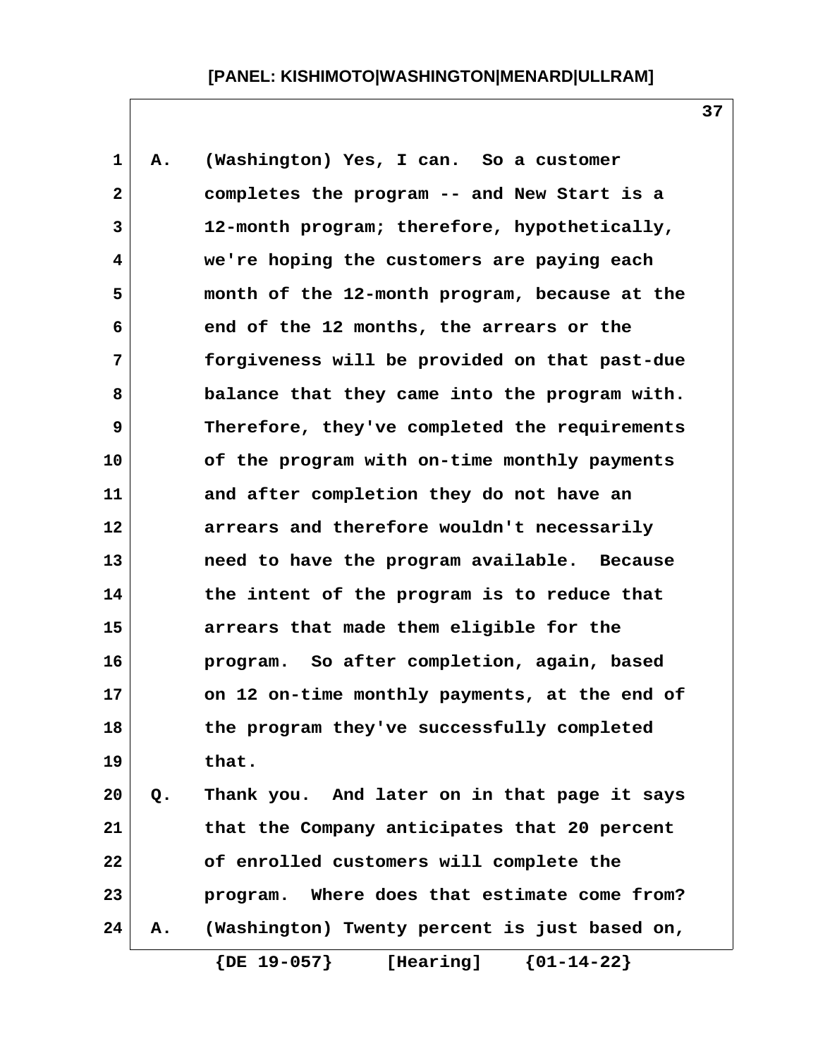A. (Washington) Yes, I can. So a customer completes the program -- and New Start is a 12-month program; therefore, hypothetically, we're hoping the customers are paying each month of the 12-month program, because at the end of the 12 months, the arrears or the forgiveness will be provided on that past-due balance that they came into the program with. Therefore, they've completed the requirements of the program with on-time monthly payments and after completion they do not have an arrears and therefore wouldn't necessarily need to have the program available. Because the intent of the program is to reduce that arrears that made them eligible for the program. So after completion, again, based on 12 on-time monthly payments, at the end of the program they've successfully completed that.

Q. Thank you. And later on in that page it says that the Company anticipates that 20 percent of enrolled customers will complete the program. Where does that estimate come from?

A. (Washington) Twenty percent is just based on,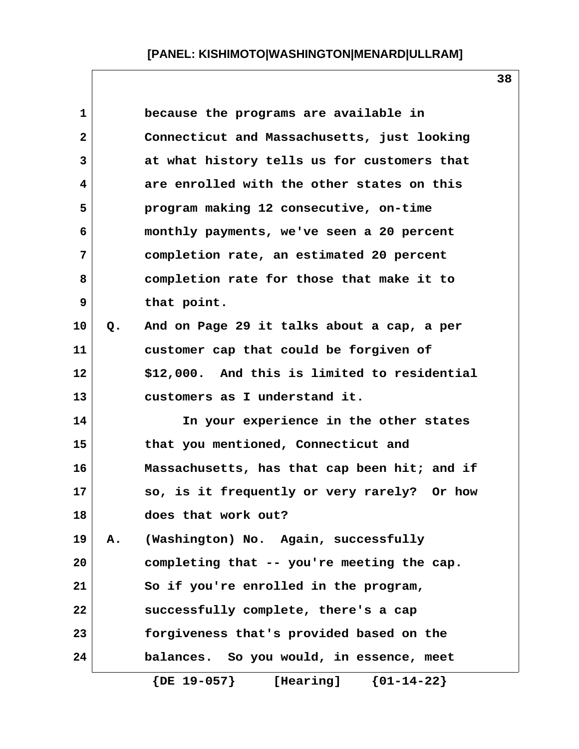because the programs are available in Connecticut and Massachusetts, just looking at what history tells us for customers that are enrolled with the other states on this program making 12 consecutive, on-time monthly payments, we've seen a 20 percent completion rate, an estimated 20 percent completion rate for those that make it to that point.

Q. And on Page 29 it talks about a cap, a per customer cap that could be forgiven of $12,000. And this is limited to residential customers as I understand it.

In your experience in the other states that you mentioned, Connecticut and Massachusetts, has that cap been hit; and if so, is it frequently or very rarely? Or how does that work out?

A. (Washington) No. Again, successfully completing that -- you're meeting the cap. So if you're enrolled in the program, successfully complete, there's a cap forgiveness that's provided based on the balances. So you would, in essence, meet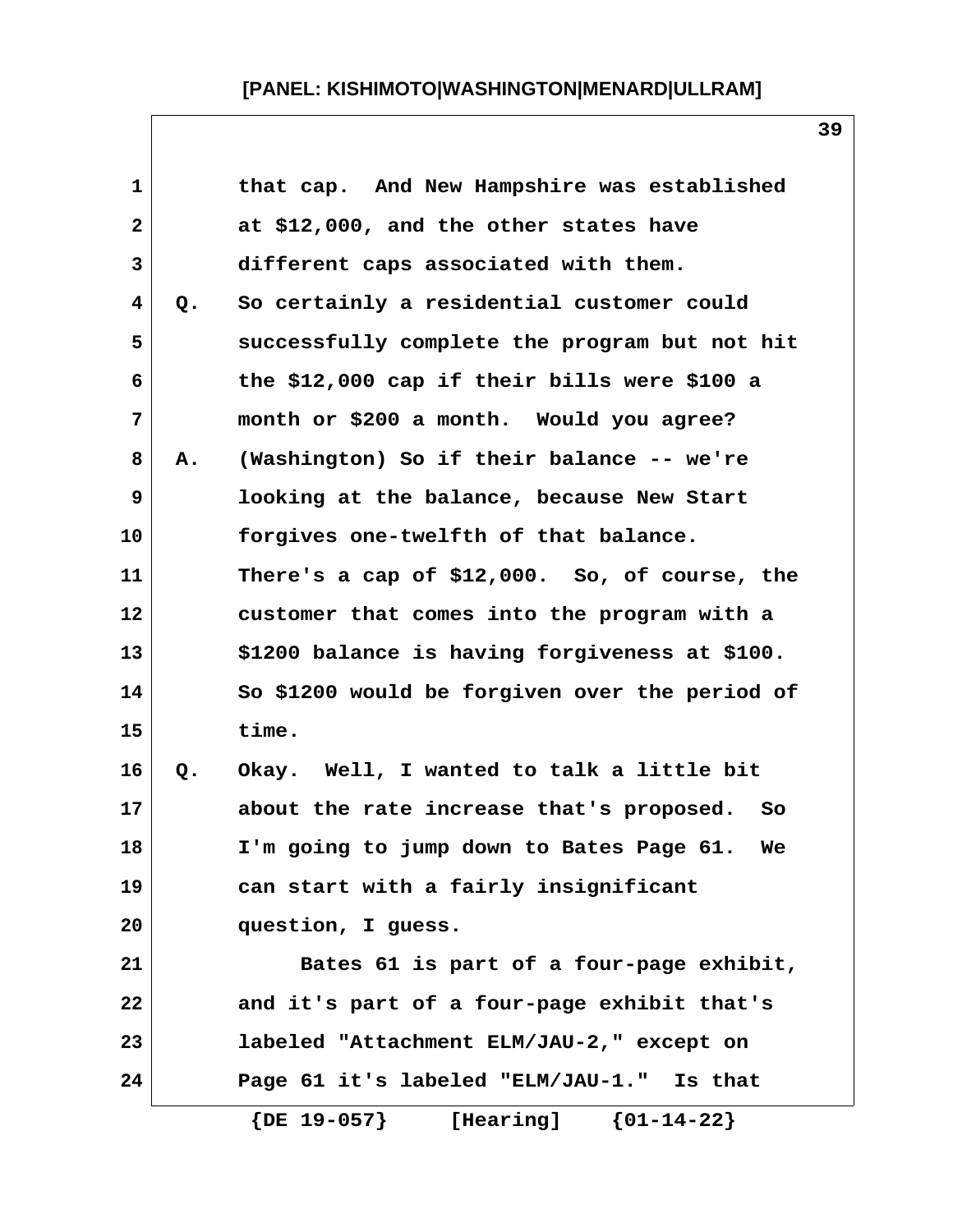that cap. And New Hampshire was established at $12,000, and the other states have different caps associated with them.

Q. So certainly a residential customer could successfully complete the program but not hit the $12,000 cap if their bills were $100 a month or $200 a month. Would you agree?

A. (Washington) So if their balance -- we're looking at the balance, because New Start forgives one-twelfth of that balance. There's a cap of $12,000. So, of course, the customer that comes into the program with a $1200 balance is having forgiveness at $100. So $1200 would be forgiven over the period of time.

Q. Okay. Well, I wanted to talk a little bit about the rate increase that's proposed. So I'm going to jump down to Bates Page 61. We can start with a fairly insignificant question, I guess.

Bates 61 is part of a four-page exhibit, and it's part of a four-page exhibit that's labeled "Attachment ELM/JAU-2," except on Page 61 it's labeled "ELM/JAU-1." Is that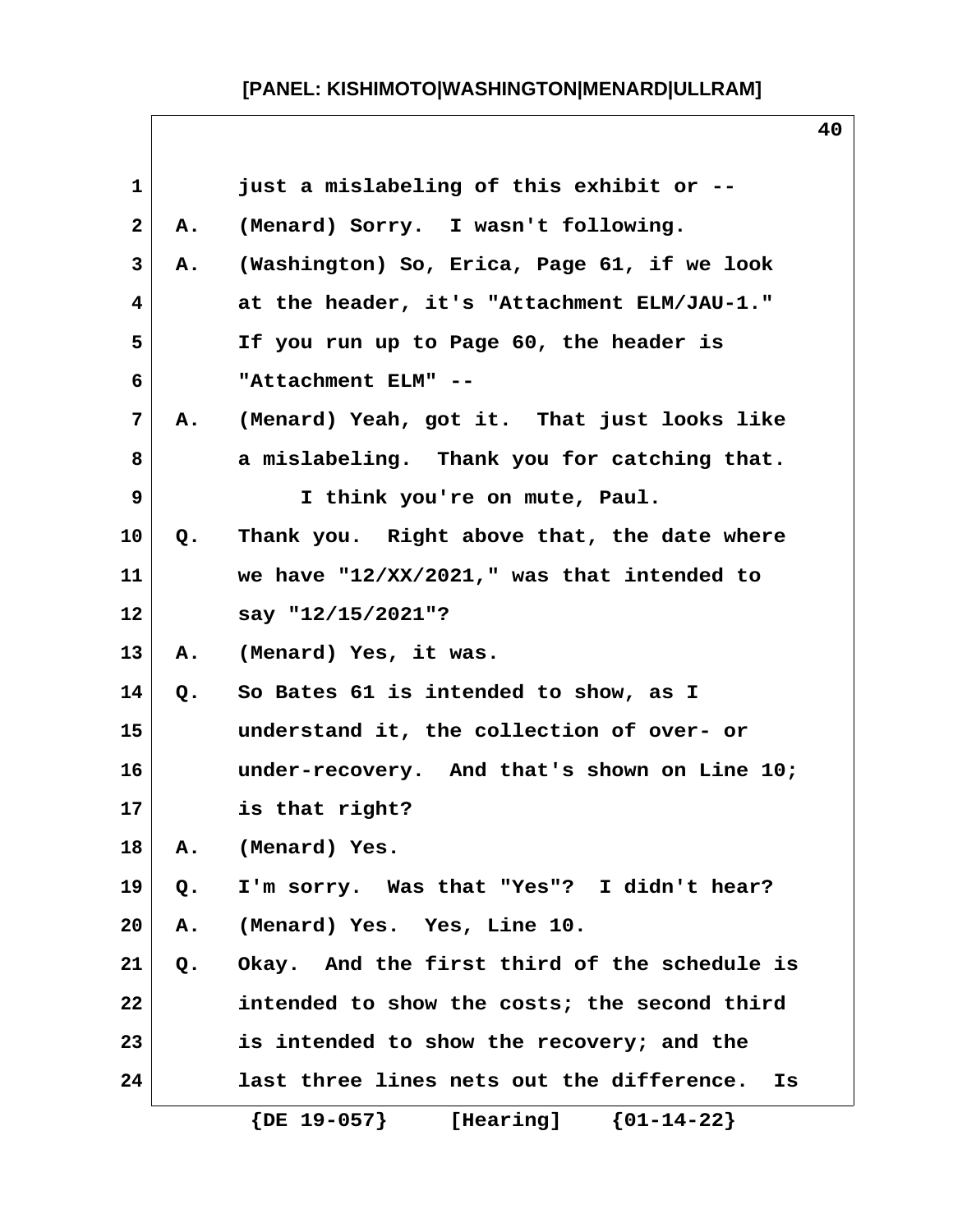just a mislabeling of this exhibit or --

A. (Menard) Sorry. I wasn't following.

A. (Washington) So, Erica, Page 61, if we look at the header, it's "Attachment ELM/JAU-1." If you run up to Page 60, the header is "Attachment ELM" --

A. (Menard) Yeah, got it. That just looks like a mislabeling. Thank you for catching that.

I think you're on mute, Paul.

Q. Thank you. Right above that, the date where we have "12/XX/2021," was that intended to say "12/15/2021"?

A. (Menard) Yes, it was.

Q. So Bates 61 is intended to show, as I understand it, the collection of over- or under-recovery. And that's shown on Line 10; is that right?

A. (Menard) Yes.

Q. I'm sorry. Was that "Yes"? I didn't hear?

A. (Menard) Yes. Yes, Line 10.

Q. Okay. And the first third of the schedule is intended to show the costs; the second third is intended to show the recovery; and the last three lines nets out the difference. Is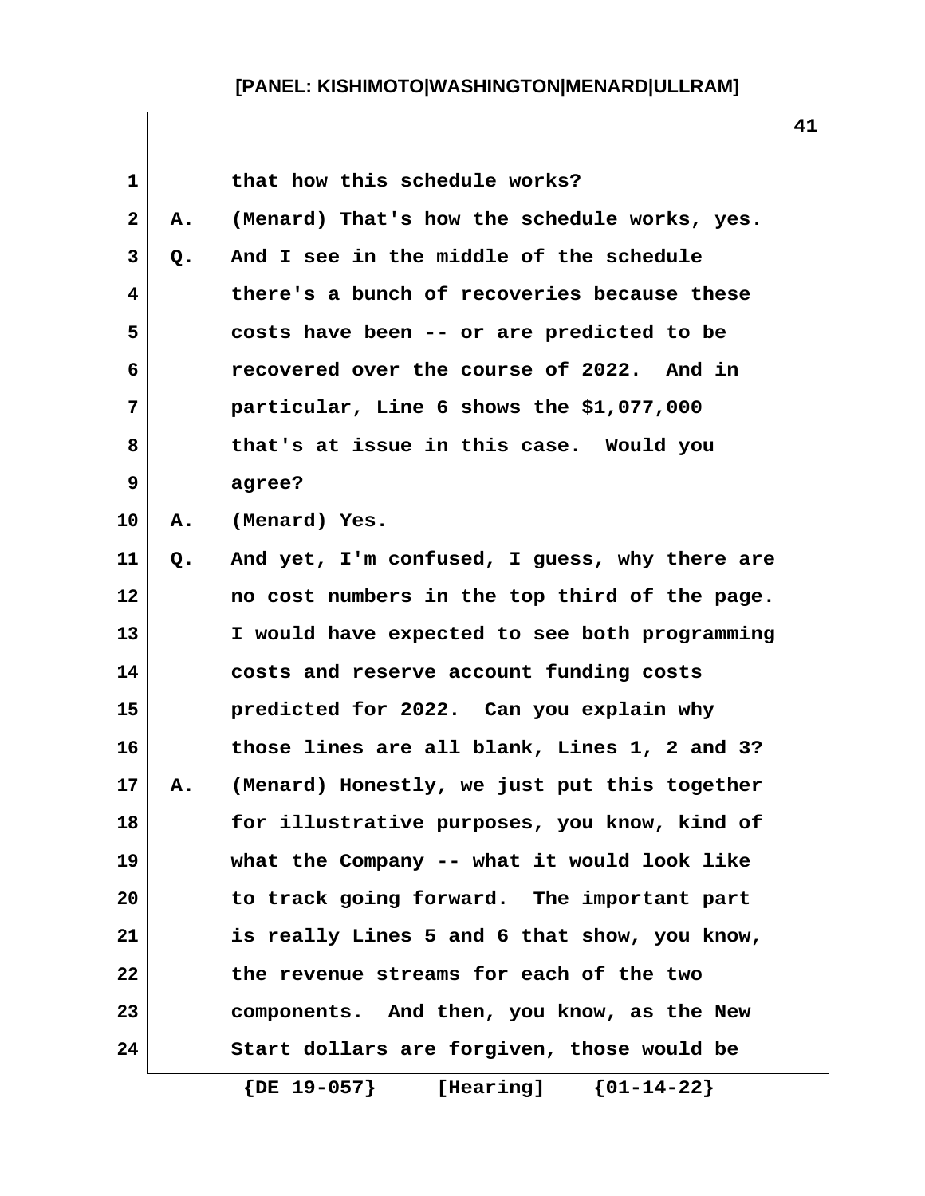1 that how this schedule works?

2 A. (Menard) That's how the schedule works, yes.

3 Q. And I see in the middle of the schedule

4 there's a bunch of recoveries because these

5 costs have been -- or are predicted to be

6 recovered over the course of 2022. And in

7 particular, Line 6 shows the $1,077,000

8 that's at issue in this case. Would you

9 agree?

10 A. (Menard) Yes.

11 Q. And yet, I'm confused, I guess, why there are

12 no cost numbers in the top third of the page.

13 I would have expected to see both programming

14 costs and reserve account funding costs

15 predicted for 2022. Can you explain why

16 those lines are all blank, Lines 1, 2 and 3?

17 A. (Menard) Honestly, we just put this together

18 for illustrative purposes, you know, kind of

19 what the Company -- what it would look like

20 to track going forward. The important part

21 is really Lines 5 and 6 that show, you know,

22 the revenue streams for each of the two

23 components. And then, you know, as the New

24 Start dollars are forgiven, those would be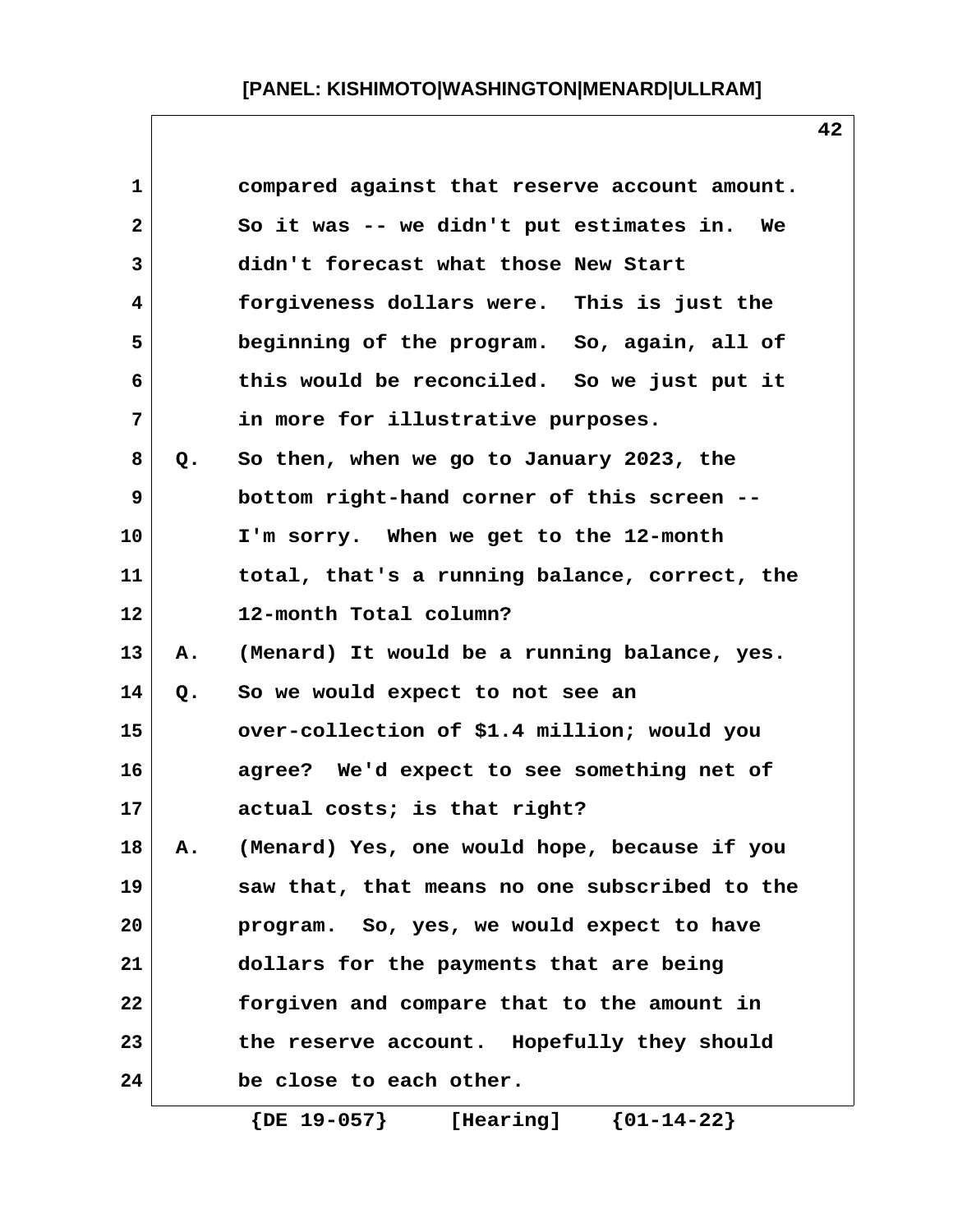compared against that reserve account amount. So it was -- we didn't put estimates in. We didn't forecast what those New Start forgiveness dollars were. This is just the beginning of the program. So, again, all of this would be reconciled. So we just put it in more for illustrative purposes.

Q. So then, when we go to January 2023, the bottom right-hand corner of this screen -- I'm sorry. When we get to the 12-month total, that's a running balance, correct, the 12-month Total column?

A. (Menard) It would be a running balance, yes.

Q. So we would expect to not see an over-collection of $1.4 million; would you agree? We'd expect to see something net of actual costs; is that right?

A. (Menard) Yes, one would hope, because if you saw that, that means no one subscribed to the program. So, yes, we would expect to have dollars for the payments that are being forgiven and compare that to the amount in the reserve account. Hopefully they should be close to each other.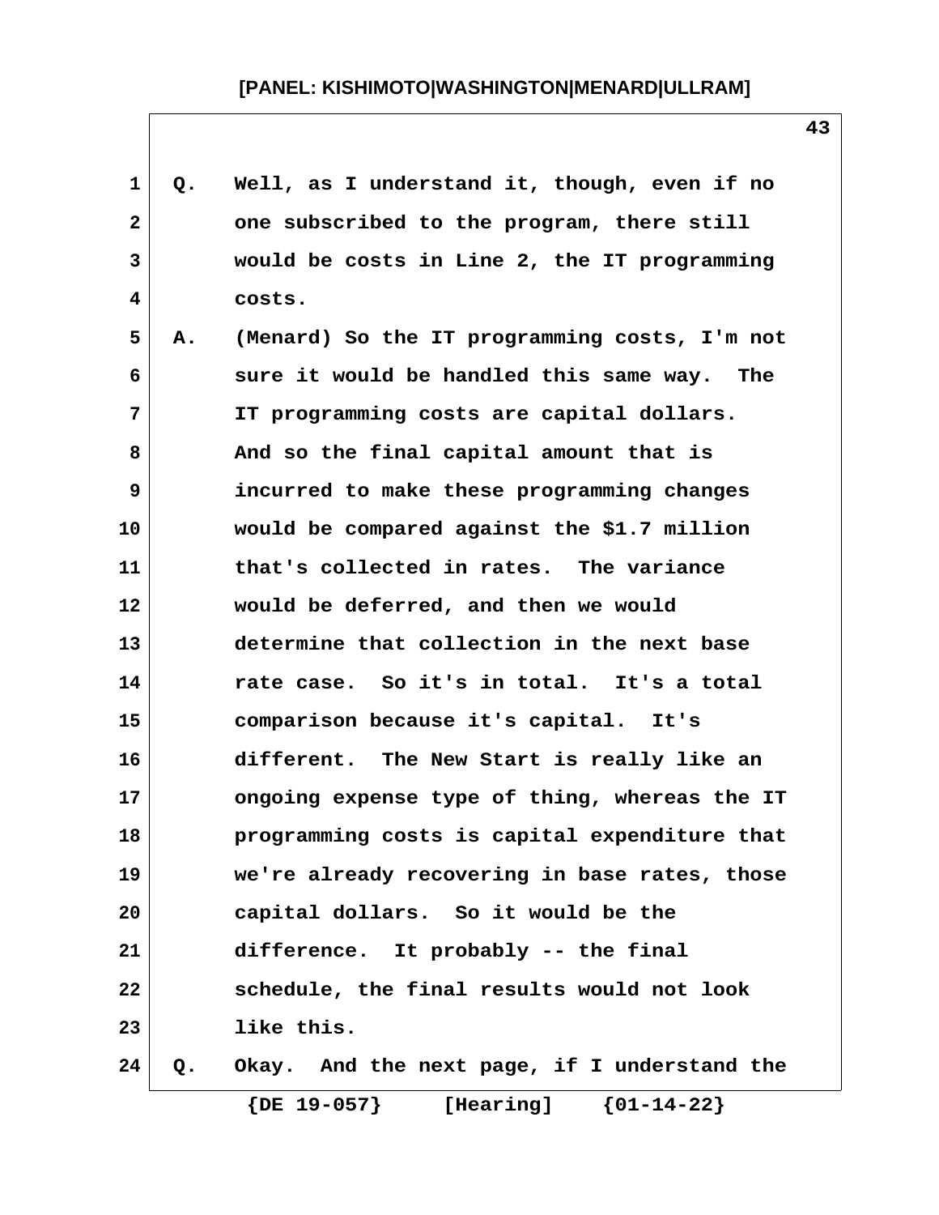Q. Well, as I understand it, though, even if no one subscribed to the program, there still would be costs in Line 2, the IT programming costs.

A. (Menard) So the IT programming costs, I'm not sure it would be handled this same way. The IT programming costs are capital dollars. And so the final capital amount that is incurred to make these programming changes would be compared against the $1.7 million that's collected in rates. The variance would be deferred, and then we would determine that collection in the next base rate case. So it's in total. It's a total comparison because it's capital. It's different. The New Start is really like an ongoing expense type of thing, whereas the IT programming costs is capital expenditure that we're already recovering in base rates, those capital dollars. So it would be the difference. It probably -- the final schedule, the final results would not look like this.

Q. Okay. And the next page, if I understand the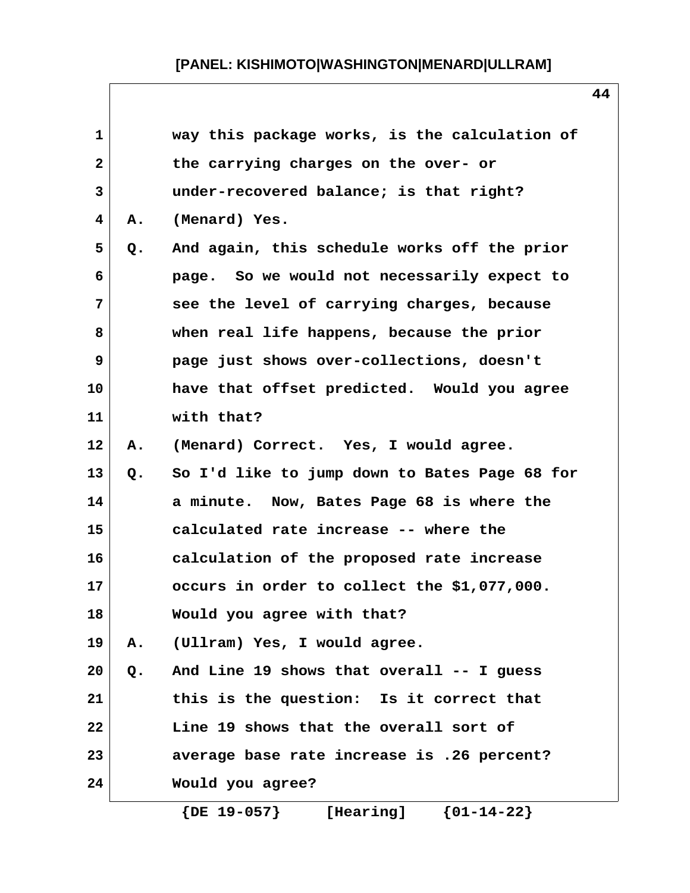way this package works, is the calculation of the carrying charges on the over- or under-recovered balance; is that right?

A. (Menard) Yes.

Q. And again, this schedule works off the prior page. So we would not necessarily expect to see the level of carrying charges, because when real life happens, because the prior page just shows over-collections, doesn't have that offset predicted. Would you agree with that?

A. (Menard) Correct. Yes, I would agree.

Q. So I'd like to jump down to Bates Page 68 for a minute. Now, Bates Page 68 is where the calculated rate increase -- where the calculation of the proposed rate increase occurs in order to collect the $1,077,000. Would you agree with that?

A. (Ullram) Yes, I would agree.

Q. And Line 19 shows that overall -- I guess this is the question: Is it correct that Line 19 shows that the overall sort of average base rate increase is .26 percent? Would you agree?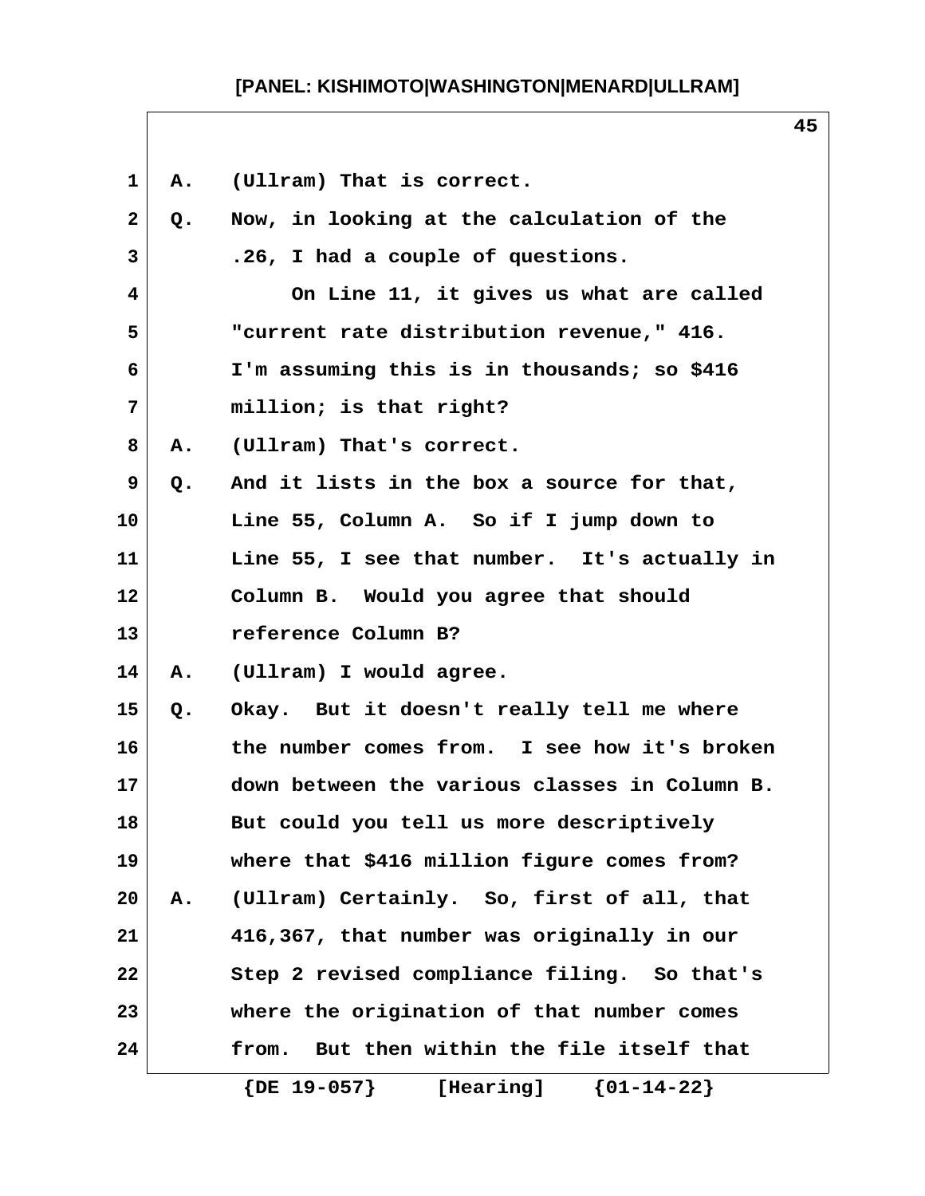A. (Ullram) That is correct.

Q. Now, in looking at the calculation of the .26, I had a couple of questions.

On Line 11, it gives us what are called "current rate distribution revenue," 416. I'm assuming this is in thousands; so $416 million; is that right?

A. (Ullram) That's correct.

Q. And it lists in the box a source for that, Line 55, Column A. So if I jump down to Line 55, I see that number. It's actually in Column B. Would you agree that should reference Column B?

A. (Ullram) I would agree.

Q. Okay. But it doesn't really tell me where the number comes from. I see how it's broken down between the various classes in Column B. But could you tell us more descriptively where that $416 million figure comes from?

A. (Ullram) Certainly. So, first of all, that 416,367, that number was originally in our Step 2 revised compliance filing. So that's where the origination of that number comes from. But then within the file itself that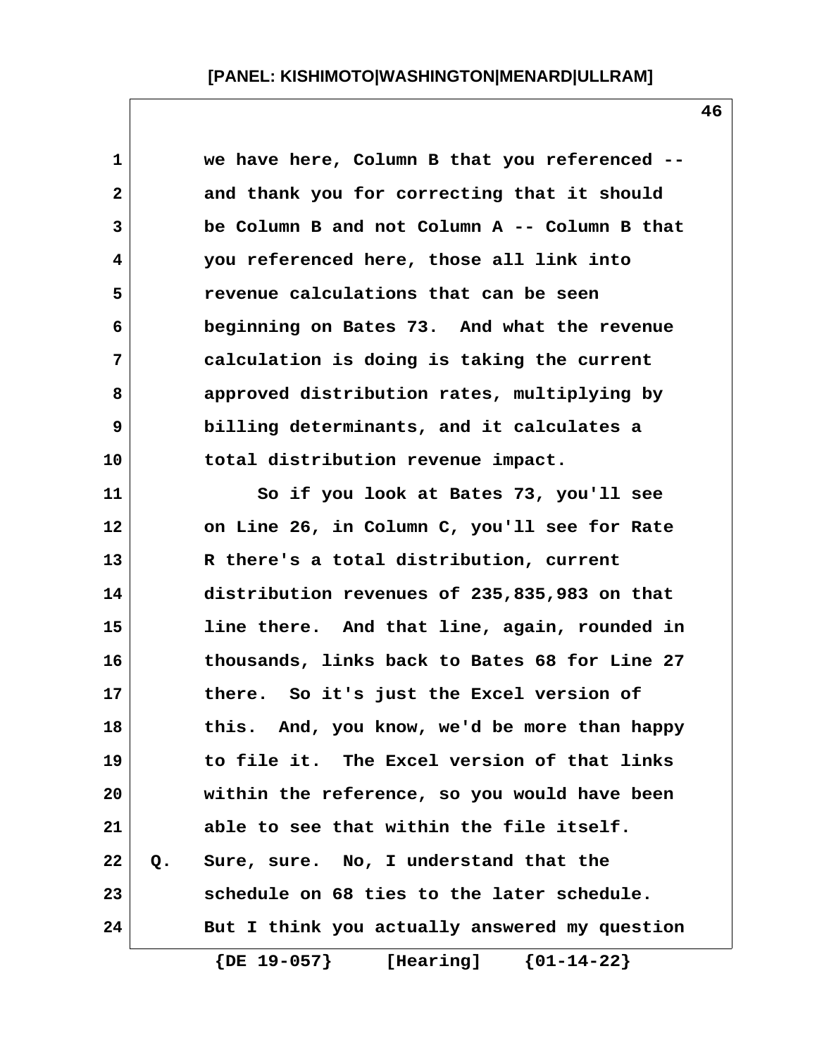we have here, Column B that you referenced -- and thank you for correcting that it should be Column B and not Column A -- Column B that you referenced here, those all link into revenue calculations that can be seen beginning on Bates 73. And what the revenue calculation is doing is taking the current approved distribution rates, multiplying by billing determinants, and it calculates a total distribution revenue impact.

So if you look at Bates 73, you'll see on Line 26, in Column C, you'll see for Rate R there's a total distribution, current distribution revenues of 235,835,983 on that line there. And that line, again, rounded in thousands, links back to Bates 68 for Line 27 there. So it's just the Excel version of this. And, you know, we'd be more than happy to file it. The Excel version of that links within the reference, so you would have been able to see that within the file itself.

Q. Sure, sure. No, I understand that the schedule on 68 ties to the later schedule. But I think you actually answered my question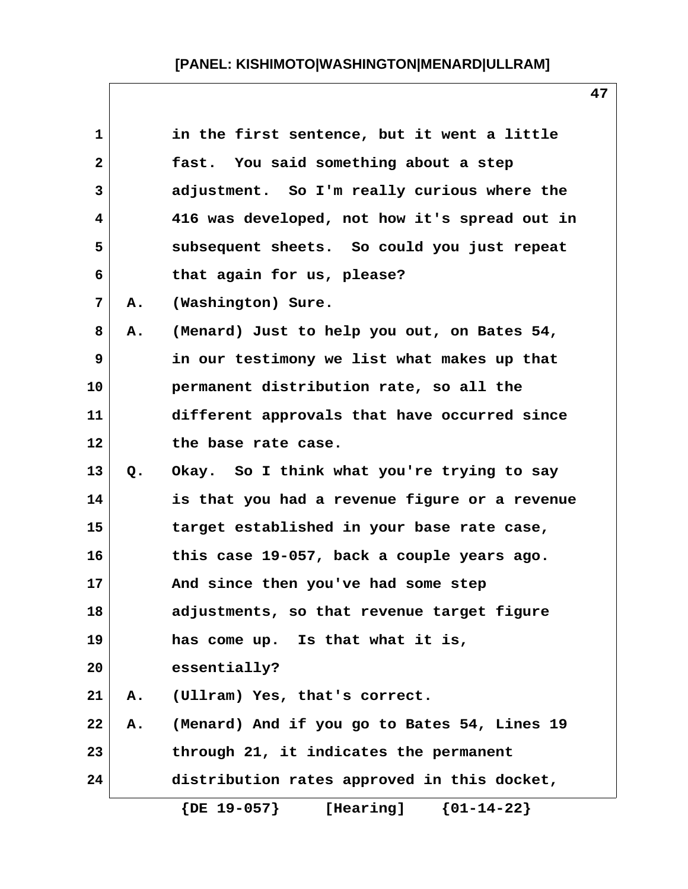in the first sentence, but it went a little fast. You said something about a step adjustment. So I'm really curious where the 416 was developed, not how it's spread out in subsequent sheets. So could you just repeat that again for us, please?

A. (Washington) Sure.

A. (Menard) Just to help you out, on Bates 54, in our testimony we list what makes up that permanent distribution rate, so all the different approvals that have occurred since the base rate case.

Q. Okay. So I think what you're trying to say is that you had a revenue figure or a revenue target established in your base rate case, this case 19-057, back a couple years ago. And since then you've had some step adjustments, so that revenue target figure has come up. Is that what it is, essentially?

A. (Ullram) Yes, that's correct.

A. (Menard) And if you go to Bates 54, Lines 19 through 21, it indicates the permanent distribution rates approved in this docket,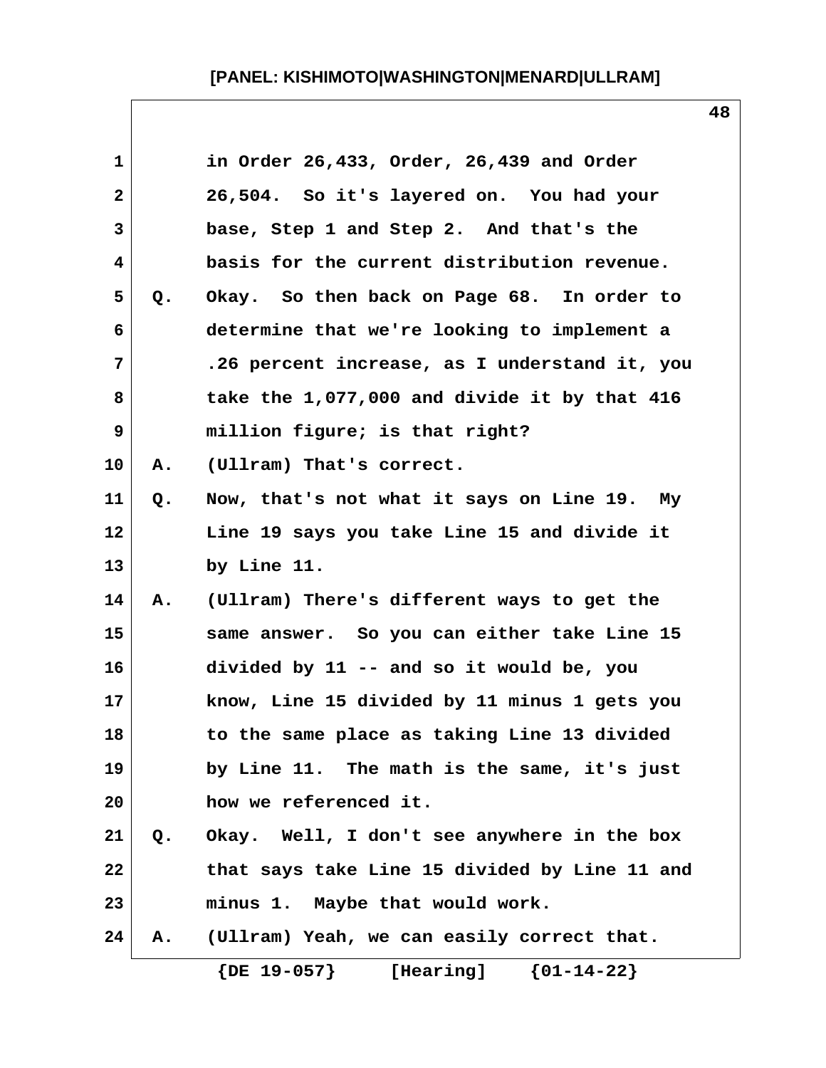in Order 26,433, Order, 26,439 and Order 26,504. So it's layered on. You had your base, Step 1 and Step 2. And that's the basis for the current distribution revenue.

Q. Okay. So then back on Page 68. In order to determine that we're looking to implement a .26 percent increase, as I understand it, you take the 1,077,000 and divide it by that 416 million figure; is that right?

A. (Ullram) That's correct.

Q. Now, that's not what it says on Line 19. My Line 19 says you take Line 15 and divide it by Line 11.

A. (Ullram) There's different ways to get the same answer. So you can either take Line 15 divided by 11 -- and so it would be, you know, Line 15 divided by 11 minus 1 gets you to the same place as taking Line 13 divided by Line 11. The math is the same, it's just how we referenced it.

Q. Okay. Well, I don't see anywhere in the box that says take Line 15 divided by Line 11 and minus 1. Maybe that would work.

A. (Ullram) Yeah, we can easily correct that.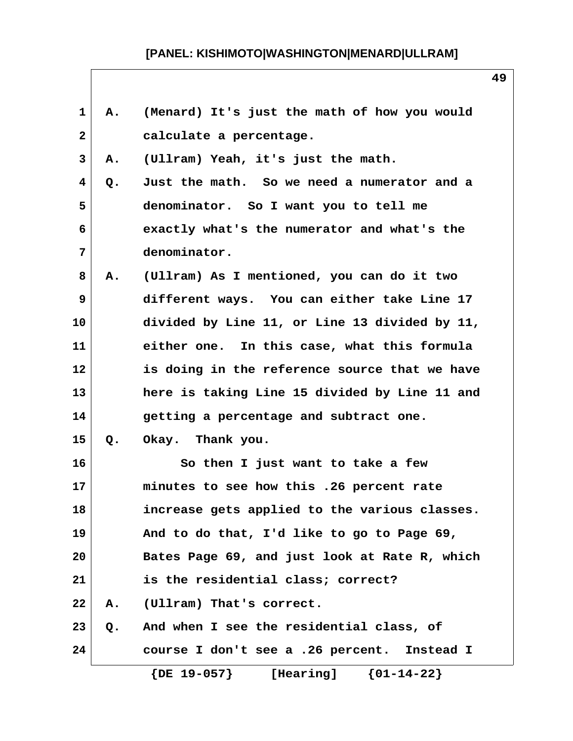A. (Menard) It's just the math of how you would calculate a percentage.

A. (Ullram) Yeah, it's just the math.

Q. Just the math. So we need a numerator and a denominator. So I want you to tell me exactly what's the numerator and what's the denominator.

A. (Ullram) As I mentioned, you can do it two different ways. You can either take Line 17 divided by Line 11, or Line 13 divided by 11, either one. In this case, what this formula is doing in the reference source that we have here is taking Line 15 divided by Line 11 and getting a percentage and subtract one.

Q. Okay. Thank you.

So then I just want to take a few minutes to see how this .26 percent rate increase gets applied to the various classes. And to do that, I'd like to go to Page 69, Bates Page 69, and just look at Rate R, which is the residential class; correct?

A. (Ullram) That's correct.

Q. And when I see the residential class, of course I don't see a .26 percent. Instead I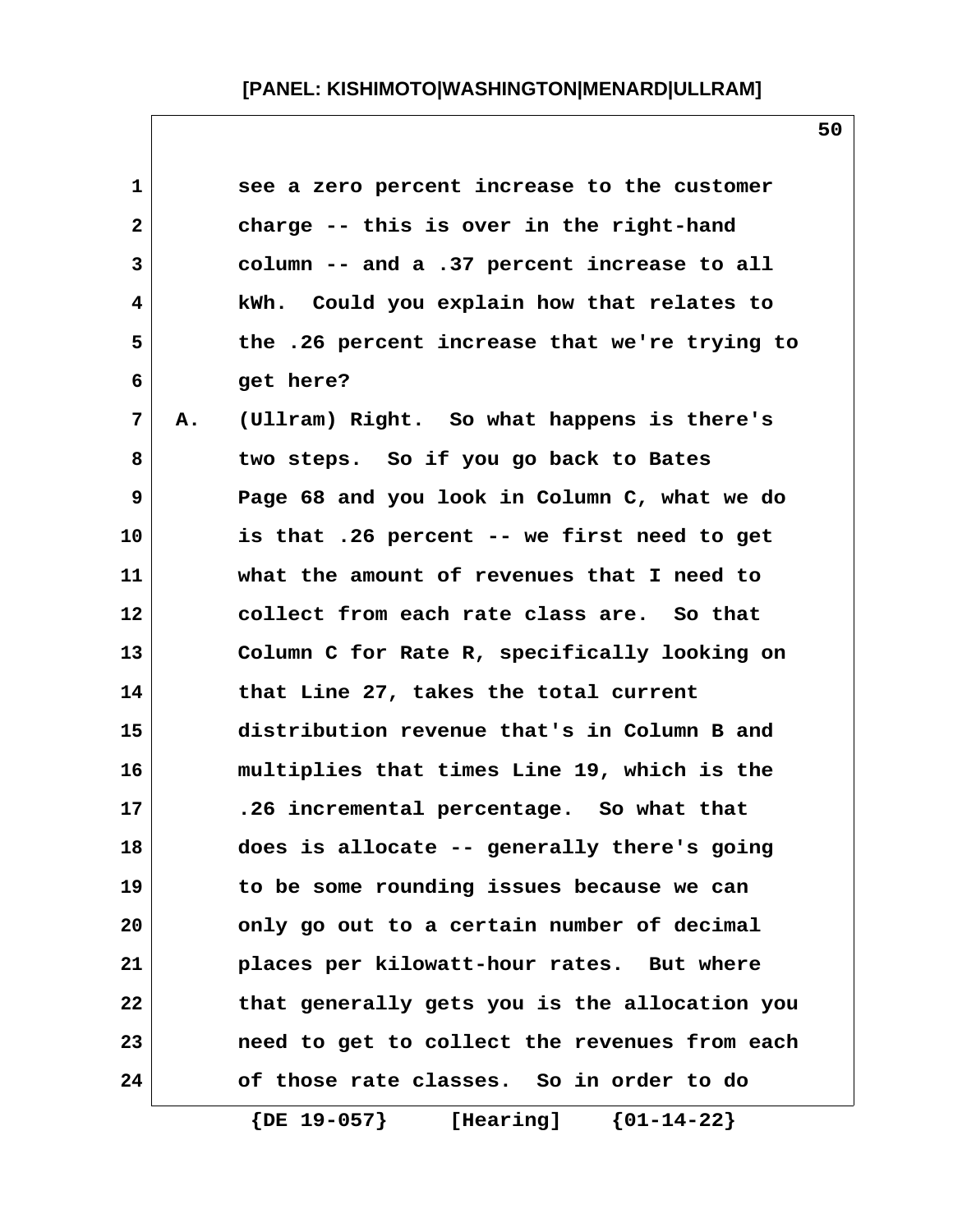see a zero percent increase to the customer charge -- this is over in the right-hand column -- and a .37 percent increase to all kWh. Could you explain how that relates to the .26 percent increase that we're trying to get here?

A. (Ullram) Right. So what happens is there's two steps. So if you go back to Bates Page 68 and you look in Column C, what we do is that .26 percent -- we first need to get what the amount of revenues that I need to collect from each rate class are. So that Column C for Rate R, specifically looking on that Line 27, takes the total current distribution revenue that's in Column B and multiplies that times Line 19, which is the .26 incremental percentage. So what that does is allocate -- generally there's going to be some rounding issues because we can only go out to a certain number of decimal places per kilowatt-hour rates. But where that generally gets you is the allocation you need to get to collect the revenues from each of those rate classes. So in order to do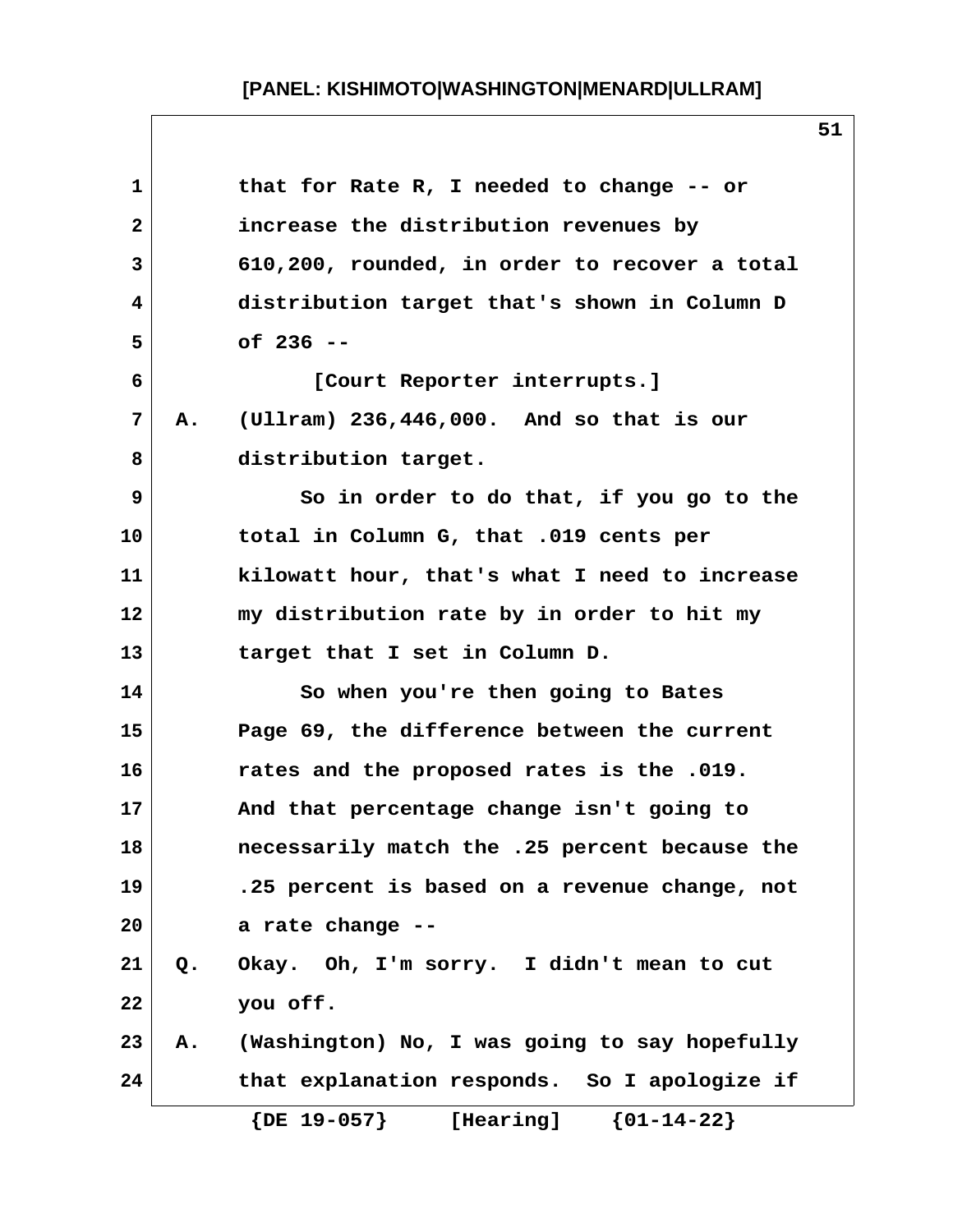that for Rate R, I needed to change -- or increase the distribution revenues by 610,200, rounded, in order to recover a total distribution target that's shown in Column D of 236 --

[Court Reporter interrupts.]

A. (Ullram) 236,446,000. And so that is our distribution target.

So in order to do that, if you go to the total in Column G, that .019 cents per kilowatt hour, that's what I need to increase my distribution rate by in order to hit my target that I set in Column D.

So when you're then going to Bates Page 69, the difference between the current rates and the proposed rates is the .019. And that percentage change isn't going to necessarily match the .25 percent because the .25 percent is based on a revenue change, not a rate change --

Q. Okay. Oh, I'm sorry. I didn't mean to cut you off.

A. (Washington) No, I was going to say hopefully that explanation responds. So I apologize if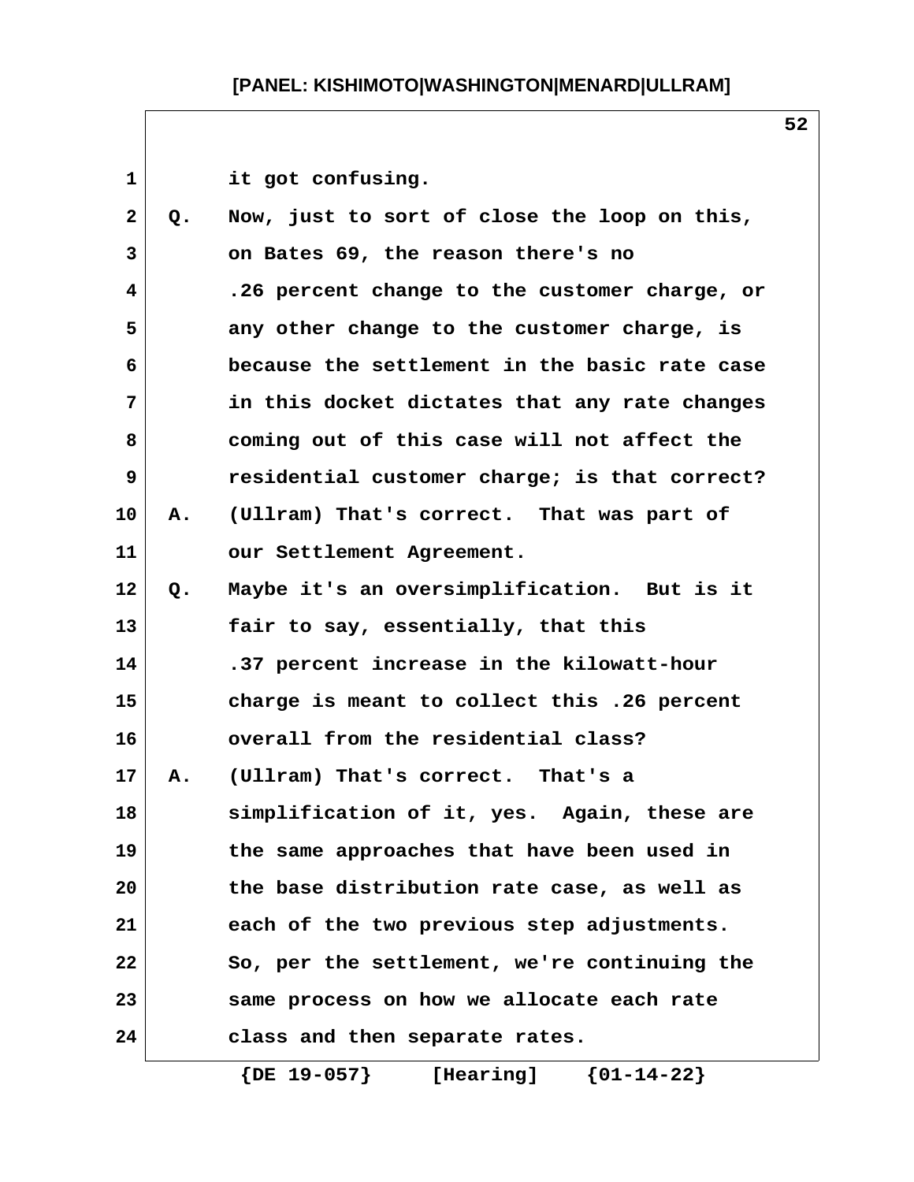it got confusing.

Q. Now, just to sort of close the loop on this, on Bates 69, the reason there's no .26 percent change to the customer charge, or any other change to the customer charge, is because the settlement in the basic rate case in this docket dictates that any rate changes coming out of this case will not affect the residential customer charge; is that correct?

A. (Ullram) That's correct. That was part of our Settlement Agreement.

Q. Maybe it's an oversimplification. But is it fair to say, essentially, that this .37 percent increase in the kilowatt-hour charge is meant to collect this .26 percent overall from the residential class?

A. (Ullram) That's correct. That's a simplification of it, yes. Again, these are the same approaches that have been used in the base distribution rate case, as well as each of the two previous step adjustments. So, per the settlement, we're continuing the same process on how we allocate each rate class and then separate rates.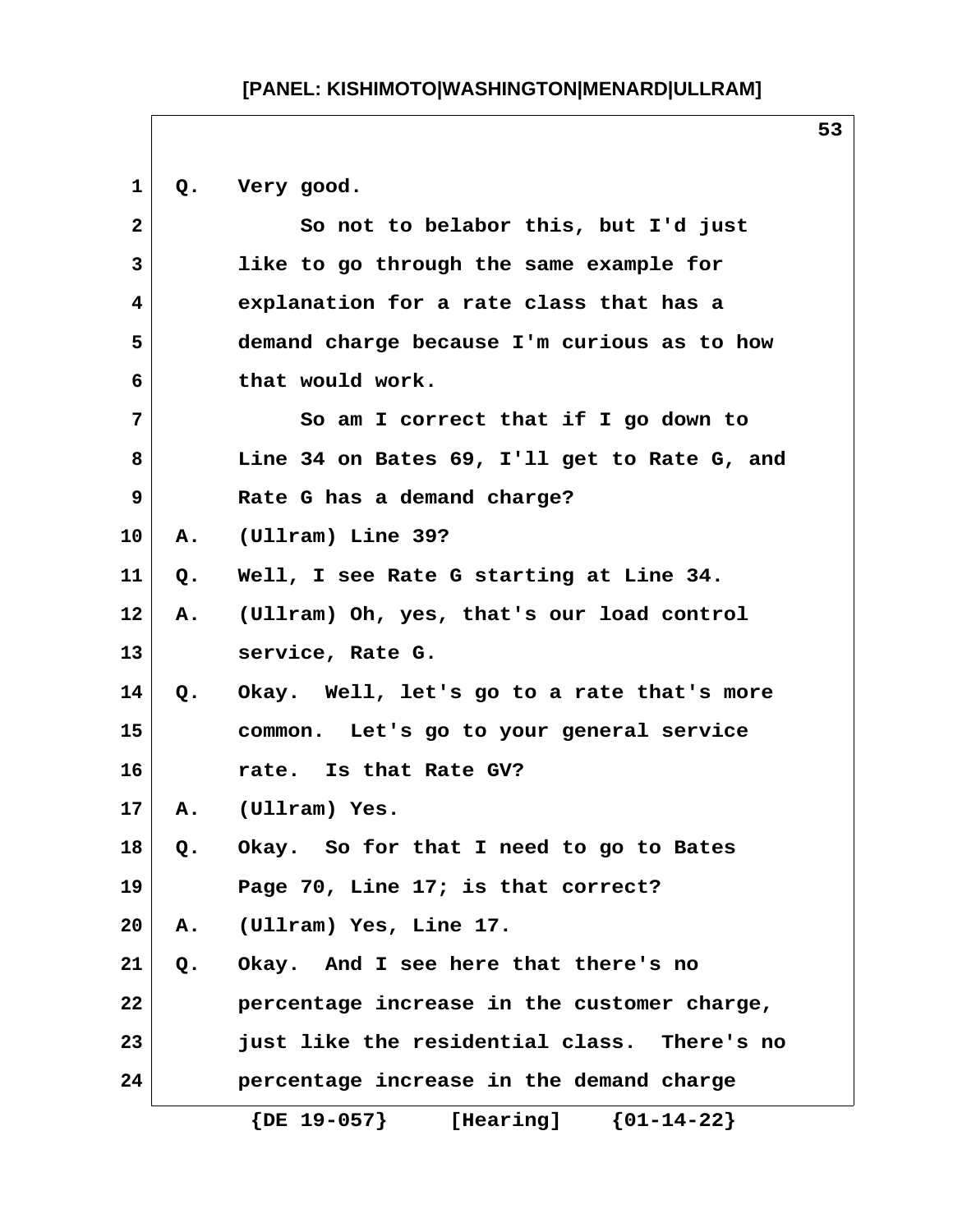Q. Very good.

So not to belabor this, but I'd just like to go through the same example for explanation for a rate class that has a demand charge because I'm curious as to how that would work.

So am I correct that if I go down to Line 34 on Bates 69, I'll get to Rate G, and Rate G has a demand charge?

A. (Ullram) Line 39?

Q. Well, I see Rate G starting at Line 34.

A. (Ullram) Oh, yes, that's our load control service, Rate G.

Q. Okay. Well, let's go to a rate that's more common. Let's go to your general service rate. Is that Rate GV?

A. (Ullram) Yes.

Q. Okay. So for that I need to go to Bates Page 70, Line 17; is that correct?

A. (Ullram) Yes, Line 17.

Q. Okay. And I see here that there's no percentage increase in the customer charge, just like the residential class. There's no percentage increase in the demand charge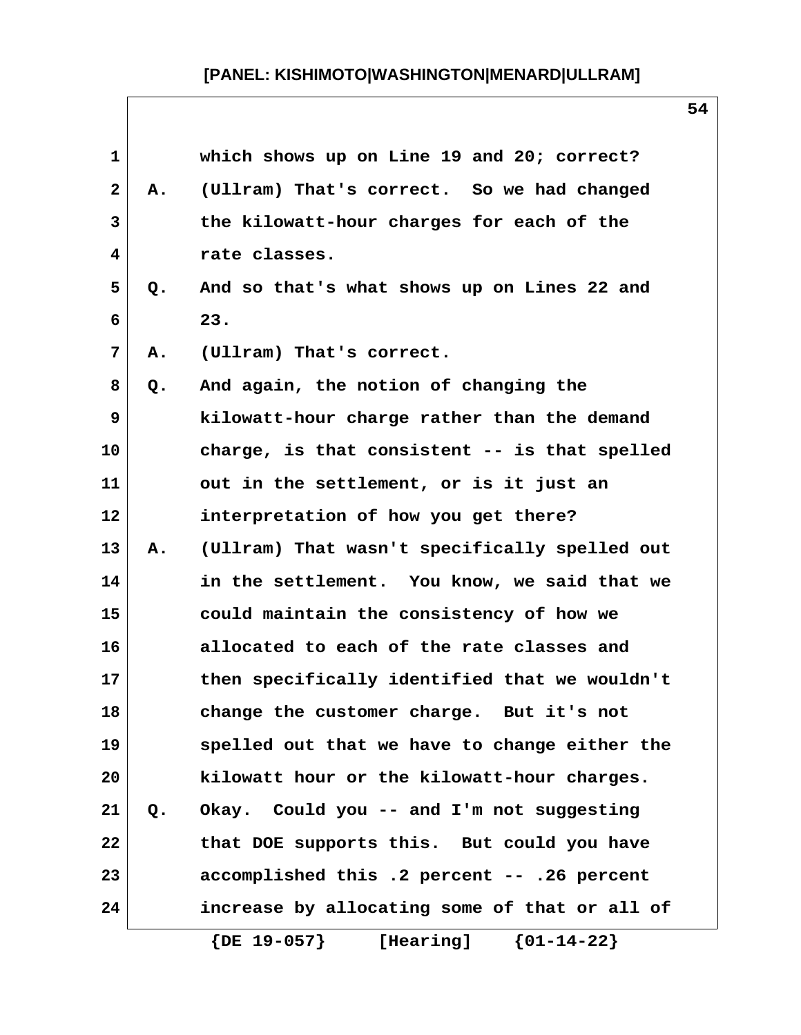which shows up on Line 19 and 20; correct?

A. (Ullram) That's correct. So we had changed the kilowatt-hour charges for each of the rate classes.

Q. And so that's what shows up on Lines 22 and 23.

A. (Ullram) That's correct.

Q. And again, the notion of changing the kilowatt-hour charge rather than the demand charge, is that consistent -- is that spelled out in the settlement, or is it just an interpretation of how you get there?

A. (Ullram) That wasn't specifically spelled out in the settlement. You know, we said that we could maintain the consistency of how we allocated to each of the rate classes and then specifically identified that we wouldn't change the customer charge. But it's not spelled out that we have to change either the kilowatt hour or the kilowatt-hour charges.

Q. Okay. Could you -- and I'm not suggesting that DOE supports this. But could you have accomplished this .2 percent -- .26 percent increase by allocating some of that or all of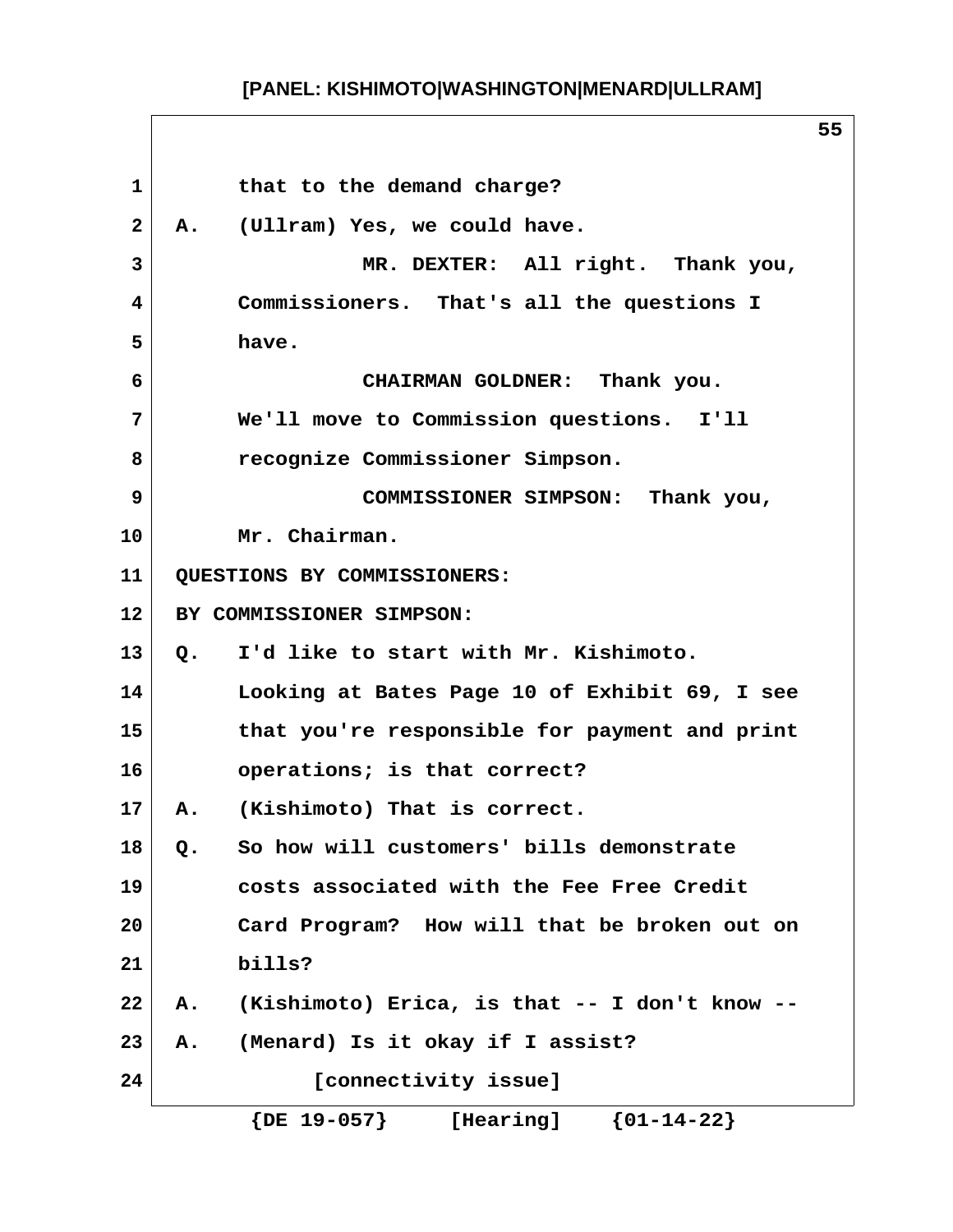that to the demand charge?

A. (Ullram) Yes, we could have.

MR. DEXTER: All right. Thank you, Commissioners. That's all the questions I have.

CHAIRMAN GOLDNER: Thank you. We'll move to Commission questions. I'll recognize Commissioner Simpson.

COMMISSIONER SIMPSON: Thank you, Mr. Chairman.

QUESTIONS BY COMMISSIONERS:

BY COMMISSIONER SIMPSON:

Q. I'd like to start with Mr. Kishimoto. Looking at Bates Page 10 of Exhibit 69, I see that you're responsible for payment and print operations; is that correct?

A. (Kishimoto) That is correct.

Q. So how will customers' bills demonstrate costs associated with the Fee Free Credit Card Program? How will that be broken out on bills?

A. (Kishimoto) Erica, is that -- I don't know --

A. (Menard) Is it okay if I assist?

[connectivity issue]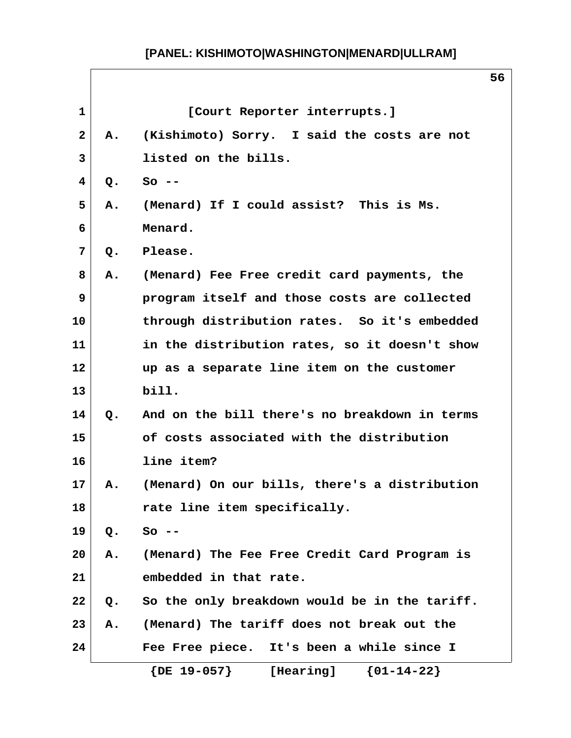[Court Reporter interrupts.]

A. (Kishimoto) Sorry. I said the costs are not listed on the bills.

Q. So --

A. (Menard) If I could assist? This is Ms. Menard.

Q. Please.

A. (Menard) Fee Free credit card payments, the program itself and those costs are collected through distribution rates. So it's embedded in the distribution rates, so it doesn't show up as a separate line item on the customer bill.

Q. And on the bill there's no breakdown in terms of costs associated with the distribution line item?

A. (Menard) On our bills, there's a distribution rate line item specifically.

Q. So --

A. (Menard) The Fee Free Credit Card Program is embedded in that rate.

Q. So the only breakdown would be in the tariff.

A. (Menard) The tariff does not break out the Fee Free piece. It's been a while since I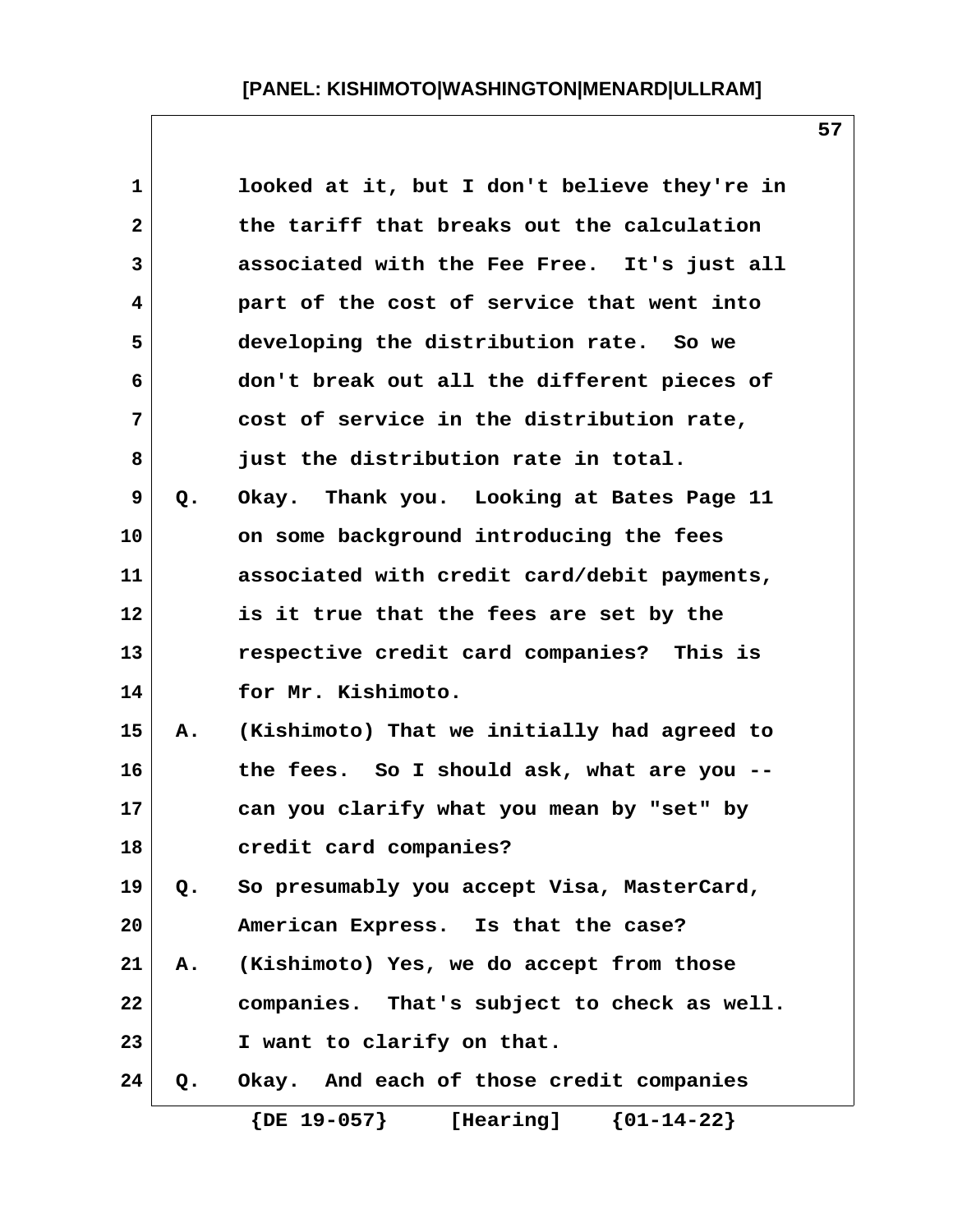looked at it, but I don't believe they're in the tariff that breaks out the calculation associated with the Fee Free. It's just all part of the cost of service that went into developing the distribution rate. So we don't break out all the different pieces of cost of service in the distribution rate, just the distribution rate in total.

Q. Okay. Thank you. Looking at Bates Page 11 on some background introducing the fees associated with credit card/debit payments, is it true that the fees are set by the respective credit card companies? This is for Mr. Kishimoto.

A. (Kishimoto) That we initially had agreed to the fees. So I should ask, what are you -- can you clarify what you mean by "set" by credit card companies?

Q. So presumably you accept Visa, MasterCard, American Express. Is that the case?

A. (Kishimoto) Yes, we do accept from those companies. That's subject to check as well. I want to clarify on that.

Q. Okay. And each of those credit companies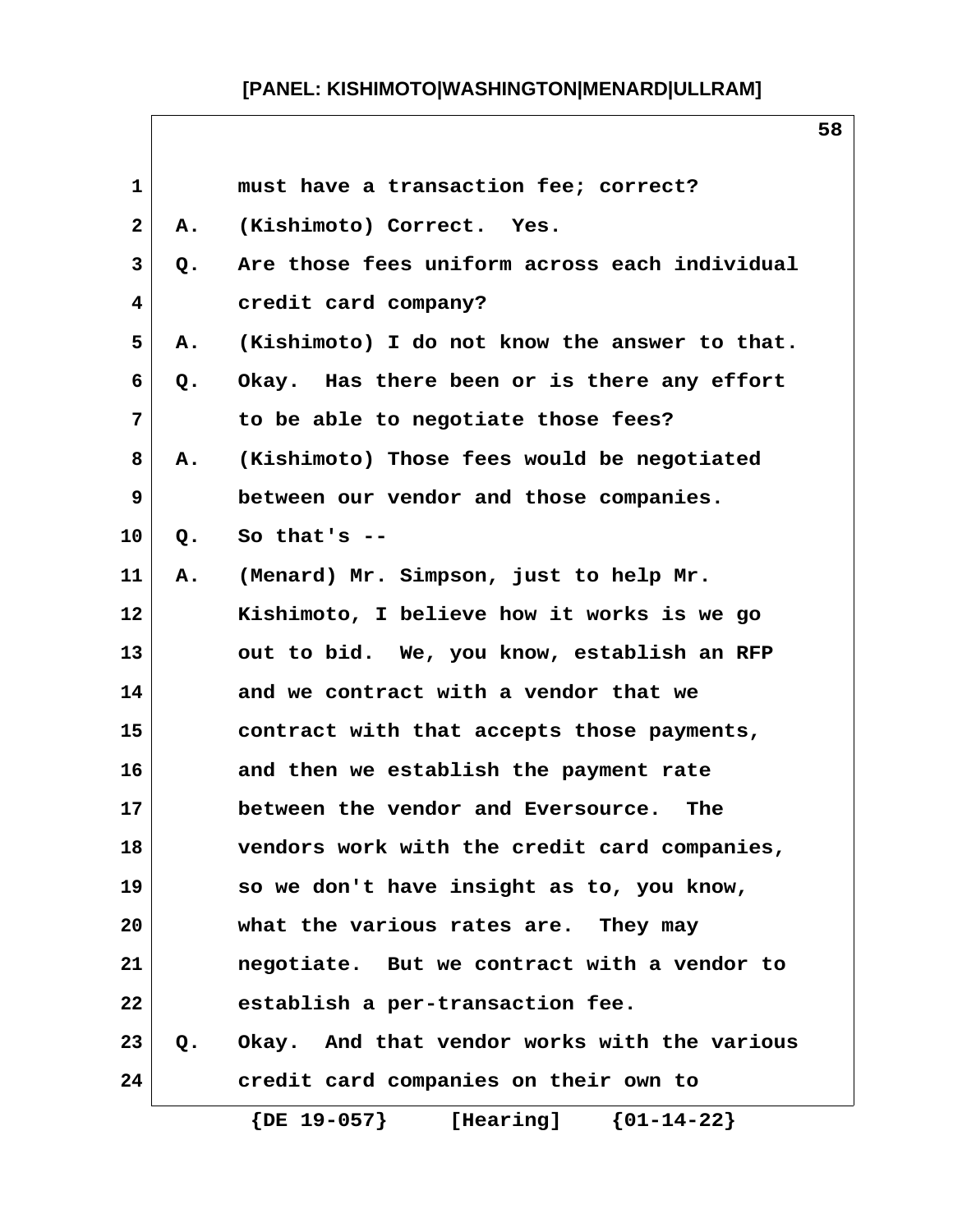must have a transaction fee; correct?

A. (Kishimoto) Correct. Yes.

Q. Are those fees uniform across each individual credit card company?

A. (Kishimoto) I do not know the answer to that.

Q. Okay. Has there been or is there any effort to be able to negotiate those fees?

A. (Kishimoto) Those fees would be negotiated between our vendor and those companies.

Q. So that's --

A. (Menard) Mr. Simpson, just to help Mr. Kishimoto, I believe how it works is we go out to bid. We, you know, establish an RFP and we contract with a vendor that we contract with that accepts those payments, and then we establish the payment rate between the vendor and Eversource. The vendors work with the credit card companies, so we don't have insight as to, you know, what the various rates are. They may negotiate. But we contract with a vendor to establish a per-transaction fee.

Q. Okay. And that vendor works with the various credit card companies on their own to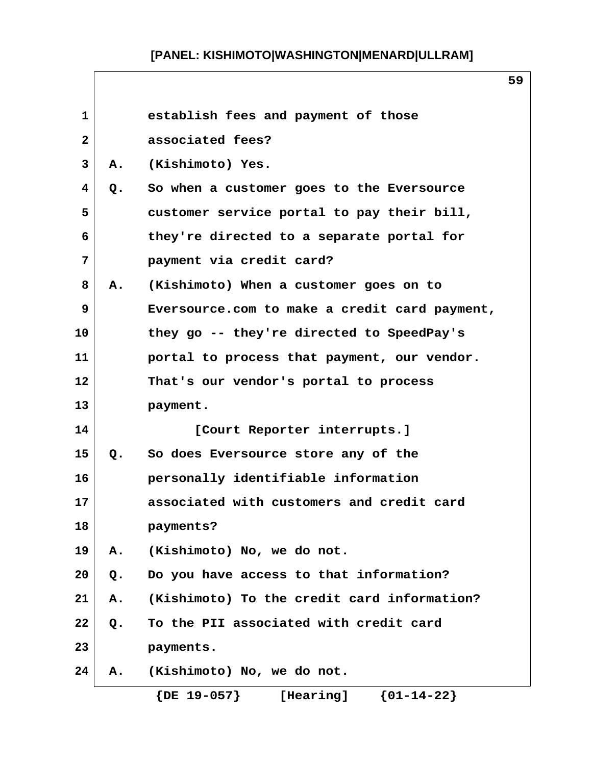establish fees and payment of those associated fees?

A. (Kishimoto) Yes.

Q. So when a customer goes to the Eversource customer service portal to pay their bill, they're directed to a separate portal for payment via credit card?

A. (Kishimoto) When a customer goes on to Eversource.com to make a credit card payment, they go -- they're directed to SpeedPay's portal to process that payment, our vendor. That's our vendor's portal to process payment.

[Court Reporter interrupts.]

Q. So does Eversource store any of the personally identifiable information associated with customers and credit card payments?

A. (Kishimoto) No, we do not.

Q. Do you have access to that information?

A. (Kishimoto) To the credit card information?

Q. To the PII associated with credit card payments.

A. (Kishimoto) No, we do not.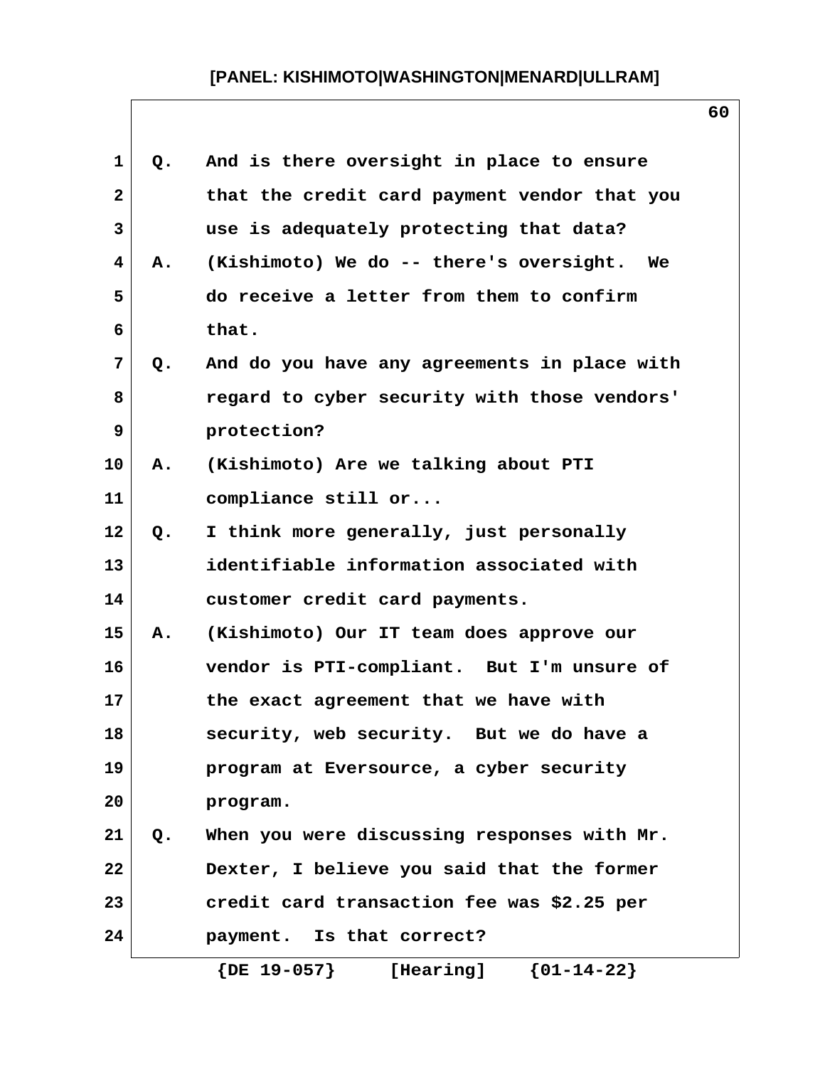1 Q. And is there oversight in place to ensure
2 that the credit card payment vendor that you
3 use is adequately protecting that data?
4 A. (Kishimoto) We do -- there's oversight. We
5 do receive a letter from them to confirm
6 that.
7 Q. And do you have any agreements in place with
8 regard to cyber security with those vendors'
9 protection?
10 A. (Kishimoto) Are we talking about PTI
11 compliance still or...
12 Q. I think more generally, just personally
13 identifiable information associated with
14 customer credit card payments.
15 A. (Kishimoto) Our IT team does approve our
16 vendor is PTI-compliant. But I'm unsure of
17 the exact agreement that we have with
18 security, web security. But we do have a
19 program at Eversource, a cyber security
20 program.
21 Q. When you were discussing responses with Mr.
22 Dexter, I believe you said that the former
23 credit card transaction fee was $2.25 per
24 payment. Is that correct?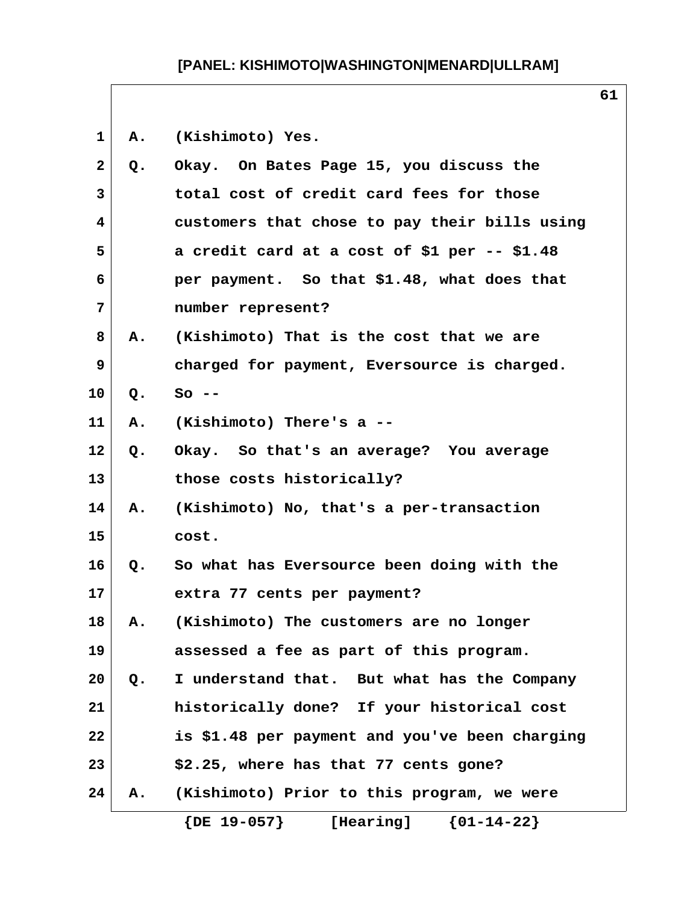A. (Kishimoto) Yes.

Q. Okay. On Bates Page 15, you discuss the total cost of credit card fees for those customers that chose to pay their bills using a credit card at a cost of $1 per -- $1.48 per payment. So that $1.48, what does that number represent?

A. (Kishimoto) That is the cost that we are charged for payment, Eversource is charged.

Q. So --

A. (Kishimoto) There's a --

Q. Okay. So that's an average? You average those costs historically?

A. (Kishimoto) No, that's a per-transaction cost.

Q. So what has Eversource been doing with the extra 77 cents per payment?

A. (Kishimoto) The customers are no longer assessed a fee as part of this program.

Q. I understand that. But what has the Company historically done? If your historical cost is $1.48 per payment and you've been charging $2.25, where has that 77 cents gone?

A. (Kishimoto) Prior to this program, we were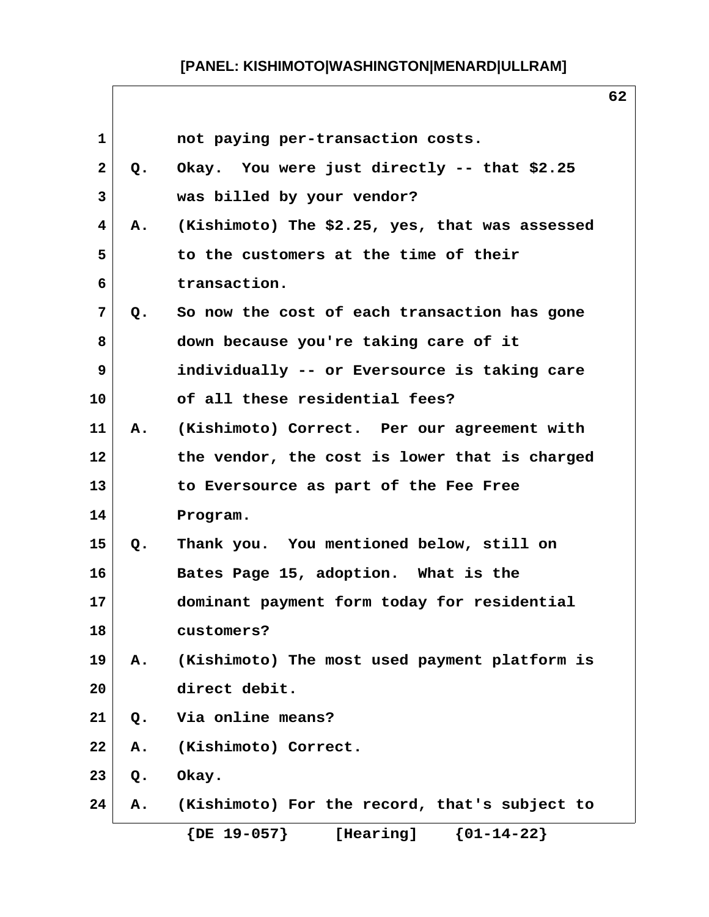not paying per-transaction costs.

Q. Okay. You were just directly -- that $2.25 was billed by your vendor?

A. (Kishimoto) The $2.25, yes, that was assessed to the customers at the time of their transaction.

Q. So now the cost of each transaction has gone down because you're taking care of it individually -- or Eversource is taking care of all these residential fees?

A. (Kishimoto) Correct. Per our agreement with the vendor, the cost is lower that is charged to Eversource as part of the Fee Free Program.

Q. Thank you. You mentioned below, still on Bates Page 15, adoption. What is the dominant payment form today for residential customers?

A. (Kishimoto) The most used payment platform is direct debit.

Q. Via online means?

A. (Kishimoto) Correct.

Q. Okay.

A. (Kishimoto) For the record, that's subject to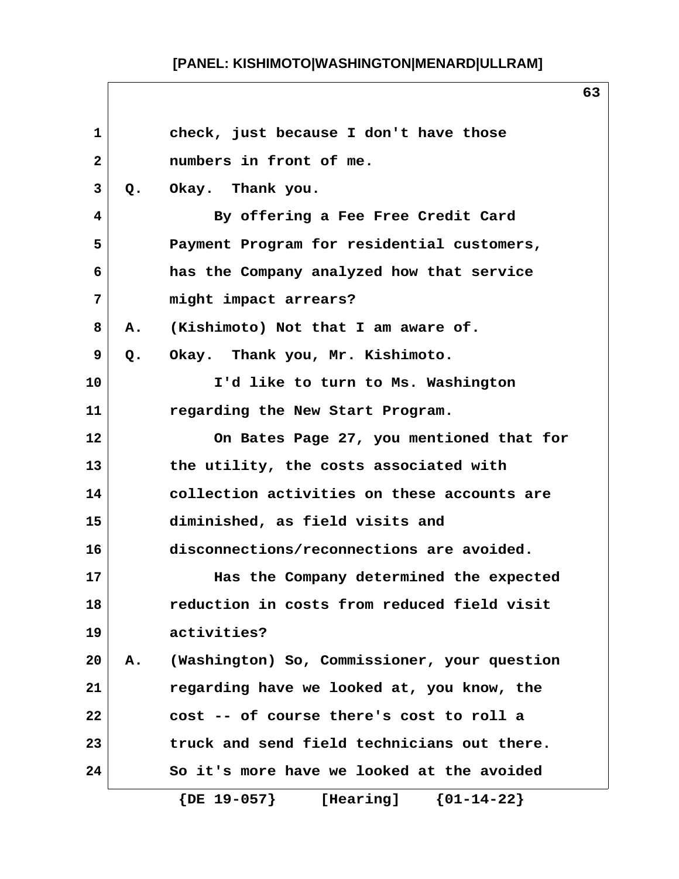check, just because I don't have those numbers in front of me.

Q. Okay. Thank you.

By offering a Fee Free Credit Card Payment Program for residential customers, has the Company analyzed how that service might impact arrears?

A. (Kishimoto) Not that I am aware of.

Q. Okay. Thank you, Mr. Kishimoto.

I'd like to turn to Ms. Washington regarding the New Start Program.

On Bates Page 27, you mentioned that for the utility, the costs associated with collection activities on these accounts are diminished, as field visits and disconnections/reconnections are avoided.

Has the Company determined the expected reduction in costs from reduced field visit activities?

A. (Washington) So, Commissioner, your question regarding have we looked at, you know, the cost -- of course there's cost to roll a truck and send field technicians out there. So it's more have we looked at the avoided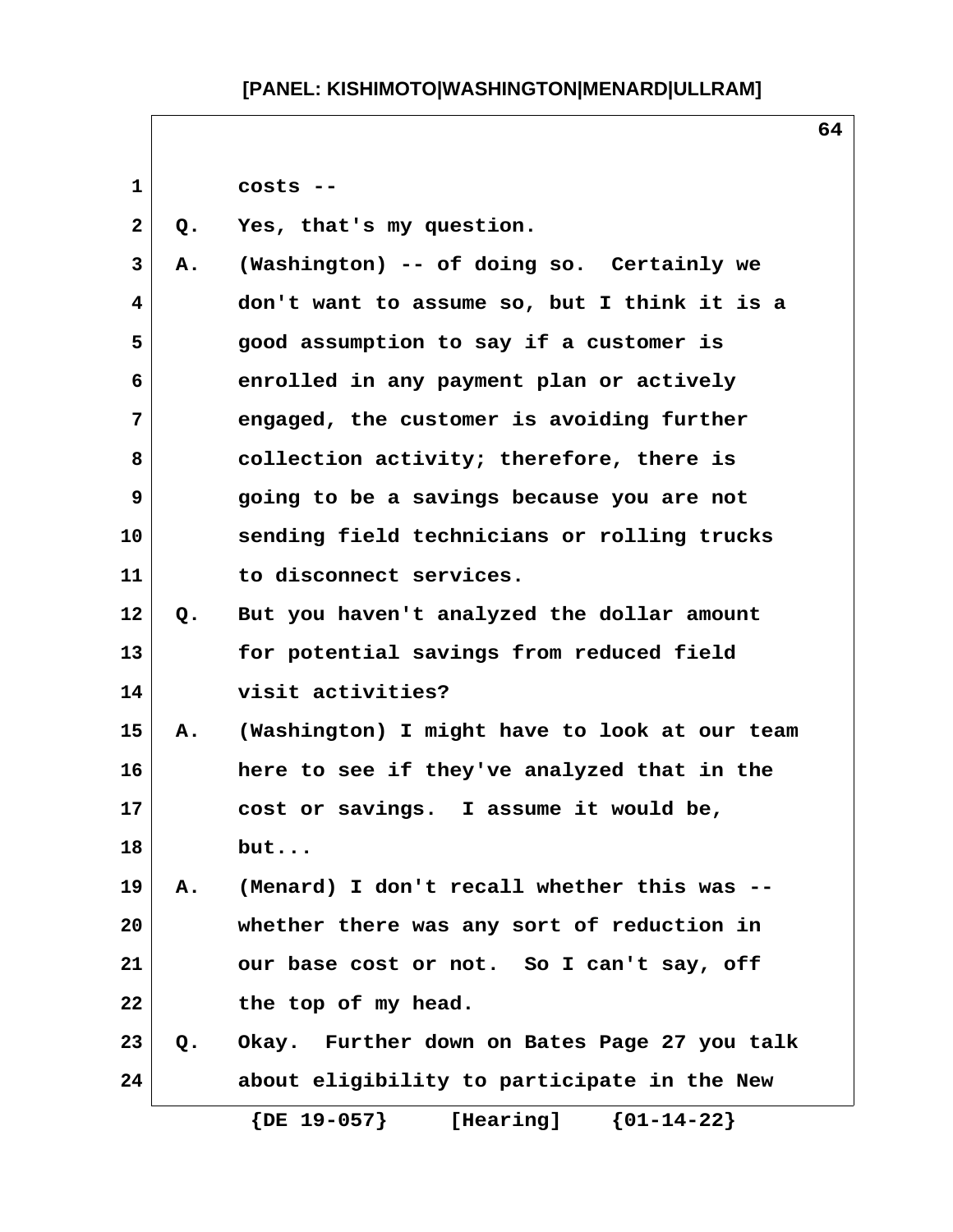costs --

Q. Yes, that's my question.

A. (Washington) -- of doing so. Certainly we don't want to assume so, but I think it is a good assumption to say if a customer is enrolled in any payment plan or actively engaged, the customer is avoiding further collection activity; therefore, there is going to be a savings because you are not sending field technicians or rolling trucks to disconnect services.

Q. But you haven't analyzed the dollar amount for potential savings from reduced field visit activities?

A. (Washington) I might have to look at our team here to see if they've analyzed that in the cost or savings. I assume it would be, but...

A. (Menard) I don't recall whether this was -- whether there was any sort of reduction in our base cost or not. So I can't say, off the top of my head.

Q. Okay. Further down on Bates Page 27 you talk about eligibility to participate in the New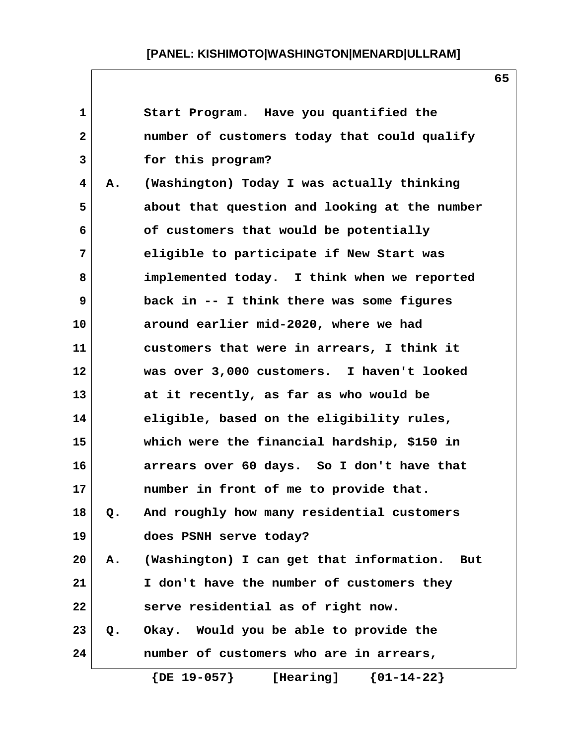Start Program. Have you quantified the number of customers today that could qualify for this program?

A. (Washington) Today I was actually thinking about that question and looking at the number of customers that would be potentially eligible to participate if New Start was implemented today. I think when we reported back in -- I think there was some figures around earlier mid-2020, where we had customers that were in arrears, I think it was over 3,000 customers. I haven't looked at it recently, as far as who would be eligible, based on the eligibility rules, which were the financial hardship, $150 in arrears over 60 days. So I don't have that number in front of me to provide that.

Q. And roughly how many residential customers does PSNH serve today?

A. (Washington) I can get that information. But I don't have the number of customers they serve residential as of right now.

Q. Okay. Would you be able to provide the number of customers who are in arrears,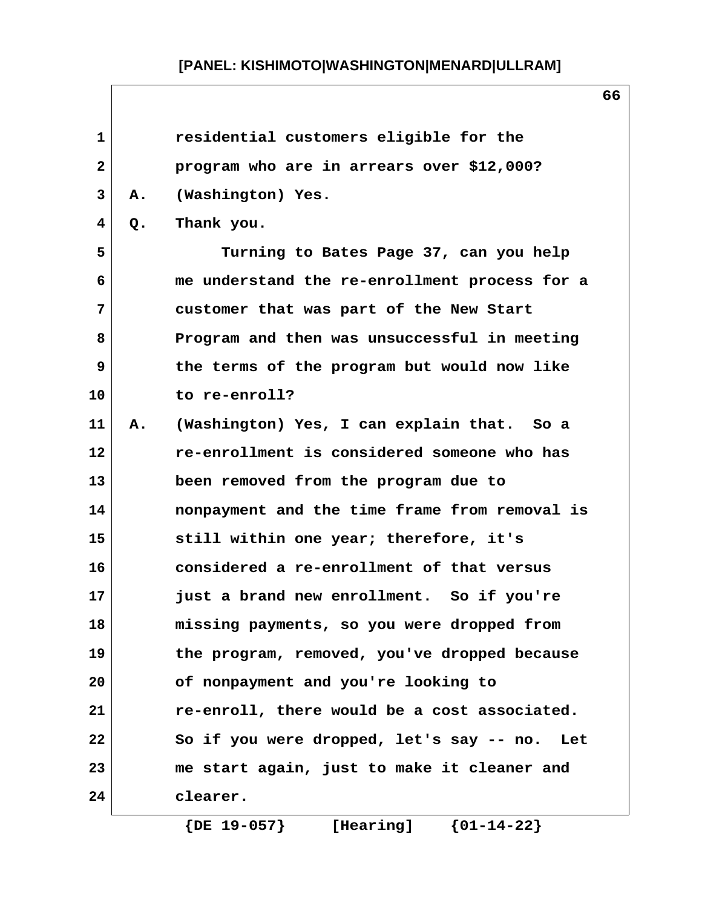residential customers eligible for the program who are in arrears over $12,000?

A. (Washington) Yes.

Q. Thank you.

Turning to Bates Page 37, can you help me understand the re-enrollment process for a customer that was part of the New Start Program and then was unsuccessful in meeting the terms of the program but would now like to re-enroll?

A. (Washington) Yes, I can explain that. So a re-enrollment is considered someone who has been removed from the program due to nonpayment and the time frame from removal is still within one year; therefore, it's considered a re-enrollment of that versus just a brand new enrollment. So if you're missing payments, so you were dropped from the program, removed, you've dropped because of nonpayment and you're looking to re-enroll, there would be a cost associated. So if you were dropped, let's say -- no. Let me start again, just to make it cleaner and clearer.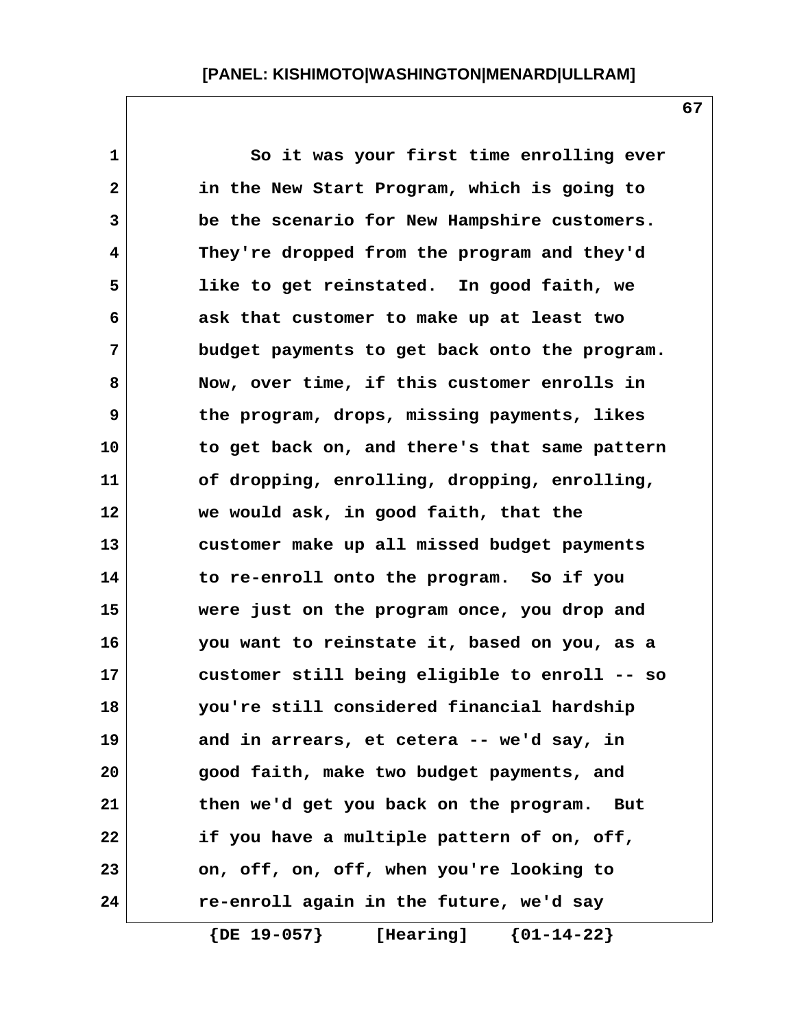So it was your first time enrolling ever in the New Start Program, which is going to be the scenario for New Hampshire customers. They're dropped from the program and they'd like to get reinstated. In good faith, we ask that customer to make up at least two budget payments to get back onto the program. Now, over time, if this customer enrolls in the program, drops, missing payments, likes to get back on, and there's that same pattern of dropping, enrolling, dropping, enrolling, we would ask, in good faith, that the customer make up all missed budget payments to re-enroll onto the program. So if you were just on the program once, you drop and you want to reinstate it, based on you, as a customer still being eligible to enroll -- so you're still considered financial hardship and in arrears, et cetera -- we'd say, in good faith, make two budget payments, and then we'd get you back on the program. But if you have a multiple pattern of on, off, on, off, on, off, when you're looking to re-enroll again in the future, we'd say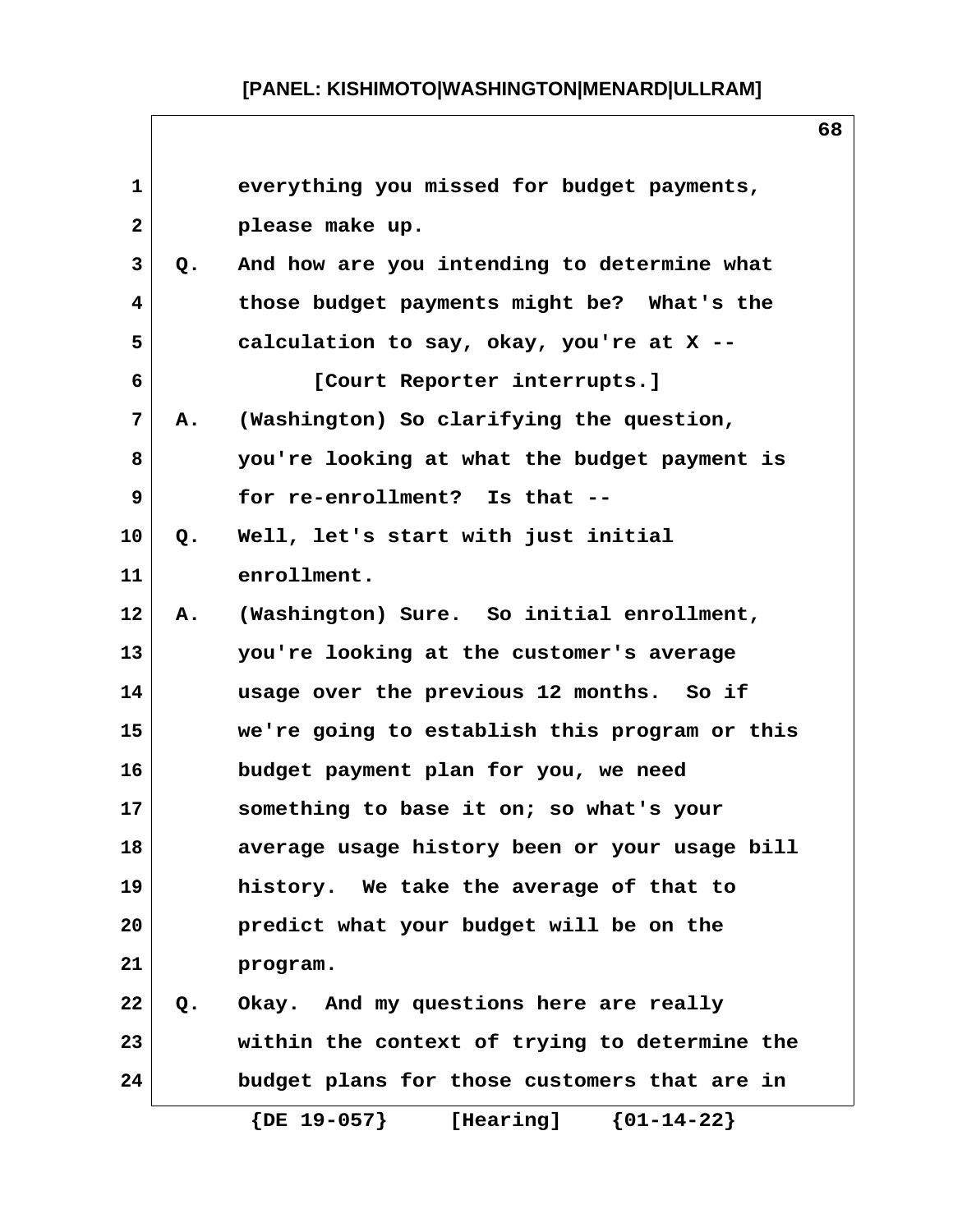everything you missed for budget payments, please make up.

Q. And how are you intending to determine what those budget payments might be? What's the calculation to say, okay, you're at X --

[Court Reporter interrupts.]

A. (Washington) So clarifying the question, you're looking at what the budget payment is for re-enrollment? Is that --

Q. Well, let's start with just initial enrollment.

A. (Washington) Sure. So initial enrollment, you're looking at the customer's average usage over the previous 12 months. So if we're going to establish this program or this budget payment plan for you, we need something to base it on; so what's your average usage history been or your usage bill history. We take the average of that to predict what your budget will be on the program.

Q. Okay. And my questions here are really within the context of trying to determine the budget plans for those customers that are in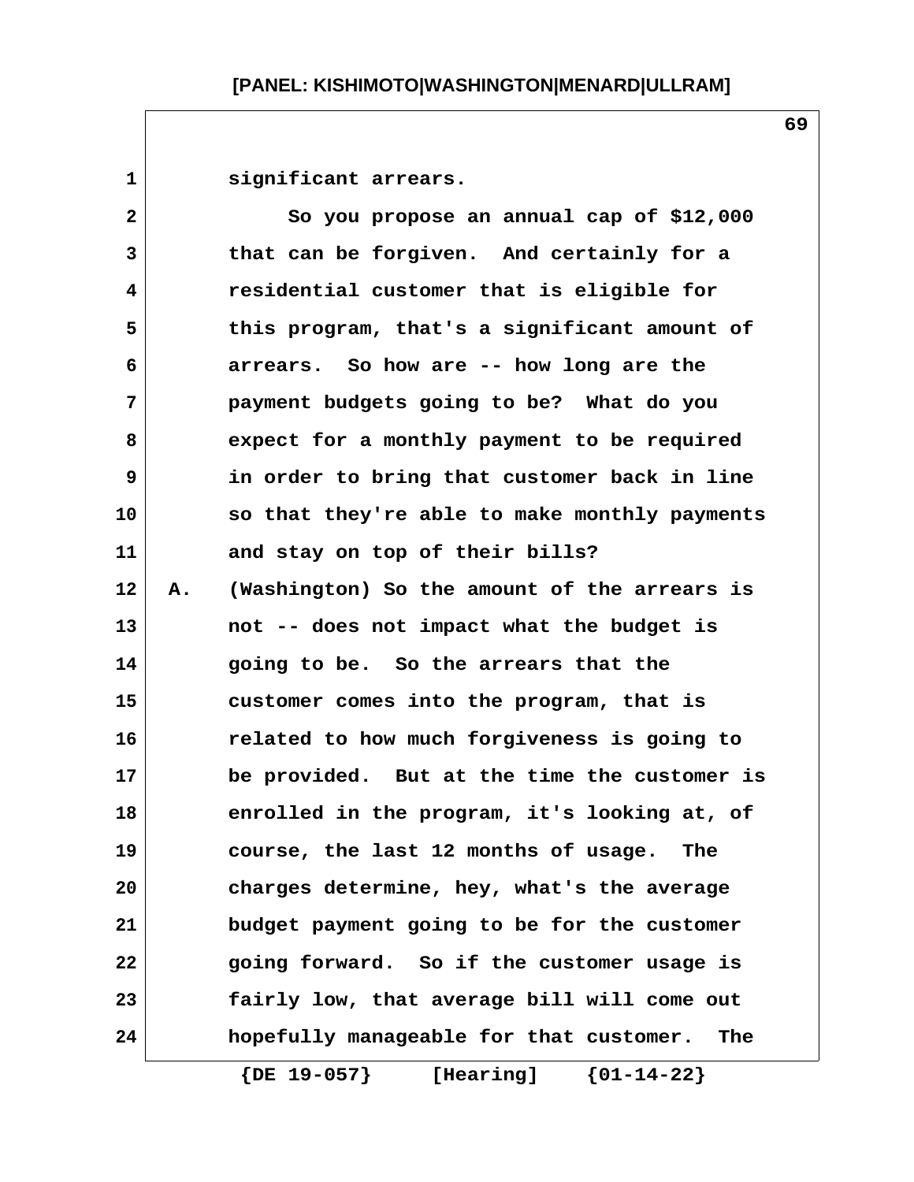significant arrears.

So you propose an annual cap of $12,000 that can be forgiven. And certainly for a residential customer that is eligible for this program, that's a significant amount of arrears. So how are -- how long are the payment budgets going to be? What do you expect for a monthly payment to be required in order to bring that customer back in line so that they're able to make monthly payments and stay on top of their bills?

A. (Washington) So the amount of the arrears is not -- does not impact what the budget is going to be. So the arrears that the customer comes into the program, that is related to how much forgiveness is going to be provided. But at the time the customer is enrolled in the program, it's looking at, of course, the last 12 months of usage. The charges determine, hey, what's the average budget payment going to be for the customer going forward. So if the customer usage is fairly low, that average bill will come out hopefully manageable for that customer. The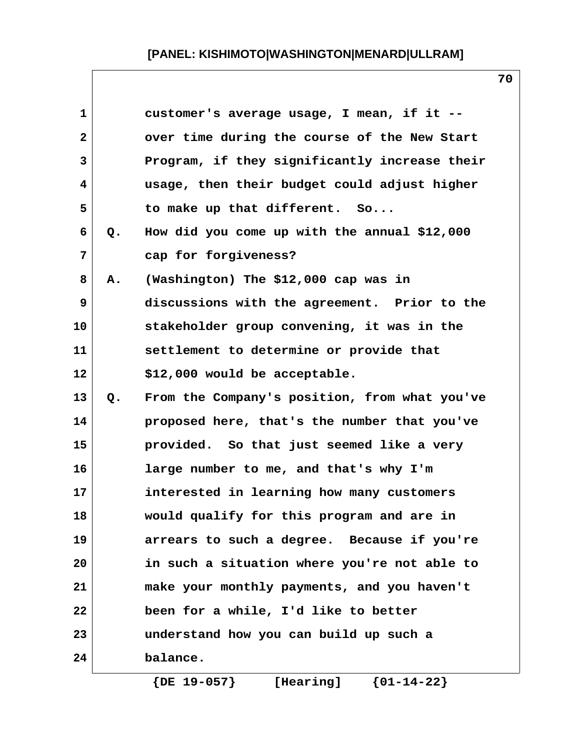customer's average usage, I mean, if it -- over time during the course of the New Start Program, if they significantly increase their usage, then their budget could adjust higher to make up that different. So...

Q. How did you come up with the annual $12,000 cap for forgiveness?

A. (Washington) The $12,000 cap was in discussions with the agreement. Prior to the stakeholder group convening, it was in the settlement to determine or provide that $12,000 would be acceptable.

Q. From the Company's position, from what you've proposed here, that's the number that you've provided. So that just seemed like a very large number to me, and that's why I'm interested in learning how many customers would qualify for this program and are in arrears to such a degree. Because if you're in such a situation where you're not able to make your monthly payments, and you haven't been for a while, I'd like to better understand how you can build up such a balance.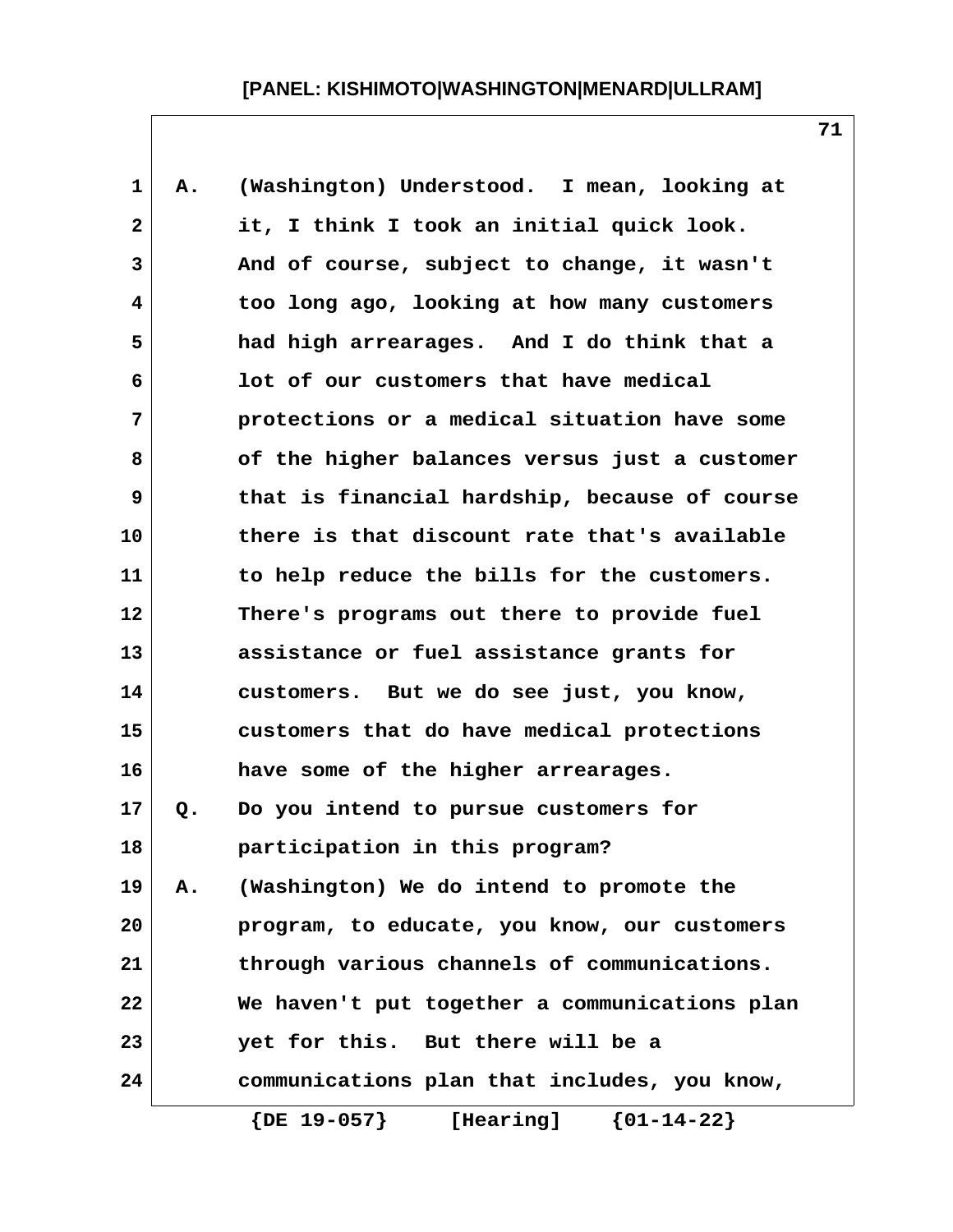A. (Washington) Understood. I mean, looking at it, I think I took an initial quick look. And of course, subject to change, it wasn't too long ago, looking at how many customers had high arrearages. And I do think that a lot of our customers that have medical protections or a medical situation have some of the higher balances versus just a customer that is financial hardship, because of course there is that discount rate that's available to help reduce the bills for the customers. There's programs out there to provide fuel assistance or fuel assistance grants for customers. But we do see just, you know, customers that do have medical protections have some of the higher arrearages.

Q. Do you intend to pursue customers for participation in this program?

A. (Washington) We do intend to promote the program, to educate, you know, our customers through various channels of communications. We haven't put together a communications plan yet for this. But there will be a communications plan that includes, you know,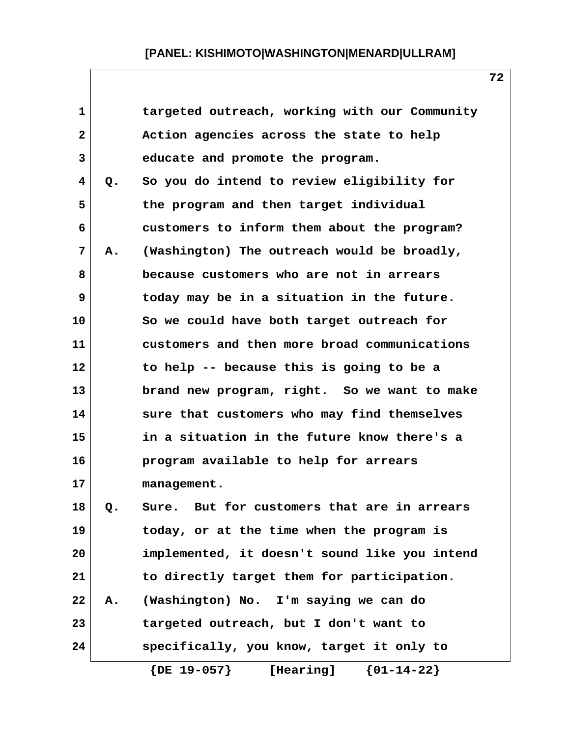targeted outreach, working with our Community Action agencies across the state to help educate and promote the program.

Q. So you do intend to review eligibility for the program and then target individual customers to inform them about the program?

A. (Washington) The outreach would be broadly, because customers who are not in arrears today may be in a situation in the future. So we could have both target outreach for customers and then more broad communications to help -- because this is going to be a brand new program, right. So we want to make sure that customers who may find themselves in a situation in the future know there's a program available to help for arrears management.

Q. Sure. But for customers that are in arrears today, or at the time when the program is implemented, it doesn't sound like you intend to directly target them for participation.

A. (Washington) No. I'm saying we can do targeted outreach, but I don't want to specifically, you know, target it only to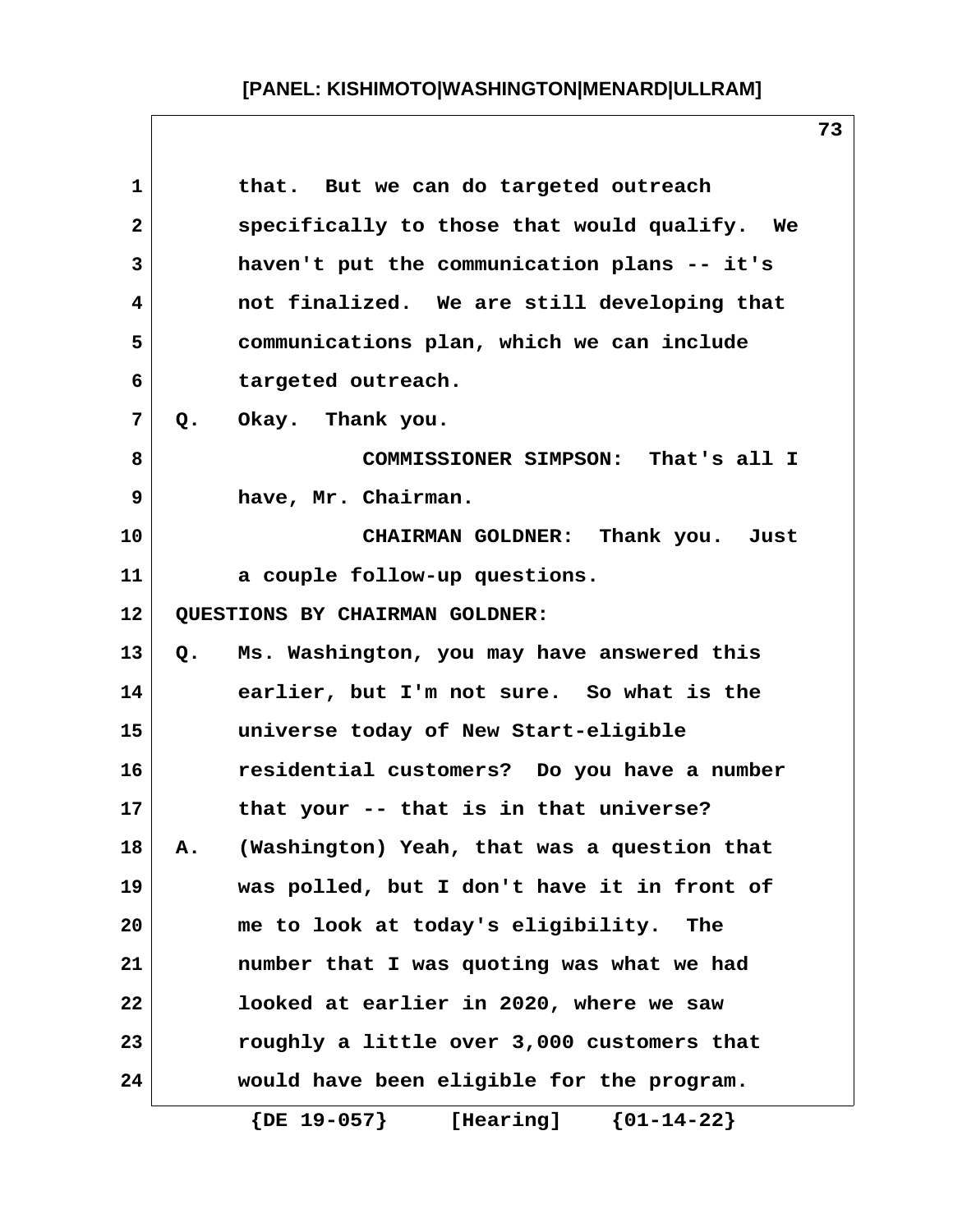that. But we can do targeted outreach specifically to those that would qualify. We haven't put the communication plans -- it's not finalized. We are still developing that communications plan, which we can include targeted outreach.

Q. Okay. Thank you.

COMMISSIONER SIMPSON: That's all I have, Mr. Chairman.

CHAIRMAN GOLDNER: Thank you. Just a couple follow-up questions.

QUESTIONS BY CHAIRMAN GOLDNER:

Q. Ms. Washington, you may have answered this earlier, but I'm not sure. So what is the universe today of New Start-eligible residential customers? Do you have a number that your -- that is in that universe?

A. (Washington) Yeah, that was a question that was polled, but I don't have it in front of me to look at today's eligibility. The number that I was quoting was what we had looked at earlier in 2020, where we saw roughly a little over 3,000 customers that would have been eligible for the program.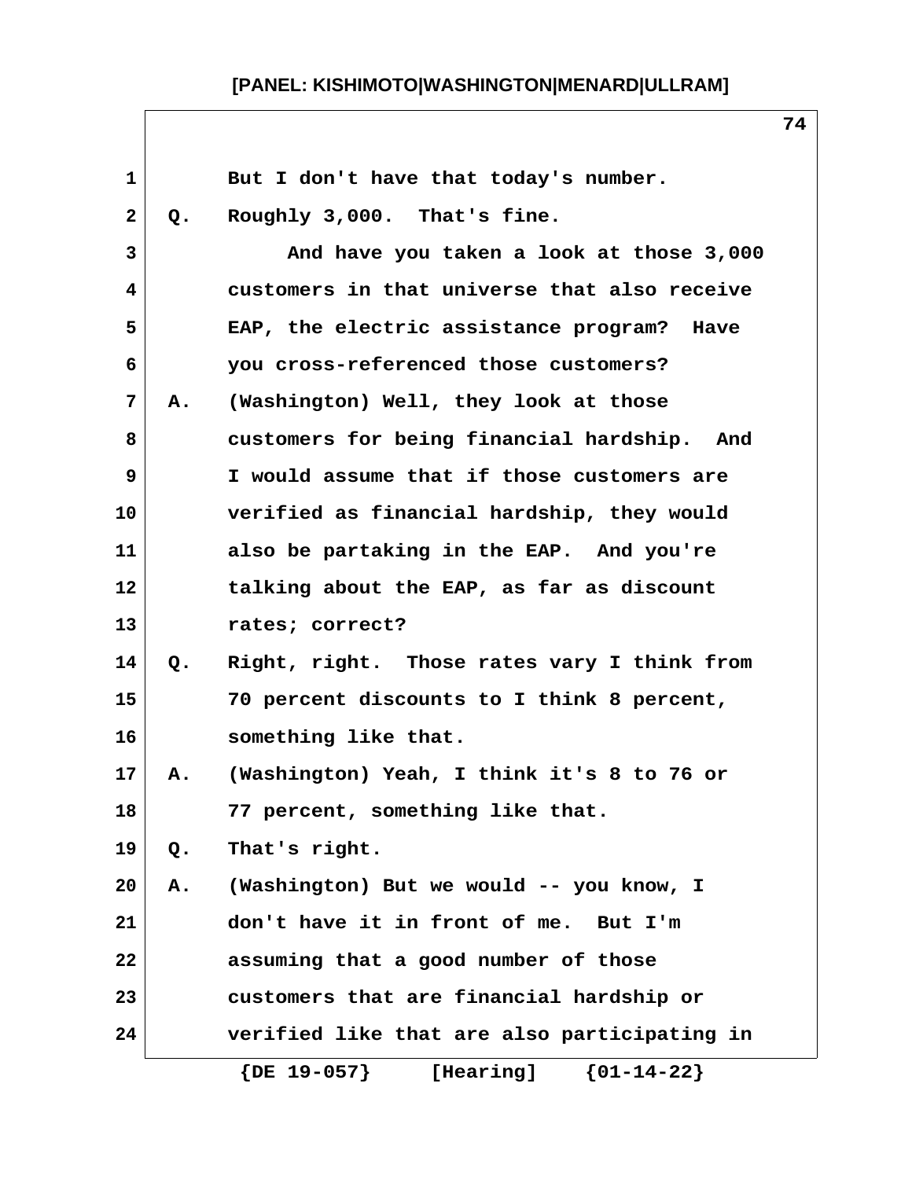But I don't have that today's number.

Q. Roughly 3,000. That's fine.

And have you taken a look at those 3,000 customers in that universe that also receive EAP, the electric assistance program? Have you cross-referenced those customers?

A. (Washington) Well, they look at those customers for being financial hardship. And I would assume that if those customers are verified as financial hardship, they would also be partaking in the EAP. And you're talking about the EAP, as far as discount rates; correct?

Q. Right, right. Those rates vary I think from 70 percent discounts to I think 8 percent, something like that.

A. (Washington) Yeah, I think it's 8 to 76 or 77 percent, something like that.

Q. That's right.

A. (Washington) But we would -- you know, I don't have it in front of me. But I'm assuming that a good number of those customers that are financial hardship or verified like that are also participating in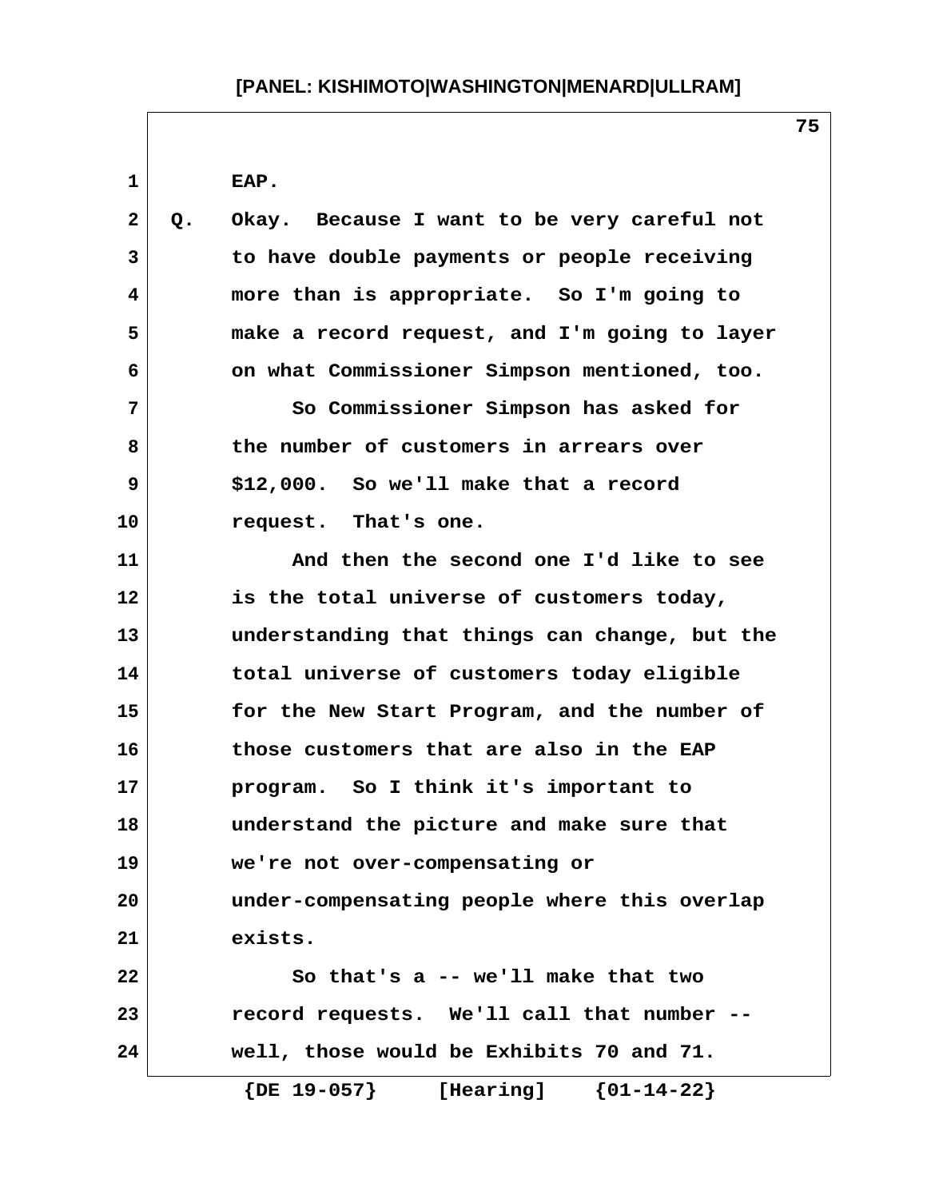EAP.

Q. Okay. Because I want to be very careful not to have double payments or people receiving more than is appropriate. So I'm going to make a record request, and I'm going to layer on what Commissioner Simpson mentioned, too.

So Commissioner Simpson has asked for the number of customers in arrears over $12,000. So we'll make that a record request. That's one.

And then the second one I'd like to see is the total universe of customers today, understanding that things can change, but the total universe of customers today eligible for the New Start Program, and the number of those customers that are also in the EAP program. So I think it's important to understand the picture and make sure that we're not over-compensating or under-compensating people where this overlap exists.

So that's a -- we'll make that two record requests. We'll call that number -- well, those would be Exhibits 70 and 71.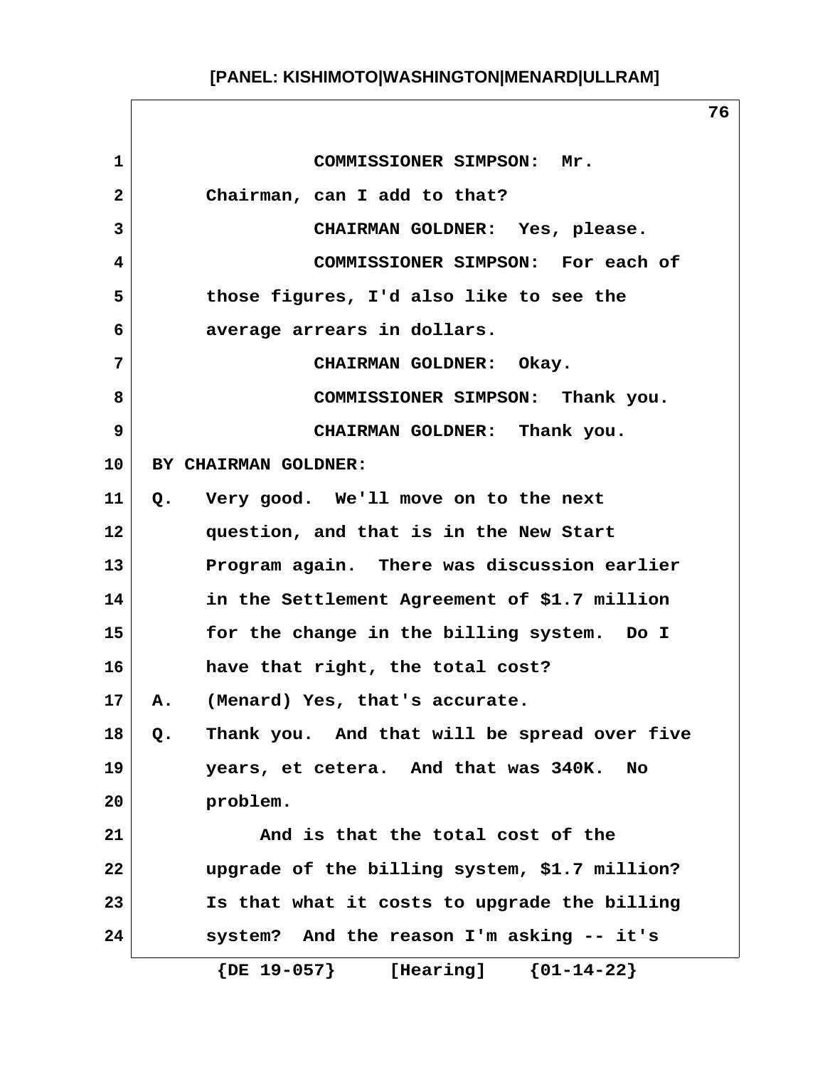COMMISSIONER SIMPSON: Mr. Chairman, can I add to that?

CHAIRMAN GOLDNER: Yes, please.

COMMISSIONER SIMPSON: For each of those figures, I'd also like to see the average arrears in dollars.

CHAIRMAN GOLDNER: Okay.

COMMISSIONER SIMPSON: Thank you.

CHAIRMAN GOLDNER: Thank you.

BY CHAIRMAN GOLDNER:

Q. Very good. We'll move on to the next question, and that is in the New Start Program again. There was discussion earlier in the Settlement Agreement of $1.7 million for the change in the billing system. Do I have that right, the total cost?

A. (Menard) Yes, that's accurate.

Q. Thank you. And that will be spread over five years, et cetera. And that was 340K. No problem.

And is that the total cost of the upgrade of the billing system, $1.7 million? Is that what it costs to upgrade the billing system? And the reason I'm asking -- it's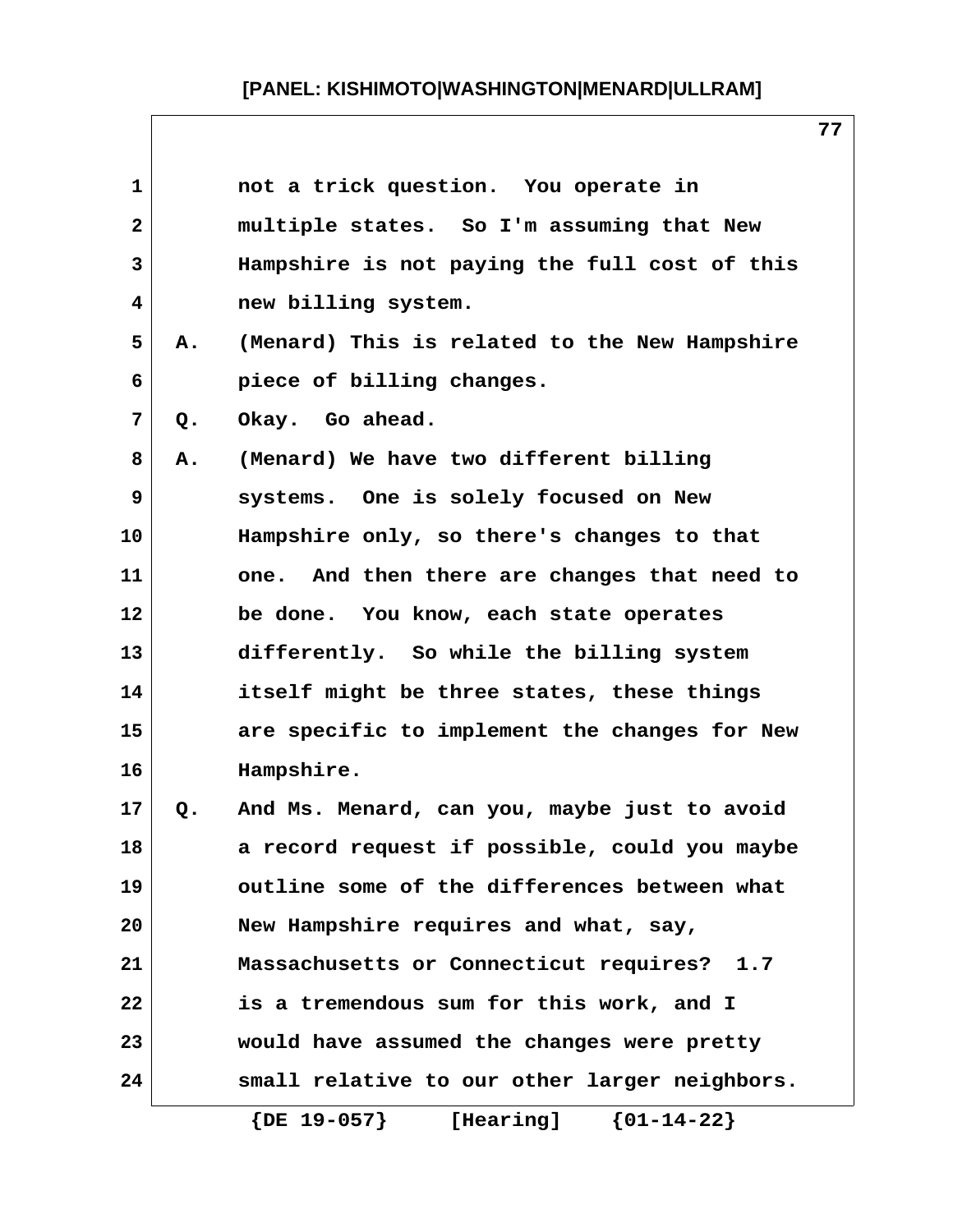not a trick question. You operate in multiple states. So I'm assuming that New Hampshire is not paying the full cost of this new billing system.

A. (Menard) This is related to the New Hampshire piece of billing changes.

Q. Okay. Go ahead.

A. (Menard) We have two different billing systems. One is solely focused on New Hampshire only, so there's changes to that one. And then there are changes that need to be done. You know, each state operates differently. So while the billing system itself might be three states, these things are specific to implement the changes for New Hampshire.

Q. And Ms. Menard, can you, maybe just to avoid a record request if possible, could you maybe outline some of the differences between what New Hampshire requires and what, say, Massachusetts or Connecticut requires? 1.7 is a tremendous sum for this work, and I would have assumed the changes were pretty small relative to our other larger neighbors.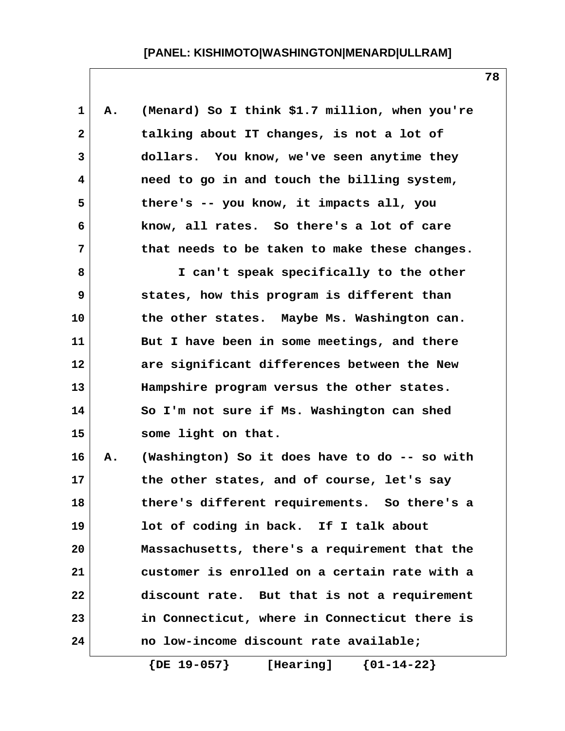A. (Menard) So I think $1.7 million, when you're talking about IT changes, is not a lot of dollars. You know, we've seen anytime they need to go in and touch the billing system, there's -- you know, it impacts all, you know, all rates. So there's a lot of care that needs to be taken to make these changes.

I can't speak specifically to the other states, how this program is different than the other states. Maybe Ms. Washington can. But I have been in some meetings, and there are significant differences between the New Hampshire program versus the other states. So I'm not sure if Ms. Washington can shed some light on that.

A. (Washington) So it does have to do -- so with the other states, and of course, let's say there's different requirements. So there's a lot of coding in back. If I talk about Massachusetts, there's a requirement that the customer is enrolled on a certain rate with a discount rate. But that is not a requirement in Connecticut, where in Connecticut there is no low-income discount rate available;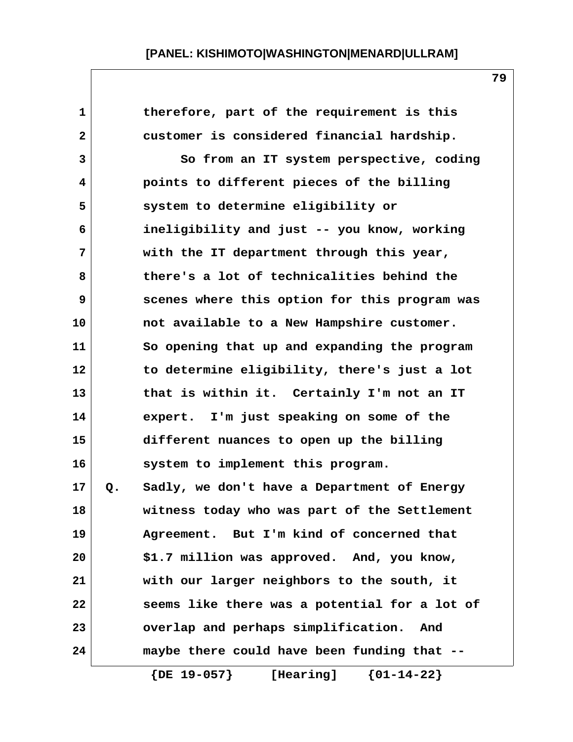therefore, part of the requirement is this customer is considered financial hardship.

So from an IT system perspective, coding points to different pieces of the billing system to determine eligibility or ineligibility and just -- you know, working with the IT department through this year, there's a lot of technicalities behind the scenes where this option for this program was not available to a New Hampshire customer. So opening that up and expanding the program to determine eligibility, there's just a lot that is within it. Certainly I'm not an IT expert. I'm just speaking on some of the different nuances to open up the billing system to implement this program.

Q. Sadly, we don't have a Department of Energy witness today who was part of the Settlement Agreement. But I'm kind of concerned that $1.7 million was approved. And, you know, with our larger neighbors to the south, it seems like there was a potential for a lot of overlap and perhaps simplification. And maybe there could have been funding that --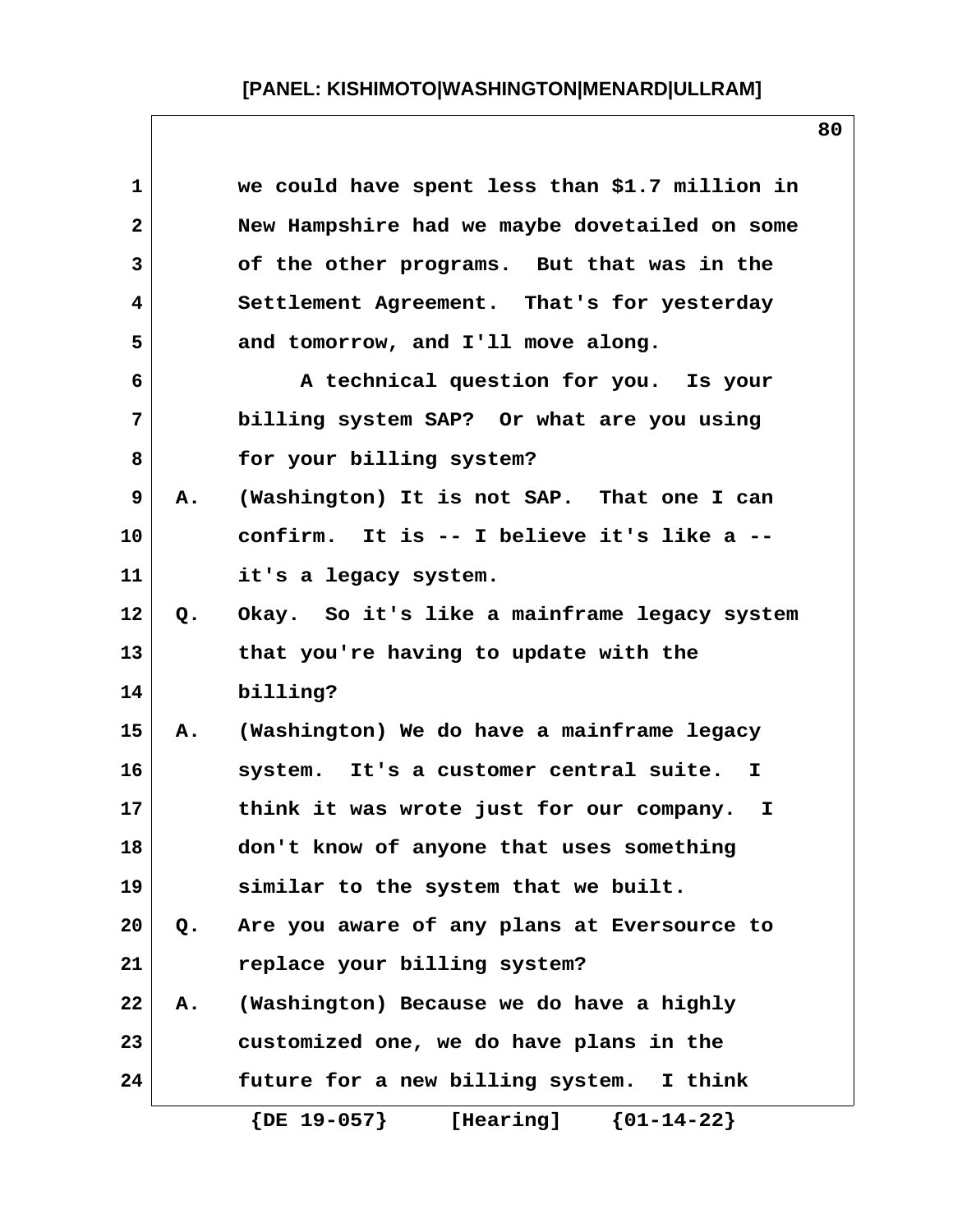we could have spent less than $1.7 million in New Hampshire had we maybe dovetailed on some of the other programs. But that was in the Settlement Agreement. That's for yesterday and tomorrow, and I'll move along.

A technical question for you. Is your billing system SAP? Or what are you using for your billing system?

A. (Washington) It is not SAP. That one I can confirm. It is -- I believe it's like a -- it's a legacy system.

Q. Okay. So it's like a mainframe legacy system that you're having to update with the billing?

A. (Washington) We do have a mainframe legacy system. It's a customer central suite. I think it was wrote just for our company. I don't know of anyone that uses something similar to the system that we built.

Q. Are you aware of any plans at Eversource to replace your billing system?

A. (Washington) Because we do have a highly customized one, we do have plans in the future for a new billing system. I think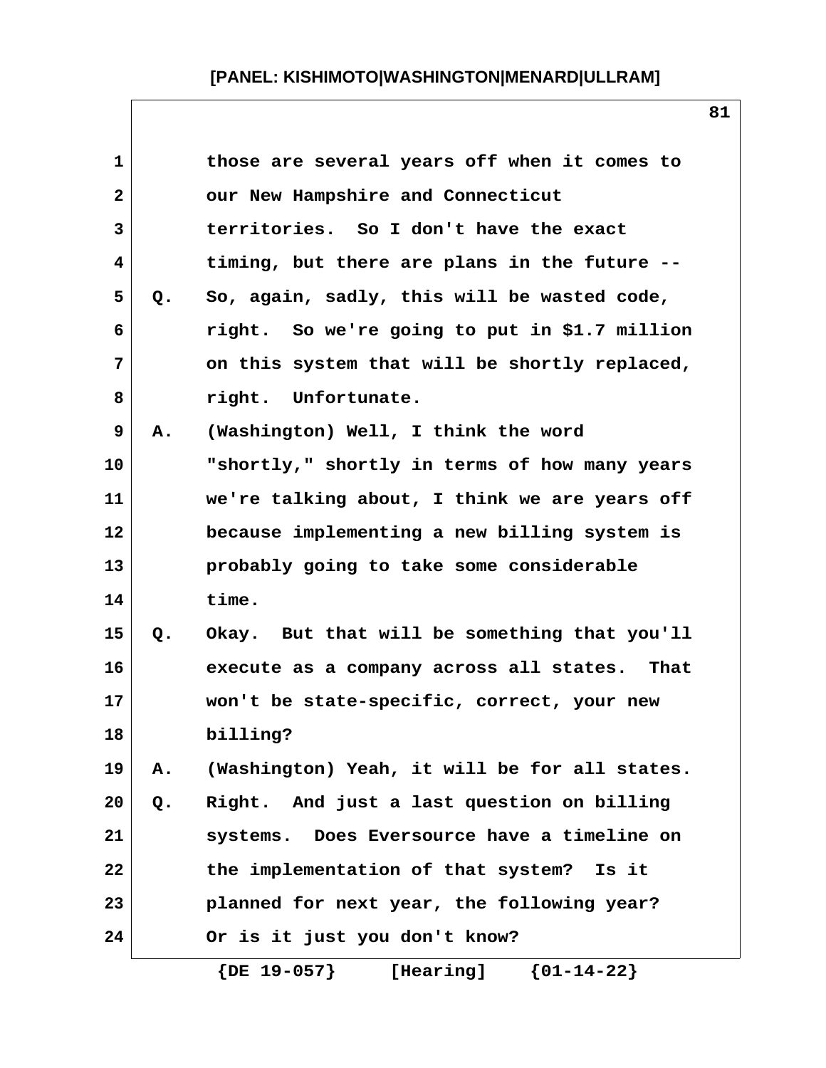1 those are several years off when it comes to
2 our New Hampshire and Connecticut
3 territories. So I don't have the exact
4 timing, but there are plans in the future --
5 Q. So, again, sadly, this will be wasted code,
6 right. So we're going to put in $1.7 million
7 on this system that will be shortly replaced,
8 right. Unfortunate.
9 A. (Washington) Well, I think the word
10 "shortly," shortly in terms of how many years
11 we're talking about, I think we are years off
12 because implementing a new billing system is
13 probably going to take some considerable
14 time.
15 Q. Okay. But that will be something that you'll
16 execute as a company across all states. That
17 won't be state-specific, correct, your new
18 billing?
19 A. (Washington) Yeah, it will be for all states.
20 Q. Right. And just a last question on billing
21 systems. Does Eversource have a timeline on
22 the implementation of that system? Is it
23 planned for next year, the following year?
24 Or is it just you don't know?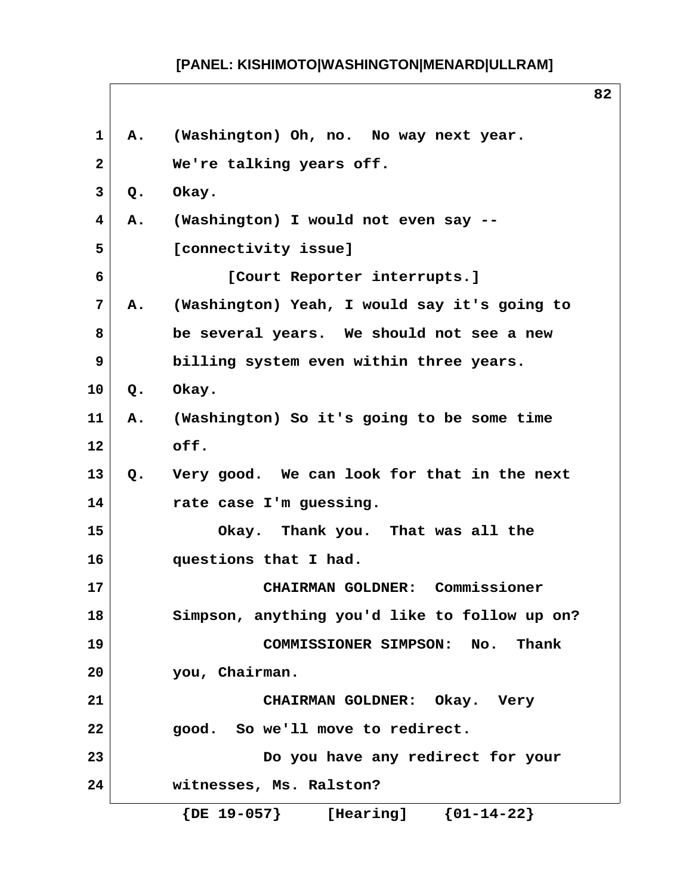A. (Washington) Oh, no. No way next year. We're talking years off.

Q. Okay.

A. (Washington) I would not even say -- [connectivity issue]

[Court Reporter interrupts.]

A. (Washington) Yeah, I would say it's going to be several years. We should not see a new billing system even within three years.

Q. Okay.

A. (Washington) So it's going to be some time off.

Q. Very good. We can look for that in the next rate case I'm guessing.

Okay. Thank you. That was all the questions that I had.

CHAIRMAN GOLDNER: Commissioner Simpson, anything you'd like to follow up on?

COMMISSIONER SIMPSON: No. Thank you, Chairman.

CHAIRMAN GOLDNER: Okay. Very good. So we'll move to redirect.

Do you have any redirect for your witnesses, Ms. Ralston?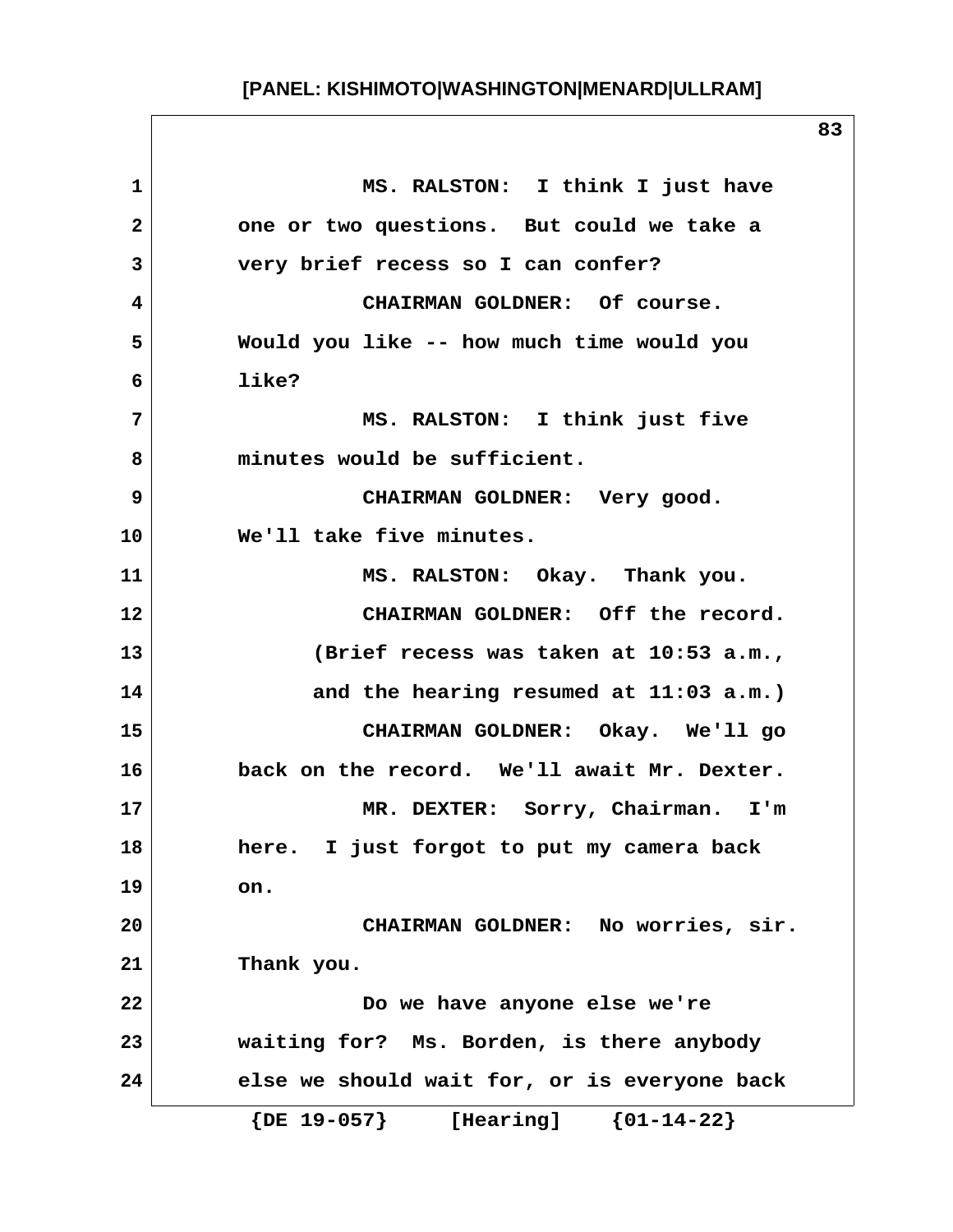MS. RALSTON: I think I just have one or two questions. But could we take a very brief recess so I can confer?

CHAIRMAN GOLDNER: Of course. Would you like -- how much time would you like?

MS. RALSTON: I think just five minutes would be sufficient.

CHAIRMAN GOLDNER: Very good. We'll take five minutes.

MS. RALSTON: Okay. Thank you.

CHAIRMAN GOLDNER: Off the record.

(Brief recess was taken at 10:53 a.m., and the hearing resumed at 11:03 a.m.)

CHAIRMAN GOLDNER: Okay. We'll go back on the record. We'll await Mr. Dexter.

MR. DEXTER: Sorry, Chairman. I'm here. I just forgot to put my camera back on.

CHAIRMAN GOLDNER: No worries, sir. Thank you.

Do we have anyone else we're waiting for? Ms. Borden, is there anybody else we should wait for, or is everyone back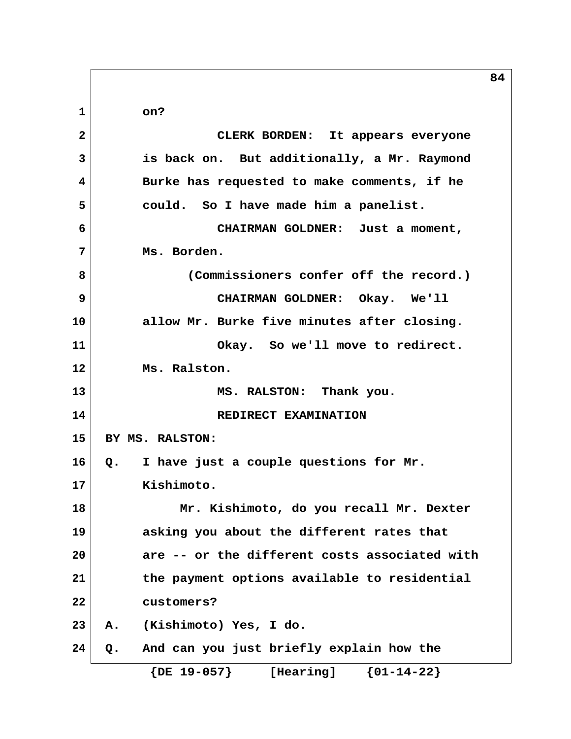on?

CLERK BORDEN: It appears everyone is back on. But additionally, a Mr. Raymond Burke has requested to make comments, if he could. So I have made him a panelist.

CHAIRMAN GOLDNER: Just a moment, Ms. Borden.

(Commissioners confer off the record.)

CHAIRMAN GOLDNER: Okay. We'll allow Mr. Burke five minutes after closing.

Okay. So we'll move to redirect. Ms. Ralston.

MS. RALSTON: Thank you.

REDIRECT EXAMINATION

BY MS. RALSTON:

Q. I have just a couple questions for Mr. Kishimoto.

Mr. Kishimoto, do you recall Mr. Dexter asking you about the different rates that are -- or the different costs associated with the payment options available to residential customers?

A. (Kishimoto) Yes, I do.

Q. And can you just briefly explain how the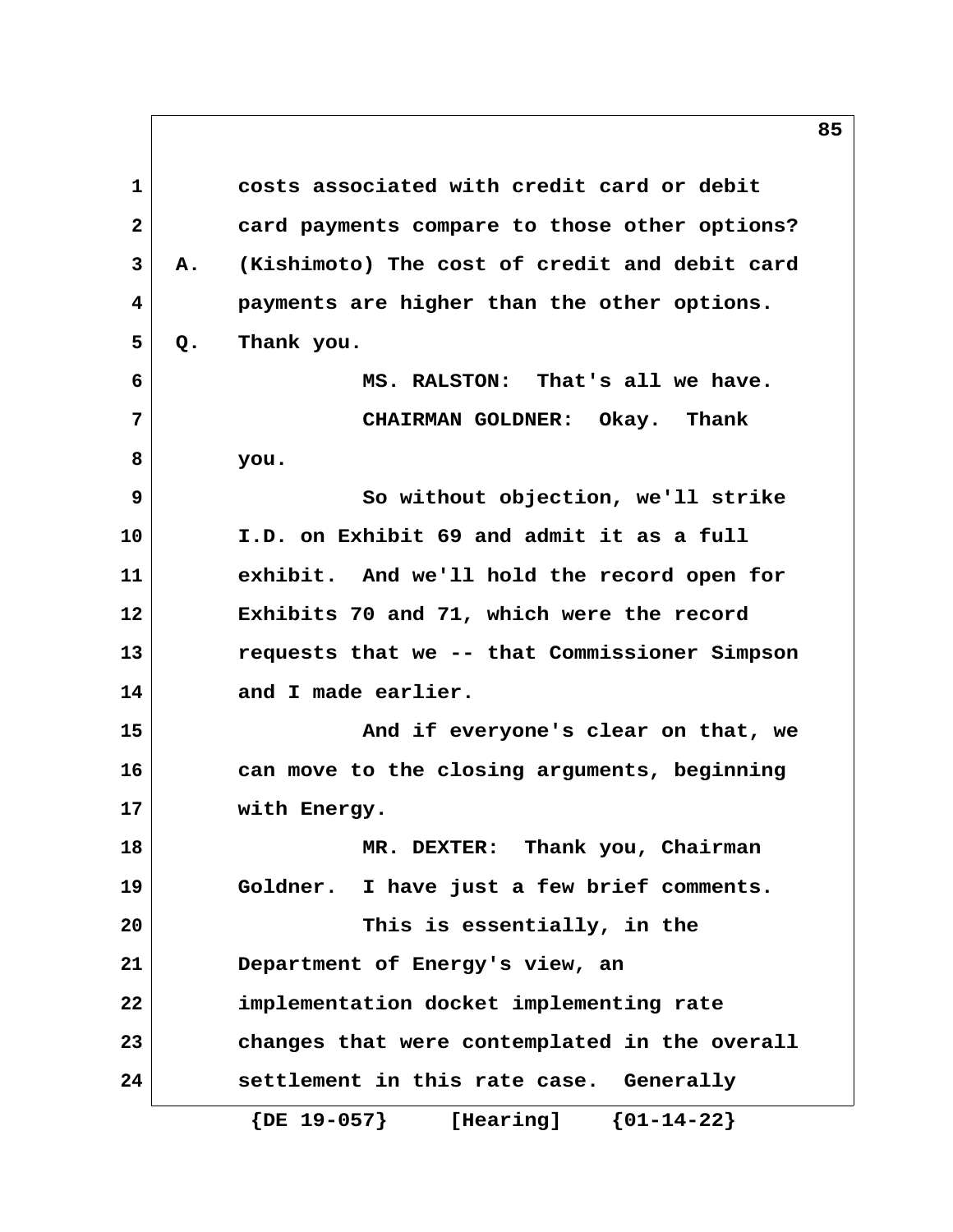costs associated with credit card or debit card payments compare to those other options?

A. (Kishimoto) The cost of credit and debit card payments are higher than the other options.

Q. Thank you.

MS. RALSTON: That's all we have.

CHAIRMAN GOLDNER: Okay. Thank you.

So without objection, we'll strike I.D. on Exhibit 69 and admit it as a full exhibit. And we'll hold the record open for Exhibits 70 and 71, which were the record requests that we -- that Commissioner Simpson and I made earlier.

And if everyone's clear on that, we can move to the closing arguments, beginning with Energy.

MR. DEXTER: Thank you, Chairman Goldner. I have just a few brief comments.

This is essentially, in the Department of Energy's view, an implementation docket implementing rate changes that were contemplated in the overall settlement in this rate case. Generally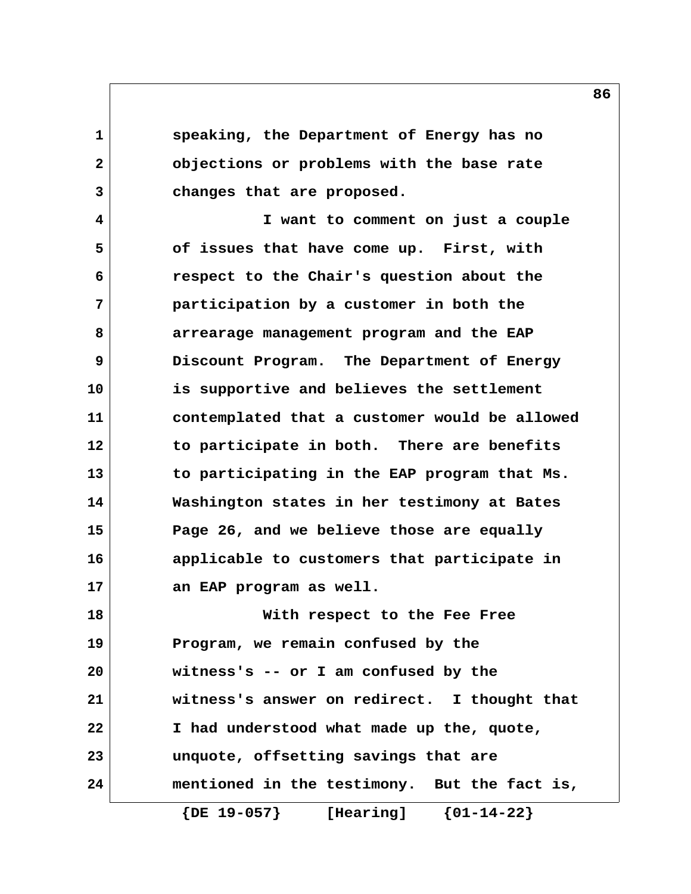speaking, the Department of Energy has no objections or problems with the base rate changes that are proposed.

I want to comment on just a couple of issues that have come up. First, with respect to the Chair's question about the participation by a customer in both the arrearage management program and the EAP Discount Program. The Department of Energy is supportive and believes the settlement contemplated that a customer would be allowed to participate in both. There are benefits to participating in the EAP program that Ms. Washington states in her testimony at Bates Page 26, and we believe those are equally applicable to customers that participate in an EAP program as well.

With respect to the Fee Free Program, we remain confused by the witness's -- or I am confused by the witness's answer on redirect. I thought that I had understood what made up the, quote, unquote, offsetting savings that are mentioned in the testimony. But the fact is,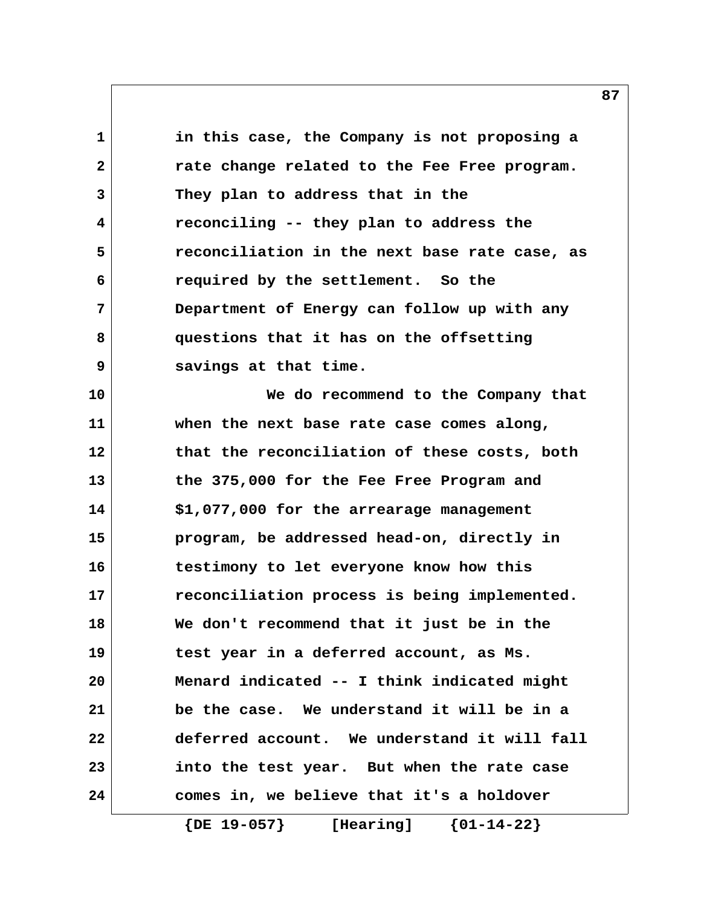in this case, the Company is not proposing a rate change related to the Fee Free program. They plan to address that in the reconciling -- they plan to address the reconciliation in the next base rate case, as required by the settlement. So the Department of Energy can follow up with any questions that it has on the offsetting savings at that time.

We do recommend to the Company that when the next base rate case comes along, that the reconciliation of these costs, both the 375,000 for the Fee Free Program and $1,077,000 for the arrearage management program, be addressed head-on, directly in testimony to let everyone know how this reconciliation process is being implemented. We don't recommend that it just be in the test year in a deferred account, as Ms. Menard indicated -- I think indicated might be the case. We understand it will be in a deferred account. We understand it will fall into the test year. But when the rate case comes in, we believe that it's a holdover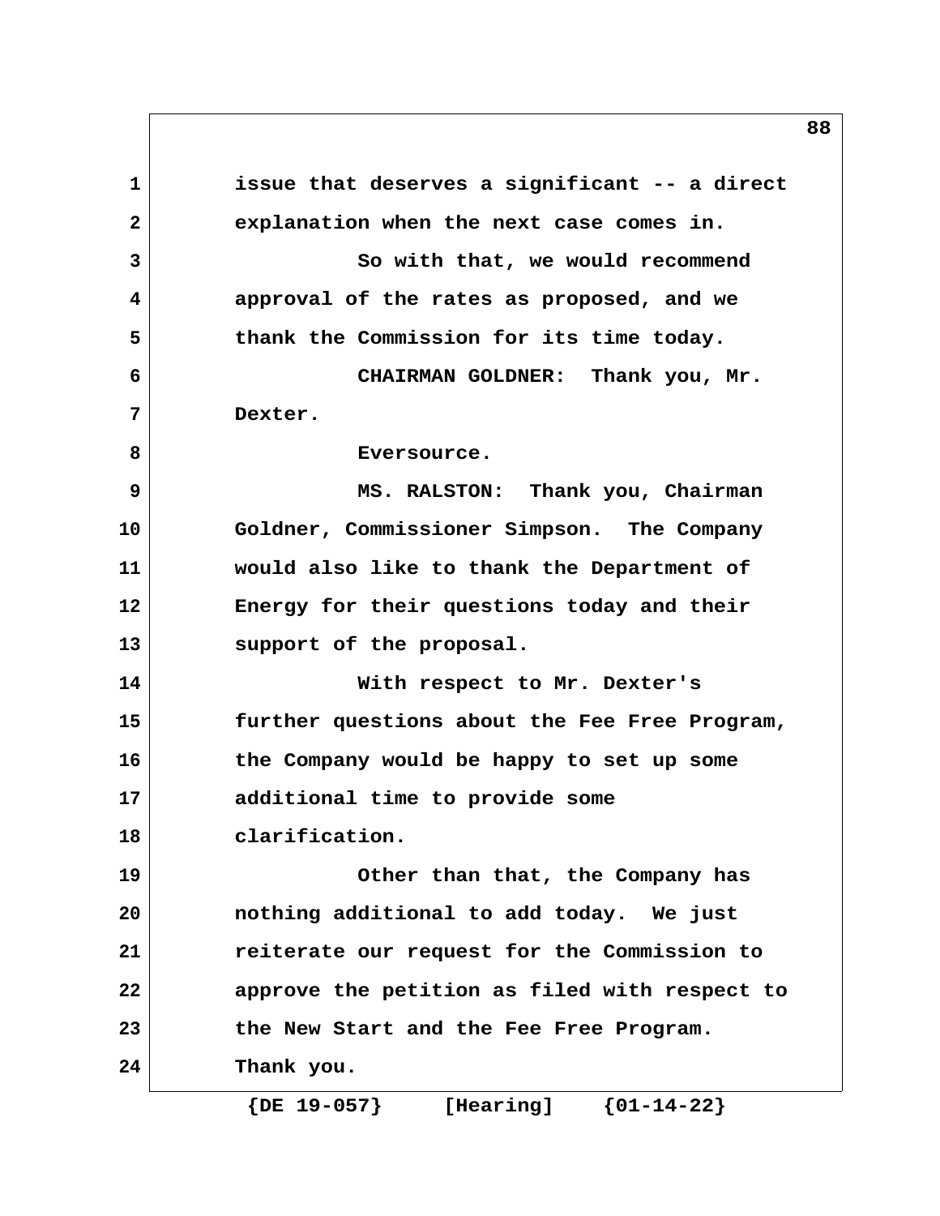issue that deserves a significant -- a direct explanation when the next case comes in.

So with that, we would recommend approval of the rates as proposed, and we thank the Commission for its time today.

CHAIRMAN GOLDNER: Thank you, Mr. Dexter.

Eversource.

MS. RALSTON: Thank you, Chairman Goldner, Commissioner Simpson. The Company would also like to thank the Department of Energy for their questions today and their support of the proposal.

With respect to Mr. Dexter's further questions about the Fee Free Program, the Company would be happy to set up some additional time to provide some clarification.

Other than that, the Company has nothing additional to add today. We just reiterate our request for the Commission to approve the petition as filed with respect to the New Start and the Fee Free Program. Thank you.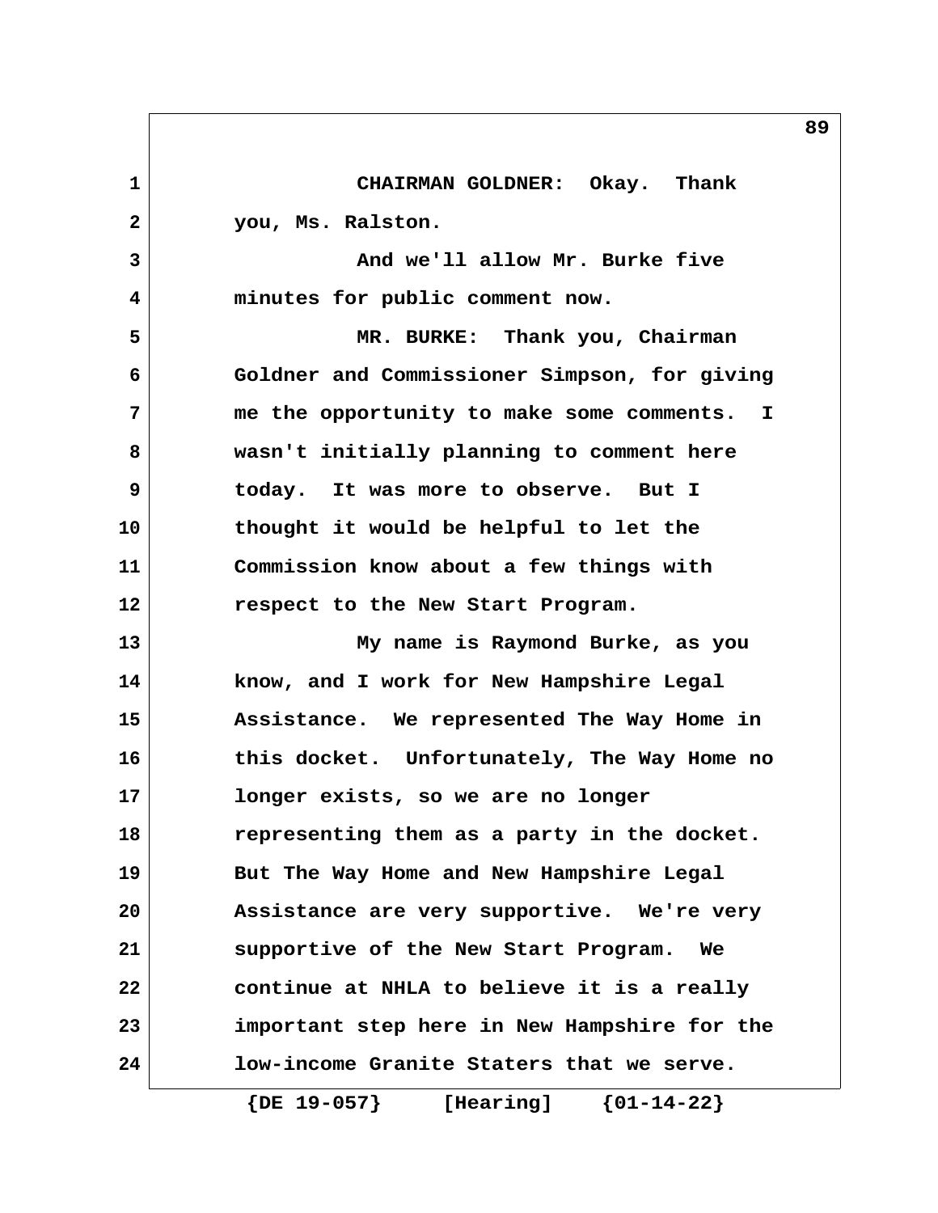CHAIRMAN GOLDNER: Okay. Thank you, Ms. Ralston.

And we'll allow Mr. Burke five minutes for public comment now.

MR. BURKE: Thank you, Chairman Goldner and Commissioner Simpson, for giving me the opportunity to make some comments. I wasn't initially planning to comment here today. It was more to observe. But I thought it would be helpful to let the Commission know about a few things with respect to the New Start Program.

My name is Raymond Burke, as you know, and I work for New Hampshire Legal Assistance. We represented The Way Home in this docket. Unfortunately, The Way Home no longer exists, so we are no longer representing them as a party in the docket. But The Way Home and New Hampshire Legal Assistance are very supportive. We're very supportive of the New Start Program. We continue at NHLA to believe it is a really important step here in New Hampshire for the low-income Granite Staters that we serve.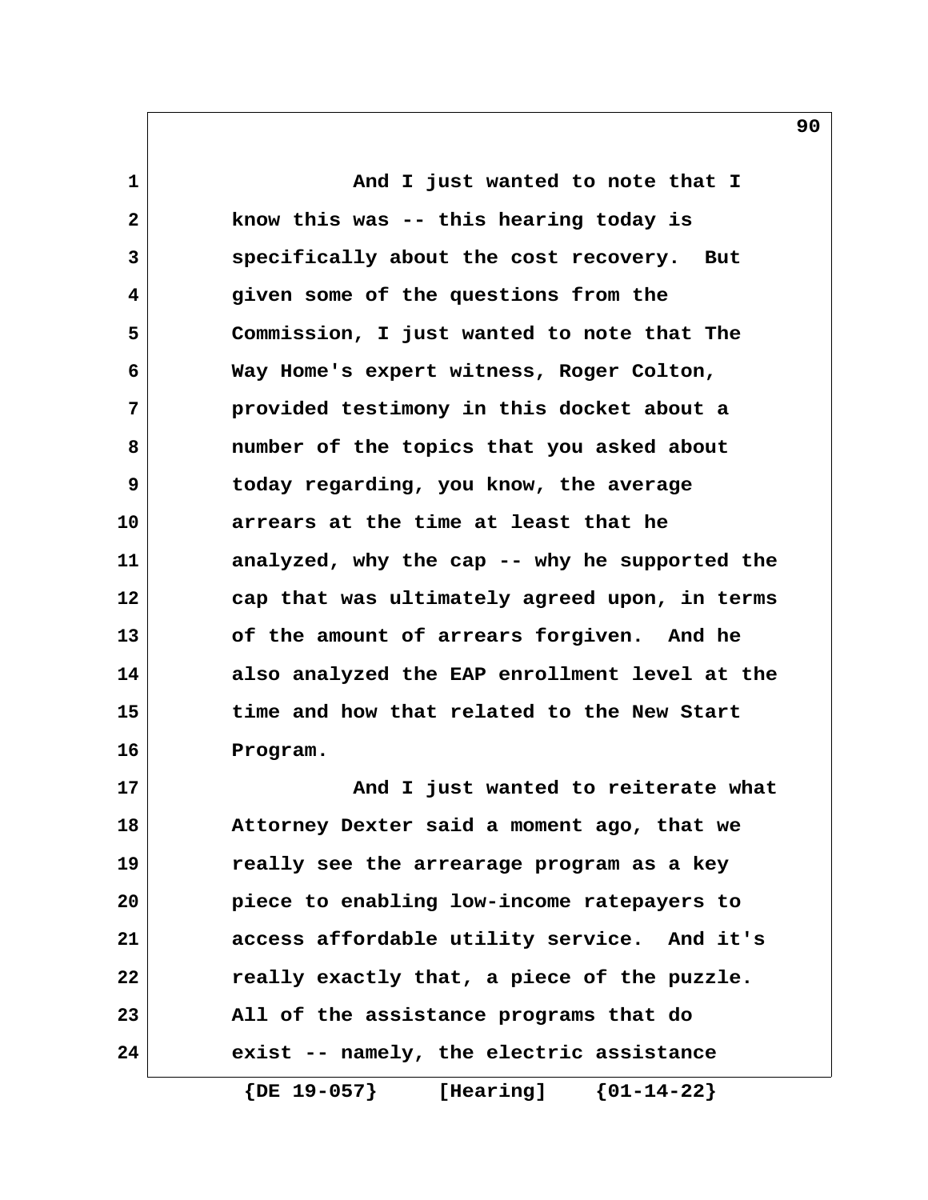And I just wanted to note that I know this was -- this hearing today is specifically about the cost recovery. But given some of the questions from the Commission, I just wanted to note that The Way Home's expert witness, Roger Colton, provided testimony in this docket about a number of the topics that you asked about today regarding, you know, the average arrears at the time at least that he analyzed, why the cap -- why he supported the cap that was ultimately agreed upon, in terms of the amount of arrears forgiven. And he also analyzed the EAP enrollment level at the time and how that related to the New Start Program.

And I just wanted to reiterate what Attorney Dexter said a moment ago, that we really see the arrearage program as a key piece to enabling low-income ratepayers to access affordable utility service. And it's really exactly that, a piece of the puzzle. All of the assistance programs that do exist -- namely, the electric assistance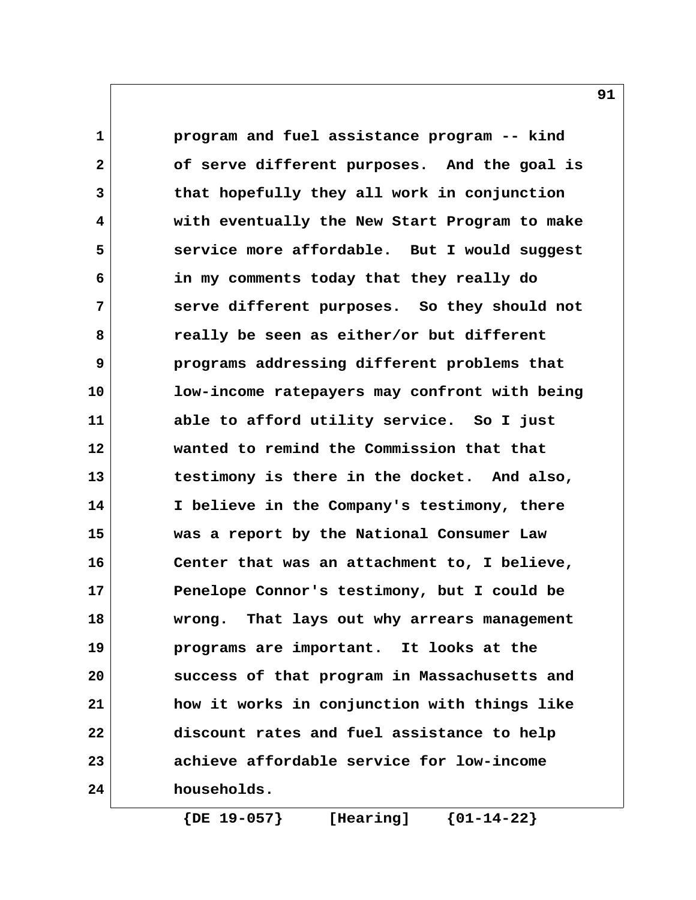program and fuel assistance program -- kind of serve different purposes. And the goal is that hopefully they all work in conjunction with eventually the New Start Program to make service more affordable. But I would suggest in my comments today that they really do serve different purposes. So they should not really be seen as either/or but different programs addressing different problems that low-income ratepayers may confront with being able to afford utility service. So I just wanted to remind the Commission that that testimony is there in the docket. And also, I believe in the Company's testimony, there was a report by the National Consumer Law Center that was an attachment to, I believe, Penelope Connor's testimony, but I could be wrong. That lays out why arrears management programs are important. It looks at the success of that program in Massachusetts and how it works in conjunction with things like discount rates and fuel assistance to help achieve affordable service for low-income households.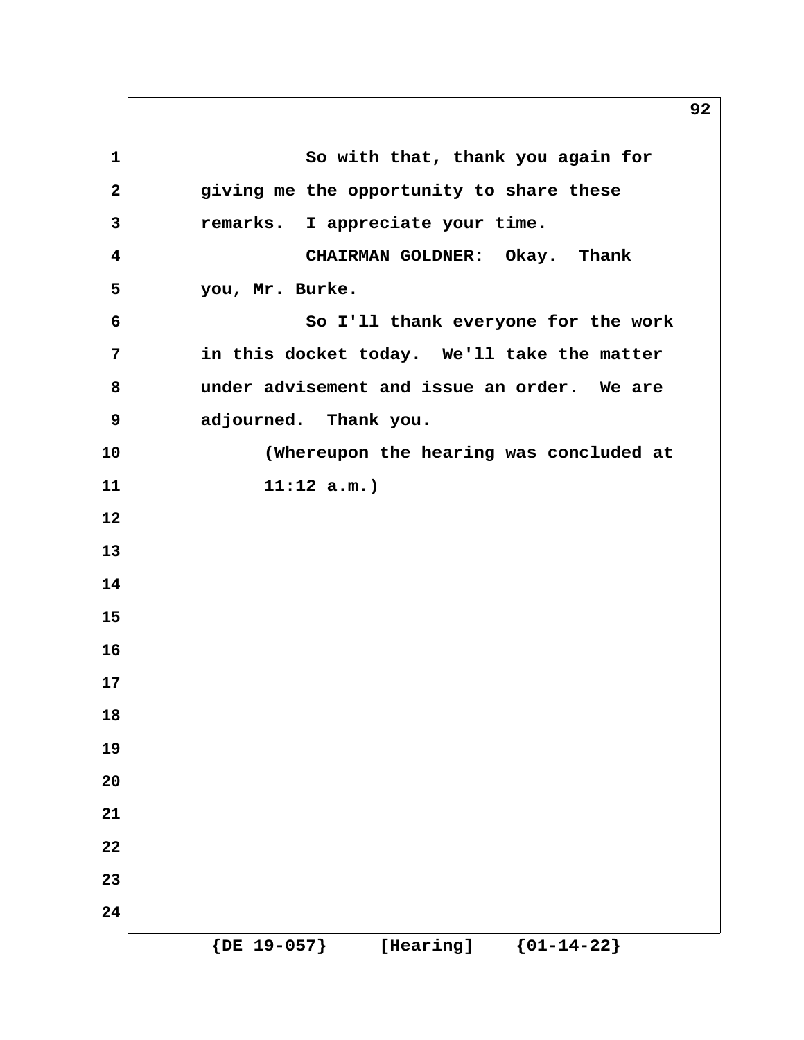So with that, thank you again for giving me the opportunity to share these remarks. I appreciate your time.

CHAIRMAN GOLDNER: Okay. Thank you, Mr. Burke.

So I'll thank everyone for the work in this docket today. We'll take the matter under advisement and issue an order. We are adjourned. Thank you.

(Whereupon the hearing was concluded at 11:12 a.m.)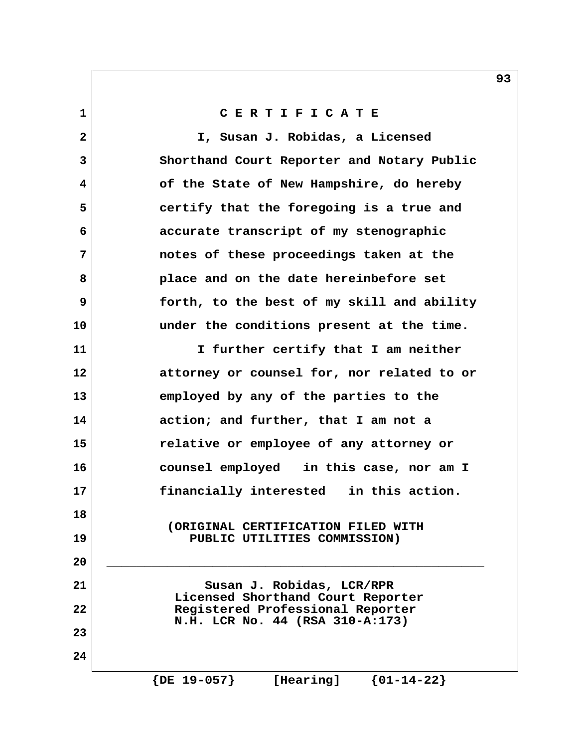# C E R T I F I C A T E

I, Susan J. Robidas, a Licensed Shorthand Court Reporter and Notary Public of the State of New Hampshire, do hereby certify that the foregoing is a true and accurate transcript of my stenographic notes of these proceedings taken at the place and on the date hereinbefore set forth, to the best of my skill and ability under the conditions present at the time.

I further certify that I am neither attorney or counsel for, nor related to or employed by any of the parties to the action; and further, that I am not a relative or employee of any attorney or counsel employed in this case, nor am I financially interested in this action.

(ORIGINAL CERTIFICATION FILED WITH PUBLIC UTILITIES COMMISSION)

\_\_\_\_\_\_\_\_\_\_\_\_\_\_\_\_\_\_\_\_\_\_\_\_\_\_\_\_\_\_\_\_\_\_\_\_\_\_\_\_\_\_\_\_\_\_\_\_

Susan J. Robidas, LCR/RPR
Licensed Shorthand Court Reporter
Registered Professional Reporter
N.H. LCR No. 44 (RSA 310-A:173)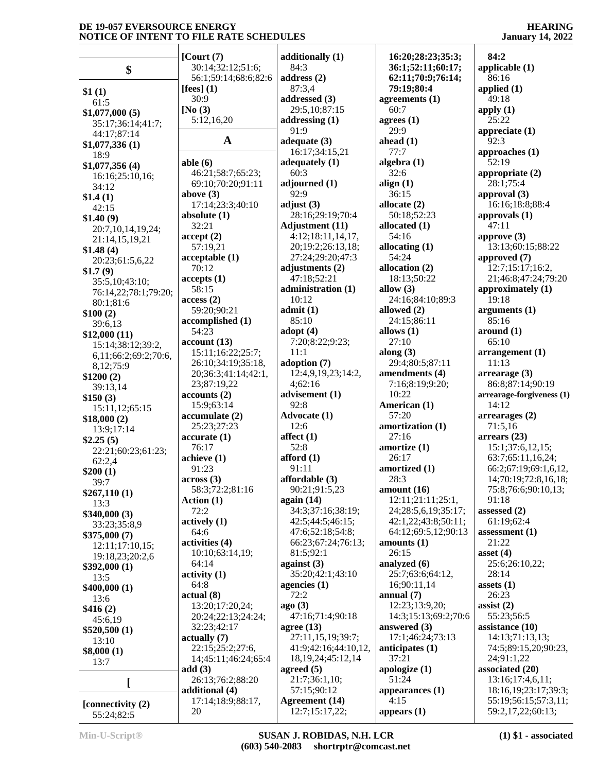## $

**$1 (1)**
61:5
**$1,077,000 (5)**
35:17;36:14;41:7;44:17;87:14
**$1,077,336 (1)**
18:9
**$1,077,356 (4)**
16:16;25:10,16;34:12
**$1.4 (1)**
42:15
**$1.40 (9)**
20:7,10,14,19,24;21:14,15,19,21
**$1.48 (4)**
20:23;61:5,6,22
**$1.7 (9)**
35:5,10;43:10;76:14,22;78:1;79:20;80:1;81:6
**$100 (2)**
39:6,13
**$12,000 (11)**
15:14;38:12;39:2,6,11;66:2;69:2;70:6,8,12;75:9
**$1200 (2)**
39:13,14
**$150 (3)**
15:11,12;65:15
**$18,000 (2)**
13:9;17:14
**$2.25 (5)**
22:21;60:23;61:23;62:2,4
**$200 (1)**
39:7
**$267,110 (1)**
13:3
**$340,000 (3)**
33:23;35:8,9
**$375,000 (7)**
12:11;17:10,15;19:18,23;20:2,6
**$392,000 (1)**
13:5
**$400,000 (1)**
13:6
**$416 (2)**
45:6,19
**$520,500 (1)**
13:10
**$8,000 (1)**
13:7

## [

**[connectivity (2)**
55:24;82:5
**[Court (7)**
30:14;32:12;51:6;56:1;59:14;68:6;82:6
**[fees] (1)**
30:9
**[No (3)**
5:12,16,20

## A

**able (6)**
46:21;58:7;65:23;69:10;70:20;91:11
**above (3)**
17:14;23:3;40:10
**absolute (1)**
32:21
**accept (2)**
57:19,21
**acceptable (1)**
70:12
**accepts (1)**
58:15
**access (2)**
59:20;90:21
**accomplished (1)**
54:23
**account (13)**
15:11;16:22;25:7;26:10;34:19;35:18,20;36:3;41:14;42:1,23;87:19,22
**accounts (2)**
15:9;63:14
**accumulate (2)**
25:23;27:23
**accurate (1)**
76:17
**achieve (1)**
91:23
**across (3)**
58:3;72:2;81:16
**Action (1)**
72:2
**actively (1)**
64:6
**activities (4)**
10:10;63:14,19;64:14
**activity (1)**
64:8
**actual (8)**
13:20;17:20,24;20:24;22:13;24:24;32:23;42:17
**actually (7)**
22:15;25:2;27:6,14;45:11;46:24;65:4
**add (3)**
26:13;76:2;88:20
**additional (4)**
17:14;18:9;88:17,20
**additionally (1)**
84:3
**address (2)**
87:3,4
**addressed (3)**
29:5,10;87:15
**addressing (1)**
91:9
**adequate (3)**
16:17;34:15,21
**adequately (1)**
60:3
**adjourned (1)**
92:9
**adjust (3)**
28:16;29:19;70:4
**Adjustment (11)**
4:12;18:11,14,17,20;19:2;26:13,18;27:24;29:20;47:3
**adjustments (2)**
47:18;52:21
**administration (1)**
10:12
**admit (1)**
85:10
**adopt (4)**
7:20;8:22;9:23;11:1
**adoption (7)**
12:4,9,19,23;14:2,4;62:16
**advisement (1)**
92:8
**Advocate (1)**
12:6
**affect (1)**
52:8
**afford (1)**
91:11
**affordable (3)**
90:21;91:5,23
**again (14)**
34:3;37:16;38:19;42:5;44:5;46:15;47:6;52:18;54:8;66:23;67:24;76:13;81:5;92:1
**against (3)**
35:20;42:1;43:10
**agencies (1)**
72:2
**ago (3)**
47:16;71:4;90:18
**agree (13)**
27:11,15,19;39:7;41:9;42:16;44:10,12,18,19,24;45:12,14
**agreed (5)**
21:7;36:1,10;57:15;90:12
**Agreement (14)**
12:7;15:17,22;16:20;28:23;35:3;36:1;52:11;60:17;62:11;70:9;76:14;79:19;80:4
**agreements (1)**
60:7
**agrees (1)**
29:9
**ahead (1)**
77:7
**algebra (1)**
32:6
**align (1)**
36:15
**allocate (2)**
50:18;52:23
**allocated (1)**
54:16
**allocating (1)**
54:24
**allocation (2)**
18:13;50:22
**allow (3)**
24:16;84:10;89:3
**allowed (2)**
24:15;86:11
**allows (1)**
27:10
**along (3)**
29:4;80:5;87:11
**amendments (4)**
7:16;8:19;9:20;10:22
**American (1)**
57:20
**amortization (1)**
27:16
**amortize (1)**
26:17
**amortized (1)**
28:3
**amount (16)**
12:11;21:11;25:1,24;28:5,6,19;35:17;42:1,22;43:8;50:11;64:12;69:5,12;90:13
**amounts (1)**
26:15
**analyzed (6)**
25:7;63:6;64:12,16;90:11,14
**annual (7)**
12:23;13:9,20;14:3;15:13;69:2;70:6
**answered (3)**
17:1;46:24;73:13
**anticipates (1)**
37:21
**apologize (1)**
51:24
**appearances (1)**
4:15
**appears (1)**
84:2
**applicable (1)**
86:16
**applied (1)**
49:18
**apply (1)**
25:22
**appreciate (1)**
92:3
**approaches (1)**
52:19
**appropriate (2)**
28:1;75:4
**approval (3)**
16:16;18:8;88:4
**approvals (1)**
47:11
**approve (3)**
13:13;60:15;88:22
**approved (7)**
12:7;15:17;16:2,21;46:8;47:24;79:20
**approximately (1)**
19:18
**arguments (1)**
85:16
**around (1)**
65:10
**arrangement (1)**
11:13
**arrearage (3)**
86:8;87:14;90:19
**arrearage-forgiveness (1)**
14:12
**arrearages (2)**
71:5,16
**arrears (23)**
15:1;37:6,12,15;63:7;65:11,16,24;66:2;67:19;69:1,6,12,14;70:19;72:8,16,18;75:8;76:6;90:10,13;91:18
**assessed (2)**
61:19;62:4
**assessment (1)**
21:22
**asset (4)**
25:6;26:10,22;28:14
**assets (1)**
26:23
**assist (2)**
55:23;56:5
**assistance (10)**
14:13;71:13,13;74:5;89:15,20;90:23,24;91:1,22
**associated (20)**
13:16;17:4,6,11;18:16,19;23:17;39:3;55:19;56:15;57:3,11;59:2,17,22;60:13;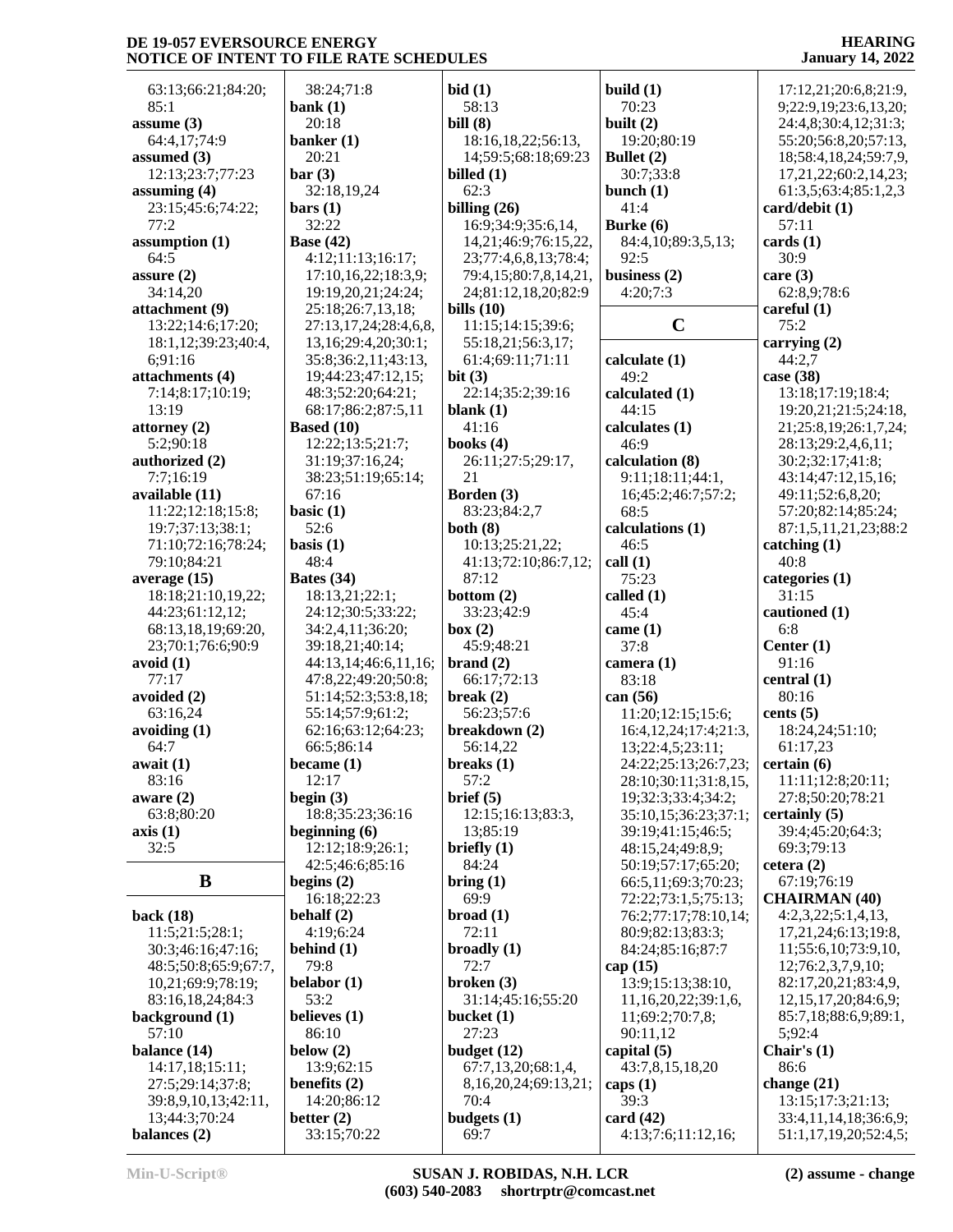63:13;66:21;84:20;
85:1
**assume (3)**
64:4,17;74:9
**assumed (3)**
12:13;23:7;77:23
**assuming (4)**
23:15;45:6;74:22;
77:2
**assumption (1)**
64:5
**assure (2)**
34:14,20
**attachment (9)**
13:22;14:6;17:20;
18:1,12;39:23;40:4,
6;91:16
**attachments (4)**
7:14;8:17;10:19;
13:19
**attorney (2)**
5:2;90:18
**authorized (2)**
7:7;16:19
**available (11)**
11:22;12:18;15:8;
19:7;37:13;38:1;
71:10;72:16;78:24;
79:10;84:21
**average (15)**
18:18;21:10,19,22;
44:23;61:12,12;
68:13,18,19;69:20,
23;70:1;76:6;90:9
**avoid (1)**
77:17
**avoided (2)**
63:16,24
**avoiding (1)**
64:7
**await (1)**
83:16
**aware (2)**
63:8;80:20
**axis (1)**
32:5

## B

**back (18)**
11:5;21:5;28:1;
30:3;46:16;47:16;
48:5;50:8;65:9;67:7,
10,21;69:9;78:19;
83:16,18,24;84:3
**background (1)**
57:10
**balance (14)**
14:17,18;15:11;
27:5;29:14;37:8;
39:8,9,10,13;42:11,
13;44:3;70:24
**balances (2)**
38:24;71:8
**bank (1)**
20:18
**banker (1)**
20:21
**bar (3)**
32:18,19,24
**bars (1)**
32:22
**Base (42)**
4:12;11:13;16:17;
17:10,16,22;18:3,9;
19:19,20,21;24:24;
25:18;26:7,13,18;
27:13,17,24;28:4,6,8,
13,16;29:4,20;30:1;
35:8;36:2,11;43:13,
19;44:23;47:12,15;
48:3;52:20;64:21;
68:17;86:2;87:5,11
**Based (10)**
12:22;13:5;21:7;
31:19;37:16,24;
38:23;51:19;65:14;
67:16
**basic (1)**
52:6
**basis (1)**
48:4
**Bates (34)**
18:13,21;22:1;
24:12;30:5;33:22;
34:2,4,11;36:20;
39:18,21;40:14;
44:13,14;46:6,11,16;
47:8,22;49:20;50:8;
51:14;52:3;53:8,18;
55:14;57:9;61:2;
62:16;63:12;64:23;
66:5;86:14
**became (1)**
12:17
**begin (3)**
18:8;35:23;36:16
**beginning (6)**
12:12;18:9;26:1;
42:5;46:6;85:16
**begins (2)**
16:18;22:23
**behalf (2)**
4:19;6:24
**behind (1)**
79:8
**belabor (1)**
53:2
**believes (1)**
86:10
**below (2)**
13:9;62:15
**benefits (2)**
14:20;86:12
**better (2)**
33:15;70:22
**bid (1)**
58:13
**bill (8)**
18:16,18,22;56:13,
14;59:5;68:18;69:23
**billed (1)**
62:3
**billing (26)**
16:9;34:9;35:6,14,
14,21;46:9;76:15,22,
23;77:4,6,8,13;78:4;
79:4,15;80:7,8,14,21,
24;81:12,18,20;82:9
**bills (10)**
11:15;14:15;39:6;
55:18,21;56:3,17;
61:4;69:11;71:11
**bit (3)**
22:14;35:2;39:16
**blank (1)**
41:16
**books (4)**
26:11;27:5;29:17,
21
**Borden (3)**
83:23;84:2,7
**both (8)**
10:13;25:21,22;
41:13;72:10;86:7,12;
87:12
**bottom (2)**
33:23;42:9
**box (2)**
45:9;48:21
**brand (2)**
66:17;72:13
**break (2)**
56:23;57:6
**breakdown (2)**
56:14,22
**breaks (1)**
57:2
**brief (5)**
12:15;16:13;83:3,
13;85:19
**briefly (1)**
84:24
**bring (1)**
69:9
**broad (1)**
72:11
**broadly (1)**
72:7
**broken (3)**
31:14;45:16;55:20
**bucket (1)**
27:23
**budget (12)**
67:7,13,20;68:1,4,
8,16,20,24;69:13,21;
70:4
**budgets (1)**
69:7
**build (1)**
70:23
**built (2)**
19:20;80:19
**Bullet (2)**
30:7;33:8
**bunch (1)**
41:4
**Burke (6)**
84:4,10;89:3,5,13;
92:5
**business (2)**
4:20;7:3

## C

**calculate (1)**
49:2
**calculated (1)**
44:15
**calculates (1)**
46:9
**calculation (8)**
9:11;18:11;44:1,
16;45:2;46:7;57:2;
68:5
**calculations (1)**
46:5
**call (1)**
75:23
**called (1)**
45:4
**came (1)**
37:8
**camera (1)**
83:18
**can (56)**
11:20;12:15;15:6;
16:4,12,24;17:4;21:3,
13;22:4,5;23:11;
24:22;25:13;26:7,23;
28:10;30:11;31:8,15,
19;32:3;33:4;34:2;
35:10,15;36:23;37:1;
39:19;41:15;46:5;
48:15,24;49:8,9;
50:19;57:17;65:20;
66:5,11;69:3;70:23;
72:22;73:1,5;75:13;
76:2;77:17;78:10,14;
80:9;82:13;83:3;
84:24;85:16;87:7
**cap (15)**
13:9;15:13;38:10,
11,16,20,22;39:1,6,
11;69:2;70:7,8;
90:11,12
**capital (5)**
43:7,8,15,18,20
**caps (1)**
39:3
**card (42)**
4:13;7:6;11:12,16;
17:12,21;20:6,8;21:9,
9;22:9,19;23:6,13,20;
24:4,8;30:4,12;31:3;
55:20;56:8,20;57:13,
18;58:4,18,24;59:7,9,
17,21,22;60:2,14,23;
61:3,5;63:4;85:1,2,3
**card/debit (1)**
57:11
**cards (1)**
30:9
**care (3)**
62:8,9;78:6
**careful (1)**
75:2
**carrying (2)**
44:2,7
**case (38)**
13:18;17:19;18:4;
19:20,21;21:5;24:18,
21;25:8,19;26:1,7,24;
28:13;29:2,4,6,11;
30:2;32:17;41:8;
43:14;47:12,15,16;
49:11;52:6,8,20;
57:20;82:14;85:24;
87:1,5,11,21,23;88:2
**catching (1)**
40:8
**categories (1)**
31:15
**cautioned (1)**
6:8
**Center (1)**
91:16
**central (1)**
80:16
**cents (5)**
18:24,24;51:10;
61:17,23
**certain (6)**
11:11;12:8;20:11;
27:8;50:20;78:21
**certainly (5)**
39:4;45:20;64:3;
69:3;79:13
**cetera (2)**
67:19;76:19
**CHAIRMAN (40)**
4:2,3,22;5:1,4,13,
17,21,24;6:13;19:8,
11;55:6,10;73:9,10,
12;76:2,3,7,9,10;
82:17,20,21;83:4,9,
12,15,17,20;84:6,9;
85:7,18;88:6,9;89:1,
5;92:4
**Chair's (1)**
86:6
**change (21)**
13:15;17:3;21:13;
33:4,11,14,18;36:6,9;
51:1,17,19,20;52:4,5;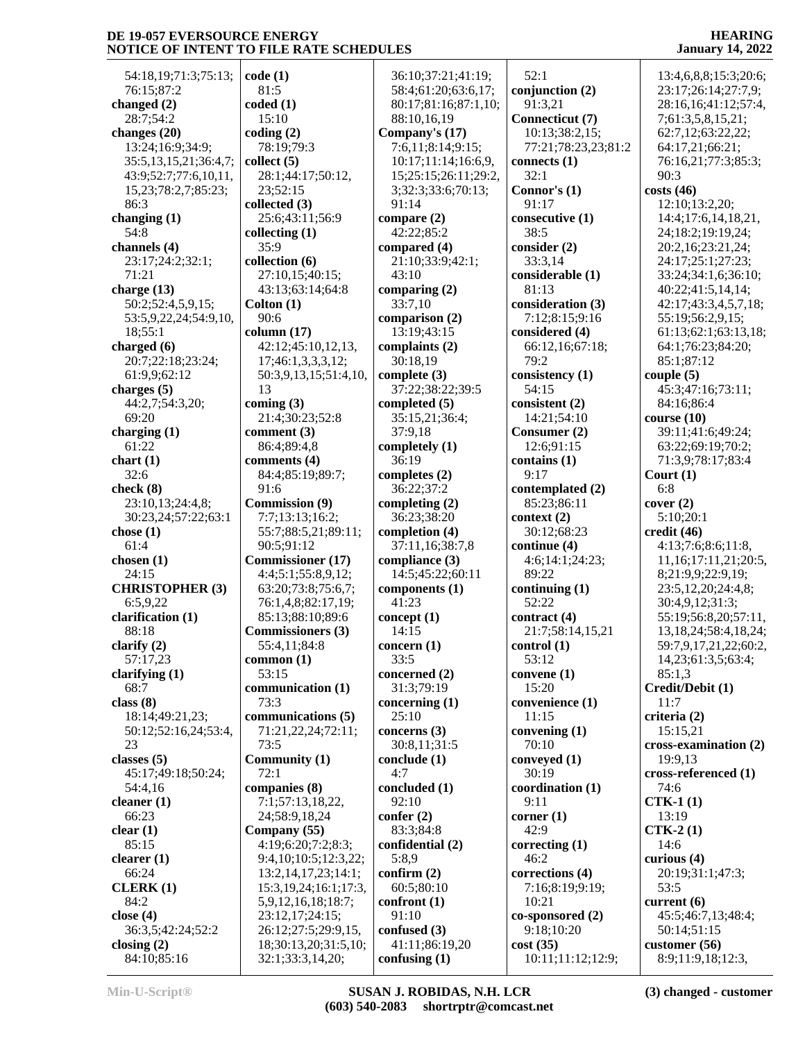54:18,19;71:3;75:13;
76:15;87:2
**changed (2)**
28:7;54:2
**changes (20)**
13:24;16:9;34:9;
35:5,13,15,21;36:4,7;
43:9;52:7;77:6,10,11,
15,23;78:2,7;85:23;
86:3
**changing (1)**
54:8
**channels (4)**
23:17;24:2;32:1;
71:21
**charge (13)**
50:2;52:4,5,9,15;
53:5,9,22,24;54:9,10,
18;55:1
**charged (6)**
20:7;22:18;23:24;
61:9,9;62:12
**charges (5)**
44:2,7;54:3,20;
69:20
**charging (1)**
61:22
**chart (1)**
32:6
**check (8)**
23:10,13;24:4,8;
30:23,24;57:22;63:1
**chose (1)**
61:4
**chosen (1)**
24:15
**CHRISTOPHER (3)**
6:5,9,22
**clarification (1)**
88:18
**clarify (2)**
57:17,23
**clarifying (1)**
68:7
**class (8)**
18:14;49:21,23;
50:12;52:16,24;53:4,
23
**classes (5)**
45:17;49:18;50:24;
54:4,16
**cleaner (1)**
66:23
**clear (1)**
85:15
**clearer (1)**
66:24
**CLERK (1)**
84:2
**close (4)**
36:3,5;42:24;52:2
**closing (2)**
84:10;85:16

**code (1)**
81:5
**coded (1)**
15:10
**coding (2)**
78:19;79:3
**collect (5)**
28:1;44:17;50:12,
23;52:15
**collected (3)**
25:6;43:11;56:9
**collecting (1)**
35:9
**collection (6)**
27:10,15;40:15;
43:13;63:14;64:8
**Colton (1)**
90:6
**column (17)**
42:12;45:10,12,13,
17;46:1,3,3,3,12;
50:3,9,13,15;51:4,10,
13
**coming (3)**
21:4;30:23;52:8
**comment (3)**
86:4;89:4,8
**comments (4)**
84:4;85:19;89:7;
91:6
**Commission (9)**
7:7;13:13;16:2;
55:7;88:5,21;89:11;
90:5;91:12
**Commissioner (17)**
4:4;5:1;55:8,9,12;
63:20;73:8;75:6,7;
76:1,4,8;82:17,19;
85:13;88:10;89:6
**Commissioners (3)**
55:4,11;84:8
**common (1)**
53:15
**communication (1)**
73:3
**communications (5)**
71:21,22,24;72:11;
73:5
**Community (1)**
72:1
**companies (8)**
7:1;57:13,18,22,
24;58:9,18,24
**Company (55)**
4:19;6:20;7:2;8:3;
9:4,10;10:5;12:3,22;
13:2,14,17,23;14:1;
15:3,19,24;16:1;17:3,
5,9,12,16,18;18:7;
23:12,17;24:15;
26:12;27:5;29:9,15,
18;30:13,20;31:5,10;
32:1;33:3,14,20;

36:10;37:21;41:19;
58:4;61:20;63:6,17;
80:17;81:16;87:1,10;
88:10,16,19
**Company's (17)**
7:6,11;8:14;9:15;
10:17;11:14;16:6,9,
15;25:15;26:11;29:2,
3;32:3;33:6;70:13;
91:14
**compare (2)**
42:22;85:2
**compared (4)**
21:10;33:9;42:1;
43:10
**comparing (2)**
33:7,10
**comparison (2)**
13:19;43:15
**complaints (2)**
30:18,19
**complete (3)**
37:22;38:22;39:5
**completed (5)**
35:15,21;36:4;
37:9,18
**completely (1)**
36:19
**completes (2)**
36:22;37:2
**completing (2)**
36:23;38:20
**completion (4)**
37:11,16;38:7,8
**compliance (3)**
14:5;45:22;60:11
**components (1)**
41:23
**concept (1)**
14:15
**concern (1)**
33:5
**concerned (2)**
31:3;79:19
**concerning (1)**
25:10
**concerns (3)**
30:8,11;31:5
**conclude (1)**
4:7
**concluded (1)**
92:10
**confer (2)**
83:3;84:8
**confidential (2)**
5:8,9
**confirm (2)**
60:5;80:10
**confront (1)**
91:10
**confused (3)**
41:11;86:19,20
**confusing (1)**

52:1
**conjunction (2)**
91:3,21
**Connecticut (7)**
10:13;38:2,15;
77:21;78:23,23;81:2
**connects (1)**
32:1
**Connor's (1)**
91:17
**consecutive (1)**
38:5
**consider (2)**
33:3,14
**considerable (1)**
81:13
**consideration (3)**
7:12;8:15;9:16
**considered (4)**
66:12,16;67:18;
79:2
**consistency (1)**
54:15
**consistent (2)**
14:21;54:10
**Consumer (2)**
12:6;91:15
**contains (1)**
9:17
**contemplated (2)**
85:23;86:11
**context (2)**
30:12;68:23
**continue (4)**
4:6;14:1;24:23;
89:22
**continuing (1)**
52:22
**contract (4)**
21:7;58:14,15,21
**control (1)**
53:12
**convene (1)**
15:20
**convenience (1)**
11:15
**convening (1)**
70:10
**conveyed (1)**
30:19
**coordination (1)**
9:11
**corner (1)**
42:9
**correcting (1)**
46:2
**corrections (4)**
7:16;8:19;9:19;
10:21
**co-sponsored (2)**
9:18;10:20
**cost (35)**
10:11;11:12;12:9;

13:4,6,8,8;15:3;20:6;
23:17;26:14;27:7,9;
28:16,16;41:12;57:4,
7;61:3,5,8,15,21;
62:7,12;63:22,22;
64:17,21;66:21;
76:16,21;77:3;85:3;
90:3
**costs (46)**
12:10;13:2,20;
14:4;17:6,14,18,21,
24;18:2;19:19,24;
20:2,16;23:21,24;
24:17;25:1;27:23;
33:24;34:1,6;36:10;
40:22;41:5,14,14;
42:17;43:3,4,5,7,18;
55:19;56:2,9,15;
61:13;62:1;63:13,18;
64:1;76:23;84:20;
85:1;87:12
**couple (5)**
45:3;47:16;73:11;
84:16;86:4
**course (10)**
39:11;41:6;49:24;
63:22;69:19;70:2;
71:3,9;78:17;83:4
**Court (1)**
6:8
**cover (2)**
5:10;20:1
**credit (46)**
4:13;7:6;8:6;11:8,
11,16;17:11,21;20:5,
8;21:9,9;22:9,19;
23:5,12,20;24:4,8;
30:4,9,12;31:3;
55:19;56:8,20;57:11,
13,18,24;58:4,18,24;
59:7,9,17,21,22;60:2,
14,23;61:3,5;63:4;
85:1,3
**Credit/Debit (1)**
11:7
**criteria (2)**
15:15,21
**cross-examination (2)**
19:9,13
**cross-referenced (1)**
74:6
**CTK-1 (1)**
13:19
**CTK-2 (1)**
14:6
**curious (4)**
20:19;31:1;47:3;
53:5
**current (6)**
45:5;46:7,13;48:4;
50:14;51:15
**customer (56)**
8:9;11:9,18;12:3,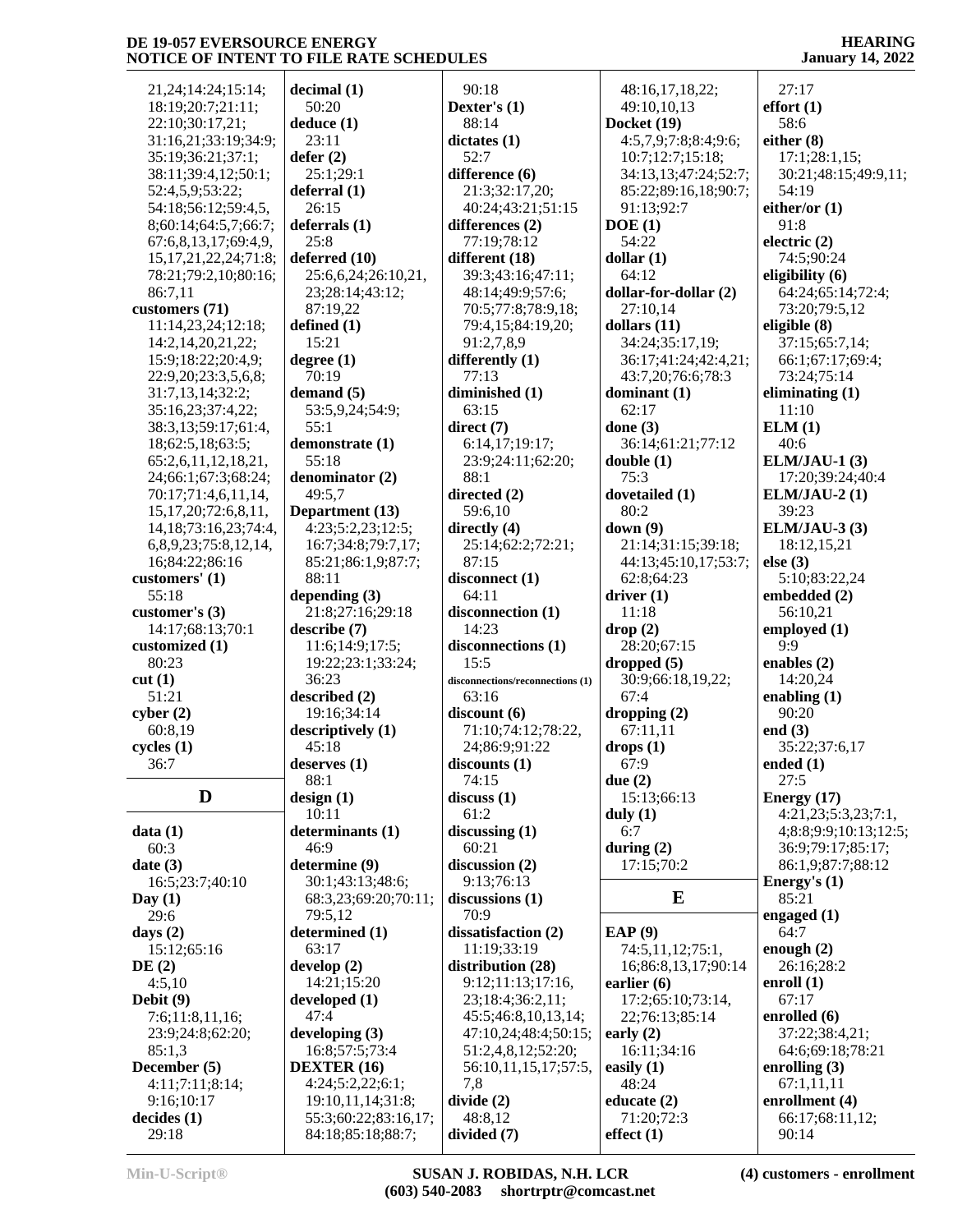21,24;14:24;15:14;
18:19;20:7;21:11;
22:10;30:17,21;
31:16,21;33:19;34:9;
35:19;36:21;37:1;
38:11;39:4,12;50:1;
52:4,5,9;53:22;
54:18;56:12;59:4,5,
8;60:14;64:5,7;66:7;
67:6,8,13,17;69:4,9,
15,17,21,22,24;71:8;
78:21;79:2,10;80:16;
86:7,11

**customers (71)**
11:14,23,24;12:18;
14:2,14,20,21,22;
15:9;18:22;20:4,9;
22:9,20;23:3,5,6,8;
31:7,13,14;32:2;
35:16,23;37:4,22;
38:3,13;59:17;61:4,
18;62:5,18;63:5;
65:2,6,11,12,18,21,
24;66:1;67:3;68:24;
70:17;71:4,6,11,14,
15,17,20;72:6,8,11,
14,18;73:16,23;74:4,
6,8,9,23;75:8,12,14,
16;84:22;86:16

**customers' (1)**
55:18

**customer's (3)**
14:17;68:13;70:1

**customized (1)**
80:23

**cut (1)**
51:21

**cyber (2)**
60:8,19

**cycles (1)**
36:7

## D

**data (1)**
60:3

**date (3)**
16:5;23:7;40:10

**Day (1)**
29:6

**days (2)**
15:12;65:16

**DE (2)**
4:5,10

**Debit (9)**
7:6;11:8,11,16;
23:9;24:8;62:20;
85:1,3

**December (5)**
4:11;7:11;8:14;
9:16;10:17

**decides (1)**
29:18

**decimal (1)**
50:20

**deduce (1)**
23:11

**defer (2)**
25:1;29:1

**deferral (1)**
26:15

**deferrals (1)**
25:8

**deferred (10)**
25:6,6,24;26:10,21,
23;28:14;43:12;
87:19,22

**defined (1)**
15:21

**degree (1)**
70:19

**demand (5)**
53:5,9,24;54:9;
55:1

**demonstrate (1)**
55:18

**denominator (2)**
49:5,7

**Department (13)**
4:23;5:2,23;12:5;
16:7;34:8;79:7,17;
85:21;86:1,9;87:7;
88:11

**depending (3)**
21:8;27:16;29:18

**describe (7)**
11:6;14:9;17:5;
19:22;23:1;33:24;
36:23

**described (2)**
19:16;34:14

**descriptively (1)**
45:18

**deserves (1)**
88:1

**design (1)**
10:11

**determinants (1)**
46:9

**determine (9)**
30:1;43:13;48:6;
68:3,23;69:20;70:11;
79:5,12

**determined (1)**
63:17

**develop (2)**
14:21;15:20

**developed (1)**
47:4

**developing (3)**
16:8;57:5;73:4

**DEXTER (16)**
4:24;5:2,22;6:1;
19:10,11,14;31:8;
55:3;60:22;83:16,17;
84:18;85:18;88:7;

90:18

**Dexter's (1)**
88:14

**dictates (1)**
52:7

**difference (6)**
21:3;32:17,20;
40:24;43:21;51:15

**differences (2)**
77:19;78:12

**different (18)**
39:3;43:16;47:11;
48:14;49:9;57:6;
70:5;77:8;78:9,18;
79:4,15;84:19,20;
91:2,7,8,9

**differently (1)**
77:13

**diminished (1)**
63:15

**direct (7)**
6:14,17;19:17;
23:9;24:11;62:20;
88:1

**directed (2)**
59:6,10

**directly (4)**
25:14;62:2;72:21;
87:15

**disconnect (1)**
64:11

**disconnection (1)**
14:23

**disconnections (1)**
15:5

**disconnections/reconnections (1)**
63:16

**discount (6)**
71:10;74:12;78:22,
24;86:9;91:22

**discounts (1)**
74:15

**discuss (1)**
61:2

**discussing (1)**
60:21

**discussion (2)**
9:13;76:13

**discussions (1)**
70:9

**dissatisfaction (2)**
11:19;33:19

**distribution (28)**
9:12;11:13;17:16,
23;18:4;36:2,11;
45:5;46:8,10,13,14;
47:10,24;48:4;50:15;
51:2,4,8,12;52:20;
56:10,11,15,17;57:5,
7,8

**divide (2)**
48:8,12

**divided (7)**

48:16,17,18,22;
49:10,10,13

**Docket (19)**
4:5,7,9;7:8;8:4;9:6;
10:7;12:7;15:18;
34:13,13;47:24;52:7;
85:22;89:16,18;90:7;
91:13;92:7

**DOE (1)**
54:22

**dollar (1)**
64:12

**dollar-for-dollar (2)**
27:10,14

**dollars (11)**
34:24;35:17,19;
36:17;41:24;42:4,21;
43:7,20;76:6;78:3

**dominant (1)**
62:17

**done (3)**
36:14;61:21;77:12

**double (1)**
75:3

**dovetailed (1)**
80:2

**down (9)**
21:14;31:15;39:18;
44:13;45:10,17;53:7;
62:8;64:23

**driver (1)**
11:18

**drop (2)**
28:20;67:15

**dropped (5)**
30:9;66:18,19,22;
67:4

**dropping (2)**
67:11,11

**drops (1)**
67:9

**due (2)**
15:13;66:13

**duly (1)**
6:7

**during (2)**
17:15;70:2

## E

**EAP (9)**
74:5,11,12;75:1,
16;86:8,13,17;90:14

**earlier (6)**
17:2;65:10;73:14,
22;76:13;85:14

**early (2)**
16:11;34:16

**easily (1)**
48:24

**educate (2)**
71:20;72:3

**effect (1)**

27:17

**effort (1)**
58:6

**either (8)**
17:1;28:1,15;
30:21;48:15;49:9,11;
54:19

**either/or (1)**
91:8

**electric (2)**
74:5;90:24

**eligibility (6)**
64:24;65:14;72:4;
73:20;79:5,12

**eligible (8)**
37:15;65:7,14;
66:1;67:17;69:4;
73:24;75:14

**eliminating (1)**
11:10

**ELM (1)**
40:6

**ELM/JAU-1 (3)**
17:20;39:24;40:4

**ELM/JAU-2 (1)**
39:23

**ELM/JAU-3 (3)**
18:12,15,21

**else (3)**
5:10;83:22,24

**embedded (2)**
56:10,21

**employed (1)**
9:9

**enables (2)**
14:20,24

**enabling (1)**
90:20

**end (3)**
35:22;37:6,17

**ended (1)**
27:5

**Energy (17)**
4:21,23;5:3,23;7:1,
4;8:8;9:9;10:13;12:5;
36:9;79:17;85:17;
86:1,9;87:7;88:12

**Energy's (1)**
85:21

**engaged (1)**
64:7

**enough (2)**
26:16;28:2

**enroll (1)**
67:17

**enrolled (6)**
37:22;38:4,21;
64:6;69:18;78:21

**enrolling (3)**
67:1,11,11

**enrollment (4)**
66:17;68:11,12;
90:14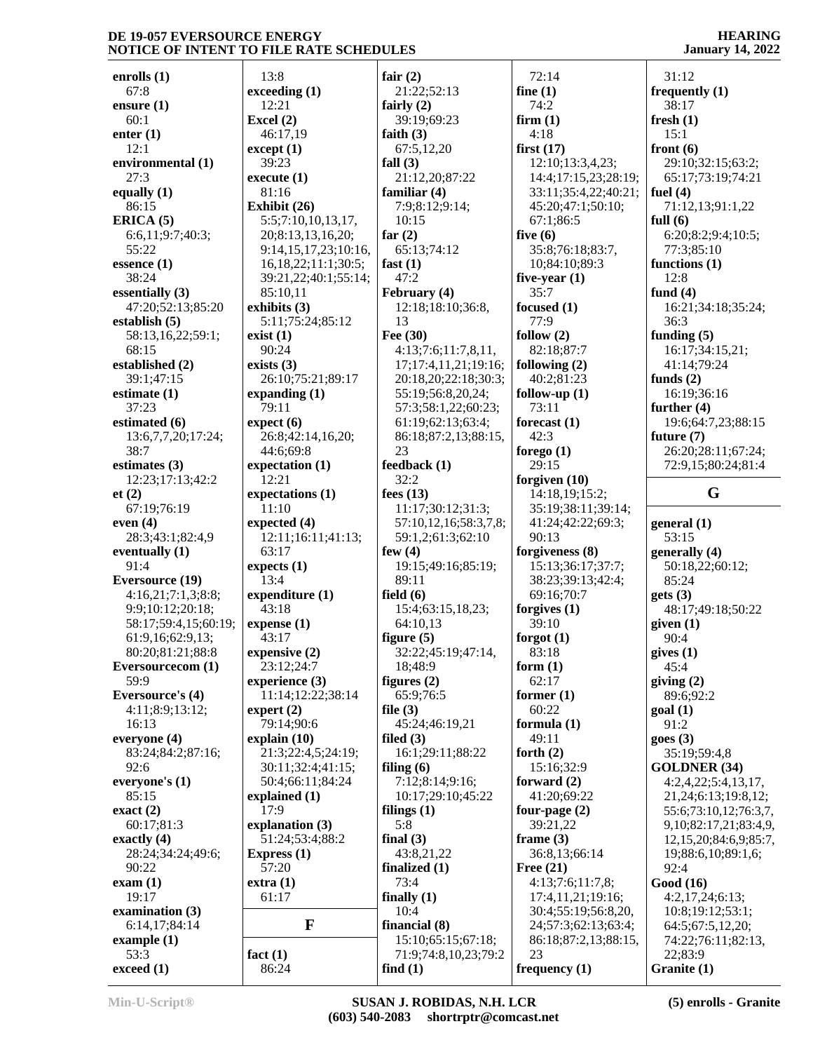**enrolls (1)**
67:8
**ensure (1)**
60:1
**enter (1)**
12:1
**environmental (1)**
27:3
**equally (1)**
86:15
**ERICA (5)**
6:6,11;9:7;40:3;
55:22
**essence (1)**
38:24
**essentially (3)**
47:20;52:13;85:20
**establish (5)**
58:13,16,22;59:1;
68:15
**established (2)**
39:1;47:15
**estimate (1)**
37:23
**estimated (6)**
13:6,7,7,20;17:24;
38:7
**estimates (3)**
12:23;17:13;42:2
**et (2)**
67:19;76:19
**even (4)**
28:3;43:1;82:4,9
**eventually (1)**
91:4
**Eversource (19)**
4:16,21;7:1,3;8:8;
9:9;10:12;20:18;
58:17;59:4,15;60:19;
61:9,16;62:9,13;
80:20;81:21;88:8
**Eversourcecom (1)**
59:9
**Eversource's (4)**
4:11;8:9;13:12;
16:13
**everyone (4)**
83:24;84:2;87:16;
92:6
**everyone's (1)**
85:15
**exact (2)**
60:17;81:3
**exactly (4)**
28:24;34:24;49:6;
90:22
**exam (1)**
19:17
**examination (3)**
6:14,17;84:14
**example (1)**
53:3
**exceed (1)**
13:8
**exceeding (1)**
12:21
**Excel (2)**
46:17,19
**except (1)**
39:23
**execute (1)**
81:16
**Exhibit (26)**
5:5;7:10,10,13,17,
20;8:13,13,16,20;
9:14,15,17,23;10:16,
16,18,22;11:1;30:5;
39:21,22;40:1;55:14;
85:10,11
**exhibits (3)**
5:11;75:24;85:12
**exist (1)**
90:24
**exists (3)**
26:10;75:21;89:17
**expanding (1)**
79:11
**expect (6)**
26:8;42:14,16,20;
44:6;69:8
**expectation (1)**
12:21
**expectations (1)**
11:10
**expected (4)**
12:11;16:11;41:13;
63:17
**expects (1)**
13:4
**expenditure (1)**
43:18
**expense (1)**
43:17
**expensive (2)**
23:12;24:7
**experience (3)**
11:14;12:22;38:14
**expert (2)**
79:14;90:6
**explain (10)**
21:3;22:4,5;24:19;
30:11;32:4;41:15;
50:4;66:11;84:24
**explained (1)**
17:9
**explanation (3)**
51:24;53:4;88:2
**Express (1)**
57:20
**extra (1)**
61:17

## F

**fact (1)**
86:24
**fair (2)**
21:22;52:13
**fairly (2)**
39:19;69:23
**faith (3)**
67:5,12,20
**fall (3)**
21:12,20;87:22
**familiar (4)**
7:9;8:12;9:14;
10:15
**far (2)**
65:13;74:12
**fast (1)**
47:2
**February (4)**
12:18;18:10;36:8,
13
**Fee (30)**
4:13;7:6;11:7,8,11,
17;17:4,11,21;19:16;
20:18,20;22:18;30:3;
55:19;56:8,20,24;
57:3;58:1,22;60:23;
61:19;62:13;63:4;
86:18;87:2,13;88:15,
23
**feedback (1)**
32:2
**fees (13)**
11:17;30:12;31:3;
57:10,12,16;58:3,7,8;
59:1,2;61:3;62:10
**few (4)**
19:15;49:16;85:19;
89:11
**field (6)**
15:4;63:15,18,23;
64:10,13
**figure (5)**
32:22;45:19;47:14,
18;48:9
**figures (2)**
65:9;76:5
**file (3)**
45:24;46:19,21
**filed (3)**
16:1;29:11;88:22
**filing (6)**
7:12;8:14;9:16;
10:17;29:10;45:22
**filings (1)**
5:8
**final (3)**
43:8,21,22
**finalized (1)**
73:4
**finally (1)**
10:4
**financial (8)**
15:10;65:15;67:18;
71:9;74:8,10,23;79:2
**find (1)**
72:14
**fine (1)**
74:2
**firm (1)**
4:18
**first (17)**
12:10;13:3,4,23;
14:4;17:15,23;28:19;
33:11;35:4,22;40:21;
45:20;47:1;50:10;
67:1;86:5
**five (6)**
35:8;76:18;83:7,
10;84:10;89:3
**five-year (1)**
35:7
**focused (1)**
77:9
**follow (2)**
82:18;87:7
**following (2)**
40:2;81:23
**follow-up (1)**
73:11
**forecast (1)**
42:3
**forego (1)**
29:15
**forgiven (10)**
14:18,19;15:2;
35:19;38:11;39:14;
41:24;42:22;69:3;
90:13
**forgiveness (8)**
15:13;36:17;37:7;
38:23;39:13;42:4;
69:16;70:7
**forgives (1)**
39:10
**forgot (1)**
83:18
**form (1)**
62:17
**former (1)**
60:22
**formula (1)**
49:11
**forth (2)**
15:16;32:9
**forward (2)**
41:20;69:22
**four-page (2)**
39:21,22
**frame (3)**
36:8,13;66:14
**Free (21)**
4:13;7:6;11:7,8;
17:4,11,21;19:16;
30:4;55:19;56:8,20,
24;57:3;62:13;63:4;
86:18;87:2,13;88:15,
23
**frequency (1)**
31:12
**frequently (1)**
38:17
**fresh (1)**
15:1
**front (6)**
29:10;32:15;63:2;
65:17;73:19;74:21
**fuel (4)**
71:12,13;91:1,22
**full (6)**
6:20;8:2;9:4;10:5;
77:3;85:10
**functions (1)**
12:8
**fund (4)**
16:21;34:18;35:24;
36:3
**funding (5)**
16:17;34:15,21;
41:14;79:24
**funds (2)**
16:19;36:16
**further (4)**
19:6;64:7,23;88:15
**future (7)**
26:20;28:11;67:24;
72:9,15;80:24;81:4

## G

**general (1)**
53:15
**generally (4)**
50:18,22;60:12;
85:24
**gets (3)**
48:17;49:18;50:22
**given (1)**
90:4
**gives (1)**
45:4
**giving (2)**
89:6;92:2
**goal (1)**
91:2
**goes (3)**
35:19;59:4,8
**GOLDNER (34)**
4:2,4,22;5:4,13,17,
21,24;6:13;19:8,12;
55:6;73:10,12;76:3,7,
9,10;82:17,21;83:4,9,
12,15,20;84:6,9;85:7,
19;88:6,10;89:1,6;
92:4
**Good (16)**
4:2,17,24;6:13;
10:8;19:12;53:1;
64:5;67:5,12,20;
74:22;76:11;82:13,
22;83:9
**Granite (1)**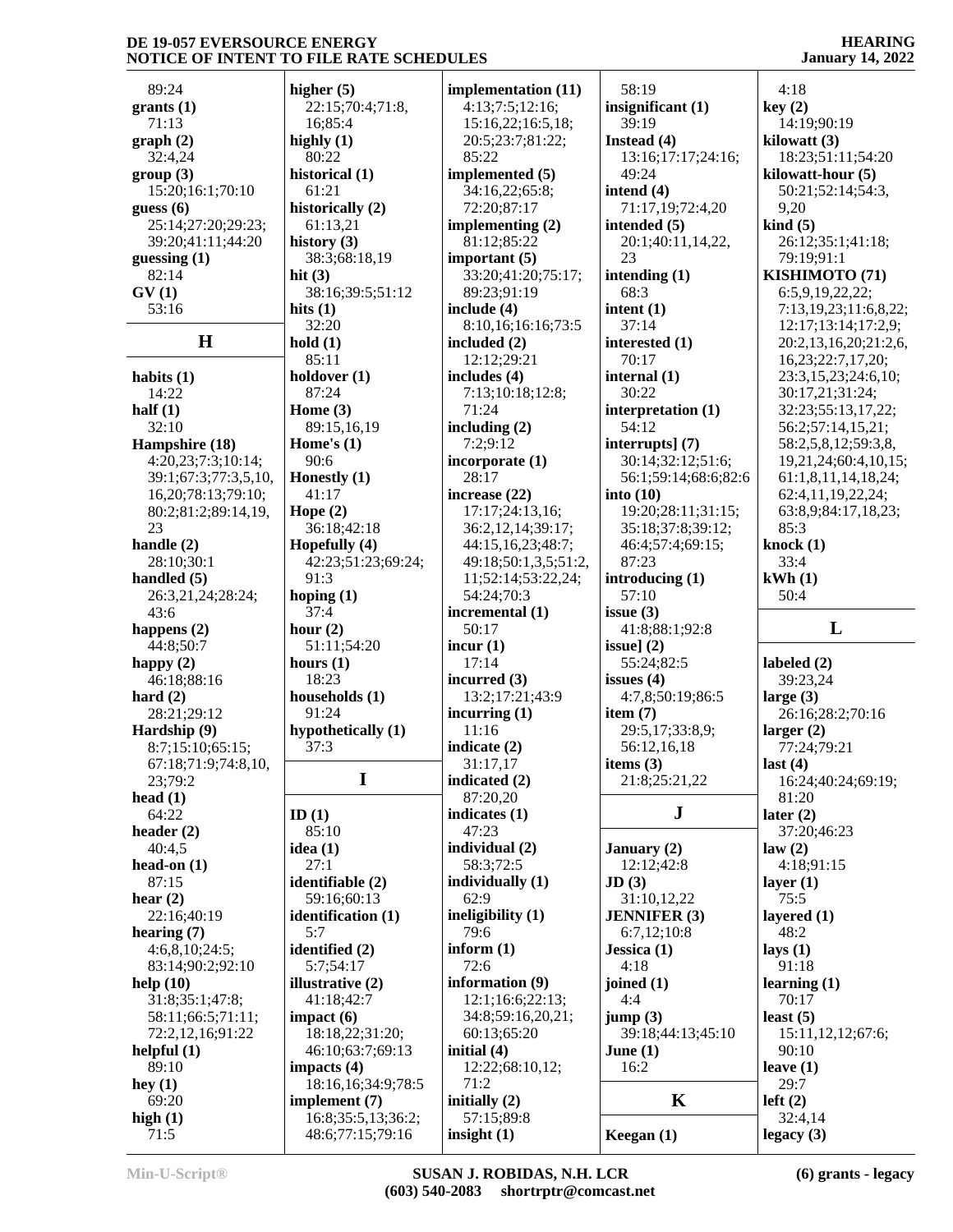89:24
**grants (1)**
71:13
**graph (2)**
32:4,24
**group (3)**
15:20;16:1;70:10
**guess (6)**
25:14;27:20;29:23;
39:20;41:11;44:20
**guessing (1)**
82:14
**GV (1)**
53:16

## H

**habits (1)**
14:22
**half (1)**
32:10
**Hampshire (18)**
4:20,23;7:3;10:14;
39:1;67:3;77:3,5,10,
16,20;78:13;79:10;
80:2;81:2;89:14,19,
23
**handle (2)**
28:10;30:1
**handled (5)**
26:3,21,24;28:24;
43:6
**happens (2)**
44:8;50:7
**happy (2)**
46:18;88:16
**hard (2)**
28:21;29:12
**Hardship (9)**
8:7;15:10;65:15;
67:18;71:9;74:8,10,
23;79:2
**head (1)**
64:22
**header (2)**
40:4,5
**head-on (1)**
87:15
**hear (2)**
22:16;40:19
**hearing (7)**
4:6,8,10;24:5;
83:14;90:2;92:10
**help (10)**
31:8;35:1;47:8;
58:11;66:5;71:11;
72:2,12,16;91:22
**helpful (1)**
89:10
**hey (1)**
69:20
**high (1)**
71:5
**higher (5)**
22:15;70:4;71:8,
16;85:4
**highly (1)**
80:22
**historical (1)**
61:21
**historically (2)**
61:13,21
**history (3)**
38:3;68:18,19
**hit (3)**
38:16;39:5;51:12
**hits (1)**
32:20
**hold (1)**
85:11
**holdover (1)**
87:24
**Home (3)**
89:15,16,19
**Home's (1)**
90:6
**Honestly (1)**
41:17
**Hope (2)**
36:18;42:18
**Hopefully (4)**
42:23;51:23;69:24;
91:3
**hoping (1)**
37:4
**hour (2)**
51:11;54:20
**hours (1)**
18:23
**households (1)**
91:24
**hypothetically (1)**
37:3

## I

**ID (1)**
85:10
**idea (1)**
27:1
**identifiable (2)**
59:16;60:13
**identification (1)**
5:7
**identified (2)**
5:7;54:17
**illustrative (2)**
41:18;42:7
**impact (6)**
18:18,22;31:20;
46:10;63:7;69:13
**impacts (4)**
18:16,16;34:9;78:5
**implement (7)**
16:8;35:5,13;36:2;
48:6;77:15;79:16
**implementation (11)**
4:13;7:5;12:16;
15:16,22;16:5,18;
20:5;23:7;81:22;
85:22
**implemented (5)**
34:16,22;65:8;
72:20;87:17
**implementing (2)**
81:12;85:22
**important (5)**
33:20;41:20;75:17;
89:23;91:19
**include (4)**
8:10,16;16:16;73:5
**included (2)**
12:12;29:21
**includes (4)**
7:13;10:18;12:8;
71:24
**including (2)**
7:2;9:12
**incorporate (1)**
28:17
**increase (22)**
17:17;24:13,16;
36:2,12,14;39:17;
44:15,16,23;48:7;
49:18;50:1,3,5;51:2,
11;52:14;53:22,24;
54:24;70:3
**incremental (1)**
50:17
**incur (1)**
17:14
**incurred (3)**
13:2;17:21;43:9
**incurring (1)**
11:16
**indicate (2)**
31:17,17
**indicated (2)**
87:20,20
**indicates (1)**
47:23
**individual (2)**
58:3;72:5
**individually (1)**
62:9
**ineligibility (1)**
79:6
**inform (1)**
72:6
**information (9)**
12:1;16:6;22:13;
34:8;59:16,20,21;
60:13;65:20
**initial (4)**
12:22;68:10,12;
71:2
**initially (2)**
57:15;89:8
**insight (1)**
58:19
**insignificant (1)**
39:19
**Instead (4)**
13:16;17:17;24:16;
49:24
**intend (4)**
71:17,19;72:4,20
**intended (5)**
20:1;40:11,14,22,
23
**intending (1)**
68:3
**intent (1)**
37:14
**interested (1)**
70:17
**internal (1)**
30:22
**interpretation (1)**
54:12
**interrupts] (7)**
30:14;32:12;51:6;
56:1;59:14;68:6;82:6
**into (10)**
19:20;28:11;31:15;
35:18;37:8;39:12;
46:4;57:4;69:15;
87:23
**introducing (1)**
57:10
**issue (3)**
41:8;88:1;92:8
**issue] (2)**
55:24;82:5
**issues (4)**
4:7,8;50:19;86:5
**item (7)**
29:5,17;33:8,9;
56:12,16,18
**items (3)**
21:8;25:21,22

## J

**January (2)**
12:12;42:8
**JD (3)**
31:10,12,22
**JENNIFER (3)**
6:7,12;10:8
**Jessica (1)**
4:18
**joined (1)**
4:4
**jump (3)**
39:18;44:13;45:10
**June (1)**
16:2

## K

**Keegan (1)**
4:18
**key (2)**
14:19;90:19
**kilowatt (3)**
18:23;51:11;54:20
**kilowatt-hour (5)**
50:21;52:14;54:3,
9,20
**kind (5)**
26:12;35:1;41:18;
79:19;91:1
**KISHIMOTO (71)**
6:5,9,19,22,22;
7:13,19,23;11:6,8,22;
12:17;13:14;17:2,9;
20:2,13,16,20;21:2,6,
16,23;22:7,17,20;
23:3,15,23;24:6,10;
30:17,21;31:24;
32:23;55:13,17,22;
56:2;57:14,15,21;
58:2,5,8,12;59:3,8,
19,21,24;60:4,10,15;
61:1,8,11,14,18,24;
62:4,11,19,22,24;
63:8,9;84:17,18,23;
85:3
**knock (1)**
33:4
**kWh (1)**
50:4

## L

**labeled (2)**
39:23,24
**large (3)**
26:16;28:2;70:16
**larger (2)**
77:24;79:21
**last (4)**
16:24;40:24;69:19;
81:20
**later (2)**
37:20;46:23
**law (2)**
4:18;91:15
**layer (1)**
75:5
**layered (1)**
48:2
**lays (1)**
91:18
**learning (1)**
70:17
**least (5)**
15:11,12,12;67:6;
90:10
**leave (1)**
29:7
**left (2)**
32:4,14
**legacy (3)**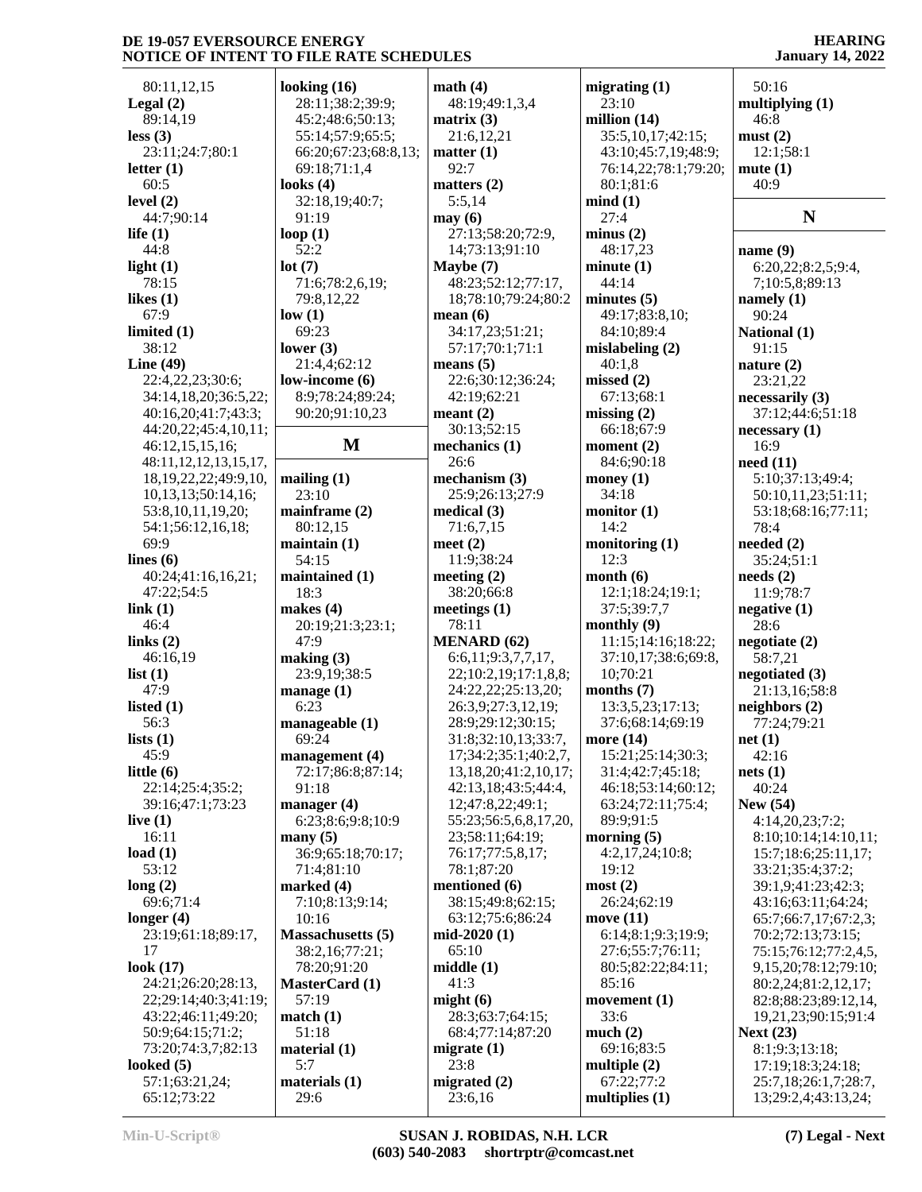80:11,12,15
**Legal (2)**
89:14,19
**less (3)**
23:11;24:7;80:1
**letter (1)**
60:5
**level (2)**
44:7;90:14
**life (1)**
44:8
**light (1)**
78:15
**likes (1)**
67:9
**limited (1)**
38:12
**Line (49)**
22:4,22,23;30:6;
34:14,18,20;36:5,22;
40:16,20;41:7;43:3;
44:20,22;45:4,10,11;
46:12,15,15,16;
48:11,12,12,13,15,17,
18,19,22,22;49:9,10,
10,13,13;50:14,16;
53:8,10,11,19,20;
54:1;56:12,16,18;
69:9
**lines (6)**
40:24;41:16,16,21;
47:22;54:5
**link (1)**
46:4
**links (2)**
46:16,19
**list (1)**
47:9
**listed (1)**
56:3
**lists (1)**
45:9
**little (6)**
22:14;25:4;35:2;
39:16;47:1;73:23
**live (1)**
16:11
**load (1)**
53:12
**long (2)**
69:6;71:4
**longer (4)**
23:19;61:18;89:17,
17
**look (17)**
24:21;26:20;28:13,
22;29:14;40:3;41:19;
43:22;46:11;49:20;
50:9;64:15;71:2;
73:20;74:3,7;82:13
**looked (5)**
57:1;63:21,24;
65:12;73:22
**looking (16)**
28:11;38:2;39:9;
45:2;48:6;50:13;
55:14;57:9;65:5;
66:20;67:23;68:8,13;
69:18;71:1,4
**looks (4)**
32:18,19;40:7;
91:19
**loop (1)**
52:2
**lot (7)**
71:6;78:2,6,19;
79:8,12,22
**low (1)**
69:23
**lower (3)**
21:4,4;62:12
**low-income (6)**
8:9;78:24;89:24;
90:20;91:10,23

## M

**mailing (1)**
23:10
**mainframe (2)**
80:12,15
**maintain (1)**
54:15
**maintained (1)**
18:3
**makes (4)**
20:19;21:3;23:1;
47:9
**making (3)**
23:9,19;38:5
**manage (1)**
6:23
**manageable (1)**
69:24
**management (4)**
72:17;86:8;87:14;
91:18
**manager (4)**
6:23;8:6;9:8;10:9
**many (5)**
36:9;65:18;70:17;
71:4;81:10
**marked (4)**
7:10;8:13;9:14;
10:16
**Massachusetts (5)**
38:2,16;77:21;
78:20;91:20
**MasterCard (1)**
57:19
**match (1)**
51:18
**material (1)**
5:7
**materials (1)**
29:6
**math (4)**
48:19;49:1,3,4
**matrix (3)**
21:6,12,21
**matter (1)**
92:7
**matters (2)**
5:5,14
**may (6)**
27:13;58:20;72:9,
14;73:13;91:10
**Maybe (7)**
48:23;52:12;77:17,
18;78:10;79:24;80:2
**mean (6)**
34:17,23;51:21;
57:17;70:1;71:1
**means (5)**
22:6;30:12;36:24;
42:19;62:21
**meant (2)**
30:13;52:15
**mechanics (1)**
26:6
**mechanism (3)**
25:9;26:13;27:9
**medical (3)**
71:6,7,15
**meet (2)**
11:9;38:24
**meeting (2)**
38:20;66:8
**meetings (1)**
78:11
**MENARD (62)**
6:6,11;9:3,7,7,17,
22;10:2,19;17:1,8,8;
24:22,22;25:13,20;
26:3,9;27:3,12,19;
28:9;29:12;30:15;
31:8;32:10,13;33:7,
17;34:2;35:1;40:2,7,
13,18,20;41:2,10,17;
42:13,18;43:5;44:4,
12;47:8,22;49:1;
55:23;56:5,6,8,17,20,
23;58:11;64:19;
76:17;77:5,8,17;
78:1;87:20
**mentioned (6)**
38:15;49:8;62:15;
63:12;75:6;86:24
**mid-2020 (1)**
65:10
**middle (1)**
41:3
**might (6)**
28:3;63:7;64:15;
68:4;77:14;87:20
**migrate (1)**
23:8
**migrated (2)**
23:6,16
**migrating (1)**
23:10
**million (14)**
35:5,10,17;42:15;
43:10;45:7,19;48:9;
76:14,22;78:1;79:20;
80:1;81:6
**mind (1)**
27:4
**minus (2)**
48:17,23
**minute (1)**
44:14
**minutes (5)**
49:17;83:8,10;
84:10;89:4
**mislabeling (2)**
40:1,8
**missed (2)**
67:13;68:1
**missing (2)**
66:18;67:9
**moment (2)**
84:6;90:18
**money (1)**
34:18
**monitor (1)**
14:2
**monitoring (1)**
12:3
**month (6)**
12:1;18:24;19:1;
37:5;39:7,7
**monthly (9)**
11:15;14:16;18:22;
37:10,17;38:6;69:8,
10;70:21
**months (7)**
13:3,5,23;17:13;
37:6;68:14;69:19
**more (14)**
15:21;25:14;30:3;
31:4;42:7;45:18;
46:18;53:14;60:12;
63:24;72:11;75:4;
89:9;91:5
**morning (5)**
4:2,17,24;10:8;
19:12
**most (2)**
26:24;62:19
**move (11)**
6:14;8:1;9:3;19:9;
27:6;55:7;76:11;
80:5;82:22;84:11;
85:16
**movement (1)**
33:6
**much (2)**
69:16;83:5
**multiple (2)**
67:22;77:2
**multiplies (1)**
50:16
**multiplying (1)**
46:8
**must (2)**
12:1;58:1
**mute (1)**
40:9

## N

**name (9)**
6:20,22;8:2,5;9:4,
7;10:5,8;89:13
**namely (1)**
90:24
**National (1)**
91:15
**nature (2)**
23:21,22
**necessarily (3)**
37:12;44:6;51:18
**necessary (1)**
16:9
**need (11)**
5:10;37:13;49:4;
50:10,11,23;51:11;
53:18;68:16;77:11;
78:4
**needed (2)**
35:24;51:1
**needs (2)**
11:9;78:7
**negative (1)**
28:6
**negotiate (2)**
58:7,21
**negotiated (3)**
21:13,16;58:8
**neighbors (2)**
77:24;79:21
**net (1)**
42:16
**nets (1)**
40:24
**New (54)**
4:14,20,23;7:2;
8:10;10:14;14:10,11;
15:7;18:6;25:11,17;
33:21;35:4;37:2;
39:1,9;41:23;42:3;
43:16;63:11;64:24;
65:7;66:7,17;67:2,3;
70:2;72:13;73:15;
75:15;76:12;77:2,4,5,
9,15,20;78:12;79:10;
80:2,24;81:2,12,17;
82:8;88:23;89:12,14,
19,21,23;90:15;91:4
**Next (23)**
8:1;9:3;13:18;
17:19;18:3;24:18;
25:7,18;26:1,7;28:7,
13;29:2,4;43:13,24;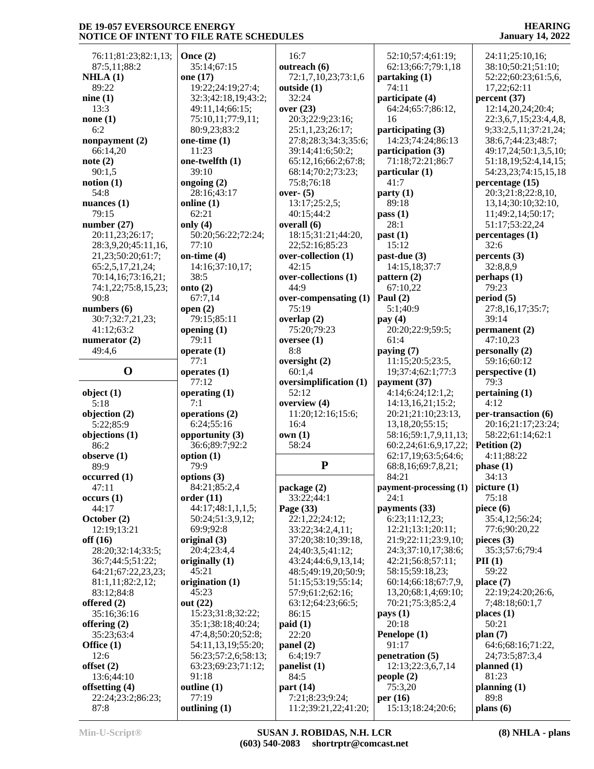76:11;81:23;82:1,13;
87:5,11;88:2

**NHLA (1)**
89:22

**nine (1)**
13:3

**none (1)**
6:2

**nonpayment (2)**
66:14,20

**note (2)**
90:1,5

**notion (1)**
54:8

**nuances (1)**
79:15

**number (27)**
20:11,23;26:17;
28:3,9,20;45:11,16,
21,23;50:20;61:7;
65:2,5,17,21,24;
70:14,16;73:16,21;
74:1,22;75:8,15,23;
90:8

**numbers (6)**
30:7;32:7,21,23;
41:12;63:2

**numerator (2)**
49:4,6

## O

**object (1)**
5:18

**objection (2)**
5:22;85:9

**objections (1)**
86:2

**observe (1)**
89:9

**occurred (1)**
47:11

**occurs (1)**
44:17

**October (2)**
12:19;13:21

**off (16)**
28:20;32:14;33:5;
36:7;44:5;51:22;
64:21;67:22,23,23;
81:1,11;82:2,12;
83:12;84:8

**offered (2)**
35:16;36:16

**offering (2)**
35:23;63:4

**Office (1)**
12:6

**offset (2)**
13:6;44:10

**offsetting (4)**
22:24;23:2;86:23;
87:8

**Once (2)**
35:14;67:15

**one (17)**
19:22;24:19;27:4;
32:3;42:18,19;43:2;
49:11,14;66:15;
75:10,11;77:9,11;
80:9,23;83:2

**one-time (1)**
11:23

**one-twelfth (1)**
39:10

**ongoing (2)**
28:16;43:17

**online (1)**
62:21

**only (4)**
50:20;56:22;72:24;
77:10

**on-time (4)**
14:16;37:10,17;
38:5

**onto (2)**
67:7,14

**open (2)**
79:15;85:11

**opening (1)**
79:11

**operate (1)**
77:1

**operates (1)**
77:12

**operating (1)**
7:1

**operations (2)**
6:24;55:16

**opportunity (3)**
36:6;89:7;92:2

**option (1)**
79:9

**options (3)**
84:21;85:2,4

**order (11)**
44:17;48:1,1,1,5;
50:24;51:3,9,12;
69:9;92:8

**original (3)**
20:4;23:4,4

**originally (1)**
45:21

**origination (1)**
45:23

**out (22)**
15:23;31:8;32:22;
35:1;38:18;40:24;
47:4,8;50:20;52:8;
54:11,13,19;55:20;
56:23;57:2,6;58:13;
63:23;69:23;71:12;
91:18

**outline (1)**
77:19

**outlining (1)**
16:7

**outreach (6)**
72:1,7,10,23;73:1,6

**outside (1)**
32:24

**over (23)**
20:3;22:9;23:16;
25:1,1,23;26:17;
27:8;28:3;34:3;35:6;
39:14;41:6;50:2;
65:12,16;66:2;67:8;
68:14;70:2;73:23;
75:8;76:18

**over- (5)**
13:17;25:2,5;
40:15;44:2

**overall (6)**
18:15;31:21;44:20,
22;52:16;85:23

**over-collection (1)**
42:15

**over-collections (1)**
44:9

**over-compensating (1)**
75:19

**overlap (2)**
75:20;79:23

**oversee (1)**
8:8

**oversight (2)**
60:1,4

**oversimplification (1)**
52:12

**overview (4)**
11:20;12:16;15:6;
16:4

**own (1)**
58:24

## P

**package (2)**
33:22;44:1

**Page (33)**
22:1,22;24:12;
33:22;34:2,4,11;
37:20;38:10;39:18,
24;40:3,5;41:12;
43:24;44:6,9,13,14;
48:5;49:19,20;50:9;
51:15;53:19;55:14;
57:9;61:2;62:16;
63:12;64:23;66:5;
86:15

**paid (1)**
22:20

**panel (2)**
6:4;19:7

**panelist (1)**
84:5

**part (14)**
7:21;8:23;9:24;
11:2;39:21,22;41:20;
52:10;57:4;61:19;
62:13;66:7;79:1,18

**partaking (1)**
74:11

**participate (4)**
64:24;65:7;86:12,
16

**participating (3)**
14:23;74:24;86:13

**participation (3)**
71:18;72:21;86:7

**particular (1)**
41:7

**party (1)**
89:18

**pass (1)**
28:1

**past (1)**
15:12

**past-due (3)**
14:15,18;37:7

**pattern (2)**
67:10,22

**Paul (2)**
5:1;40:9

**pay (4)**
20:20;22:9;59:5;
61:4

**paying (7)**
11:15;20:5;23:5,
19;37:4;62:1;77:3

**payment (37)**
4:14;6:24;12:1,2;
14:13,16,21;15:2;
20:21;21:10;23:13,
13,18,20;55:15;
58:16;59:1,7,9,11,13;
60:2,24;61:6,9,17,22;
62:17,19;63:5;64:6;
68:8,16;69:7,8,21;
84:21

**payment-processing (1)**
24:1

**payments (33)**
6:23;11:12,23;
12:21;13:1;20:11;
21:9;22:11;23:9,10;
24:3;37:10,17;38:6;
42:21;56:8;57:11;
58:15;59:18,23;
60:14;66:18;67:7,9,
13,20;68:1,4;69:10;
70:21;75:3;85:2,4

**pays (1)**
20:18

**Penelope (1)**
91:17

**penetration (5)**
12:13;22:3,6,7,14

**people (2)**
75:3,20

**per (16)**
15:13;18:24;20:6;
24:11;25:10,16;
38:10;50:21;51:10;
52:22;60:23;61:5,6,
17,22;62:11

**percent (37)**
12:14,20,24;20:4;
22:3,6,7,15;23:4,4,8,
9;33:2,5,11;37:21,24;
38:6,7;44:23;48:7;
49:17,24;50:1,3,5,10;
51:18,19;52:4,14,15;
54:23,23;74:15,15,18

**percentage (15)**
20:3;21:8;22:8,10,
13,14;30:10;32:10,
11;49:2,14;50:17;
51:17;53:22,24

**percentages (1)**
32:6

**percents (3)**
32:8,8,9

**perhaps (1)**
79:23

**period (5)**
27:8,16,17;35:7;
39:14

**permanent (2)**
47:10,23

**personally (2)**
59:16;60:12

**perspective (1)**
79:3

**pertaining (1)**
4:12

**per-transaction (6)**
20:16;21:17;23:24;
58:22;61:14;62:1

**Petition (2)**
4:11;88:22

**phase (1)**
34:13

**picture (1)**
75:18

**piece (6)**
35:4,12;56:24;
77:6;90:20,22

**pieces (3)**
35:3;57:6;79:4

**PII (1)**
59:22

**place (7)**
22:19;24:20;26:6,
7;48:18;60:1,7

**places (1)**
50:21

**plan (7)**
64:6;68:16;71:22,
24;73:5;87:3,4

**planned (1)**
81:23

**planning (1)**
89:8

**plans (6)**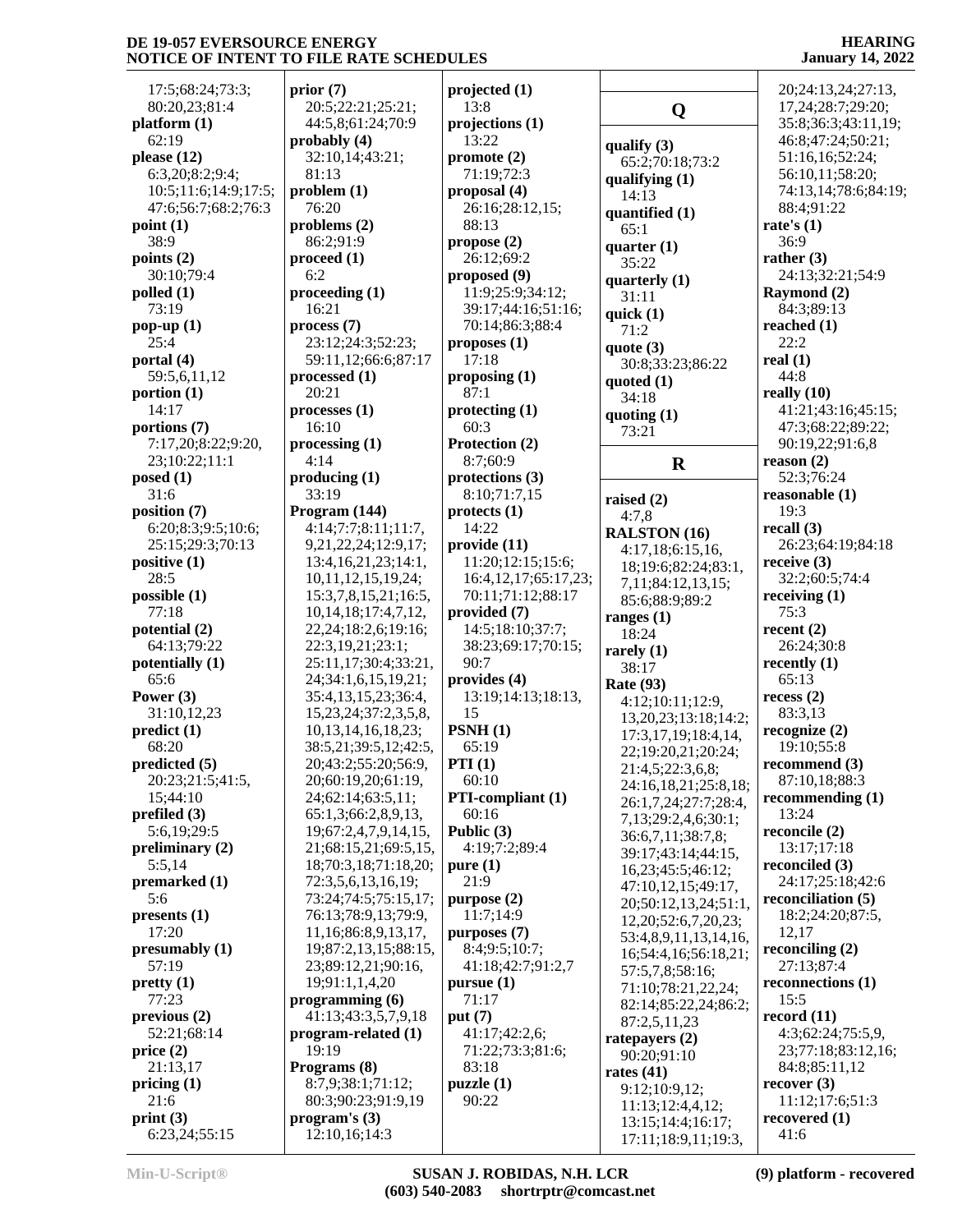17:5;68:24;73:3;
80:20,23;81:4
**platform (1)**
62:19
**please (12)**
6:3,20;8:2;9:4;
10:5;11:6;14:9;17:5;
47:6;56:7;68:2;76:3
**point (1)**
38:9
**points (2)**
30:10;79:4
**polled (1)**
73:19
**pop-up (1)**
25:4
**portal (4)**
59:5,6,11,12
**portion (1)**
14:17
**portions (7)**
7:17,20;8:22;9:20,
23;10:22;11:1
**posed (1)**
31:6
**position (7)**
6:20;8:3;9:5;10:6;
25:15;29:3;70:13
**positive (1)**
28:5
**possible (1)**
77:18
**potential (2)**
64:13;79:22
**potentially (1)**
65:6
**Power (3)**
31:10,12,23
**predict (1)**
68:20
**predicted (5)**
20:23;21:5;41:5,
15;44:10
**prefiled (3)**
5:6,19;29:5
**preliminary (2)**
5:5,14
**premarked (1)**
5:6
**presents (1)**
17:20
**presumably (1)**
57:19
**pretty (1)**
77:23
**previous (2)**
52:21;68:14
**price (2)**
21:13,17
**pricing (1)**
21:6
**print (3)**
6:23,24;55:15

**prior (7)**
20:5;22:21;25:21;
44:5,8;61:24;70:9
**probably (4)**
32:10,14;43:21;
81:13
**problem (1)**
76:20
**problems (2)**
86:2;91:9
**proceed (1)**
6:2
**proceeding (1)**
16:21
**process (7)**
23:12;24:3;52:23;
59:11,12;66:6;87:17
**processed (1)**
20:21
**processes (1)**
16:10
**processing (1)**
4:14
**producing (1)**
33:19
**Program (144)**
4:14;7:7;8:11;11:7,
9,21,22,24;12:9,17;
13:4,16,21,23;14:1,
10,11,12,15,19,24;
15:3,7,8,15,21;16:5,
10,14,18;17:4,7,12,
22,24;18:2,6;19:16;
22:3,19,21;23:1;
25:11,17;30:4;33:21,
24;34:1,6,15,19,21;
35:4,13,15,23;36:4,
15,23,24;37:2,3,5,8,
10,13,14,16,18,23;
38:5,21;39:5,12;42:5,
20;43:2;55:20;56:9,
20;60:19,20;61:19,
24;62:14;63:5,11;
65:1,3;66:2,8,9,13,
19;67:2,4,7,9,14,15,
21;68:15,21;69:5,15,
18;70:3,18;71:18,20;
72:3,5,6,13,16,19;
73:24;74:5;75:15,17;
76:13;78:9,13;79:9,
11,16;86:8,9,13,17,
19;87:2,13,15;88:15,
23;89:12,21;90:16,
19;91:1,1,4,20
**programming (6)**
41:13;43:3,5,7,9,18
**program-related (1)**
19:19
**Programs (8)**
8:7,9;38:1;71:12;
80:3;90:23;91:9,19
**program's (3)**
12:10,16;14:3

**projected (1)**
13:8
**projections (1)**
13:22
**promote (2)**
71:19;72:3
**proposal (4)**
26:16;28:12,15;
88:13
**propose (2)**
26:12;69:2
**proposed (9)**
11:9;25:9;34:12;
39:17;44:16;51:16;
70:14;86:3;88:4
**proposes (1)**
17:18
**proposing (1)**
87:1
**protecting (1)**
60:3
**Protection (2)**
8:7;60:9
**protections (3)**
8:10;71:7,15
**protects (1)**
14:22
**provide (11)**
11:20;12:15;15:6;
16:4,12,17;65:17,23;
70:11;71:12;88:17
**provided (7)**
14:5;18:10;37:7;
38:23;69:17;70:15;
90:7
**provides (4)**
13:19;14:13;18:13,
15
**PSNH (1)**
65:19
**PTI (1)**
60:10
**PTI-compliant (1)**
60:16
**Public (3)**
4:19;7:2;89:4
**pure (1)**
21:9
**purpose (2)**
11:7;14:9
**purposes (7)**
8:4;9:5;10:7;
41:18;42:7;91:2,7
**pursue (1)**
71:17
**put (7)**
41:17;42:2,6;
71:22;73:3;81:6;
83:18
**puzzle (1)**
90:22

## Q

**qualify (3)**
65:2;70:18;73:2
**qualifying (1)**
14:13
**quantified (1)**
65:1
**quarter (1)**
35:22
**quarterly (1)**
31:11
**quick (1)**
71:2
**quote (3)**
30:8;33:23;86:22
**quoted (1)**
34:18
**quoting (1)**
73:21

## R

**raised (2)**
4:7,8
**RALSTON (16)**
4:17,18;6:15,16,
18;19:6;82:24;83:1,
7,11;84:12,13,15;
85:6;88:9;89:2
**ranges (1)**
18:24
**rarely (1)**
38:17
**Rate (93)**
4:12;10:11;12:9,
13,20,23;13:18;14:2;
17:3,17,19;18:4,14,
22;19:20,21;20:24;
21:4,5;22:3,6,8;
24:16,18,21;25:8,18;
26:1,7,24;27:7;28:4,
7,13;29:2,4,6;30:1;
36:6,7,11;38:7,8;
39:17;43:14;44:15,
16,23;45:5;46:12;
47:10,12,15;49:17,
20;50:12,13,24;51:1,
12,20;52:6,7,20,23;
53:4,8,9,11,13,14,16,
16;54:4,16;56:18,21;
57:5,7,8;58:16;
71:10;78:21,22,24;
82:14;85:22,24;86:2;
87:2,5,11,23
**ratepayers (2)**
90:20;91:10
**rates (41)**
9:12;10:9,12;
11:13;12:4,4,12;
13:15;14:4;16:17;
17:11;18:9,11;19:3,

20;24:13,24;27:13,
17,24;28:7;29:20;
35:8;36:3;43:11,19;
46:8;47:24;50:21;
51:16,16;52:24;
56:10,11;58:20;
74:13,14;78:6;84:19;
88:4;91:22
**rate's (1)**
36:9
**rather (3)**
24:13;32:21;54:9
**Raymond (2)**
84:3;89:13
**reached (1)**
22:2
**real (1)**
44:8
**really (10)**
41:21;43:16;45:15;
47:3;68:22;89:22;
90:19,22;91:6,8
**reason (2)**
52:3;76:24
**reasonable (1)**
19:3
**recall (3)**
26:23;64:19;84:18
**receive (3)**
32:2;60:5;74:4
**receiving (1)**
75:3
**recent (2)**
26:24;30:8
**recently (1)**
65:13
**recess (2)**
83:3,13
**recognize (2)**
19:10;55:8
**recommend (3)**
87:10,18;88:3
**recommending (1)**
13:24
**reconcile (2)**
13:17;17:18
**reconciled (3)**
24:17;25:18;42:6
**reconciliation (5)**
18:2;24:20;87:5,
12,17
**reconciling (2)**
27:13;87:4
**reconnections (1)**
15:5
**record (11)**
4:3;62:24;75:5,9,
23;77:18;83:12,16;
84:8;85:11,12
**recover (3)**
11:12;17:6;51:3
**recovered (1)**
41:6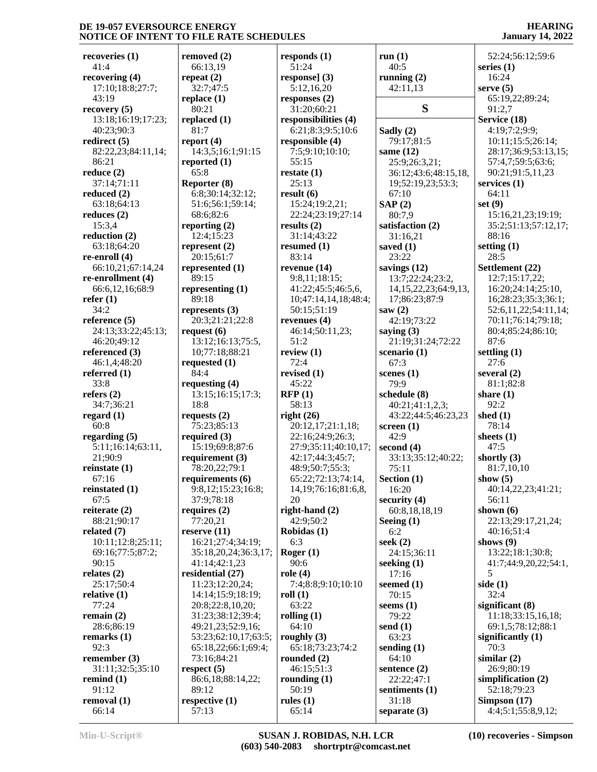**recoveries (1)**
41:4
**recovering (4)**
17:10;18:8;27:7;
43:19
**recovery (5)**
13:18;16:19;17:23;
40:23;90:3
**redirect (5)**
82:22,23;84:11,14;
86:21
**reduce (2)**
37:14;71:11
**reduced (2)**
63:18;64:13
**reduces (2)**
15:3,4
**reduction (2)**
63:18;64:20
**re-enroll (4)**
66:10,21;67:14,24
**re-enrollment (4)**
66:6,12,16;68:9
**refer (1)**
34:2
**reference (5)**
24:13;33:22;45:13;
46:20;49:12
**referenced (3)**
46:1,4;48:20
**referred (1)**
33:8
**refers (2)**
34:7;36:21
**regard (1)**
60:8
**regarding (5)**
5:11;16:14;63:11,
21;90:9
**reinstate (1)**
67:16
**reinstated (1)**
67:5
**reiterate (2)**
88:21;90:17
**related (7)**
10:11;12:8;25:11;
69:16;77:5;87:2;
90:15
**relates (2)**
25:17;50:4
**relative (1)**
77:24
**remain (2)**
28:6;86:19
**remarks (1)**
92:3
**remember (3)**
31:11;32:5;35:10
**remind (1)**
91:12
**removal (1)**
66:14
**removed (2)**
66:13,19
**repeat (2)**
32:7;47:5
**replace (1)**
80:21
**replaced (1)**
81:7
**report (4)**
14:3,5;16:1;91:15
**reported (1)**
65:8
**Reporter (8)**
6:8;30:14;32:12;
51:6;56:1;59:14;
68:6;82:6
**reporting (2)**
12:4;15:23
**represent (2)**
20:15;61:7
**represented (1)**
89:15
**representing (1)**
89:18
**represents (3)**
20:3;21:21;22:8
**request (6)**
13:12;16:13;75:5,
10;77:18;88:21
**requested (1)**
84:4
**requesting (4)**
13:15;16:15;17:3;
18:8
**requests (2)**
75:23;85:13
**required (3)**
15:19;69:8;87:6
**requirement (3)**
78:20,22;79:1
**requirements (6)**
9:8,12;15:23;16:8;
37:9;78:18
**requires (2)**
77:20,21
**reserve (11)**
16:21;27:4;34:19;
35:18,20,24;36:3,17;
41:14;42:1,23
**residential (27)**
11:23;12:20,24;
14:14;15:9;18:19;
20:8;22:8,10,20;
31:23;38:12;39:4;
49:21,23;52:9,16;
53:23;62:10,17;63:5;
65:18,22;66:1;69:4;
73:16;84:21
**respect (5)**
86:6,18;88:14,22;
89:12
**respective (1)**
57:13
**responds (1)**
51:24
**response] (3)**
5:12,16,20
**responses (2)**
31:20;60:21
**responsibilities (4)**
6:21;8:3;9:5;10:6
**responsible (4)**
7:5;9:10;10:10;
55:15
**restate (1)**
25:13
**result (6)**
15:24;19:2,21;
22:24;23:19;27:14
**results (2)**
31:14;43:22
**resumed (1)**
83:14
**revenue (14)**
9:8,11;18:15;
41:22;45:5;46:5,6,
10;47:14,14,18;48:4;
50:15;51:19
**revenues (4)**
46:14;50:11,23;
51:2
**review (1)**
72:4
**revised (1)**
45:22
**RFP (1)**
58:13
**right (26)**
20:12,17;21:1,18;
22:16;24:9;26:3;
27:9;35:11;40:10,17;
42:17;44:3;45:7;
48:9;50:7;55:3;
65:22;72:13;74:14,
14,19;76:16;81:6,8,
20
**right-hand (2)**
42:9;50:2
**Robidas (1)**
6:3
**Roger (1)**
90:6
**role (4)**
7:4;8:8;9:10;10:10
**roll (1)**
63:22
**rolling (1)**
64:10
**roughly (3)**
65:18;73:23;74:2
**rounded (2)**
46:15;51:3
**rounding (1)**
50:19
**rules (1)**
65:14
**run (1)**
40:5
**running (2)**
42:11,13

## S

**Sadly (2)**
79:17;81:5
**same (12)**
25:9;26:3,21;
36:12;43:6;48:15,18,
19;52:19,23;53:3;
67:10
**SAP (2)**
80:7,9
**satisfaction (2)**
31:16,21
**saved (1)**
23:22
**savings (12)**
13:7;22:24;23:2,
14,15,22,23;64:9,13,
17;86:23;87:9
**saw (2)**
42:19;73:22
**saying (3)**
21:19;31:24;72:22
**scenario (1)**
67:3
**scenes (1)**
79:9
**schedule (8)**
40:21;41:1,2,3;
43:22;44:5;46:23,23
**screen (1)**
42:9
**second (4)**
33:13;35:12;40:22;
75:11
**Section (1)**
16:20
**security (4)**
60:8,18,18,19
**Seeing (1)**
6:2
**seek (2)**
24:15;36:11
**seeking (1)**
17:16
**seemed (1)**
70:15
**seems (1)**
79:22
**send (1)**
63:23
**sending (1)**
64:10
**sentence (2)**
22:22;47:1
**sentiments (1)**
31:18
**separate (3)**
52:24;56:12;59:6
**series (1)**
16:24
**serve (5)**
65:19,22;89:24;
91:2,7
**Service (18)**
4:19;7:2;9:9;
10:11;15:5;26:14;
28:17;36:9;53:13,15;
57:4,7;59:5;63:6;
90:21;91:5,11,23
**services (1)**
64:11
**set (9)**
15:16,21,23;19:19;
35:2;51:13;57:12,17;
88:16
**setting (1)**
28:5
**Settlement (22)**
12:7;15:17,22;
16:20;24:14;25:10,
16;28:23;35:3;36:1;
52:6,11,22;54:11,14;
70:11;76:14;79:18;
80:4;85:24;86:10;
87:6
**settling (1)**
27:6
**several (2)**
81:1;82:8
**share (1)**
92:2
**shed (1)**
78:14
**sheets (1)**
47:5
**shortly (3)**
81:7,10,10
**show (5)**
40:14,22,23;41:21;
56:11
**shown (6)**
22:13;29:17,21,24;
40:16;51:4
**shows (9)**
13:22;18:1;30:8;
41:7;44:9,20,22;54:1,
5
**side (1)**
32:4
**significant (8)**
11:18;33:15,16,18;
69:1,5;78:12;88:1
**significantly (1)**
70:3
**similar (2)**
26:9;80:19
**simplification (2)**
52:18;79:23
**Simpson (17)**
4:4;5:1;55:8,9,12;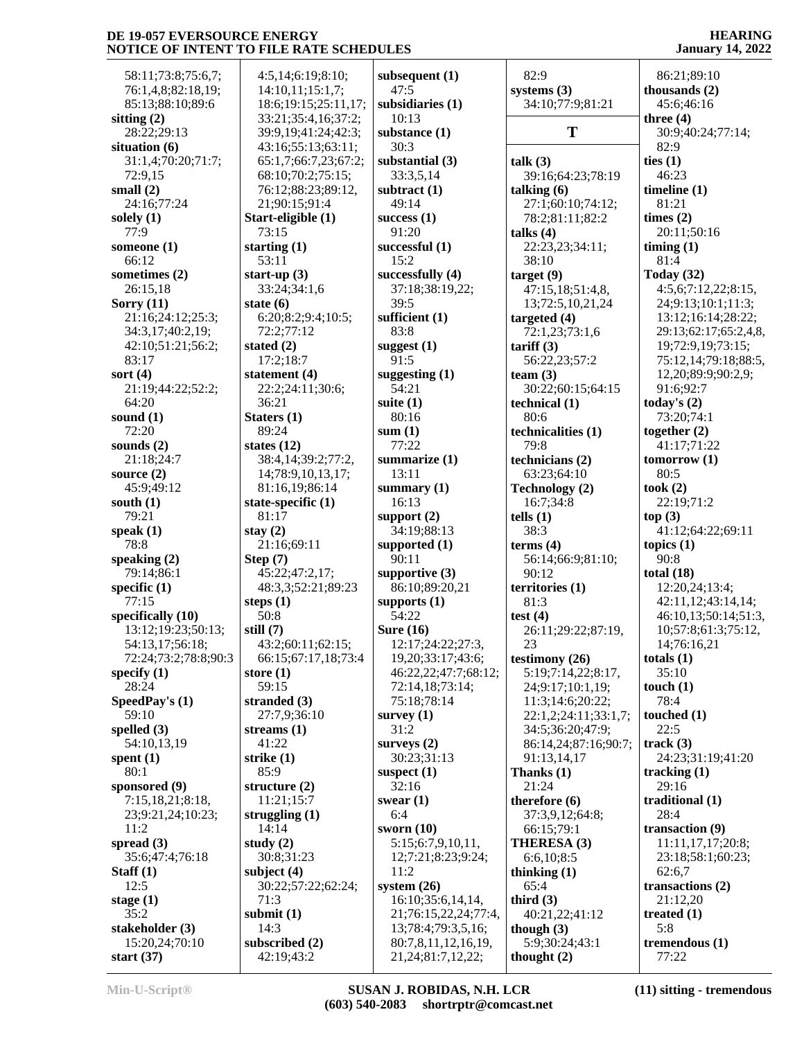58:11;73:8;75:6,7;
76:1,4,8;82:18,19;
85:13;88:10;89:6

**sitting (2)**
28:22;29:13

**situation (6)**
31:1,4;70:20;71:7;
72:9,15

**small (2)**
24:16;77:24

**solely (1)**
77:9

**someone (1)**
66:12

**sometimes (2)**
26:15,18

**Sorry (11)**
21:16;24:12;25:3;
34:3,17;40:2,19;
42:10;51:21;56:2;
83:17

**sort (4)**
21:19;44:22;52:2;
64:20

**sound (1)**
72:20

**sounds (2)**
21:18;24:7

**source (2)**
45:9;49:12

**south (1)**
79:21

**speak (1)**
78:8

**speaking (2)**
79:14;86:1

**specific (1)**
77:15

**specifically (10)**
13:12;19:23;50:13;
54:13,17;56:18;
72:24;73:2;78:8;90:3

**specify (1)**
28:24

**SpeedPay's (1)**
59:10

**spelled (3)**
54:10,13,19

**spent (1)**
80:1

**sponsored (9)**
7:15,18,21;8:18,
23;9:21,24;10:23;
11:2

**spread (3)**
35:6;47:4;76:18

**Staff (1)**
12:5

**stage (1)**
35:2

**stakeholder (3)**
15:20,24;70:10

**start (37)**
4:5,14;6:19;8:10;
14:10,11;15:1,7;
18:6;19:15;25:11,17;
33:21;35:4,16;37:2;
39:9,19;41:24;42:3;
43:16;55:13;63:11;
65:1,7;66:7,23;67:2;
68:10;70:2;75:15;
76:12;88:23;89:12,
21;90:15;91:4

**Start-eligible (1)**
73:15

**starting (1)**
53:11

**start-up (3)**
33:24;34:1,6

**state (6)**
6:20;8:2;9:4;10:5;
72:2;77:12

**stated (2)**
17:2;18:7

**statement (4)**
22:2;24:11;30:6;
36:21

**Staters (1)**
89:24

**states (12)**
38:4,14;39:2;77:2,
14;78:9,10,13,17;
81:16,19;86:14

**state-specific (1)**
81:17

**stay (2)**
21:16;69:11

**Step (7)**
45:22;47:2,17;
48:3,3;52:21;89:23

**steps (1)**
50:8

**still (7)**
43:2;60:11;62:15;
66:15;67:17,18;73:4

**store (1)**
59:15

**stranded (3)**
27:7,9;36:10

**streams (1)**
41:22

**strike (1)**
85:9

**structure (2)**
11:21;15:7

**struggling (1)**
14:14

**study (2)**
30:8;31:23

**subject (4)**
30:22;57:22;62:24;
71:3

**submit (1)**
14:3

**subscribed (2)**
42:19;43:2

**subsequent (1)**
47:5

**subsidiaries (1)**
10:13

**substance (1)**
30:3

**substantial (3)**
33:3,5,14

**subtract (1)**
49:14

**success (1)**
91:20

**successful (1)**
15:2

**successfully (4)**
37:18;38:19,22;
39:5

**sufficient (1)**
83:8

**suggest (1)**
91:5

**suggesting (1)**
54:21

**suite (1)**
80:16

**sum (1)**
77:22

**summarize (1)**
13:11

**summary (1)**
16:13

**support (2)**
34:19;88:13

**supported (1)**
90:11

**supportive (3)**
86:10;89:20,21

**supports (1)**
54:22

**Sure (16)**
12:17;24:22;27:3,
19,20;33:17;43:6;
46:22,22;47:7;68:12;
72:14,18;73:14;
75:18;78:14

**survey (1)**
31:2

**surveys (2)**
30:23;31:13

**suspect (1)**
32:16

**swear (1)**
6:4

**sworn (10)**
5:15;6:7,9,10,11,
12;7:21;8:23;9:24;
11:2

**system (26)**
16:10;35:6,14,14,
21;76:15,22,24;77:4,
13;78:4;79:3,5,16;
80:7,8,11,12,16,19,
21,24;81:7,12,22;
82:9

**systems (3)**
34:10;77:9;81:21

## T

**talk (3)**
39:16;64:23;78:19

**talking (6)**
27:1;60:10;74:12;
78:2;81:11;82:2

**talks (4)**
22:23,23;34:11;
38:10

**target (9)**
47:15,18;51:4,8,
13;72:5,10,21,24

**targeted (4)**
72:1,23;73:1,6

**tariff (3)**
56:22,23;57:2

**team (3)**
30:22;60:15;64:15

**technical (1)**
80:6

**technicalities (1)**
79:8

**technicians (2)**
63:23;64:10

**Technology (2)**
16:7;34:8

**tells (1)**
38:3

**terms (4)**
56:14;66:9;81:10;
90:12

**territories (1)**
81:3

**test (4)**
26:11;29:22;87:19,
23

**testimony (26)**
5:19;7:14,22;8:17,
24;9:17;10:1,19;
11:3;14:6;20:22;
22:1,2;24:11;33:1,7;
34:5;36:20;47:9;
86:14,24;87:16;90:7;
91:13,14,17

**Thanks (1)**
21:24

**therefore (6)**
37:3,9,12;64:8;
66:15;79:1

**THERESA (3)**
6:6,10;8:5

**thinking (1)**
65:4

**third (3)**
40:21,22;41:12

**though (3)**
5:9;30:24;43:1

**thought (2)**
86:21;89:10

**thousands (2)**
45:6;46:16

**three (4)**
30:9;40:24;77:14;
82:9

**ties (1)**
46:23

**timeline (1)**
81:21

**times (2)**
20:11;50:16

**timing (1)**
81:4

**Today (32)**
4:5,6;7:12,22;8:15,
24;9:13;10:1;11:3;
13:12;16:14;28:22;
29:13;62:17;65:2,4,8,
19;72:9,19;73:15;
75:12,14;79:18;88:5,
12,20;89:9;90:2,9;
91:6;92:7

**today's (2)**
73:20;74:1

**together (2)**
41:17;71:22

**tomorrow (1)**
80:5

**took (2)**
22:19;71:2

**top (3)**
41:12;64:22;69:11

**topics (1)**
90:8

**total (18)**
12:20,24;13:4;
42:11,12;43:14,14;
46:10,13;50:14;51:3,
10;57:8;61:3;75:12,
14;76:16,21

**totals (1)**
35:10

**touch (1)**
78:4

**touched (1)**
22:5

**track (3)**
24:23;31:19;41:20

**tracking (1)**
29:16

**traditional (1)**
28:4

**transaction (9)**
11:11,17,17;20:8;
23:18;58:1;60:23;
62:6,7

**transactions (2)**
21:12,20

**treated (1)**
5:8

**tremendous (1)**
77:22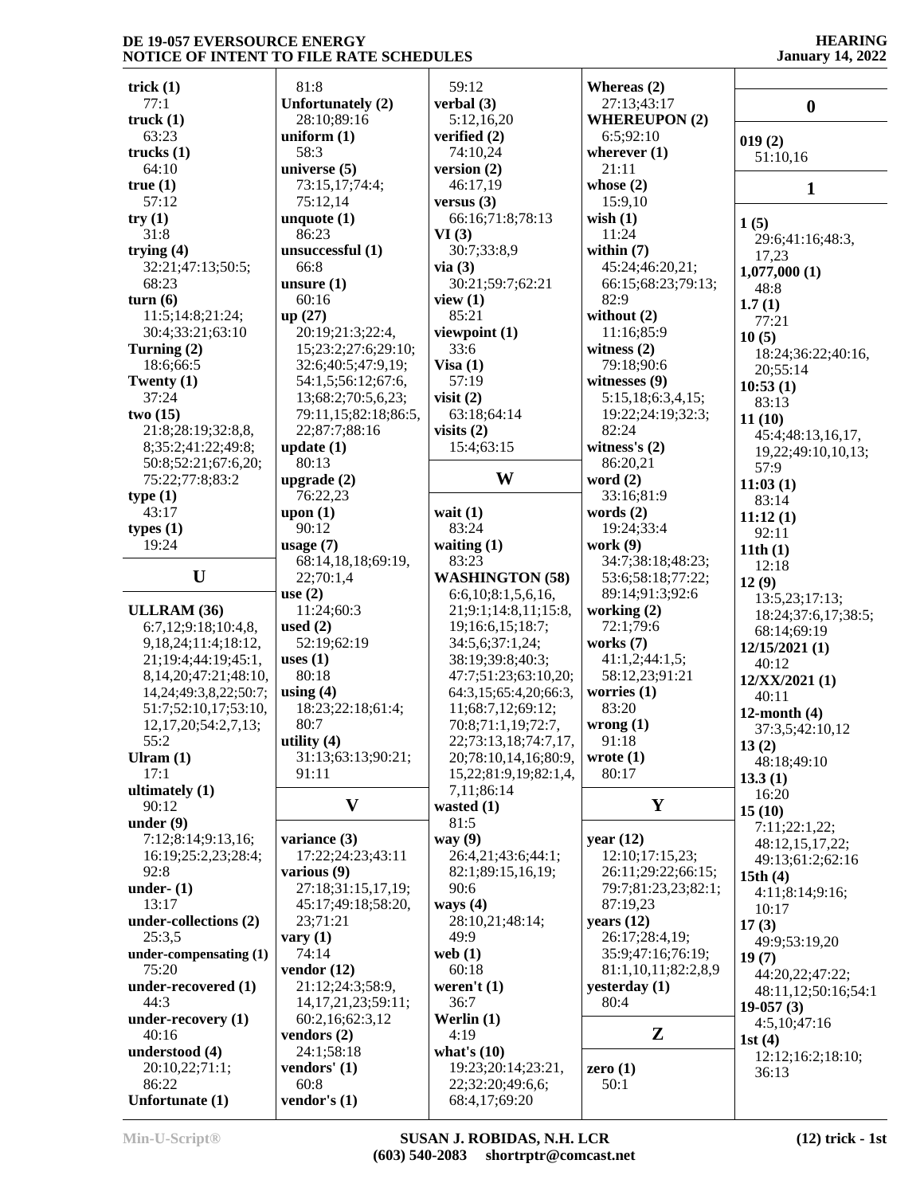**trick (1)**
77:1
**truck (1)**
63:23
**trucks (1)**
64:10
**true (1)**
57:12
**try (1)**
31:8
**trying (4)**
32:21;47:13;50:5;
68:23
**turn (6)**
11:5;14:8;21:24;
30:4;33:21;63:10
**Turning (2)**
18:6;66:5
**Twenty (1)**
37:24
**two (15)**
21:8;28:19;32:8,8,
8;35:2;41:22;49:8;
50:8;52:21;67:6,20;
75:22;77:8;83:2
**type (1)**
43:17
**types (1)**
19:24

## U

**ULLRAM (36)**
6:7,12;9:18;10:4,8,
9,18,24;11:4;18:12,
21;19:4;44:19;45:1,
8,14,20;47:21;48:10,
14,24;49:3,8,22;50:7;
51:7;52:10,17;53:10,
12,17,20;54:2,7,13;
55:2
**Ulram (1)**
17:1
**ultimately (1)**
90:12
**under (9)**
7:12;8:14;9:13,16;
16:19;25:2,23;28:4;
92:8
**under- (1)**
13:17
**under-collections (2)**
25:3,5
**under-compensating (1)**
75:20
**under-recovered (1)**
44:3
**under-recovery (1)**
40:16
**understood (4)**
20:10,22;71:1;
86:22
**Unfortunate (1)**
81:8
**Unfortunately (2)**
28:10;89:16
**uniform (1)**
58:3
**universe (5)**
73:15,17;74:4;
75:12,14
**unquote (1)**
86:23
**unsuccessful (1)**
66:8
**unsure (1)**
60:16
**up (27)**
20:19;21:3;22:4,
15;23:2;27:6;29:10;
32:6;40:5;47:9,19;
54:1,5;56:12;67:6,
13;68:2;70:5,6,23;
79:11,15;82:18;86:5,
22;87:7;88:16
**update (1)**
80:13
**upgrade (2)**
76:22,23
**upon (1)**
90:12
**usage (7)**
68:14,18,18;69:19,
22;70:1,4
**use (2)**
11:24;60:3
**used (2)**
52:19;62:19
**uses (1)**
80:18
**using (4)**
18:23;22:18;61:4;
80:7
**utility (4)**
31:13;63:13;90:21;
91:11

## V

**variance (3)**
17:22;24:23;43:11
**various (9)**
27:18;31:15,17,19;
45:17;49:18;58:20,
23;71:21
**vary (1)**
74:14
**vendor (12)**
21:12;24:3;58:9,
14,17,21,23;59:11;
60:2,16;62:3,12
**vendors (2)**
24:1;58:18
**vendors' (1)**
60:8
**vendor's (1)**
59:12
**verbal (3)**
5:12,16,20
**verified (2)**
74:10,24
**version (2)**
46:17,19
**versus (3)**
66:16;71:8;78:13
**VI (3)**
30:7;33:8,9
**via (3)**
30:21;59:7;62:21
**view (1)**
85:21
**viewpoint (1)**
33:6
**Visa (1)**
57:19
**visit (2)**
63:18;64:14
**visits (2)**
15:4;63:15

## W

**wait (1)**
83:24
**waiting (1)**
83:23
**WASHINGTON (58)**
6:6,10;8:1,5,6,16,
21;9:1;14:8,11;15:8,
19;16:6,15;18:7;
34:5,6;37:1,24;
38:19;39:8;40:3;
47:7;51:23;63:10,20;
64:3,15;65:4,20;66:3,
11;68:7,12;69:12;
70:8;71:1,19;72:7,
22;73:13,18;74:7,17,
20;78:10,14,16;80:9,
15,22;81:9,19;82:1,4,
7,11;86:14
**wasted (1)**
81:5
**way (9)**
26:4,21;43:6;44:1;
82:1;89:15,16,19;
90:6
**ways (4)**
28:10,21;48:14;
49:9
**web (1)**
60:18
**weren't (1)**
36:7
**Werlin (1)**
4:19
**what's (10)**
19:23;20:14;23:21,
22;32:20;49:6,6;
68:4,17;69:20
**Whereas (2)**
27:13;43:17
**WHEREUPON (2)**
6:5;92:10
**wherever (1)**
21:11
**whose (2)**
15:9,10
**wish (1)**
11:24
**within (7)**
45:24;46:20,21;
66:15;68:23;79:13;
82:9
**without (2)**
11:16;85:9
**witness (2)**
79:18;90:6
**witnesses (9)**
5:15,18;6:3,4,15;
19:22;24:19;32:3;
82:24
**witness's (2)**
86:20,21
**word (2)**
33:16;81:9
**words (2)**
19:24;33:4
**work (9)**
34:7;38:18;48:23;
53:6;58:18;77:22;
89:14;91:3;92:6
**working (2)**
72:1;79:6
**works (7)**
41:1,2;44:1,5;
58:12,23;91:21
**worries (1)**
83:20
**wrong (1)**
91:18
**wrote (1)**
80:17

## Y

**year (12)**
12:10;17:15,23;
26:11;29:22;66:15;
79:7;81:23,23;82:1;
87:19,23
**years (12)**
26:17;28:4,19;
35:9;47:16;76:19;
81:1,10,11;82:2,8,9
**yesterday (1)**
80:4

## Z

**zero (1)**
50:1

## 0

**019 (2)**
51:10,16

## 1

**1 (5)**
29:6;41:16;48:3,
17,23
**1,077,000 (1)**
48:8
**1.7 (1)**
77:21
**10 (5)**
18:24;36:22;40:16,
20;55:14
**10:53 (1)**
83:13
**11 (10)**
45:4;48:13,16,17,
19,22;49:10,10,13;
57:9
**11:03 (1)**
83:14
**11:12 (1)**
92:11
**11th (1)**
12:18
**12 (9)**
13:5,23;17:13;
18:24;37:6,17;38:5;
68:14;69:19
**12/15/2021 (1)**
40:12
**12/XX/2021 (1)**
40:11
**12-month (4)**
37:3,5;42:10,12
**13 (2)**
48:18;49:10
**13.3 (1)**
16:20
**15 (10)**
7:11;22:1,22;
48:12,15,17,22;
49:13;61:2;62:16
**15th (4)**
4:11;8:14;9:16;
10:17
**17 (3)**
49:9;53:19,20
**19 (7)**
44:20,22;47:22;
48:11,12;50:16;54:1
**19-057 (3)**
4:5,10;47:16
**1st (4)**
12:12;16:2;18:10;
36:13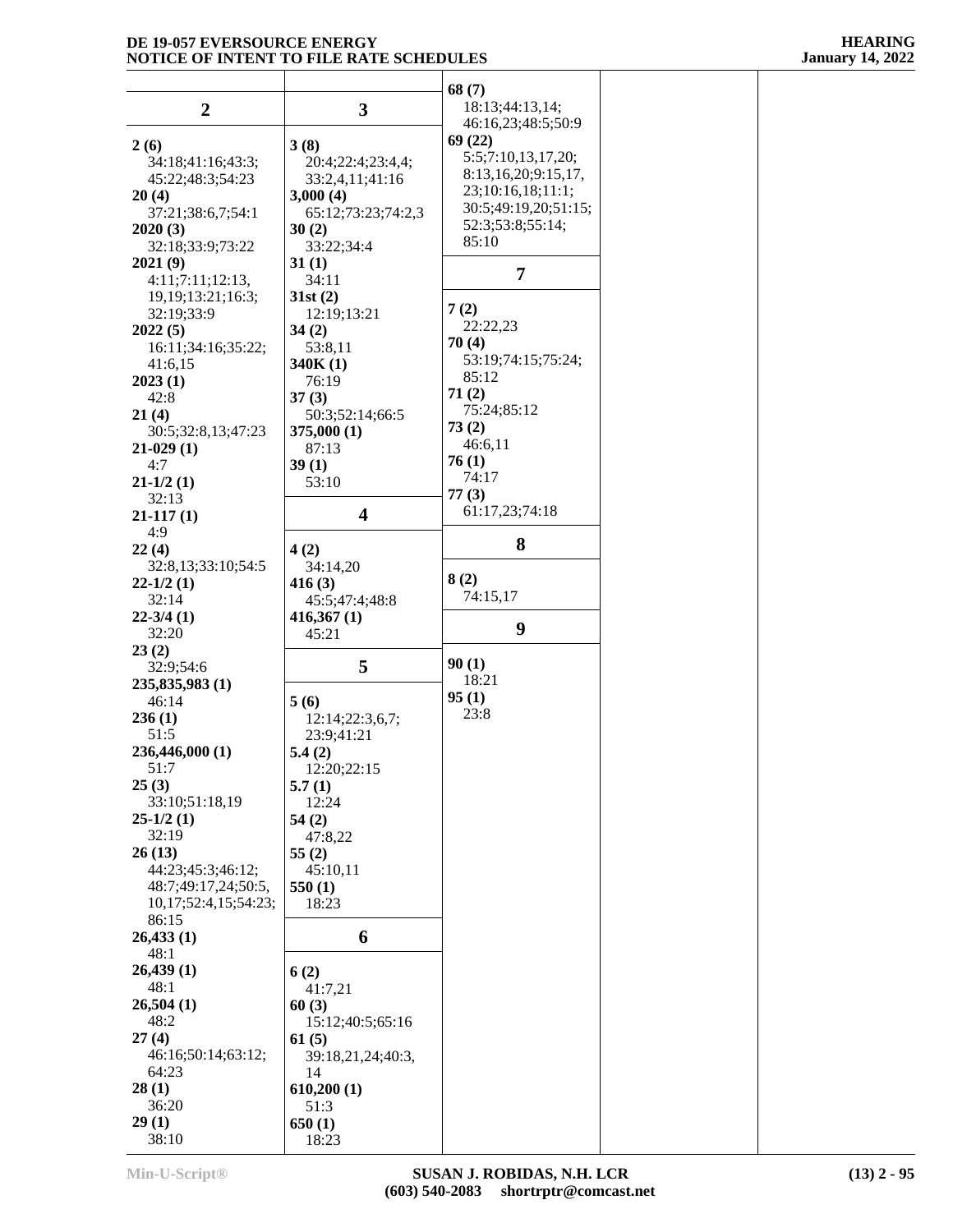## 2

**2 (6)**
34:18;41:16;43:3;45:22;48:3;54:23

**20 (4)**
37:21;38:6,7;54:1

**2020 (3)**
32:18;33:9;73:22

**2021 (9)**
4:11;7:11;12:13,19,19;13:21;16:3;32:19;33:9

**2022 (5)**
16:11;34:16;35:22;41:6,15

**2023 (1)**
42:8

**21 (4)**
30:5;32:8,13;47:23

**21-029 (1)**
4:7

**21-1/2 (1)**
32:13

**21-117 (1)**
4:9

**22 (4)**
32:8,13;33:10;54:5

**22-1/2 (1)**
32:14

**22-3/4 (1)**
32:20

**23 (2)**
32:9;54:6

**235,835,983 (1)**
46:14

**236 (1)**
51:5

**236,446,000 (1)**
51:7

**25 (3)**
33:10;51:18,19

**25-1/2 (1)**
32:19

**26 (13)**
44:23;45:3;46:12;48:7;49:17,24;50:5,10,17;52:4,15;54:23;86:15

**26,433 (1)**
48:1

**26,439 (1)**
48:1

**26,504 (1)**
48:2

**27 (4)**
46:16;50:14;63:12;64:23

**28 (1)**
36:20

**29 (1)**
38:10

## 3

**3 (8)**
20:4;22:4;23:4,4;33:2,4,11;41:16

**3,000 (4)**
65:12;73:23;74:2,3

**30 (2)**
33:22;34:4

**31 (1)**
34:11

**31st (2)**
12:19;13:21

**34 (2)**
53:8,11

**340K (1)**
76:19

**37 (3)**
50:3;52:14;66:5

**375,000 (1)**
87:13

**39 (1)**
53:10

## 4

**4 (2)**
34:14,20

**416 (3)**
45:5;47:4;48:8

**416,367 (1)**
45:21

## 5

**5 (6)**
12:14;22:3,6,7;23:9;41:21

**5.4 (2)**
12:20;22:15

**5.7 (1)**
12:24

**54 (2)**
47:8,22

**55 (2)**
45:10,11

**550 (1)**
18:23

## 6

**6 (2)**
41:7,21

**60 (3)**
15:12;40:5;65:16

**61 (5)**
39:18,21,24;40:3,14

**610,200 (1)**
51:3

**650 (1)**
18:23

**68 (7)**
18:13;44:13,14;46:16,23;48:5;50:9

**69 (22)**
5:5;7:10,13,17,20;8:13,16,20;9:15,17,23;10:16,18;11:1;30:5;49:19,20;51:15;52:3;53:8;55:14;85:10

## 7

**7 (2)**
22:22,23

**70 (4)**
53:19;74:15;75:24;85:12

**71 (2)**
75:24;85:12

**73 (2)**
46:6,11

**76 (1)**
74:17

**77 (3)**
61:17,23;74:18

## 8

**8 (2)**
74:15,17

## 9

**90 (1)**
18:21

**95 (1)**
23:8